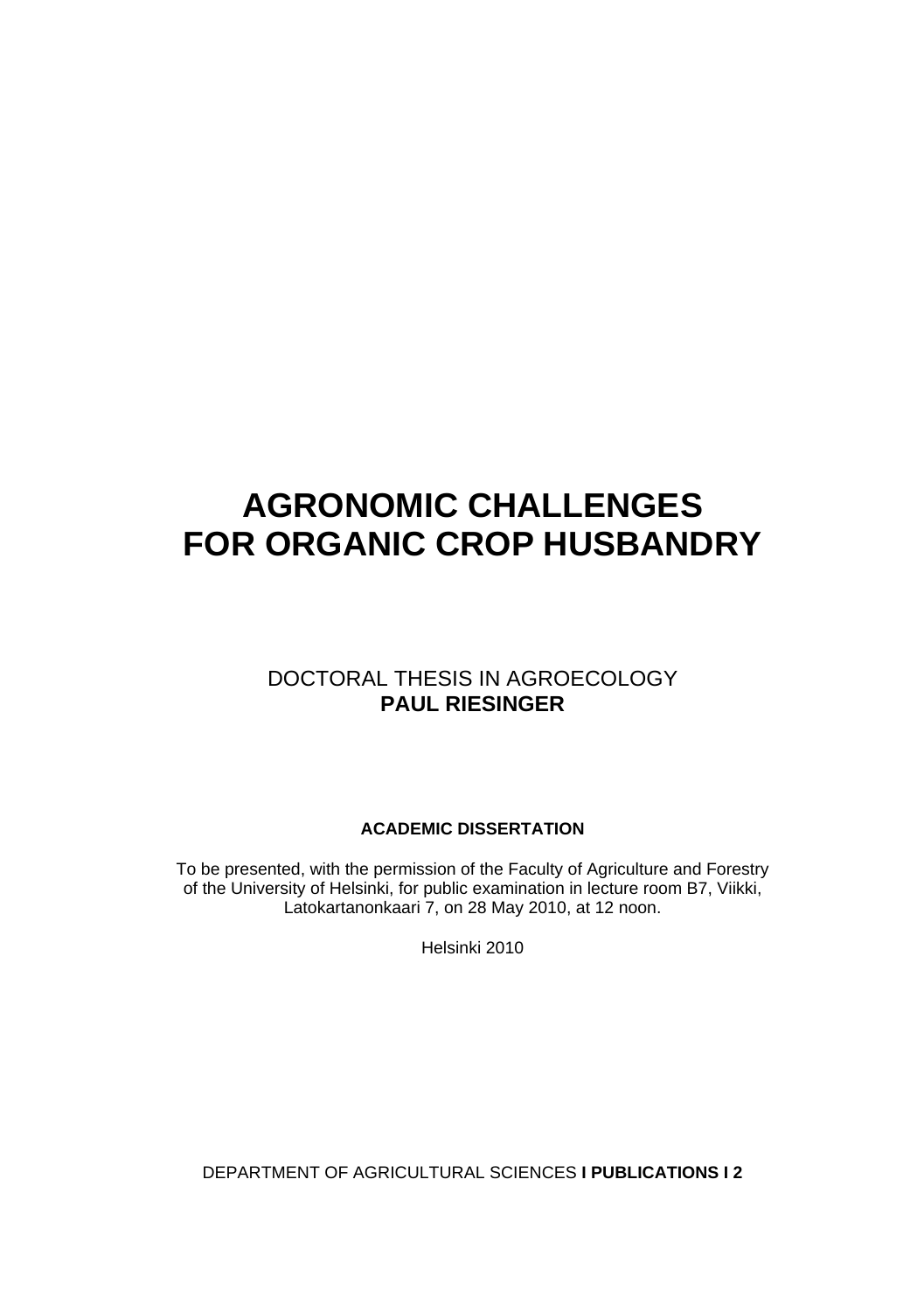# AGRONOMIC CHALLENGES FOR ORGANIC CROP HUSBANDRY

DOCTORAL THESIS IN AGROECOLOGY

**PAUL RIESINGER**

**ACADEMIC DISSERTATION**

To be presented, with the permission of the Faculty of Agriculture and Forestry of the University of Helsinki, for public examination in lecture room B7, Viikki, Latokartanonkaari 7, on 28 May 2010, at 12 noon.

Helsinki 2010

DEPARTMENT OF AGRICULTURAL SCIENCES **I PUBLICATIONS I 2**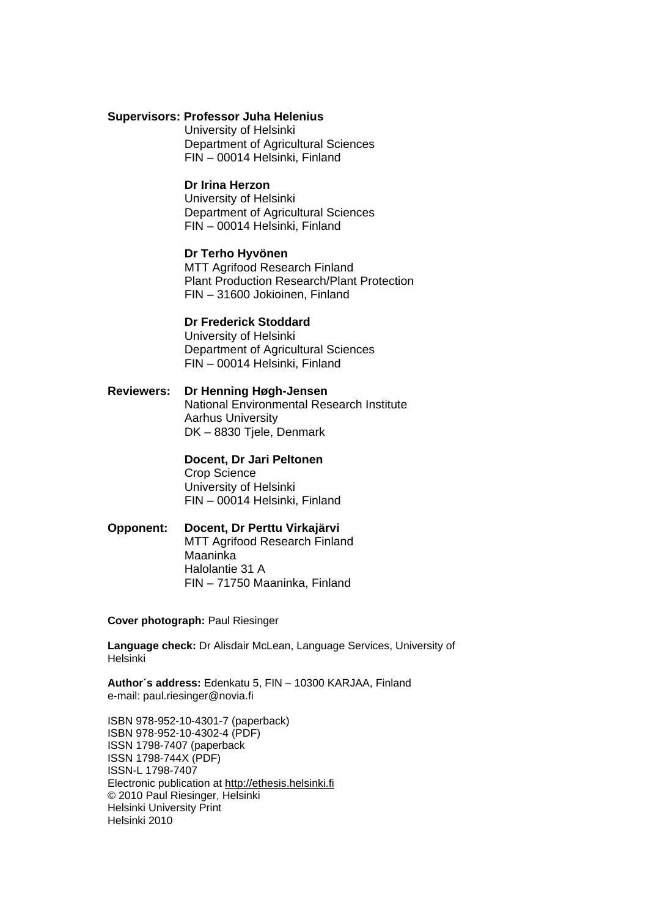**Supervisors: Professor Juha Helenius**
University of Helsinki
Department of Agricultural Sciences
FIN – 00014 Helsinki, Finland

**Dr Irina Herzon**
University of Helsinki
Department of Agricultural Sciences
FIN – 00014 Helsinki, Finland

**Dr Terho Hyvönen**
MTT Agrifood Research Finland
Plant Production Research/Plant Protection
FIN – 31600 Jokioinen, Finland

**Dr Frederick Stoddard**
University of Helsinki
Department of Agricultural Sciences
FIN – 00014 Helsinki, Finland

**Reviewers: Dr Henning Høgh-Jensen**
National Environmental Research Institute
Aarhus University
DK – 8830 Tjele, Denmark

**Docent, Dr Jari Peltonen**
Crop Science
University of Helsinki
FIN – 00014 Helsinki, Finland

**Opponent: Docent, Dr Perttu Virkajärvi**
MTT Agrifood Research Finland
Maaninka
Halolantie 31 A
FIN – 71750 Maaninka, Finland

**Cover photograph:** Paul Riesinger

**Language check:** Dr Alisdair McLean, Language Services, University of Helsinki

**Author´s address:** Edenkatu 5, FIN – 10300 KARJAA, Finland
e-mail: paul.riesinger@novia.fi

ISBN 978-952-10-4301-7 (paperback)
ISBN 978-952-10-4302-4 (PDF)
ISSN 1798-7407 (paperback
ISSN 1798-744X (PDF)
ISSN-L 1798-7407
Electronic publication at http://ethesis.helsinki.fi
© 2010 Paul Riesinger, Helsinki
Helsinki University Print
Helsinki 2010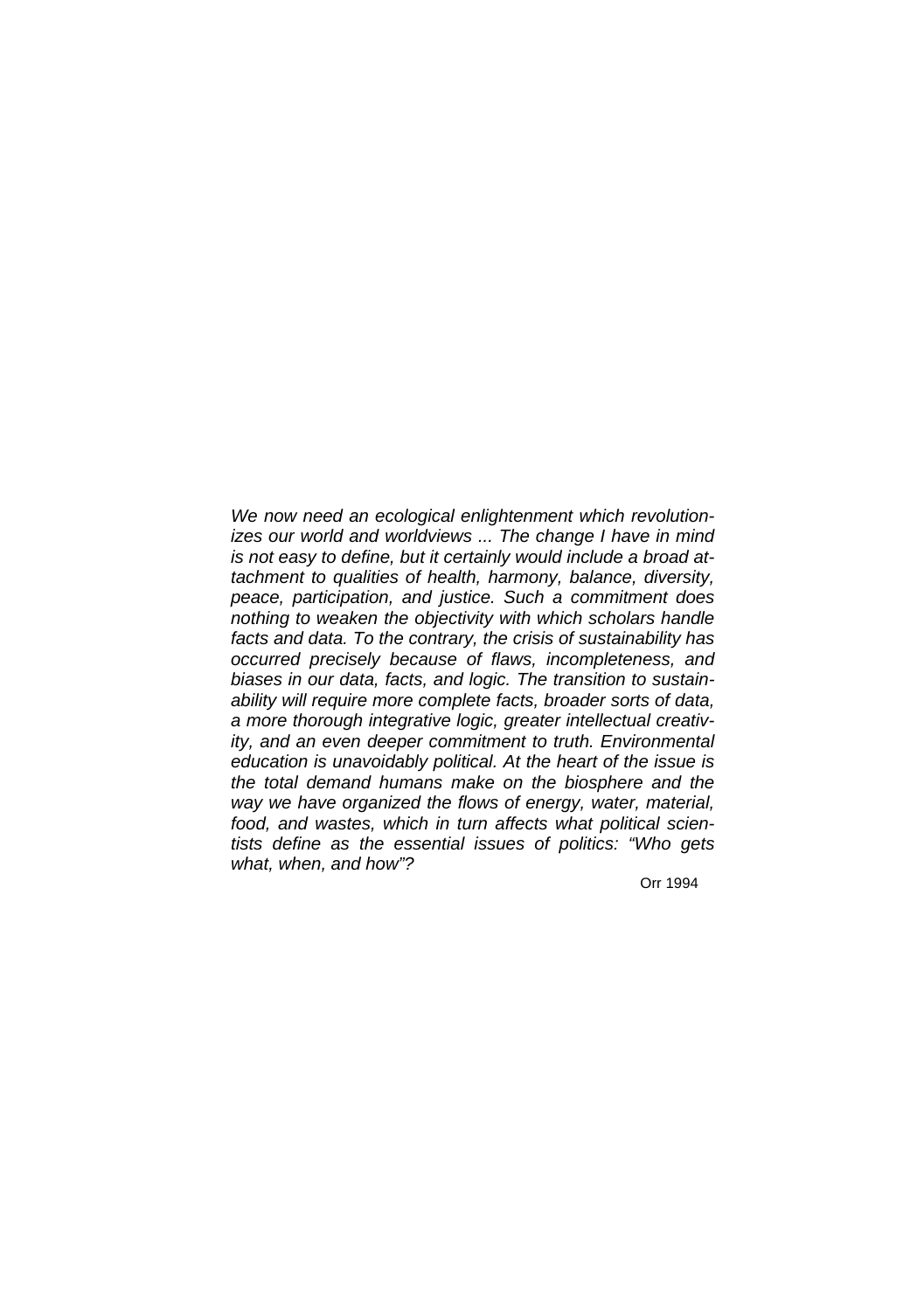*We now need an ecological enlightenment which revolutionizes our world and worldviews ... The change I have in mind is not easy to define, but it certainly would include a broad attachment to qualities of health, harmony, balance, diversity, peace, participation, and justice. Such a commitment does nothing to weaken the objectivity with which scholars handle facts and data. To the contrary, the crisis of sustainability has occurred precisely because of flaws, incompleteness, and biases in our data, facts, and logic. The transition to sustainability will require more complete facts, broader sorts of data, a more thorough integrative logic, greater intellectual creativity, and an even deeper commitment to truth. Environmental education is unavoidably political. At the heart of the issue is the total demand humans make on the biosphere and the way we have organized the flows of energy, water, material, food, and wastes, which in turn affects what political scientists define as the essential issues of politics: "Who gets what, when, and how"?*

Orr 1994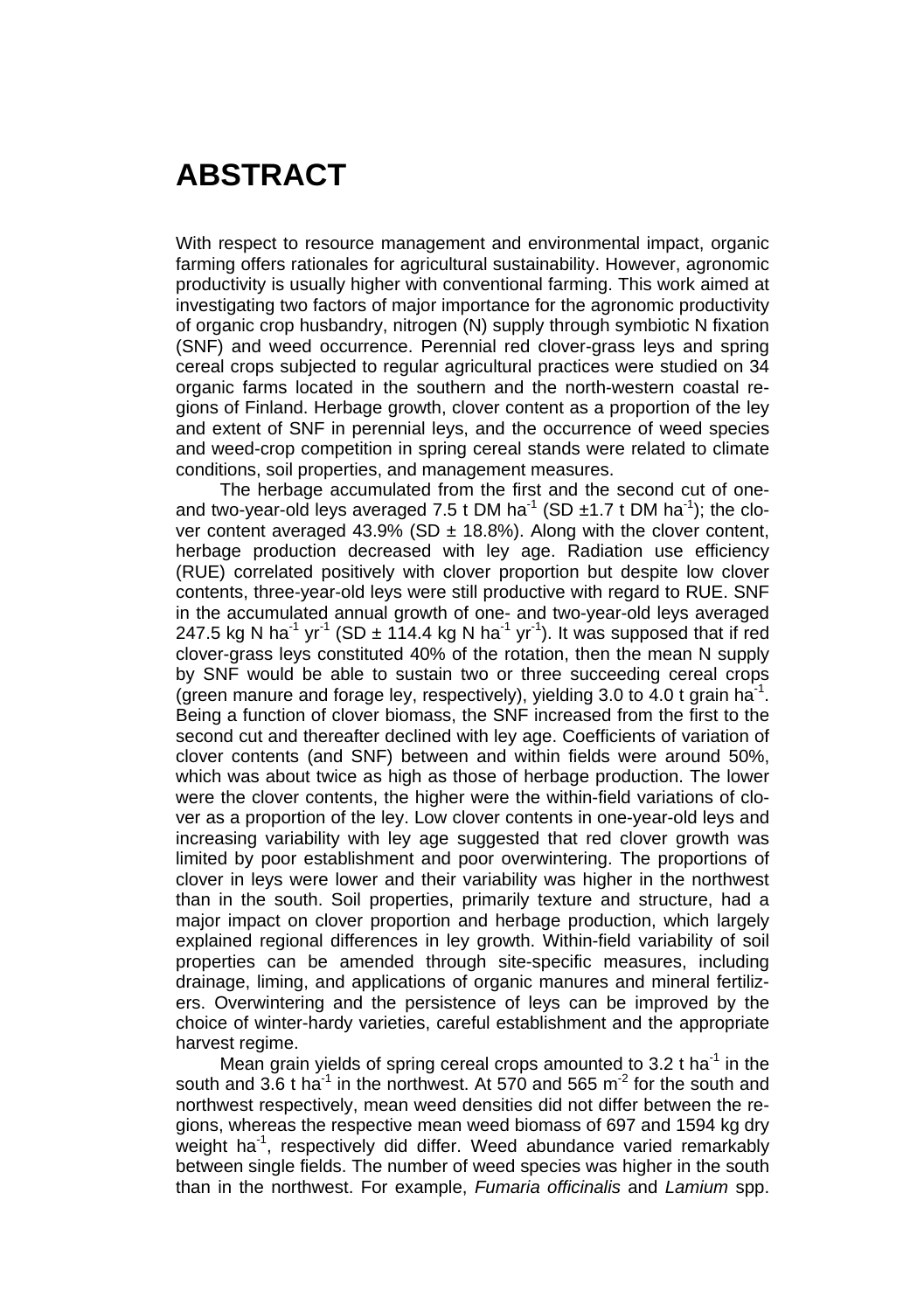# ABSTRACT

With respect to resource management and environmental impact, organic farming offers rationales for agricultural sustainability. However, agronomic productivity is usually higher with conventional farming. This work aimed at investigating two factors of major importance for the agronomic productivity of organic crop husbandry, nitrogen (N) supply through symbiotic N fixation (SNF) and weed occurrence. Perennial red clover-grass leys and spring cereal crops subjected to regular agricultural practices were studied on 34 organic farms located in the southern and the north-western coastal regions of Finland. Herbage growth, clover content as a proportion of the ley and extent of SNF in perennial leys, and the occurrence of weed species and weed-crop competition in spring cereal stands were related to climate conditions, soil properties, and management measures.

The herbage accumulated from the first and the second cut of one- and two-year-old leys averaged 7.5 t DM ha$^{-1}$ (SD ±1.7 t DM ha$^{-1}$); the clover content averaged 43.9% (SD ± 18.8%). Along with the clover content, herbage production decreased with ley age. Radiation use efficiency (RUE) correlated positively with clover proportion but despite low clover contents, three-year-old leys were still productive with regard to RUE. SNF in the accumulated annual growth of one- and two-year-old leys averaged 247.5 kg N ha$^{-1}$ yr$^{-1}$ (SD ± 114.4 kg N ha$^{-1}$ yr$^{-1}$). It was supposed that if red clover-grass leys constituted 40% of the rotation, then the mean N supply by SNF would be able to sustain two or three succeeding cereal crops (green manure and forage ley, respectively), yielding 3.0 to 4.0 t grain ha$^{-1}$. Being a function of clover biomass, the SNF increased from the first to the second cut and thereafter declined with ley age. Coefficients of variation of clover contents (and SNF) between and within fields were around 50%, which was about twice as high as those of herbage production. The lower were the clover contents, the higher were the within-field variations of clover as a proportion of the ley. Low clover contents in one-year-old leys and increasing variability with ley age suggested that red clover growth was limited by poor establishment and poor overwintering. The proportions of clover in leys were lower and their variability was higher in the northwest than in the south. Soil properties, primarily texture and structure, had a major impact on clover proportion and herbage production, which largely explained regional differences in ley growth. Within-field variability of soil properties can be amended through site-specific measures, including drainage, liming, and applications of organic manures and mineral fertilizers. Overwintering and the persistence of leys can be improved by the choice of winter-hardy varieties, careful establishment and the appropriate harvest regime.

Mean grain yields of spring cereal crops amounted to 3.2 t ha$^{-1}$ in the south and 3.6 t ha$^{-1}$ in the northwest. At 570 and 565 m$^{-2}$ for the south and northwest respectively, mean weed densities did not differ between the regions, whereas the respective mean weed biomass of 697 and 1594 kg dry weight ha$^{-1}$, respectively did differ. Weed abundance varied remarkably between single fields. The number of weed species was higher in the south than in the northwest. For example, *Fumaria officinalis* and *Lamium* spp.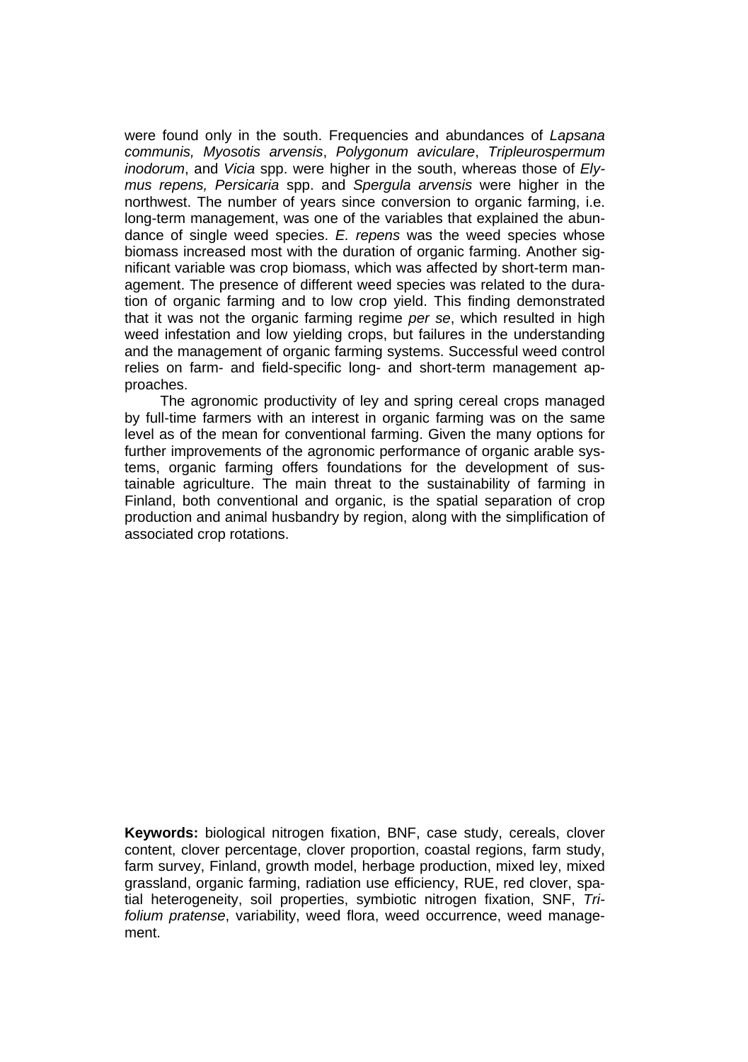were found only in the south. Frequencies and abundances of *Lapsana communis, Myosotis arvensis*, *Polygonum aviculare*, *Tripleurospermum inodorum*, and *Vicia* spp. were higher in the south, whereas those of *Elymus repens, Persicaria* spp. and *Spergula arvensis* were higher in the northwest. The number of years since conversion to organic farming, i.e. long-term management, was one of the variables that explained the abundance of single weed species. *E. repens* was the weed species whose biomass increased most with the duration of organic farming. Another significant variable was crop biomass, which was affected by short-term management. The presence of different weed species was related to the duration of organic farming and to low crop yield. This finding demonstrated that it was not the organic farming regime *per se*, which resulted in high weed infestation and low yielding crops, but failures in the understanding and the management of organic farming systems. Successful weed control relies on farm- and field-specific long- and short-term management approaches.

The agronomic productivity of ley and spring cereal crops managed by full-time farmers with an interest in organic farming was on the same level as of the mean for conventional farming. Given the many options for further improvements of the agronomic performance of organic arable systems, organic farming offers foundations for the development of sustainable agriculture. The main threat to the sustainability of farming in Finland, both conventional and organic, is the spatial separation of crop production and animal husbandry by region, along with the simplification of associated crop rotations.

**Keywords:** biological nitrogen fixation, BNF, case study, cereals, clover content, clover percentage, clover proportion, coastal regions, farm study, farm survey, Finland, growth model, herbage production, mixed ley, mixed grassland, organic farming, radiation use efficiency, RUE, red clover, spatial heterogeneity, soil properties, symbiotic nitrogen fixation, SNF, *Trifolium pratense*, variability, weed flora, weed occurrence, weed management.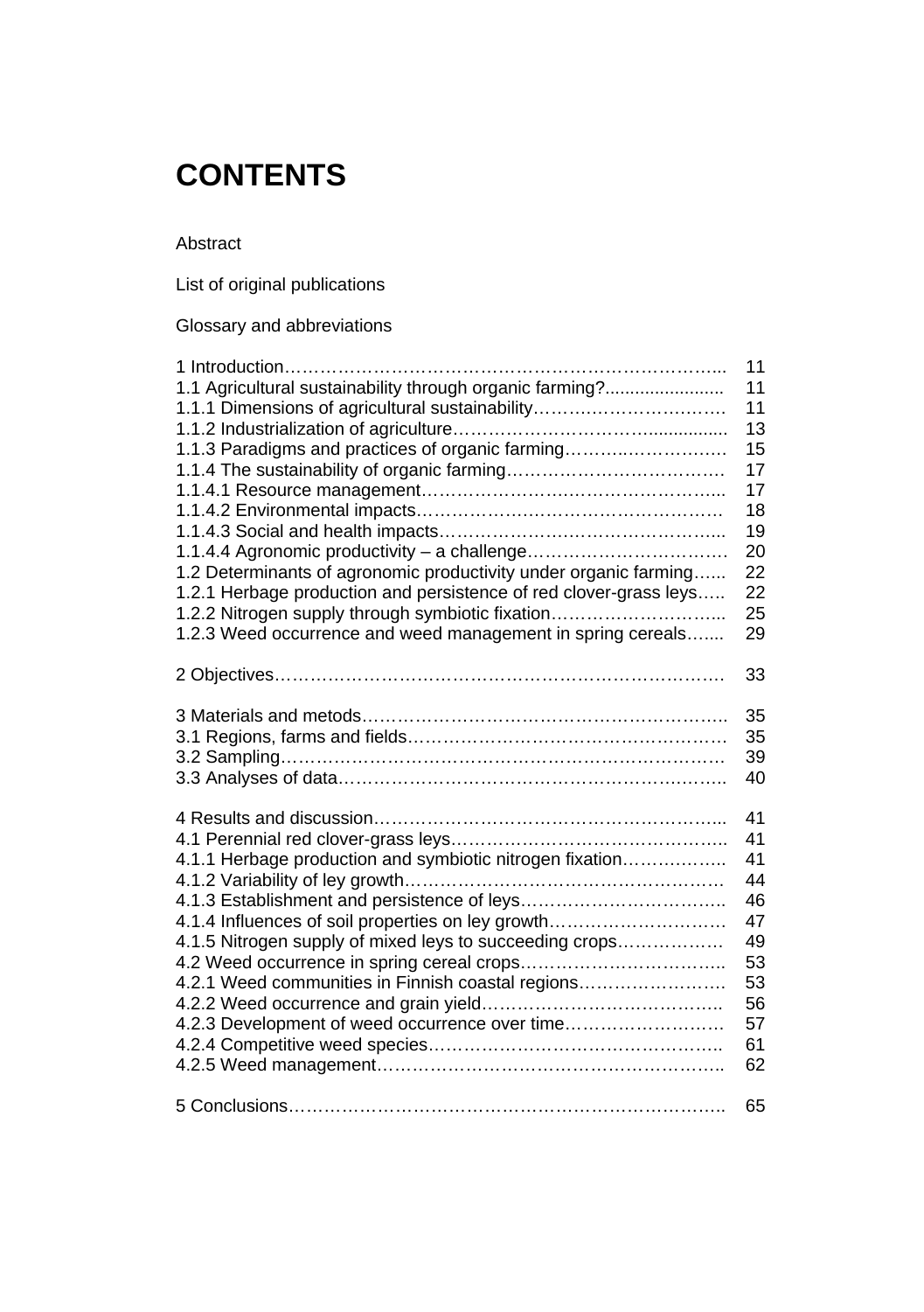# CONTENTS

Abstract

List of original publications

Glossary and abbreviations

| | |
|---|---|
| 1 Introduction | 11 |
| 1.1 Agricultural sustainability through organic farming? | 11 |
| 1.1.1 Dimensions of agricultural sustainability | 11 |
| 1.1.2 Industrialization of agriculture | 13 |
| 1.1.3 Paradigms and practices of organic farming | 15 |
| 1.1.4 The sustainability of organic farming | 17 |
| 1.1.4.1 Resource management | 17 |
| 1.1.4.2 Environmental impacts | 18 |
| 1.1.4.3 Social and health impacts | 19 |
| 1.1.4.4 Agronomic productivity – a challenge | 20 |
| 1.2 Determinants of agronomic productivity under organic farming | 22 |
| 1.2.1 Herbage production and persistence of red clover-grass leys | 22 |
| 1.2.2 Nitrogen supply through symbiotic fixation | 25 |
| 1.2.3 Weed occurrence and weed management in spring cereals | 29 |
| | |
| 2 Objectives | 33 |
| | |
| 3 Materials and metods | 35 |
| 3.1 Regions, farms and fields | 35 |
| 3.2 Sampling | 39 |
| 3.3 Analyses of data | 40 |
| | |
| 4 Results and discussion | 41 |
| 4.1 Perennial red clover-grass leys | 41 |
| 4.1.1 Herbage production and symbiotic nitrogen fixation | 41 |
| 4.1.2 Variability of ley growth | 44 |
| 4.1.3 Establishment and persistence of leys | 46 |
| 4.1.4 Influences of soil properties on ley growth | 47 |
| 4.1.5 Nitrogen supply of mixed leys to succeeding crops | 49 |
| 4.2 Weed occurrence in spring cereal crops | 53 |
| 4.2.1 Weed communities in Finnish coastal regions | 53 |
| 4.2.2 Weed occurrence and grain yield | 56 |
| 4.2.3 Development of weed occurrence over time | 57 |
| 4.2.4 Competitive weed species | 61 |
| 4.2.5 Weed management | 62 |
| | |
| 5 Conclusions | 65 |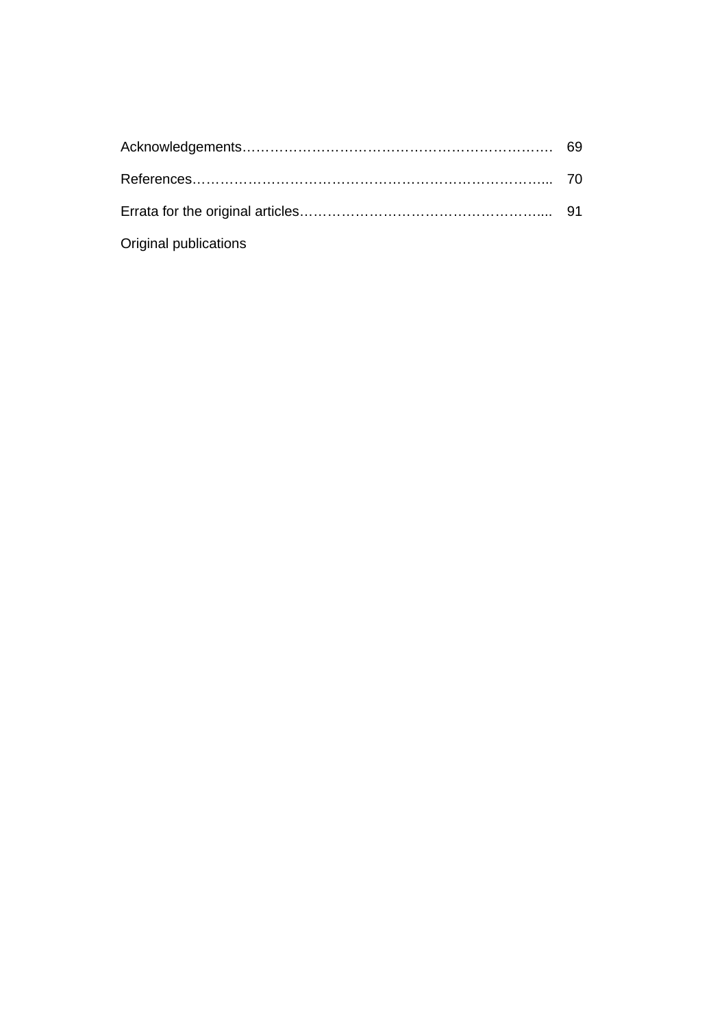Acknowledgements………………………………………………………………. 69

References……………………………………………………………………... 70

Errata for the original articles……………………………………………….... 91

Original publications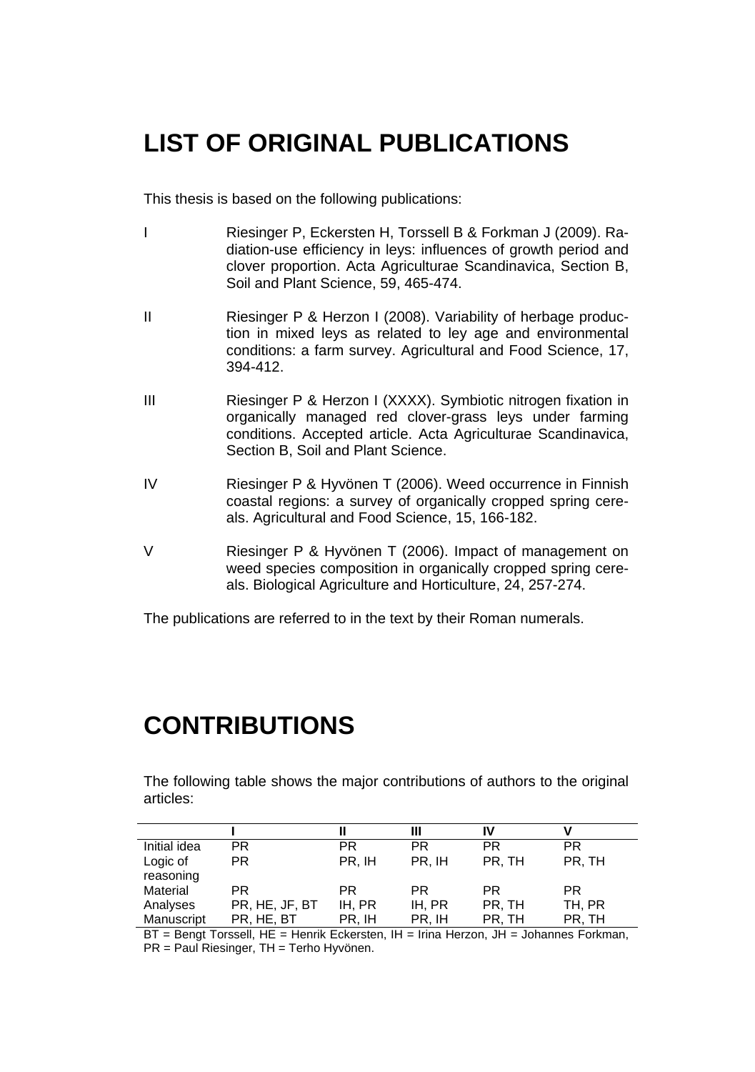# LIST OF ORIGINAL PUBLICATIONS

This thesis is based on the following publications:

- I Riesinger P, Eckersten H, Torssell B & Forkman J (2009). Radiation-use efficiency in leys: influences of growth period and clover proportion. Acta Agriculturae Scandinavica, Section B, Soil and Plant Science, 59, 465-474.
- II Riesinger P & Herzon I (2008). Variability of herbage production in mixed leys as related to ley age and environmental conditions: a farm survey. Agricultural and Food Science, 17, 394-412.
- III Riesinger P & Herzon I (XXXX). Symbiotic nitrogen fixation in organically managed red clover-grass leys under farming conditions. Accepted article. Acta Agriculturae Scandinavica, Section B, Soil and Plant Science.
- IV Riesinger P & Hyvönen T (2006). Weed occurrence in Finnish coastal regions: a survey of organically cropped spring cereals. Agricultural and Food Science, 15, 166-182.
- V Riesinger P & Hyvönen T (2006). Impact of management on weed species composition in organically cropped spring cereals. Biological Agriculture and Horticulture, 24, 257-274.

The publications are referred to in the text by their Roman numerals.

# CONTRIBUTIONS

The following table shows the major contributions of authors to the original articles:

| | I | II | III | IV | V |
|---|---|---|---|---|---|
| Initial idea | PR | PR | PR | PR | PR |
| Logic of reasoning | PR | PR, IH | PR, IH | PR, TH | PR, TH |
| Material | PR | PR | PR | PR | PR |
| Analyses | PR, HE, JF, BT | IH, PR | IH, PR | PR, TH | TH, PR |
| Manuscript | PR, HE, BT | PR, IH | PR, IH | PR, TH | PR, TH |

BT = Bengt Torssell, HE = Henrik Eckersten, IH = Irina Herzon, JH = Johannes Forkman, PR = Paul Riesinger, TH = Terho Hyvönen.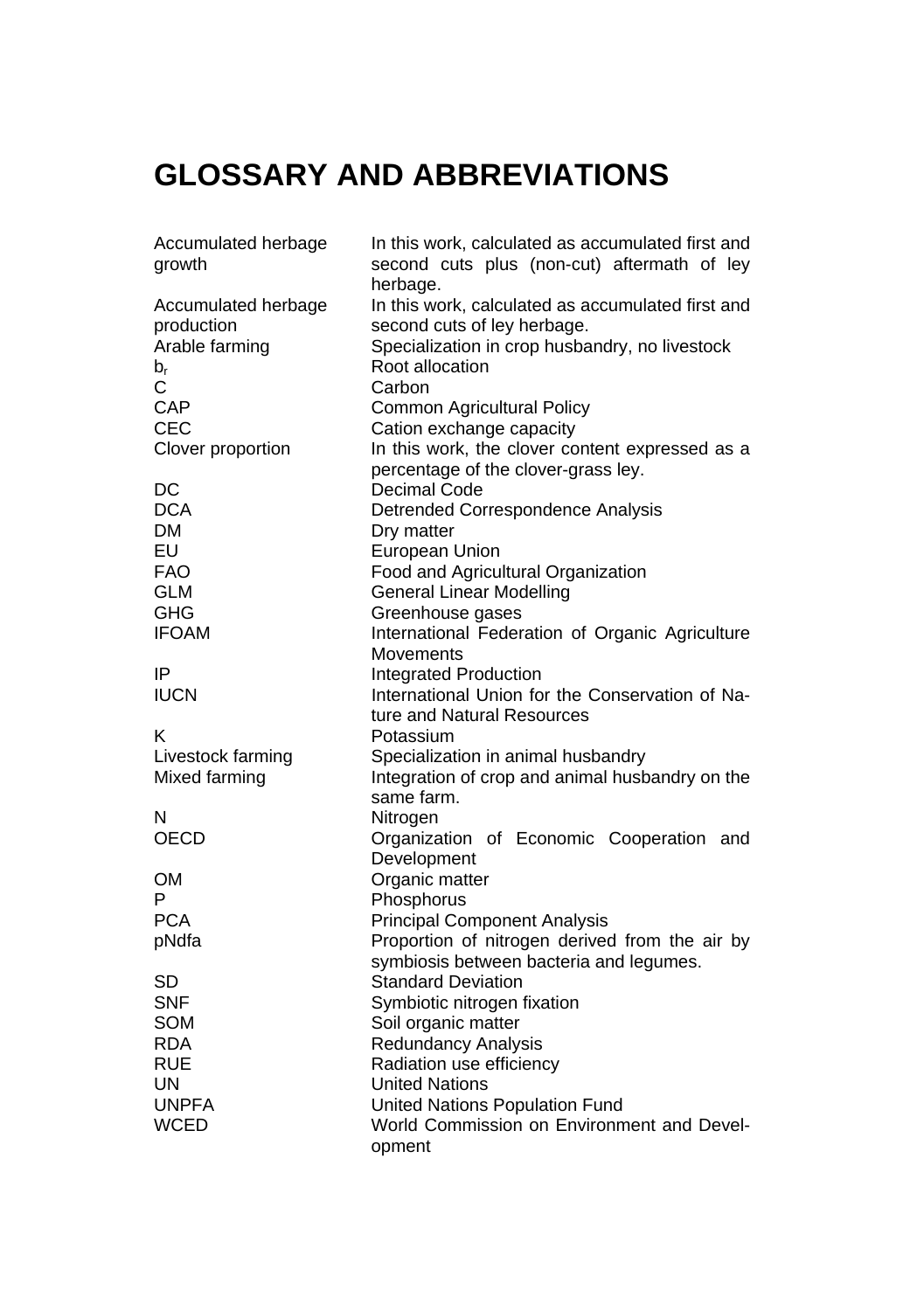# GLOSSARY AND ABBREVIATIONS

| | |
|---|---|
| Accumulated herbage growth | In this work, calculated as accumulated first and second cuts plus (non-cut) aftermath of ley herbage. |
| Accumulated herbage production | In this work, calculated as accumulated first and second cuts of ley herbage. |
| Arable farming | Specialization in crop husbandry, no livestock |
| $b_r$ | Root allocation |
| C | Carbon |
| CAP | Common Agricultural Policy |
| CEC | Cation exchange capacity |
| Clover proportion | In this work, the clover content expressed as a percentage of the clover-grass ley. |
| DC | Decimal Code |
| DCA | Detrended Correspondence Analysis |
| DM | Dry matter |
| EU | European Union |
| FAO | Food and Agricultural Organization |
| GLM | General Linear Modelling |
| GHG | Greenhouse gases |
| IFOAM | International Federation of Organic Agriculture Movements |
| IP | Integrated Production |
| IUCN | International Union for the Conservation of Nature and Natural Resources |
| K | Potassium |
| Livestock farming | Specialization in animal husbandry |
| Mixed farming | Integration of crop and animal husbandry on the same farm. |
| N | Nitrogen |
| OECD | Organization of Economic Cooperation and Development |
| OM | Organic matter |
| P | Phosphorus |
| PCA | Principal Component Analysis |
| pNdfa | Proportion of nitrogen derived from the air by symbiosis between bacteria and legumes. |
| SD | Standard Deviation |
| SNF | Symbiotic nitrogen fixation |
| SOM | Soil organic matter |
| RDA | Redundancy Analysis |
| RUE | Radiation use efficiency |
| UN | United Nations |
| UNPFA | United Nations Population Fund |
| WCED | World Commission on Environment and Development |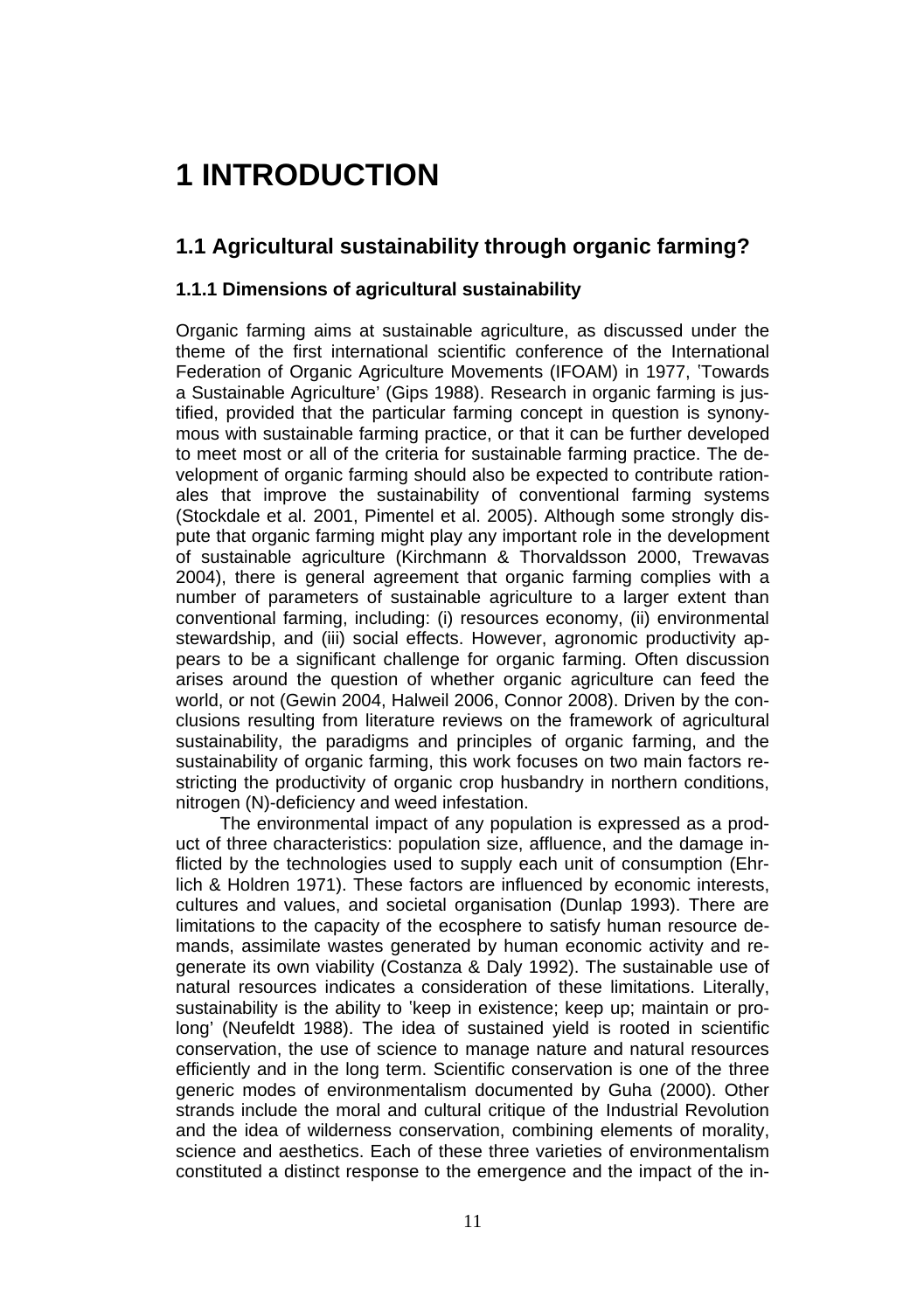# 1 INTRODUCTION

## 1.1 Agricultural sustainability through organic farming?

### 1.1.1 Dimensions of agricultural sustainability

Organic farming aims at sustainable agriculture, as discussed under the theme of the first international scientific conference of the International Federation of Organic Agriculture Movements (IFOAM) in 1977, 'Towards a Sustainable Agriculture' (Gips 1988). Research in organic farming is justified, provided that the particular farming concept in question is synonymous with sustainable farming practice, or that it can be further developed to meet most or all of the criteria for sustainable farming practice. The development of organic farming should also be expected to contribute rationales that improve the sustainability of conventional farming systems (Stockdale et al. 2001, Pimentel et al. 2005). Although some strongly dispute that organic farming might play any important role in the development of sustainable agriculture (Kirchmann & Thorvaldsson 2000, Trewavas 2004), there is general agreement that organic farming complies with a number of parameters of sustainable agriculture to a larger extent than conventional farming, including: (i) resources economy, (ii) environmental stewardship, and (iii) social effects. However, agronomic productivity appears to be a significant challenge for organic farming. Often discussion arises around the question of whether organic agriculture can feed the world, or not (Gewin 2004, Halweil 2006, Connor 2008). Driven by the conclusions resulting from literature reviews on the framework of agricultural sustainability, the paradigms and principles of organic farming, and the sustainability of organic farming, this work focuses on two main factors restricting the productivity of organic crop husbandry in northern conditions, nitrogen (N)-deficiency and weed infestation.

The environmental impact of any population is expressed as a product of three characteristics: population size, affluence, and the damage inflicted by the technologies used to supply each unit of consumption (Ehrlich & Holdren 1971). These factors are influenced by economic interests, cultures and values, and societal organisation (Dunlap 1993). There are limitations to the capacity of the ecosphere to satisfy human resource demands, assimilate wastes generated by human economic activity and regenerate its own viability (Costanza & Daly 1992). The sustainable use of natural resources indicates a consideration of these limitations. Literally, sustainability is the ability to 'keep in existence; keep up; maintain or prolong' (Neufeldt 1988). The idea of sustained yield is rooted in scientific conservation, the use of science to manage nature and natural resources efficiently and in the long term. Scientific conservation is one of the three generic modes of environmentalism documented by Guha (2000). Other strands include the moral and cultural critique of the Industrial Revolution and the idea of wilderness conservation, combining elements of morality, science and aesthetics. Each of these three varieties of environmentalism constituted a distinct response to the emergence and the impact of the in-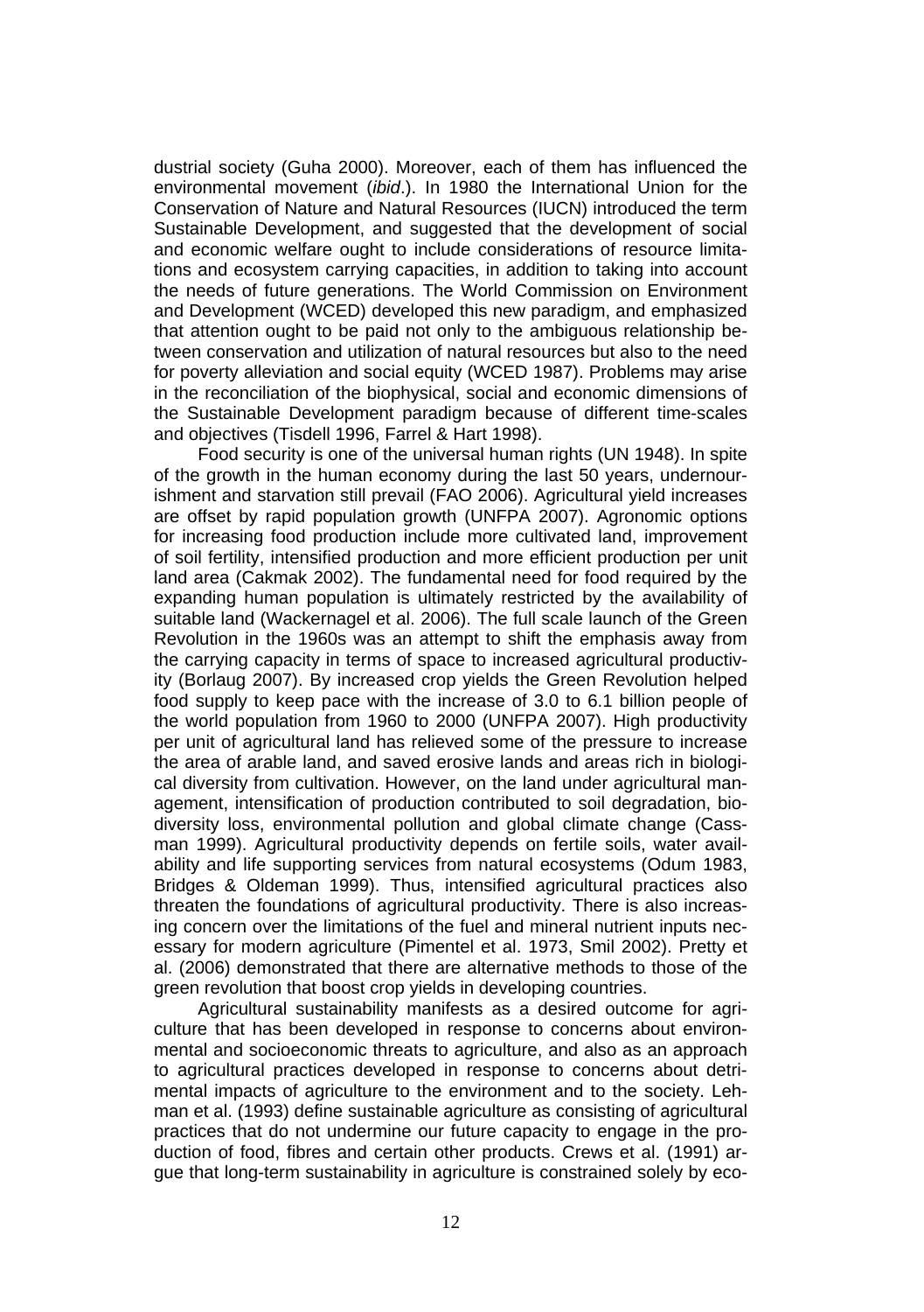dustrial society (Guha 2000). Moreover, each of them has influenced the environmental movement (*ibid*.). In 1980 the International Union for the Conservation of Nature and Natural Resources (IUCN) introduced the term Sustainable Development, and suggested that the development of social and economic welfare ought to include considerations of resource limitations and ecosystem carrying capacities, in addition to taking into account the needs of future generations. The World Commission on Environment and Development (WCED) developed this new paradigm, and emphasized that attention ought to be paid not only to the ambiguous relationship between conservation and utilization of natural resources but also to the need for poverty alleviation and social equity (WCED 1987). Problems may arise in the reconciliation of the biophysical, social and economic dimensions of the Sustainable Development paradigm because of different time-scales and objectives (Tisdell 1996, Farrel & Hart 1998).

Food security is one of the universal human rights (UN 1948). In spite of the growth in the human economy during the last 50 years, undernourishment and starvation still prevail (FAO 2006). Agricultural yield increases are offset by rapid population growth (UNFPA 2007). Agronomic options for increasing food production include more cultivated land, improvement of soil fertility, intensified production and more efficient production per unit land area (Cakmak 2002). The fundamental need for food required by the expanding human population is ultimately restricted by the availability of suitable land (Wackernagel et al. 2006). The full scale launch of the Green Revolution in the 1960s was an attempt to shift the emphasis away from the carrying capacity in terms of space to increased agricultural productivity (Borlaug 2007). By increased crop yields the Green Revolution helped food supply to keep pace with the increase of 3.0 to 6.1 billion people of the world population from 1960 to 2000 (UNFPA 2007). High productivity per unit of agricultural land has relieved some of the pressure to increase the area of arable land, and saved erosive lands and areas rich in biological diversity from cultivation. However, on the land under agricultural management, intensification of production contributed to soil degradation, biodiversity loss, environmental pollution and global climate change (Cassman 1999). Agricultural productivity depends on fertile soils, water availability and life supporting services from natural ecosystems (Odum 1983, Bridges & Oldeman 1999). Thus, intensified agricultural practices also threaten the foundations of agricultural productivity. There is also increasing concern over the limitations of the fuel and mineral nutrient inputs necessary for modern agriculture (Pimentel et al. 1973, Smil 2002). Pretty et al. (2006) demonstrated that there are alternative methods to those of the green revolution that boost crop yields in developing countries.

Agricultural sustainability manifests as a desired outcome for agriculture that has been developed in response to concerns about environmental and socioeconomic threats to agriculture, and also as an approach to agricultural practices developed in response to concerns about detrimental impacts of agriculture to the environment and to the society. Lehman et al. (1993) define sustainable agriculture as consisting of agricultural practices that do not undermine our future capacity to engage in the production of food, fibres and certain other products. Crews et al. (1991) argue that long-term sustainability in agriculture is constrained solely by eco-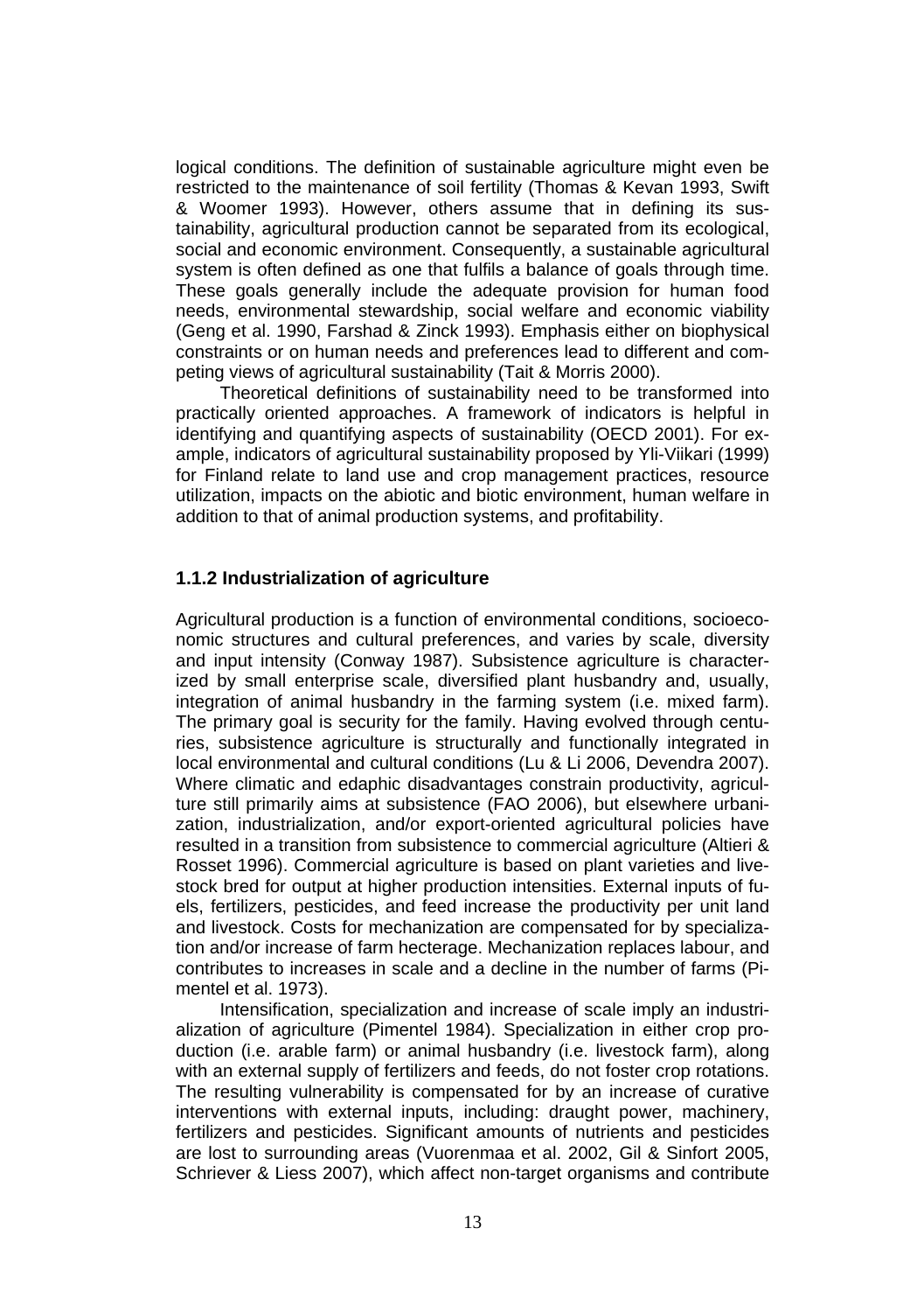logical conditions. The definition of sustainable agriculture might even be restricted to the maintenance of soil fertility (Thomas & Kevan 1993, Swift & Woomer 1993). However, others assume that in defining its sustainability, agricultural production cannot be separated from its ecological, social and economic environment. Consequently, a sustainable agricultural system is often defined as one that fulfils a balance of goals through time. These goals generally include the adequate provision for human food needs, environmental stewardship, social welfare and economic viability (Geng et al. 1990, Farshad & Zinck 1993). Emphasis either on biophysical constraints or on human needs and preferences lead to different and competing views of agricultural sustainability (Tait & Morris 2000).

Theoretical definitions of sustainability need to be transformed into practically oriented approaches. A framework of indicators is helpful in identifying and quantifying aspects of sustainability (OECD 2001). For example, indicators of agricultural sustainability proposed by Yli-Viikari (1999) for Finland relate to land use and crop management practices, resource utilization, impacts on the abiotic and biotic environment, human welfare in addition to that of animal production systems, and profitability.

### 1.1.2 Industrialization of agriculture

Agricultural production is a function of environmental conditions, socioeconomic structures and cultural preferences, and varies by scale, diversity and input intensity (Conway 1987). Subsistence agriculture is characterized by small enterprise scale, diversified plant husbandry and, usually, integration of animal husbandry in the farming system (i.e. mixed farm). The primary goal is security for the family. Having evolved through centuries, subsistence agriculture is structurally and functionally integrated in local environmental and cultural conditions (Lu & Li 2006, Devendra 2007). Where climatic and edaphic disadvantages constrain productivity, agriculture still primarily aims at subsistence (FAO 2006), but elsewhere urbanization, industrialization, and/or export-oriented agricultural policies have resulted in a transition from subsistence to commercial agriculture (Altieri & Rosset 1996). Commercial agriculture is based on plant varieties and livestock bred for output at higher production intensities. External inputs of fuels, fertilizers, pesticides, and feed increase the productivity per unit land and livestock. Costs for mechanization are compensated for by specialization and/or increase of farm hecterage. Mechanization replaces labour, and contributes to increases in scale and a decline in the number of farms (Pimentel et al. 1973).

Intensification, specialization and increase of scale imply an industrialization of agriculture (Pimentel 1984). Specialization in either crop production (i.e. arable farm) or animal husbandry (i.e. livestock farm), along with an external supply of fertilizers and feeds, do not foster crop rotations. The resulting vulnerability is compensated for by an increase of curative interventions with external inputs, including: draught power, machinery, fertilizers and pesticides. Significant amounts of nutrients and pesticides are lost to surrounding areas (Vuorenmaa et al. 2002, Gil & Sinfort 2005, Schriever & Liess 2007), which affect non-target organisms and contribute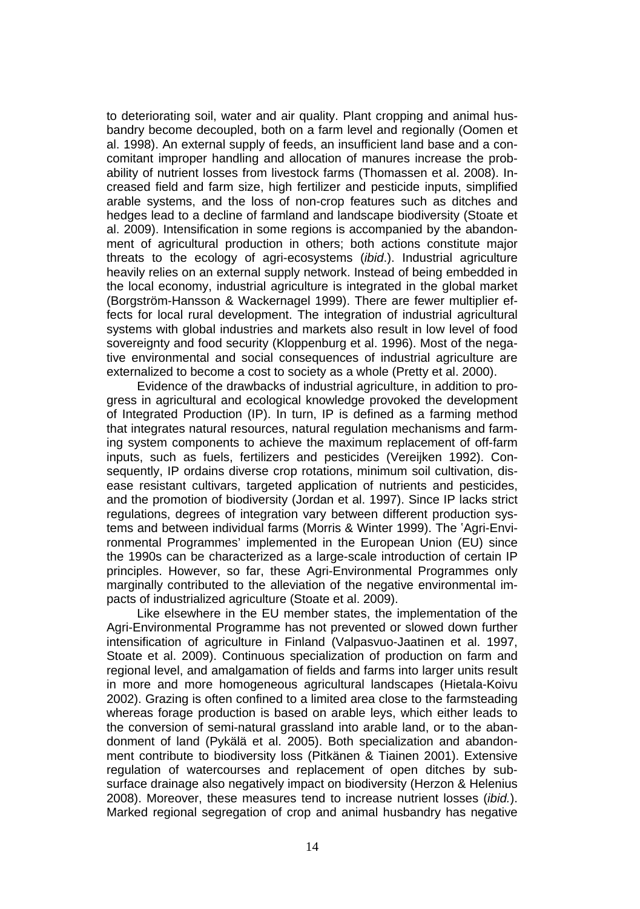to deteriorating soil, water and air quality. Plant cropping and animal husbandry become decoupled, both on a farm level and regionally (Oomen et al. 1998). An external supply of feeds, an insufficient land base and a concomitant improper handling and allocation of manures increase the probability of nutrient losses from livestock farms (Thomassen et al. 2008). Increased field and farm size, high fertilizer and pesticide inputs, simplified arable systems, and the loss of non-crop features such as ditches and hedges lead to a decline of farmland and landscape biodiversity (Stoate et al. 2009). Intensification in some regions is accompanied by the abandonment of agricultural production in others; both actions constitute major threats to the ecology of agri-ecosystems (*ibid*.). Industrial agriculture heavily relies on an external supply network. Instead of being embedded in the local economy, industrial agriculture is integrated in the global market (Borgström-Hansson & Wackernagel 1999). There are fewer multiplier effects for local rural development. The integration of industrial agricultural systems with global industries and markets also result in low level of food sovereignty and food security (Kloppenburg et al. 1996). Most of the negative environmental and social consequences of industrial agriculture are externalized to become a cost to society as a whole (Pretty et al. 2000).

Evidence of the drawbacks of industrial agriculture, in addition to progress in agricultural and ecological knowledge provoked the development of Integrated Production (IP). In turn, IP is defined as a farming method that integrates natural resources, natural regulation mechanisms and farming system components to achieve the maximum replacement of off-farm inputs, such as fuels, fertilizers and pesticides (Vereijken 1992). Consequently, IP ordains diverse crop rotations, minimum soil cultivation, disease resistant cultivars, targeted application of nutrients and pesticides, and the promotion of biodiversity (Jordan et al. 1997). Since IP lacks strict regulations, degrees of integration vary between different production systems and between individual farms (Morris & Winter 1999). The 'Agri-Environmental Programmes' implemented in the European Union (EU) since the 1990s can be characterized as a large-scale introduction of certain IP principles. However, so far, these Agri-Environmental Programmes only marginally contributed to the alleviation of the negative environmental impacts of industrialized agriculture (Stoate et al. 2009).

Like elsewhere in the EU member states, the implementation of the Agri-Environmental Programme has not prevented or slowed down further intensification of agriculture in Finland (Valpasvuo-Jaatinen et al. 1997, Stoate et al. 2009). Continuous specialization of production on farm and regional level, and amalgamation of fields and farms into larger units result in more and more homogeneous agricultural landscapes (Hietala-Koivu 2002). Grazing is often confined to a limited area close to the farmsteading whereas forage production is based on arable leys, which either leads to the conversion of semi-natural grassland into arable land, or to the abandonment of land (Pykälä et al. 2005). Both specialization and abandonment contribute to biodiversity loss (Pitkänen & Tiainen 2001). Extensive regulation of watercourses and replacement of open ditches by subsurface drainage also negatively impact on biodiversity (Herzon & Helenius 2008). Moreover, these measures tend to increase nutrient losses (*ibid.*). Marked regional segregation of crop and animal husbandry has negative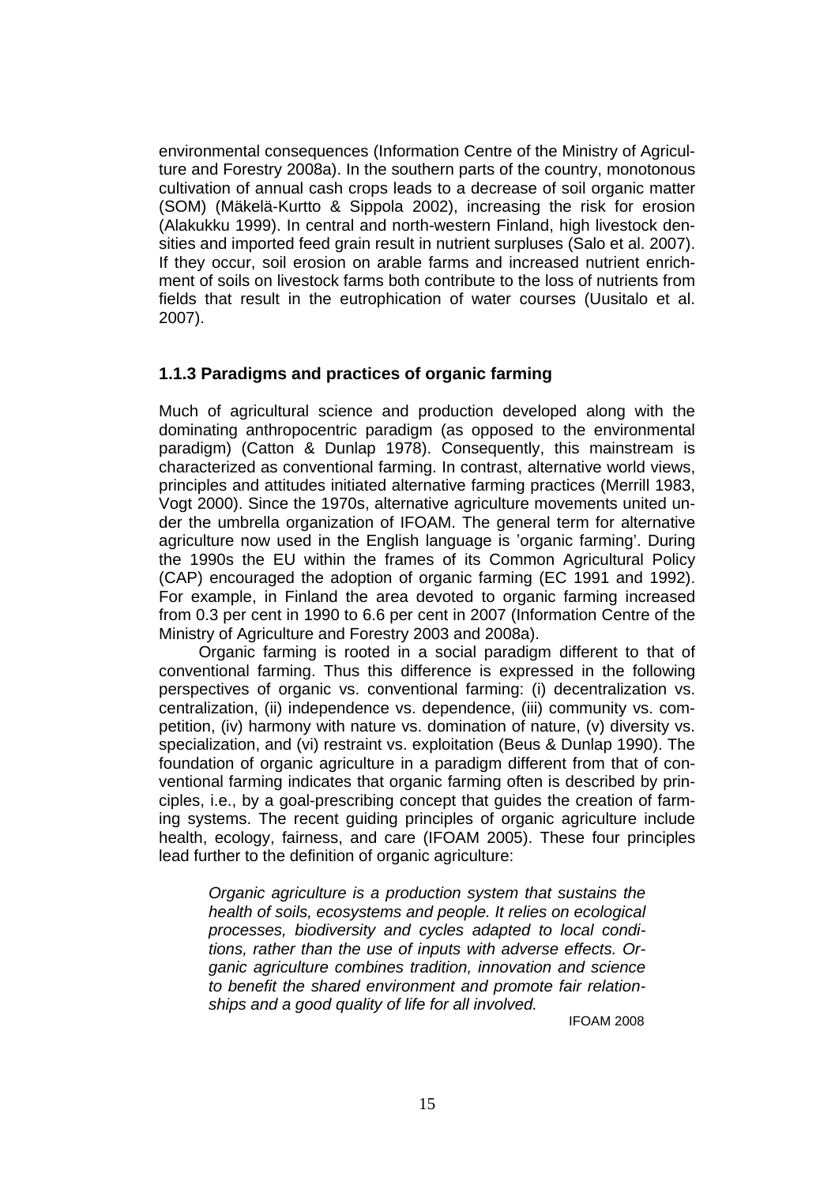environmental consequences (Information Centre of the Ministry of Agriculture and Forestry 2008a). In the southern parts of the country, monotonous cultivation of annual cash crops leads to a decrease of soil organic matter (SOM) (Mäkelä-Kurtto & Sippola 2002), increasing the risk for erosion (Alakukku 1999). In central and north-western Finland, high livestock densities and imported feed grain result in nutrient surpluses (Salo et al. 2007). If they occur, soil erosion on arable farms and increased nutrient enrichment of soils on livestock farms both contribute to the loss of nutrients from fields that result in the eutrophication of water courses (Uusitalo et al. 2007).

### 1.1.3 Paradigms and practices of organic farming

Much of agricultural science and production developed along with the dominating anthropocentric paradigm (as opposed to the environmental paradigm) (Catton & Dunlap 1978). Consequently, this mainstream is characterized as conventional farming. In contrast, alternative world views, principles and attitudes initiated alternative farming practices (Merrill 1983, Vogt 2000). Since the 1970s, alternative agriculture movements united under the umbrella organization of IFOAM. The general term for alternative agriculture now used in the English language is 'organic farming'. During the 1990s the EU within the frames of its Common Agricultural Policy (CAP) encouraged the adoption of organic farming (EC 1991 and 1992). For example, in Finland the area devoted to organic farming increased from 0.3 per cent in 1990 to 6.6 per cent in 2007 (Information Centre of the Ministry of Agriculture and Forestry 2003 and 2008a).

Organic farming is rooted in a social paradigm different to that of conventional farming. Thus this difference is expressed in the following perspectives of organic vs. conventional farming: (i) decentralization vs. centralization, (ii) independence vs. dependence, (iii) community vs. competition, (iv) harmony with nature vs. domination of nature, (v) diversity vs. specialization, and (vi) restraint vs. exploitation (Beus & Dunlap 1990). The foundation of organic agriculture in a paradigm different from that of conventional farming indicates that organic farming often is described by principles, i.e., by a goal-prescribing concept that guides the creation of farming systems. The recent guiding principles of organic agriculture include health, ecology, fairness, and care (IFOAM 2005). These four principles lead further to the definition of organic agriculture:

> *Organic agriculture is a production system that sustains the health of soils, ecosystems and people. It relies on ecological processes, biodiversity and cycles adapted to local conditions, rather than the use of inputs with adverse effects. Organic agriculture combines tradition, innovation and science to benefit the shared environment and promote fair relationships and a good quality of life for all involved.*
>
> IFOAM 2008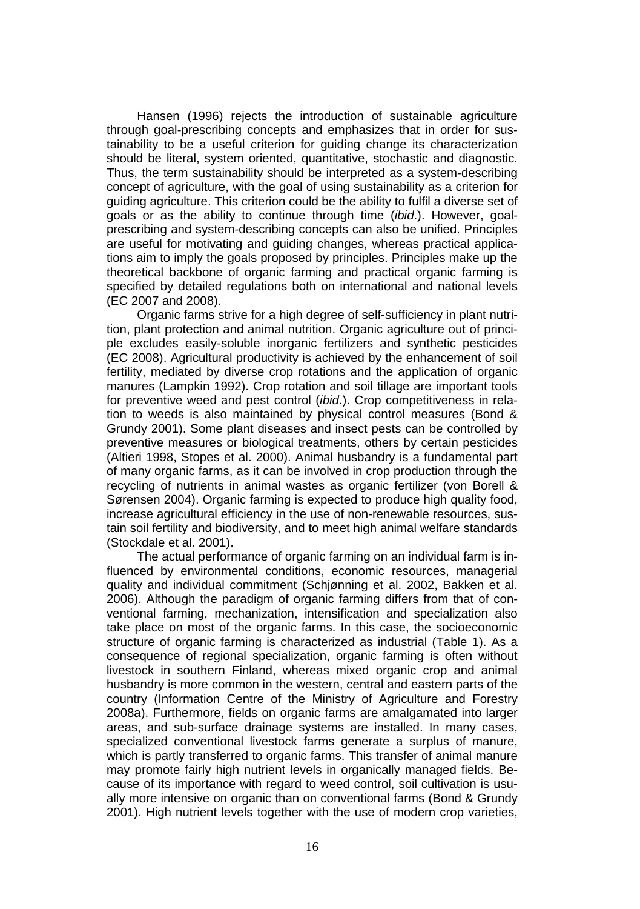Hansen (1996) rejects the introduction of sustainable agriculture through goal-prescribing concepts and emphasizes that in order for sustainability to be a useful criterion for guiding change its characterization should be literal, system oriented, quantitative, stochastic and diagnostic. Thus, the term sustainability should be interpreted as a system-describing concept of agriculture, with the goal of using sustainability as a criterion for guiding agriculture. This criterion could be the ability to fulfil a diverse set of goals or as the ability to continue through time (*ibid.*). However, goal-prescribing and system-describing concepts can also be unified. Principles are useful for motivating and guiding changes, whereas practical applications aim to imply the goals proposed by principles. Principles make up the theoretical backbone of organic farming and practical organic farming is specified by detailed regulations both on international and national levels (EC 2007 and 2008).

Organic farms strive for a high degree of self-sufficiency in plant nutrition, plant protection and animal nutrition. Organic agriculture out of principle excludes easily-soluble inorganic fertilizers and synthetic pesticides (EC 2008). Agricultural productivity is achieved by the enhancement of soil fertility, mediated by diverse crop rotations and the application of organic manures (Lampkin 1992). Crop rotation and soil tillage are important tools for preventive weed and pest control (*ibid.*). Crop competitiveness in relation to weeds is also maintained by physical control measures (Bond & Grundy 2001). Some plant diseases and insect pests can be controlled by preventive measures or biological treatments, others by certain pesticides (Altieri 1998, Stopes et al. 2000). Animal husbandry is a fundamental part of many organic farms, as it can be involved in crop production through the recycling of nutrients in animal wastes as organic fertilizer (von Borell & Sørensen 2004). Organic farming is expected to produce high quality food, increase agricultural efficiency in the use of non-renewable resources, sustain soil fertility and biodiversity, and to meet high animal welfare standards (Stockdale et al. 2001).

The actual performance of organic farming on an individual farm is influenced by environmental conditions, economic resources, managerial quality and individual commitment (Schjønning et al. 2002, Bakken et al. 2006). Although the paradigm of organic farming differs from that of conventional farming, mechanization, intensification and specialization also take place on most of the organic farms. In this case, the socioeconomic structure of organic farming is characterized as industrial (Table 1). As a consequence of regional specialization, organic farming is often without livestock in southern Finland, whereas mixed organic crop and animal husbandry is more common in the western, central and eastern parts of the country (Information Centre of the Ministry of Agriculture and Forestry 2008a). Furthermore, fields on organic farms are amalgamated into larger areas, and sub-surface drainage systems are installed. In many cases, specialized conventional livestock farms generate a surplus of manure, which is partly transferred to organic farms. This transfer of animal manure may promote fairly high nutrient levels in organically managed fields. Because of its importance with regard to weed control, soil cultivation is usually more intensive on organic than on conventional farms (Bond & Grundy 2001). High nutrient levels together with the use of modern crop varieties,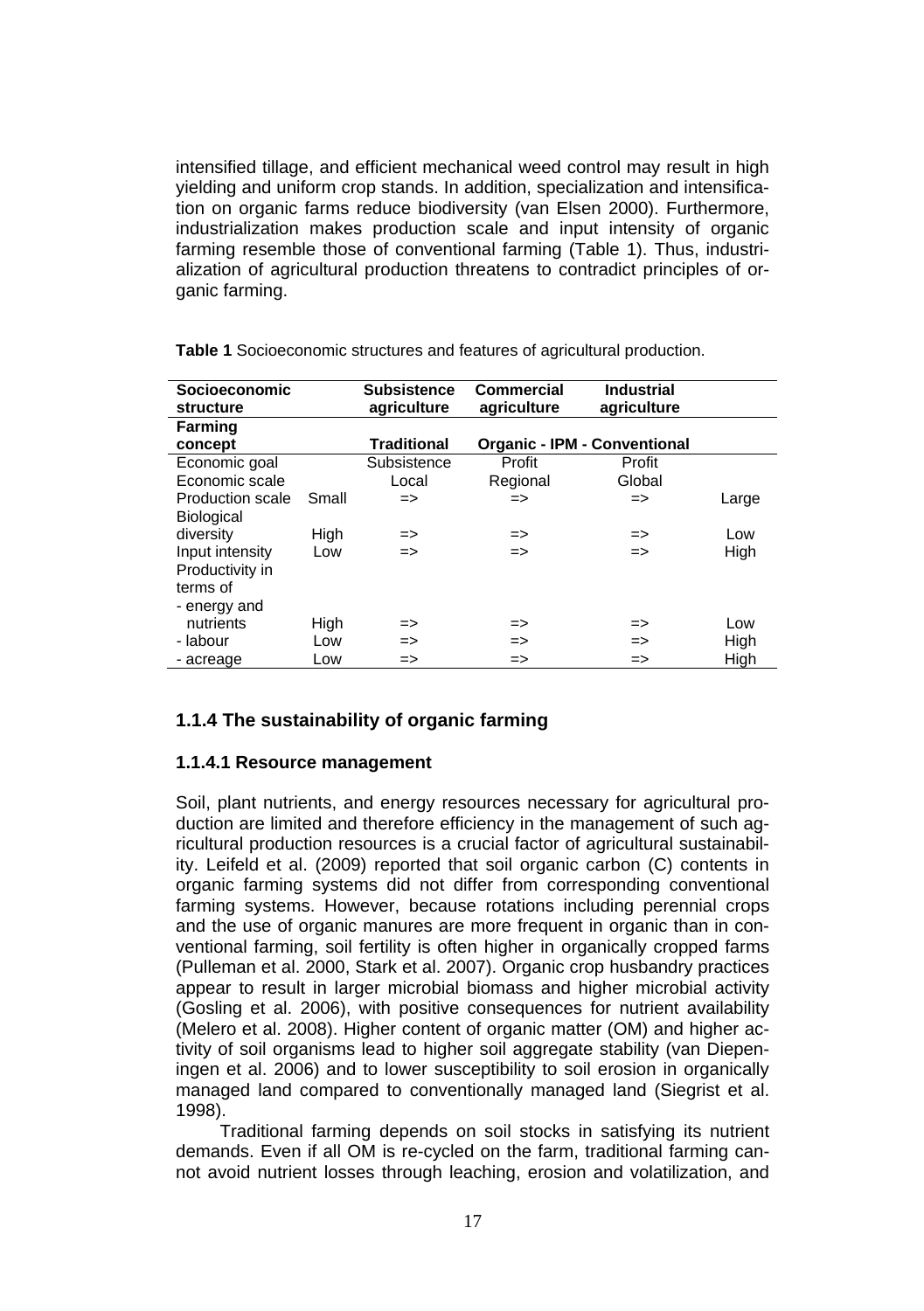intensified tillage, and efficient mechanical weed control may result in high yielding and uniform crop stands. In addition, specialization and intensification on organic farms reduce biodiversity (van Elsen 2000). Furthermore, industrialization makes production scale and input intensity of organic farming resemble those of conventional farming (Table 1). Thus, industrialization of agricultural production threatens to contradict principles of organic farming.

**Table 1** Socioeconomic structures and features of agricultural production.

| **Socioeconomic structure** | | **Subsistence agriculture** | **Commercial agriculture** | **Industrial agriculture** | |
|---|---|---|---|---|---|
| **Farming concept** | | **Traditional** | **Organic - IPM - Conventional** | | |
| Economic goal | | Subsistence | Profit | Profit | |
| Economic scale | | Local | Regional | Global | |
| Production scale | Small | => | => | => | Large |
| Biological diversity | High | => | => | => | Low |
| Input intensity | Low | => | => | => | High |
| Productivity in terms of | | | | | |
| - energy and nutrients | High | => | => | => | Low |
| - labour | Low | => | => | => | High |
| - acreage | Low | => | => | => | High |

### 1.1.4 The sustainability of organic farming

#### 1.1.4.1 Resource management

Soil, plant nutrients, and energy resources necessary for agricultural production are limited and therefore efficiency in the management of such agricultural production resources is a crucial factor of agricultural sustainability. Leifeld et al. (2009) reported that soil organic carbon (C) contents in organic farming systems did not differ from corresponding conventional farming systems. However, because rotations including perennial crops and the use of organic manures are more frequent in organic than in conventional farming, soil fertility is often higher in organically cropped farms (Pulleman et al. 2000, Stark et al. 2007). Organic crop husbandry practices appear to result in larger microbial biomass and higher microbial activity (Gosling et al. 2006), with positive consequences for nutrient availability (Melero et al. 2008). Higher content of organic matter (OM) and higher activity of soil organisms lead to higher soil aggregate stability (van Diepeningen et al. 2006) and to lower susceptibility to soil erosion in organically managed land compared to conventionally managed land (Siegrist et al. 1998).

Traditional farming depends on soil stocks in satisfying its nutrient demands. Even if all OM is re-cycled on the farm, traditional farming cannot avoid nutrient losses through leaching, erosion and volatilization, and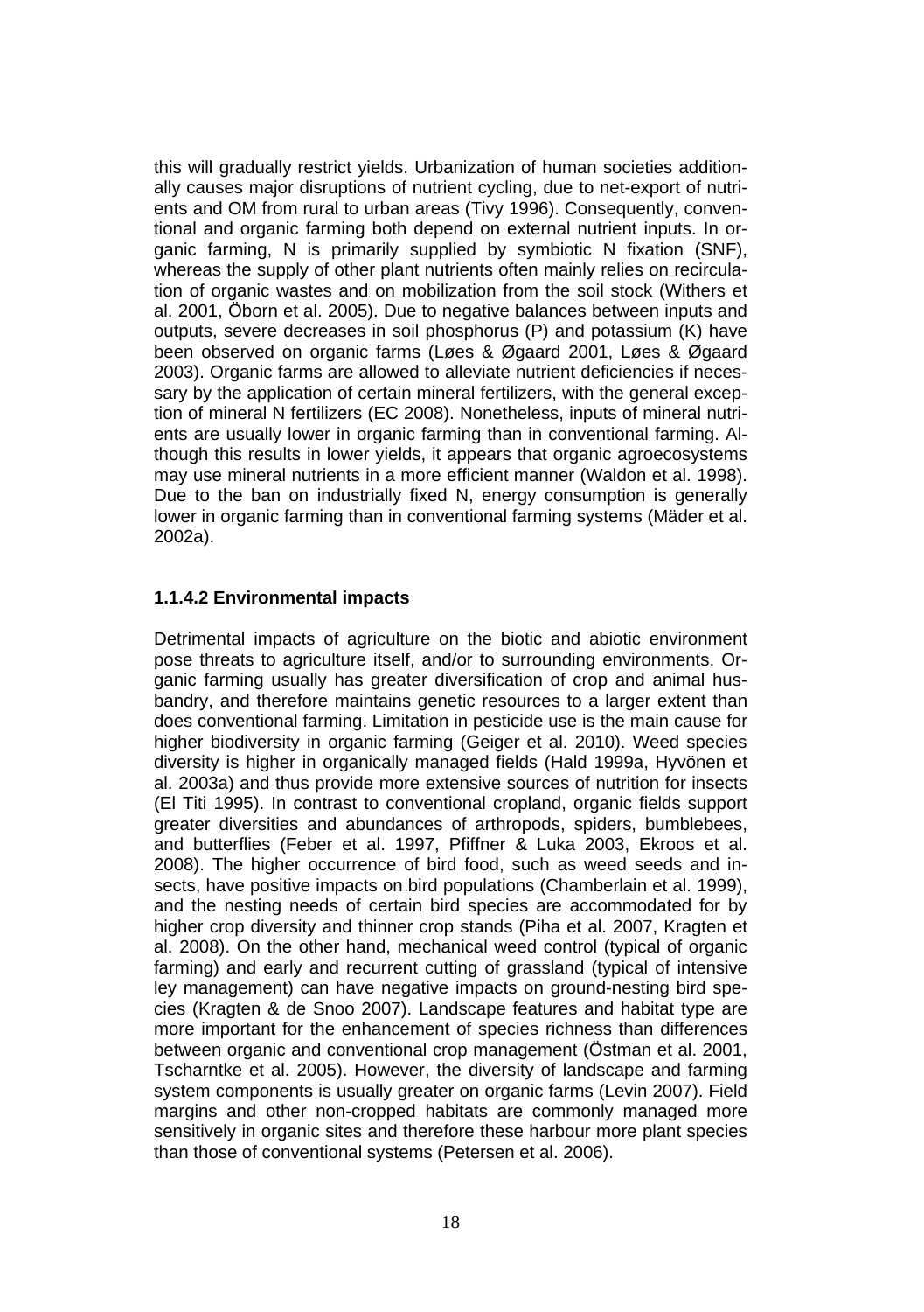this will gradually restrict yields. Urbanization of human societies additionally causes major disruptions of nutrient cycling, due to net-export of nutrients and OM from rural to urban areas (Tivy 1996). Consequently, conventional and organic farming both depend on external nutrient inputs. In organic farming, N is primarily supplied by symbiotic N fixation (SNF), whereas the supply of other plant nutrients often mainly relies on recirculation of organic wastes and on mobilization from the soil stock (Withers et al. 2001, Öborn et al. 2005). Due to negative balances between inputs and outputs, severe decreases in soil phosphorus (P) and potassium (K) have been observed on organic farms (Løes & Øgaard 2001, Løes & Øgaard 2003). Organic farms are allowed to alleviate nutrient deficiencies if necessary by the application of certain mineral fertilizers, with the general exception of mineral N fertilizers (EC 2008). Nonetheless, inputs of mineral nutrients are usually lower in organic farming than in conventional farming. Although this results in lower yields, it appears that organic agroecosystems may use mineral nutrients in a more efficient manner (Waldon et al. 1998). Due to the ban on industrially fixed N, energy consumption is generally lower in organic farming than in conventional farming systems (Mäder et al. 2002a).

#### 1.1.4.2 Environmental impacts

Detrimental impacts of agriculture on the biotic and abiotic environment pose threats to agriculture itself, and/or to surrounding environments. Organic farming usually has greater diversification of crop and animal husbandry, and therefore maintains genetic resources to a larger extent than does conventional farming. Limitation in pesticide use is the main cause for higher biodiversity in organic farming (Geiger et al. 2010). Weed species diversity is higher in organically managed fields (Hald 1999a, Hyvönen et al. 2003a) and thus provide more extensive sources of nutrition for insects (El Titi 1995). In contrast to conventional cropland, organic fields support greater diversities and abundances of arthropods, spiders, bumblebees, and butterflies (Feber et al. 1997, Pfiffner & Luka 2003, Ekroos et al. 2008). The higher occurrence of bird food, such as weed seeds and insects, have positive impacts on bird populations (Chamberlain et al. 1999), and the nesting needs of certain bird species are accommodated for by higher crop diversity and thinner crop stands (Piha et al. 2007, Kragten et al. 2008). On the other hand, mechanical weed control (typical of organic farming) and early and recurrent cutting of grassland (typical of intensive ley management) can have negative impacts on ground-nesting bird species (Kragten & de Snoo 2007). Landscape features and habitat type are more important for the enhancement of species richness than differences between organic and conventional crop management (Östman et al. 2001, Tscharntke et al. 2005). However, the diversity of landscape and farming system components is usually greater on organic farms (Levin 2007). Field margins and other non-cropped habitats are commonly managed more sensitively in organic sites and therefore these harbour more plant species than those of conventional systems (Petersen et al. 2006).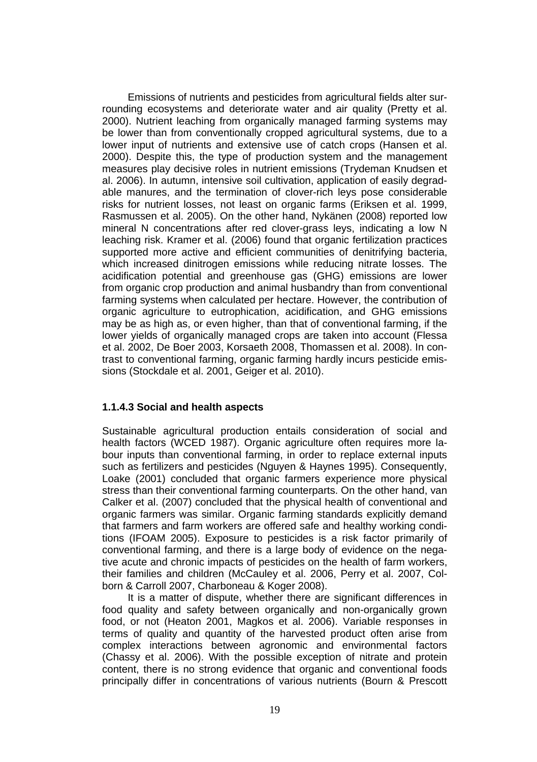Emissions of nutrients and pesticides from agricultural fields alter surrounding ecosystems and deteriorate water and air quality (Pretty et al. 2000). Nutrient leaching from organically managed farming systems may be lower than from conventionally cropped agricultural systems, due to a lower input of nutrients and extensive use of catch crops (Hansen et al. 2000). Despite this, the type of production system and the management measures play decisive roles in nutrient emissions (Trydeman Knudsen et al. 2006). In autumn, intensive soil cultivation, application of easily degradable manures, and the termination of clover-rich leys pose considerable risks for nutrient losses, not least on organic farms (Eriksen et al. 1999, Rasmussen et al. 2005). On the other hand, Nykänen (2008) reported low mineral N concentrations after red clover-grass leys, indicating a low N leaching risk. Kramer et al. (2006) found that organic fertilization practices supported more active and efficient communities of denitrifying bacteria, which increased dinitrogen emissions while reducing nitrate losses. The acidification potential and greenhouse gas (GHG) emissions are lower from organic crop production and animal husbandry than from conventional farming systems when calculated per hectare. However, the contribution of organic agriculture to eutrophication, acidification, and GHG emissions may be as high as, or even higher, than that of conventional farming, if the lower yields of organically managed crops are taken into account (Flessa et al. 2002, De Boer 2003, Korsaeth 2008, Thomassen et al. 2008). In contrast to conventional farming, organic farming hardly incurs pesticide emissions (Stockdale et al. 2001, Geiger et al. 2010).

### 1.1.4.3 Social and health aspects

Sustainable agricultural production entails consideration of social and health factors (WCED 1987). Organic agriculture often requires more labour inputs than conventional farming, in order to replace external inputs such as fertilizers and pesticides (Nguyen & Haynes 1995). Consequently, Loake (2001) concluded that organic farmers experience more physical stress than their conventional farming counterparts. On the other hand, van Calker et al. (2007) concluded that the physical health of conventional and organic farmers was similar. Organic farming standards explicitly demand that farmers and farm workers are offered safe and healthy working conditions (IFOAM 2005). Exposure to pesticides is a risk factor primarily of conventional farming, and there is a large body of evidence on the negative acute and chronic impacts of pesticides on the health of farm workers, their families and children (McCauley et al. 2006, Perry et al. 2007, Colborn & Carroll 2007, Charboneau & Koger 2008).

It is a matter of dispute, whether there are significant differences in food quality and safety between organically and non-organically grown food, or not (Heaton 2001, Magkos et al. 2006). Variable responses in terms of quality and quantity of the harvested product often arise from complex interactions between agronomic and environmental factors (Chassy et al. 2006). With the possible exception of nitrate and protein content, there is no strong evidence that organic and conventional foods principally differ in concentrations of various nutrients (Bourn & Prescott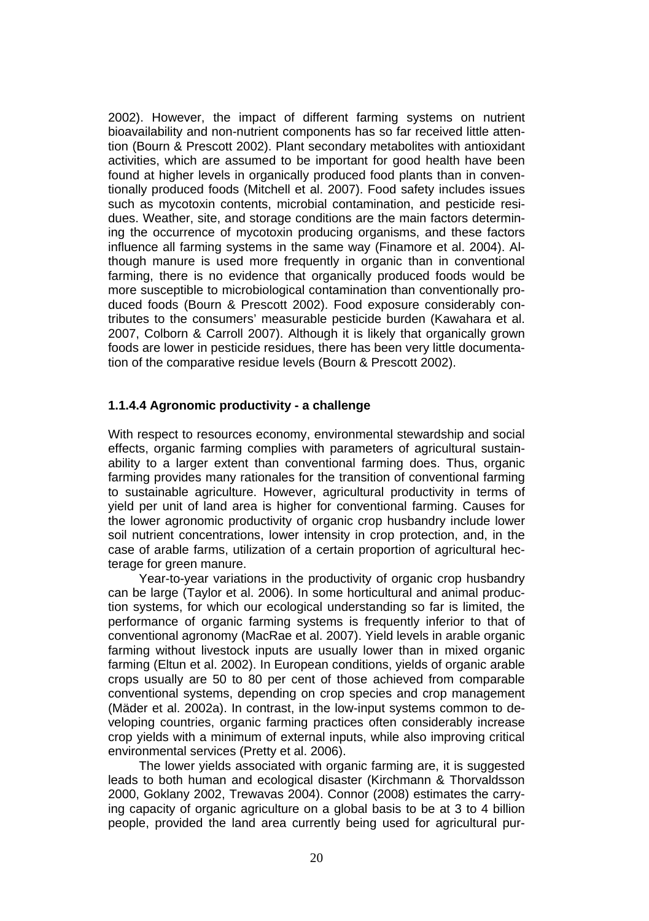2002). However, the impact of different farming systems on nutrient bioavailability and non-nutrient components has so far received little attention (Bourn & Prescott 2002). Plant secondary metabolites with antioxidant activities, which are assumed to be important for good health have been found at higher levels in organically produced food plants than in conventionally produced foods (Mitchell et al. 2007). Food safety includes issues such as mycotoxin contents, microbial contamination, and pesticide residues. Weather, site, and storage conditions are the main factors determining the occurrence of mycotoxin producing organisms, and these factors influence all farming systems in the same way (Finamore et al. 2004). Although manure is used more frequently in organic than in conventional farming, there is no evidence that organically produced foods would be more susceptible to microbiological contamination than conventionally produced foods (Bourn & Prescott 2002). Food exposure considerably contributes to the consumers' measurable pesticide burden (Kawahara et al. 2007, Colborn & Carroll 2007). Although it is likely that organically grown foods are lower in pesticide residues, there has been very little documentation of the comparative residue levels (Bourn & Prescott 2002).

#### 1.1.4.4 Agronomic productivity - a challenge

With respect to resources economy, environmental stewardship and social effects, organic farming complies with parameters of agricultural sustainability to a larger extent than conventional farming does. Thus, organic farming provides many rationales for the transition of conventional farming to sustainable agriculture. However, agricultural productivity in terms of yield per unit of land area is higher for conventional farming. Causes for the lower agronomic productivity of organic crop husbandry include lower soil nutrient concentrations, lower intensity in crop protection, and, in the case of arable farms, utilization of a certain proportion of agricultural hecterage for green manure.

Year-to-year variations in the productivity of organic crop husbandry can be large (Taylor et al. 2006). In some horticultural and animal production systems, for which our ecological understanding so far is limited, the performance of organic farming systems is frequently inferior to that of conventional agronomy (MacRae et al. 2007). Yield levels in arable organic farming without livestock inputs are usually lower than in mixed organic farming (Eltun et al. 2002). In European conditions, yields of organic arable crops usually are 50 to 80 per cent of those achieved from comparable conventional systems, depending on crop species and crop management (Mäder et al. 2002a). In contrast, in the low-input systems common to developing countries, organic farming practices often considerably increase crop yields with a minimum of external inputs, while also improving critical environmental services (Pretty et al. 2006).

The lower yields associated with organic farming are, it is suggested leads to both human and ecological disaster (Kirchmann & Thorvaldsson 2000, Goklany 2002, Trewavas 2004). Connor (2008) estimates the carrying capacity of organic agriculture on a global basis to be at 3 to 4 billion people, provided the land area currently being used for agricultural pur-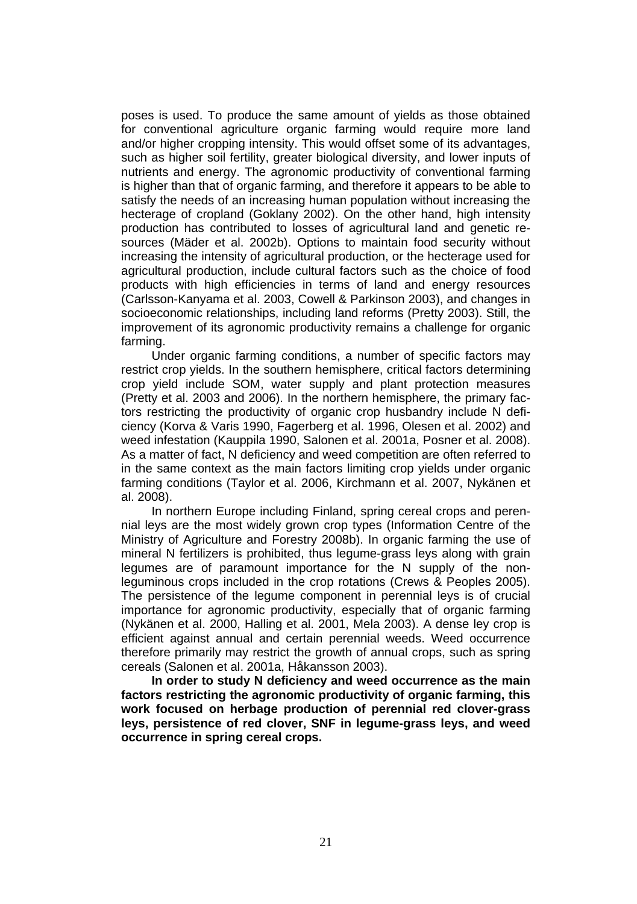poses is used. To produce the same amount of yields as those obtained for conventional agriculture organic farming would require more land and/or higher cropping intensity. This would offset some of its advantages, such as higher soil fertility, greater biological diversity, and lower inputs of nutrients and energy. The agronomic productivity of conventional farming is higher than that of organic farming, and therefore it appears to be able to satisfy the needs of an increasing human population without increasing the hecterage of cropland (Goklany 2002). On the other hand, high intensity production has contributed to losses of agricultural land and genetic resources (Mäder et al. 2002b). Options to maintain food security without increasing the intensity of agricultural production, or the hecterage used for agricultural production, include cultural factors such as the choice of food products with high efficiencies in terms of land and energy resources (Carlsson-Kanyama et al. 2003, Cowell & Parkinson 2003), and changes in socioeconomic relationships, including land reforms (Pretty 2003). Still, the improvement of its agronomic productivity remains a challenge for organic farming.

Under organic farming conditions, a number of specific factors may restrict crop yields. In the southern hemisphere, critical factors determining crop yield include SOM, water supply and plant protection measures (Pretty et al. 2003 and 2006). In the northern hemisphere, the primary factors restricting the productivity of organic crop husbandry include N deficiency (Korva & Varis 1990, Fagerberg et al. 1996, Olesen et al. 2002) and weed infestation (Kauppila 1990, Salonen et al. 2001a, Posner et al. 2008). As a matter of fact, N deficiency and weed competition are often referred to in the same context as the main factors limiting crop yields under organic farming conditions (Taylor et al. 2006, Kirchmann et al. 2007, Nykänen et al. 2008).

In northern Europe including Finland, spring cereal crops and perennial leys are the most widely grown crop types (Information Centre of the Ministry of Agriculture and Forestry 2008b). In organic farming the use of mineral N fertilizers is prohibited, thus legume-grass leys along with grain legumes are of paramount importance for the N supply of the non-leguminous crops included in the crop rotations (Crews & Peoples 2005). The persistence of the legume component in perennial leys is of crucial importance for agronomic productivity, especially that of organic farming (Nykänen et al. 2000, Halling et al. 2001, Mela 2003). A dense ley crop is efficient against annual and certain perennial weeds. Weed occurrence therefore primarily may restrict the growth of annual crops, such as spring cereals (Salonen et al. 2001a, Håkansson 2003).

**In order to study N deficiency and weed occurrence as the main factors restricting the agronomic productivity of organic farming, this work focused on herbage production of perennial red clover-grass leys, persistence of red clover, SNF in legume-grass leys, and weed occurrence in spring cereal crops.**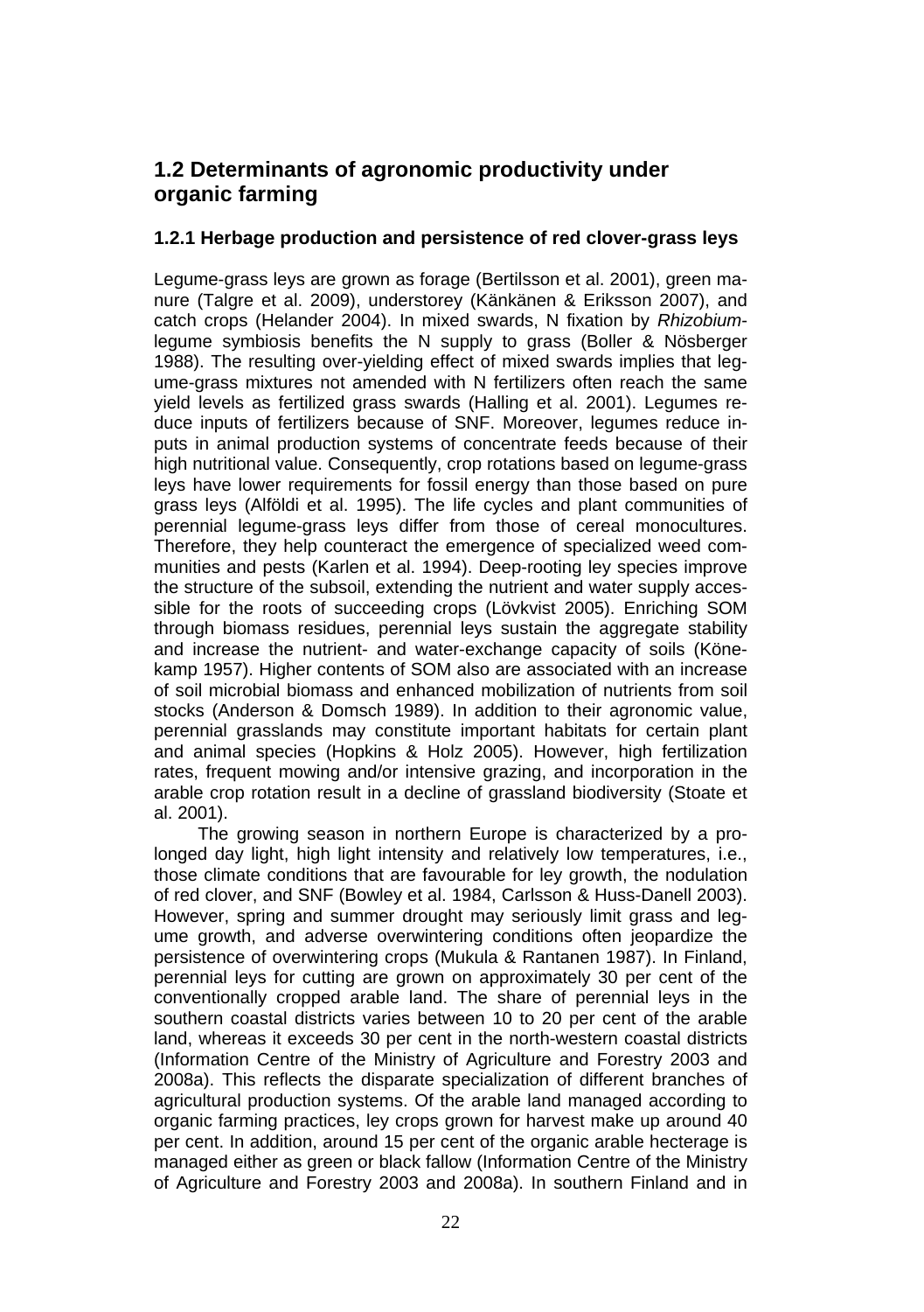## 1.2 Determinants of agronomic productivity under organic farming

### 1.2.1 Herbage production and persistence of red clover-grass leys

Legume-grass leys are grown as forage (Bertilsson et al. 2001), green manure (Talgre et al. 2009), understorey (Känkänen & Eriksson 2007), and catch crops (Helander 2004). In mixed swards, N fixation by *Rhizobium*-legume symbiosis benefits the N supply to grass (Boller & Nösberger 1988). The resulting over-yielding effect of mixed swards implies that legume-grass mixtures not amended with N fertilizers often reach the same yield levels as fertilized grass swards (Halling et al. 2001). Legumes reduce inputs of fertilizers because of SNF. Moreover, legumes reduce inputs in animal production systems of concentrate feeds because of their high nutritional value. Consequently, crop rotations based on legume-grass leys have lower requirements for fossil energy than those based on pure grass leys (Alföldi et al. 1995). The life cycles and plant communities of perennial legume-grass leys differ from those of cereal monocultures. Therefore, they help counteract the emergence of specialized weed communities and pests (Karlen et al. 1994). Deep-rooting ley species improve the structure of the subsoil, extending the nutrient and water supply accessible for the roots of succeeding crops (Lövkvist 2005). Enriching SOM through biomass residues, perennial leys sustain the aggregate stability and increase the nutrient- and water-exchange capacity of soils (Könekamp 1957). Higher contents of SOM also are associated with an increase of soil microbial biomass and enhanced mobilization of nutrients from soil stocks (Anderson & Domsch 1989). In addition to their agronomic value, perennial grasslands may constitute important habitats for certain plant and animal species (Hopkins & Holz 2005). However, high fertilization rates, frequent mowing and/or intensive grazing, and incorporation in the arable crop rotation result in a decline of grassland biodiversity (Stoate et al. 2001).

The growing season in northern Europe is characterized by a prolonged day light, high light intensity and relatively low temperatures, i.e., those climate conditions that are favourable for ley growth, the nodulation of red clover, and SNF (Bowley et al. 1984, Carlsson & Huss-Danell 2003). However, spring and summer drought may seriously limit grass and legume growth, and adverse overwintering conditions often jeopardize the persistence of overwintering crops (Mukula & Rantanen 1987). In Finland, perennial leys for cutting are grown on approximately 30 per cent of the conventionally cropped arable land. The share of perennial leys in the southern coastal districts varies between 10 to 20 per cent of the arable land, whereas it exceeds 30 per cent in the north-western coastal districts (Information Centre of the Ministry of Agriculture and Forestry 2003 and 2008a). This reflects the disparate specialization of different branches of agricultural production systems. Of the arable land managed according to organic farming practices, ley crops grown for harvest make up around 40 per cent. In addition, around 15 per cent of the organic arable hecterage is managed either as green or black fallow (Information Centre of the Ministry of Agriculture and Forestry 2003 and 2008a). In southern Finland and in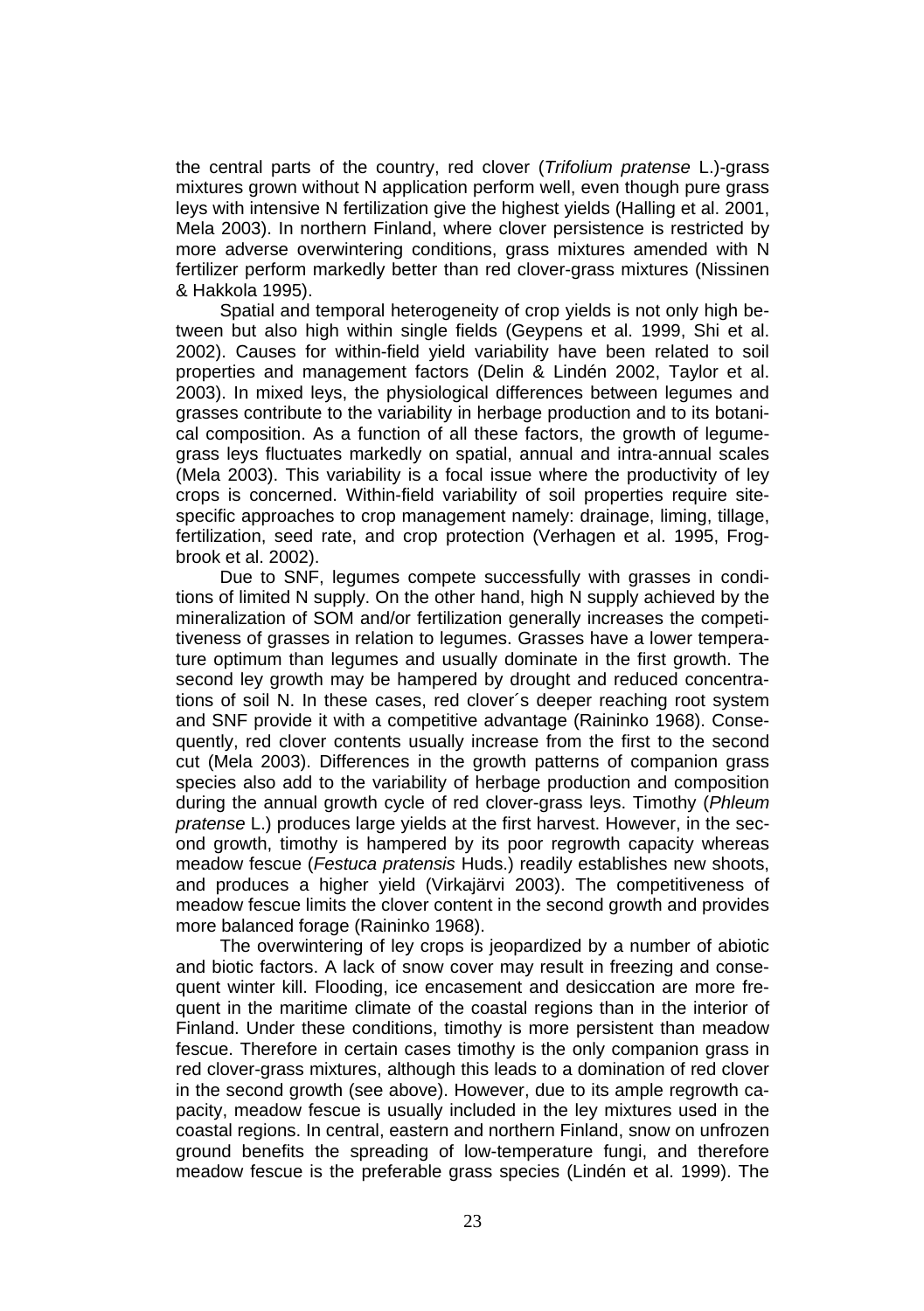the central parts of the country, red clover (*Trifolium pratense* L.)-grass mixtures grown without N application perform well, even though pure grass leys with intensive N fertilization give the highest yields (Halling et al. 2001, Mela 2003). In northern Finland, where clover persistence is restricted by more adverse overwintering conditions, grass mixtures amended with N fertilizer perform markedly better than red clover-grass mixtures (Nissinen & Hakkola 1995).

Spatial and temporal heterogeneity of crop yields is not only high between but also high within single fields (Geypens et al. 1999, Shi et al. 2002). Causes for within-field yield variability have been related to soil properties and management factors (Delin & Lindén 2002, Taylor et al. 2003). In mixed leys, the physiological differences between legumes and grasses contribute to the variability in herbage production and to its botanical composition. As a function of all these factors, the growth of legume-grass leys fluctuates markedly on spatial, annual and intra-annual scales (Mela 2003). This variability is a focal issue where the productivity of ley crops is concerned. Within-field variability of soil properties require site-specific approaches to crop management namely: drainage, liming, tillage, fertilization, seed rate, and crop protection (Verhagen et al. 1995, Frogbrook et al. 2002).

Due to SNF, legumes compete successfully with grasses in conditions of limited N supply. On the other hand, high N supply achieved by the mineralization of SOM and/or fertilization generally increases the competitiveness of grasses in relation to legumes. Grasses have a lower temperature optimum than legumes and usually dominate in the first growth. The second ley growth may be hampered by drought and reduced concentrations of soil N. In these cases, red clover´s deeper reaching root system and SNF provide it with a competitive advantage (Raininko 1968). Consequently, red clover contents usually increase from the first to the second cut (Mela 2003). Differences in the growth patterns of companion grass species also add to the variability of herbage production and composition during the annual growth cycle of red clover-grass leys. Timothy (*Phleum pratense* L.) produces large yields at the first harvest. However, in the second growth, timothy is hampered by its poor regrowth capacity whereas meadow fescue (*Festuca pratensis* Huds.) readily establishes new shoots, and produces a higher yield (Virkajärvi 2003). The competitiveness of meadow fescue limits the clover content in the second growth and provides more balanced forage (Raininko 1968).

The overwintering of ley crops is jeopardized by a number of abiotic and biotic factors. A lack of snow cover may result in freezing and consequent winter kill. Flooding, ice encasement and desiccation are more frequent in the maritime climate of the coastal regions than in the interior of Finland. Under these conditions, timothy is more persistent than meadow fescue. Therefore in certain cases timothy is the only companion grass in red clover-grass mixtures, although this leads to a domination of red clover in the second growth (see above). However, due to its ample regrowth capacity, meadow fescue is usually included in the ley mixtures used in the coastal regions. In central, eastern and northern Finland, snow on unfrozen ground benefits the spreading of low-temperature fungi, and therefore meadow fescue is the preferable grass species (Lindén et al. 1999). The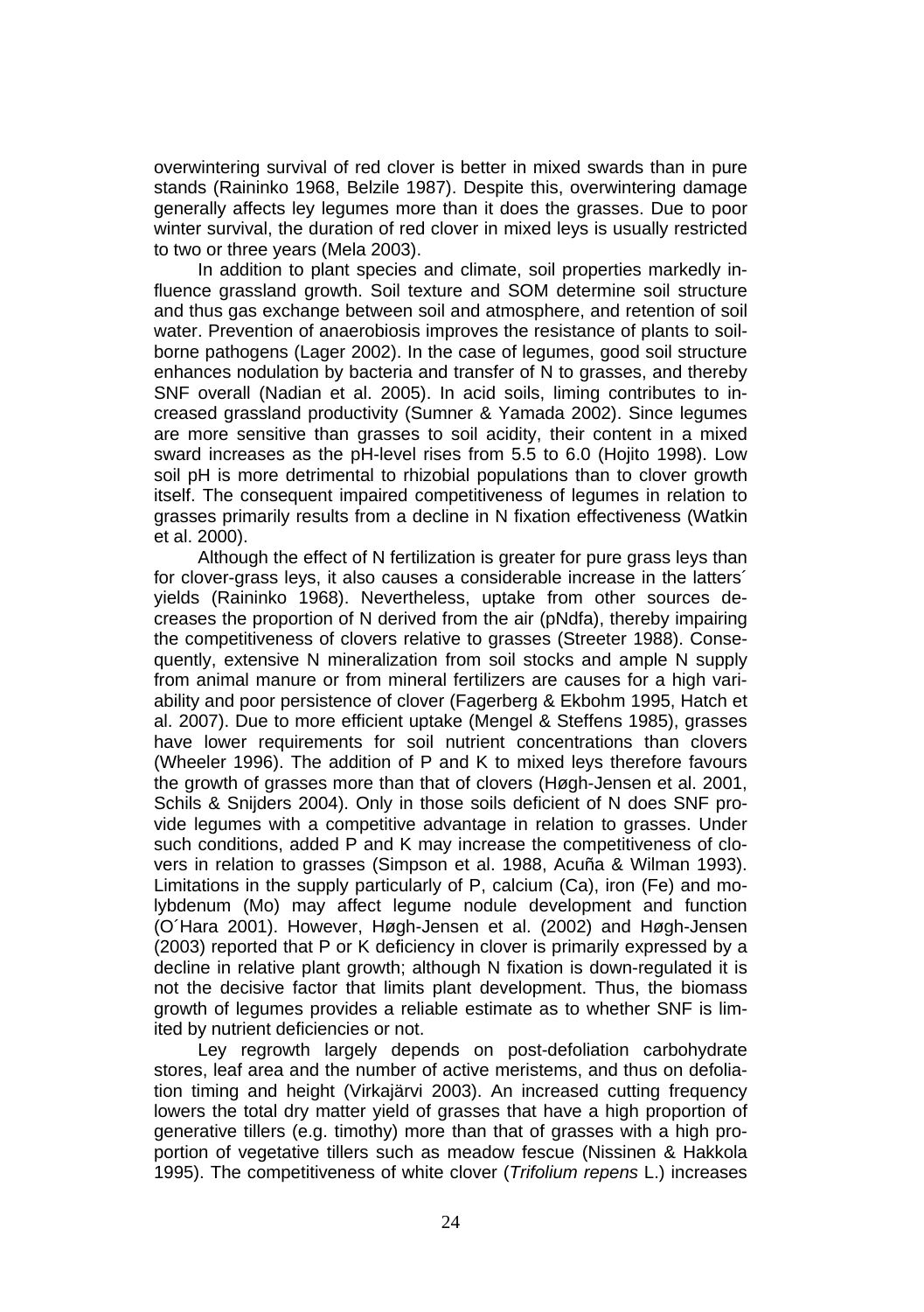overwintering survival of red clover is better in mixed swards than in pure stands (Raininko 1968, Belzile 1987). Despite this, overwintering damage generally affects ley legumes more than it does the grasses. Due to poor winter survival, the duration of red clover in mixed leys is usually restricted to two or three years (Mela 2003).

In addition to plant species and climate, soil properties markedly influence grassland growth. Soil texture and SOM determine soil structure and thus gas exchange between soil and atmosphere, and retention of soil water. Prevention of anaerobiosis improves the resistance of plants to soil-borne pathogens (Lager 2002). In the case of legumes, good soil structure enhances nodulation by bacteria and transfer of N to grasses, and thereby SNF overall (Nadian et al. 2005). In acid soils, liming contributes to increased grassland productivity (Sumner & Yamada 2002). Since legumes are more sensitive than grasses to soil acidity, their content in a mixed sward increases as the pH-level rises from 5.5 to 6.0 (Hojito 1998). Low soil pH is more detrimental to rhizobial populations than to clover growth itself. The consequent impaired competitiveness of legumes in relation to grasses primarily results from a decline in N fixation effectiveness (Watkin et al. 2000).

Although the effect of N fertilization is greater for pure grass leys than for clover-grass leys, it also causes a considerable increase in the latters´ yields (Raininko 1968). Nevertheless, uptake from other sources decreases the proportion of N derived from the air (pNdfa), thereby impairing the competitiveness of clovers relative to grasses (Streeter 1988). Consequently, extensive N mineralization from soil stocks and ample N supply from animal manure or from mineral fertilizers are causes for a high variability and poor persistence of clover (Fagerberg & Ekbohm 1995, Hatch et al. 2007). Due to more efficient uptake (Mengel & Steffens 1985), grasses have lower requirements for soil nutrient concentrations than clovers (Wheeler 1996). The addition of P and K to mixed leys therefore favours the growth of grasses more than that of clovers (Høgh-Jensen et al. 2001, Schils & Snijders 2004). Only in those soils deficient of N does SNF provide legumes with a competitive advantage in relation to grasses. Under such conditions, added P and K may increase the competitiveness of clovers in relation to grasses (Simpson et al. 1988, Acuña & Wilman 1993). Limitations in the supply particularly of P, calcium (Ca), iron (Fe) and molybdenum (Mo) may affect legume nodule development and function (O´Hara 2001). However, Høgh-Jensen et al. (2002) and Høgh-Jensen (2003) reported that P or K deficiency in clover is primarily expressed by a decline in relative plant growth; although N fixation is down-regulated it is not the decisive factor that limits plant development. Thus, the biomass growth of legumes provides a reliable estimate as to whether SNF is limited by nutrient deficiencies or not.

Ley regrowth largely depends on post-defoliation carbohydrate stores, leaf area and the number of active meristems, and thus on defoliation timing and height (Virkajärvi 2003). An increased cutting frequency lowers the total dry matter yield of grasses that have a high proportion of generative tillers (e.g. timothy) more than that of grasses with a high proportion of vegetative tillers such as meadow fescue (Nissinen & Hakkola 1995). The competitiveness of white clover (*Trifolium repens* L.) increases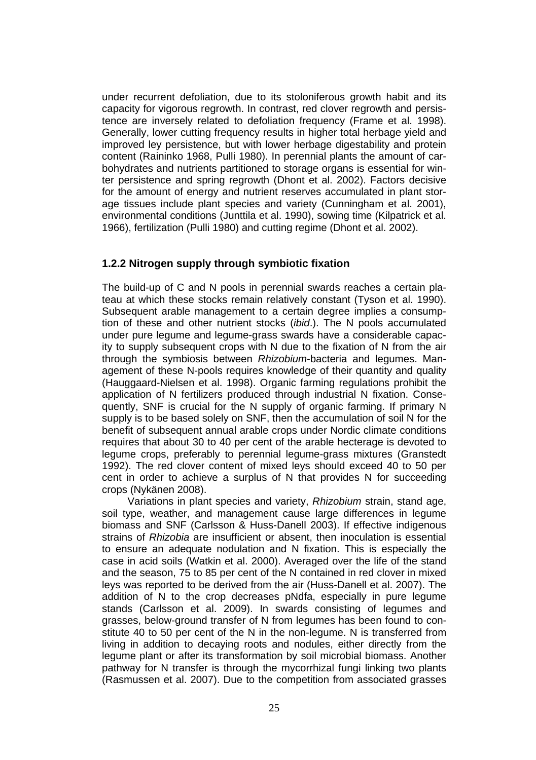under recurrent defoliation, due to its stoloniferous growth habit and its capacity for vigorous regrowth. In contrast, red clover regrowth and persistence are inversely related to defoliation frequency (Frame et al. 1998). Generally, lower cutting frequency results in higher total herbage yield and improved ley persistence, but with lower herbage digestability and protein content (Raininko 1968, Pulli 1980). In perennial plants the amount of carbohydrates and nutrients partitioned to storage organs is essential for winter persistence and spring regrowth (Dhont et al. 2002). Factors decisive for the amount of energy and nutrient reserves accumulated in plant storage tissues include plant species and variety (Cunningham et al. 2001), environmental conditions (Junttila et al. 1990), sowing time (Kilpatrick et al. 1966), fertilization (Pulli 1980) and cutting regime (Dhont et al. 2002).

### 1.2.2 Nitrogen supply through symbiotic fixation

The build-up of C and N pools in perennial swards reaches a certain plateau at which these stocks remain relatively constant (Tyson et al. 1990). Subsequent arable management to a certain degree implies a consumption of these and other nutrient stocks (*ibid*.). The N pools accumulated under pure legume and legume-grass swards have a considerable capacity to supply subsequent crops with N due to the fixation of N from the air through the symbiosis between *Rhizobium*-bacteria and legumes. Management of these N-pools requires knowledge of their quantity and quality (Hauggaard-Nielsen et al. 1998). Organic farming regulations prohibit the application of N fertilizers produced through industrial N fixation. Consequently, SNF is crucial for the N supply of organic farming. If primary N supply is to be based solely on SNF, then the accumulation of soil N for the benefit of subsequent annual arable crops under Nordic climate conditions requires that about 30 to 40 per cent of the arable hecterage is devoted to legume crops, preferably to perennial legume-grass mixtures (Granstedt 1992). The red clover content of mixed leys should exceed 40 to 50 per cent in order to achieve a surplus of N that provides N for succeeding crops (Nykänen 2008).

Variations in plant species and variety, *Rhizobium* strain, stand age, soil type, weather, and management cause large differences in legume biomass and SNF (Carlsson & Huss-Danell 2003). If effective indigenous strains of *Rhizobia* are insufficient or absent, then inoculation is essential to ensure an adequate nodulation and N fixation. This is especially the case in acid soils (Watkin et al. 2000). Averaged over the life of the stand and the season, 75 to 85 per cent of the N contained in red clover in mixed leys was reported to be derived from the air (Huss-Danell et al. 2007). The addition of N to the crop decreases pNdfa, especially in pure legume stands (Carlsson et al. 2009). In swards consisting of legumes and grasses, below-ground transfer of N from legumes has been found to constitute 40 to 50 per cent of the N in the non-legume. N is transferred from living in addition to decaying roots and nodules, either directly from the legume plant or after its transformation by soil microbial biomass. Another pathway for N transfer is through the mycorrhizal fungi linking two plants (Rasmussen et al. 2007). Due to the competition from associated grasses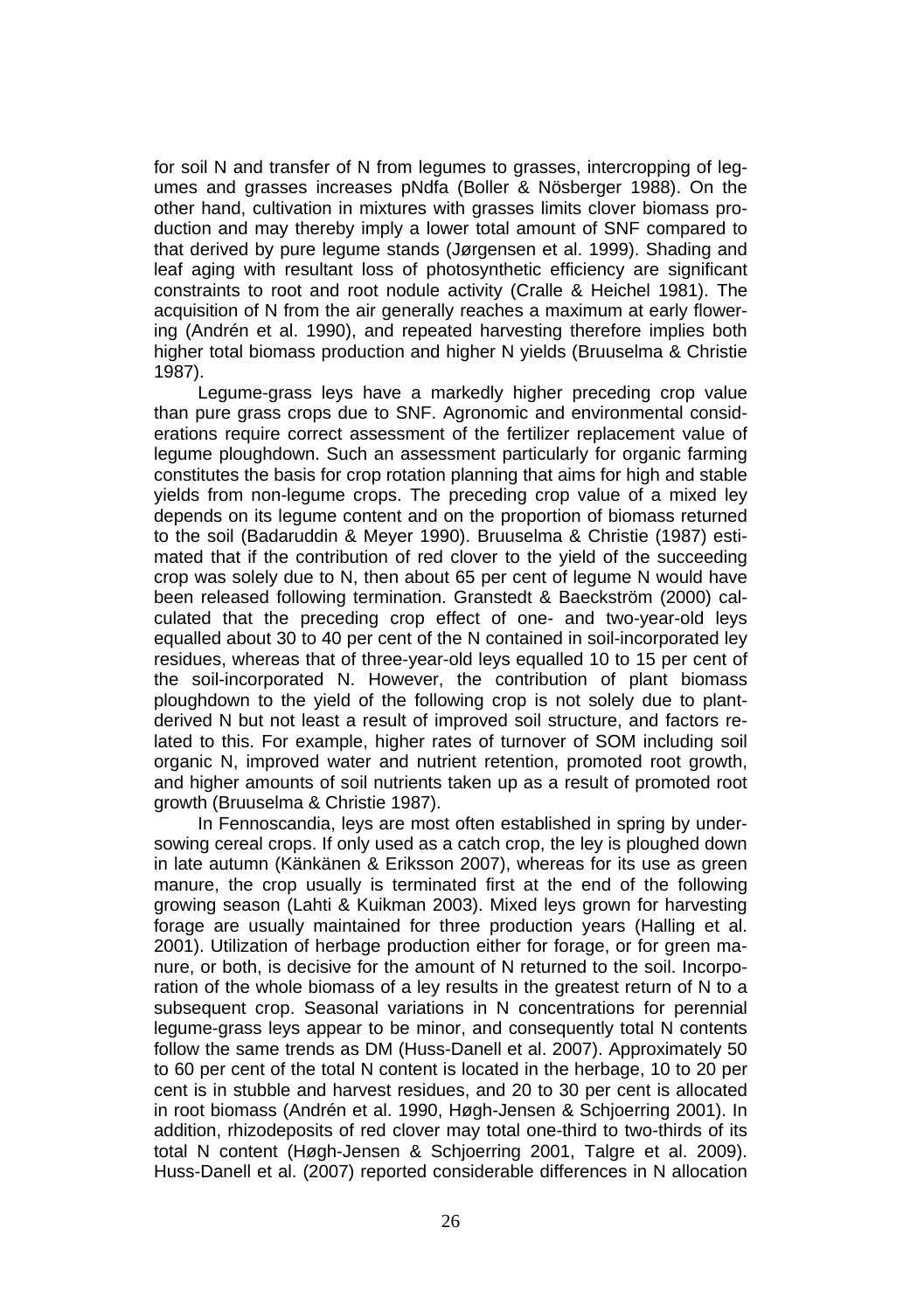for soil N and transfer of N from legumes to grasses, intercropping of legumes and grasses increases pNdfa (Boller & Nösberger 1988). On the other hand, cultivation in mixtures with grasses limits clover biomass production and may thereby imply a lower total amount of SNF compared to that derived by pure legume stands (Jørgensen et al. 1999). Shading and leaf aging with resultant loss of photosynthetic efficiency are significant constraints to root and root nodule activity (Cralle & Heichel 1981). The acquisition of N from the air generally reaches a maximum at early flowering (Andrén et al. 1990), and repeated harvesting therefore implies both higher total biomass production and higher N yields (Bruuselma & Christie 1987).

Legume-grass leys have a markedly higher preceding crop value than pure grass crops due to SNF. Agronomic and environmental considerations require correct assessment of the fertilizer replacement value of legume ploughdown. Such an assessment particularly for organic farming constitutes the basis for crop rotation planning that aims for high and stable yields from non-legume crops. The preceding crop value of a mixed ley depends on its legume content and on the proportion of biomass returned to the soil (Badaruddin & Meyer 1990). Bruuselma & Christie (1987) estimated that if the contribution of red clover to the yield of the succeeding crop was solely due to N, then about 65 per cent of legume N would have been released following termination. Granstedt & Baeckström (2000) calculated that the preceding crop effect of one- and two-year-old leys equalled about 30 to 40 per cent of the N contained in soil-incorporated ley residues, whereas that of three-year-old leys equalled 10 to 15 per cent of the soil-incorporated N. However, the contribution of plant biomass ploughdown to the yield of the following crop is not solely due to plant-derived N but not least a result of improved soil structure, and factors related to this. For example, higher rates of turnover of SOM including soil organic N, improved water and nutrient retention, promoted root growth, and higher amounts of soil nutrients taken up as a result of promoted root growth (Bruuselma & Christie 1987).

In Fennoscandia, leys are most often established in spring by undersowing cereal crops. If only used as a catch crop, the ley is ploughed down in late autumn (Känkänen & Eriksson 2007), whereas for its use as green manure, the crop usually is terminated first at the end of the following growing season (Lahti & Kuikman 2003). Mixed leys grown for harvesting forage are usually maintained for three production years (Halling et al. 2001). Utilization of herbage production either for forage, or for green manure, or both, is decisive for the amount of N returned to the soil. Incorporation of the whole biomass of a ley results in the greatest return of N to a subsequent crop. Seasonal variations in N concentrations for perennial legume-grass leys appear to be minor, and consequently total N contents follow the same trends as DM (Huss-Danell et al. 2007). Approximately 50 to 60 per cent of the total N content is located in the herbage, 10 to 20 per cent is in stubble and harvest residues, and 20 to 30 per cent is allocated in root biomass (Andrén et al. 1990, Høgh-Jensen & Schjoerring 2001). In addition, rhizodeposits of red clover may total one-third to two-thirds of its total N content (Høgh-Jensen & Schjoerring 2001, Talgre et al. 2009). Huss-Danell et al. (2007) reported considerable differences in N allocation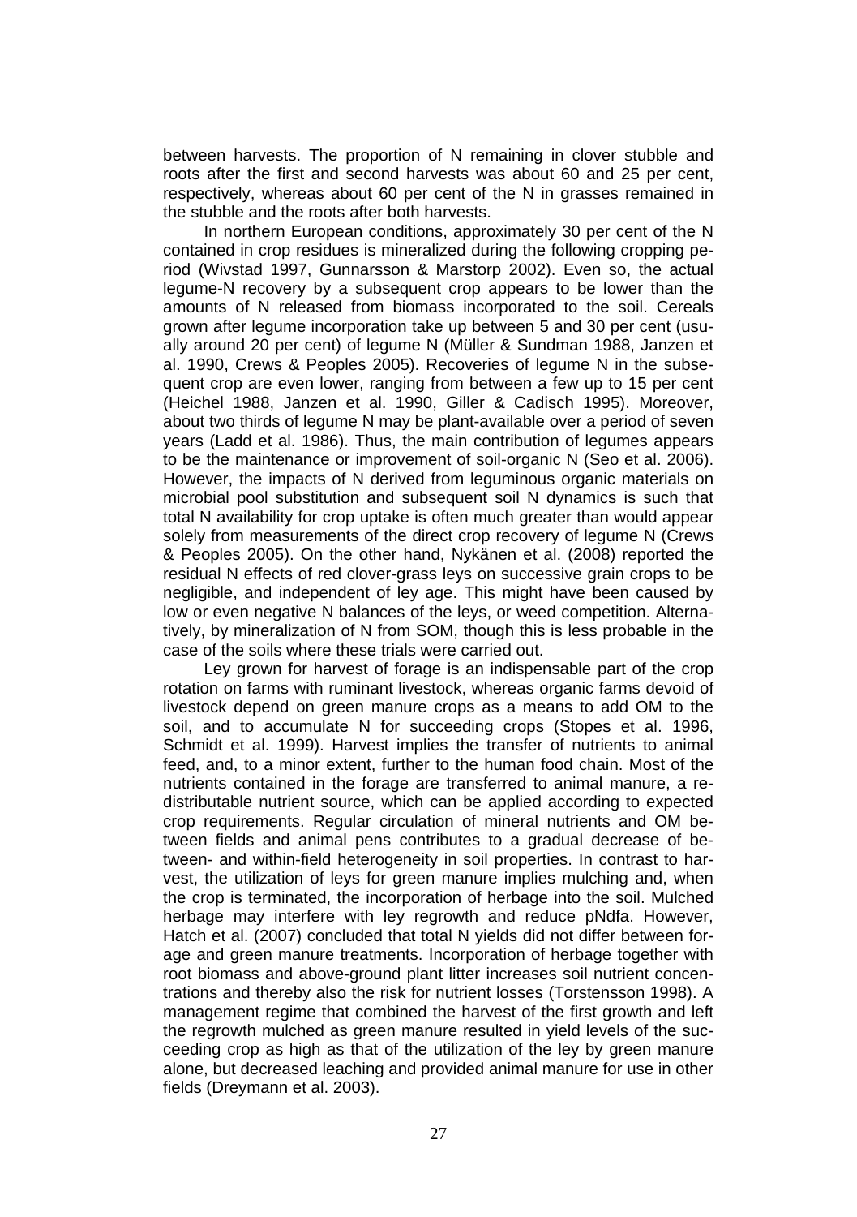between harvests. The proportion of N remaining in clover stubble and roots after the first and second harvests was about 60 and 25 per cent, respectively, whereas about 60 per cent of the N in grasses remained in the stubble and the roots after both harvests.

In northern European conditions, approximately 30 per cent of the N contained in crop residues is mineralized during the following cropping period (Wivstad 1997, Gunnarsson & Marstorp 2002). Even so, the actual legume-N recovery by a subsequent crop appears to be lower than the amounts of N released from biomass incorporated to the soil. Cereals grown after legume incorporation take up between 5 and 30 per cent (usually around 20 per cent) of legume N (Müller & Sundman 1988, Janzen et al. 1990, Crews & Peoples 2005). Recoveries of legume N in the subsequent crop are even lower, ranging from between a few up to 15 per cent (Heichel 1988, Janzen et al. 1990, Giller & Cadisch 1995). Moreover, about two thirds of legume N may be plant-available over a period of seven years (Ladd et al. 1986). Thus, the main contribution of legumes appears to be the maintenance or improvement of soil-organic N (Seo et al. 2006). However, the impacts of N derived from leguminous organic materials on microbial pool substitution and subsequent soil N dynamics is such that total N availability for crop uptake is often much greater than would appear solely from measurements of the direct crop recovery of legume N (Crews & Peoples 2005). On the other hand, Nykänen et al. (2008) reported the residual N effects of red clover-grass leys on successive grain crops to be negligible, and independent of ley age. This might have been caused by low or even negative N balances of the leys, or weed competition. Alternatively, by mineralization of N from SOM, though this is less probable in the case of the soils where these trials were carried out.

Ley grown for harvest of forage is an indispensable part of the crop rotation on farms with ruminant livestock, whereas organic farms devoid of livestock depend on green manure crops as a means to add OM to the soil, and to accumulate N for succeeding crops (Stopes et al. 1996, Schmidt et al. 1999). Harvest implies the transfer of nutrients to animal feed, and, to a minor extent, further to the human food chain. Most of the nutrients contained in the forage are transferred to animal manure, a redistributable nutrient source, which can be applied according to expected crop requirements. Regular circulation of mineral nutrients and OM between fields and animal pens contributes to a gradual decrease of between- and within-field heterogeneity in soil properties. In contrast to harvest, the utilization of leys for green manure implies mulching and, when the crop is terminated, the incorporation of herbage into the soil. Mulched herbage may interfere with ley regrowth and reduce pNdfa. However, Hatch et al. (2007) concluded that total N yields did not differ between forage and green manure treatments. Incorporation of herbage together with root biomass and above-ground plant litter increases soil nutrient concentrations and thereby also the risk for nutrient losses (Torstensson 1998). A management regime that combined the harvest of the first growth and left the regrowth mulched as green manure resulted in yield levels of the succeeding crop as high as that of the utilization of the ley by green manure alone, but decreased leaching and provided animal manure for use in other fields (Dreymann et al. 2003).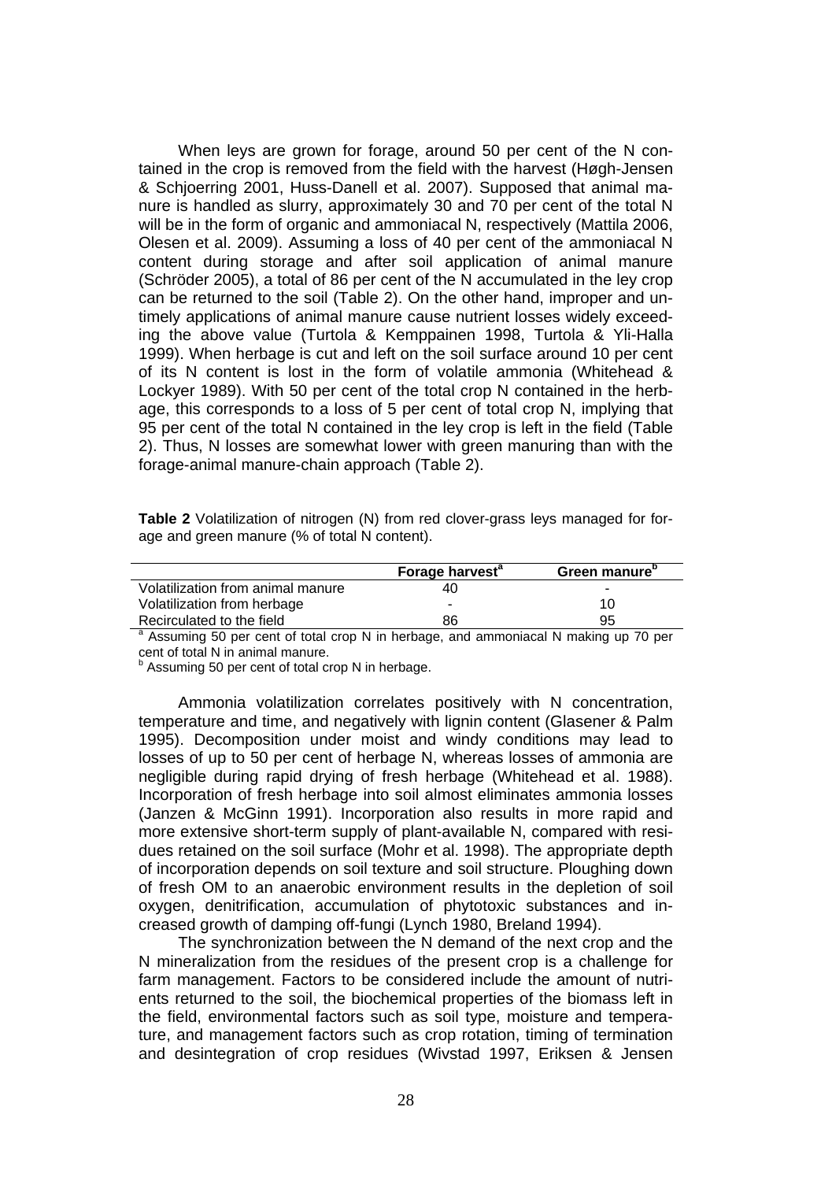When leys are grown for forage, around 50 per cent of the N contained in the crop is removed from the field with the harvest (Høgh-Jensen & Schjoerring 2001, Huss-Danell et al. 2007). Supposed that animal manure is handled as slurry, approximately 30 and 70 per cent of the total N will be in the form of organic and ammoniacal N, respectively (Mattila 2006, Olesen et al. 2009). Assuming a loss of 40 per cent of the ammoniacal N content during storage and after soil application of animal manure (Schröder 2005), a total of 86 per cent of the N accumulated in the ley crop can be returned to the soil (Table 2). On the other hand, improper and untimely applications of animal manure cause nutrient losses widely exceeding the above value (Turtola & Kemppainen 1998, Turtola & Yli-Halla 1999). When herbage is cut and left on the soil surface around 10 per cent of its N content is lost in the form of volatile ammonia (Whitehead & Lockyer 1989). With 50 per cent of the total crop N contained in the herbage, this corresponds to a loss of 5 per cent of total crop N, implying that 95 per cent of the total N contained in the ley crop is left in the field (Table 2). Thus, N losses are somewhat lower with green manuring than with the forage-animal manure-chain approach (Table 2).

**Table 2** Volatilization of nitrogen (N) from red clover-grass leys managed for forage and green manure (% of total N content).

| | **Forage harvest**[a] | **Green manure**[b] |
|---|---|---|
| Volatilization from animal manure | 40 | - |
| Volatilization from herbage | - | 10 |
| Recirculated to the field | 86 | 95 |

[a] Assuming 50 per cent of total crop N in herbage, and ammoniacal N making up 70 per cent of total N in animal manure.
[b] Assuming 50 per cent of total crop N in herbage.

Ammonia volatilization correlates positively with N concentration, temperature and time, and negatively with lignin content (Glasener & Palm 1995). Decomposition under moist and windy conditions may lead to losses of up to 50 per cent of herbage N, whereas losses of ammonia are negligible during rapid drying of fresh herbage (Whitehead et al. 1988). Incorporation of fresh herbage into soil almost eliminates ammonia losses (Janzen & McGinn 1991). Incorporation also results in more rapid and more extensive short-term supply of plant-available N, compared with residues retained on the soil surface (Mohr et al. 1998). The appropriate depth of incorporation depends on soil texture and soil structure. Ploughing down of fresh OM to an anaerobic environment results in the depletion of soil oxygen, denitrification, accumulation of phytotoxic substances and increased growth of damping off-fungi (Lynch 1980, Breland 1994).

The synchronization between the N demand of the next crop and the N mineralization from the residues of the present crop is a challenge for farm management. Factors to be considered include the amount of nutrients returned to the soil, the biochemical properties of the biomass left in the field, environmental factors such as soil type, moisture and temperature, and management factors such as crop rotation, timing of termination and desintegration of crop residues (Wivstad 1997, Eriksen & Jensen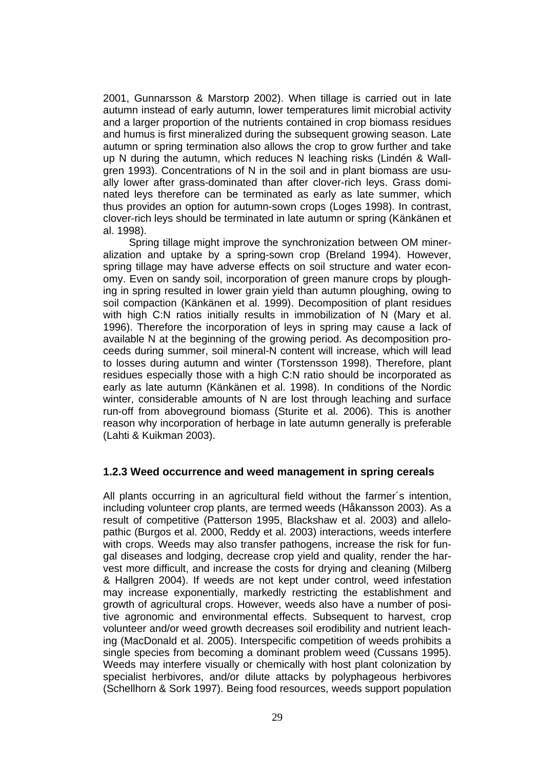2001, Gunnarsson & Marstorp 2002). When tillage is carried out in late autumn instead of early autumn, lower temperatures limit microbial activity and a larger proportion of the nutrients contained in crop biomass residues and humus is first mineralized during the subsequent growing season. Late autumn or spring termination also allows the crop to grow further and take up N during the autumn, which reduces N leaching risks (Lindén & Wallgren 1993). Concentrations of N in the soil and in plant biomass are usually lower after grass-dominated than after clover-rich leys. Grass dominated leys therefore can be terminated as early as late summer, which thus provides an option for autumn-sown crops (Loges 1998). In contrast, clover-rich leys should be terminated in late autumn or spring (Känkänen et al. 1998).

Spring tillage might improve the synchronization between OM mineralization and uptake by a spring-sown crop (Breland 1994). However, spring tillage may have adverse effects on soil structure and water economy. Even on sandy soil, incorporation of green manure crops by ploughing in spring resulted in lower grain yield than autumn ploughing, owing to soil compaction (Känkänen et al. 1999). Decomposition of plant residues with high C:N ratios initially results in immobilization of N (Mary et al. 1996). Therefore the incorporation of leys in spring may cause a lack of available N at the beginning of the growing period. As decomposition proceeds during summer, soil mineral-N content will increase, which will lead to losses during autumn and winter (Torstensson 1998). Therefore, plant residues especially those with a high C:N ratio should be incorporated as early as late autumn (Känkänen et al. 1998). In conditions of the Nordic winter, considerable amounts of N are lost through leaching and surface run-off from aboveground biomass (Sturite et al. 2006). This is another reason why incorporation of herbage in late autumn generally is preferable (Lahti & Kuikman 2003).

### 1.2.3 Weed occurrence and weed management in spring cereals

All plants occurring in an agricultural field without the farmer´s intention, including volunteer crop plants, are termed weeds (Håkansson 2003). As a result of competitive (Patterson 1995, Blackshaw et al. 2003) and allelopathic (Burgos et al. 2000, Reddy et al. 2003) interactions, weeds interfere with crops. Weeds may also transfer pathogens, increase the risk for fungal diseases and lodging, decrease crop yield and quality, render the harvest more difficult, and increase the costs for drying and cleaning (Milberg & Hallgren 2004). If weeds are not kept under control, weed infestation may increase exponentially, markedly restricting the establishment and growth of agricultural crops. However, weeds also have a number of positive agronomic and environmental effects. Subsequent to harvest, crop volunteer and/or weed growth decreases soil erodibility and nutrient leaching (MacDonald et al. 2005). Interspecific competition of weeds prohibits a single species from becoming a dominant problem weed (Cussans 1995). Weeds may interfere visually or chemically with host plant colonization by specialist herbivores, and/or dilute attacks by polyphageous herbivores (Schellhorn & Sork 1997). Being food resources, weeds support population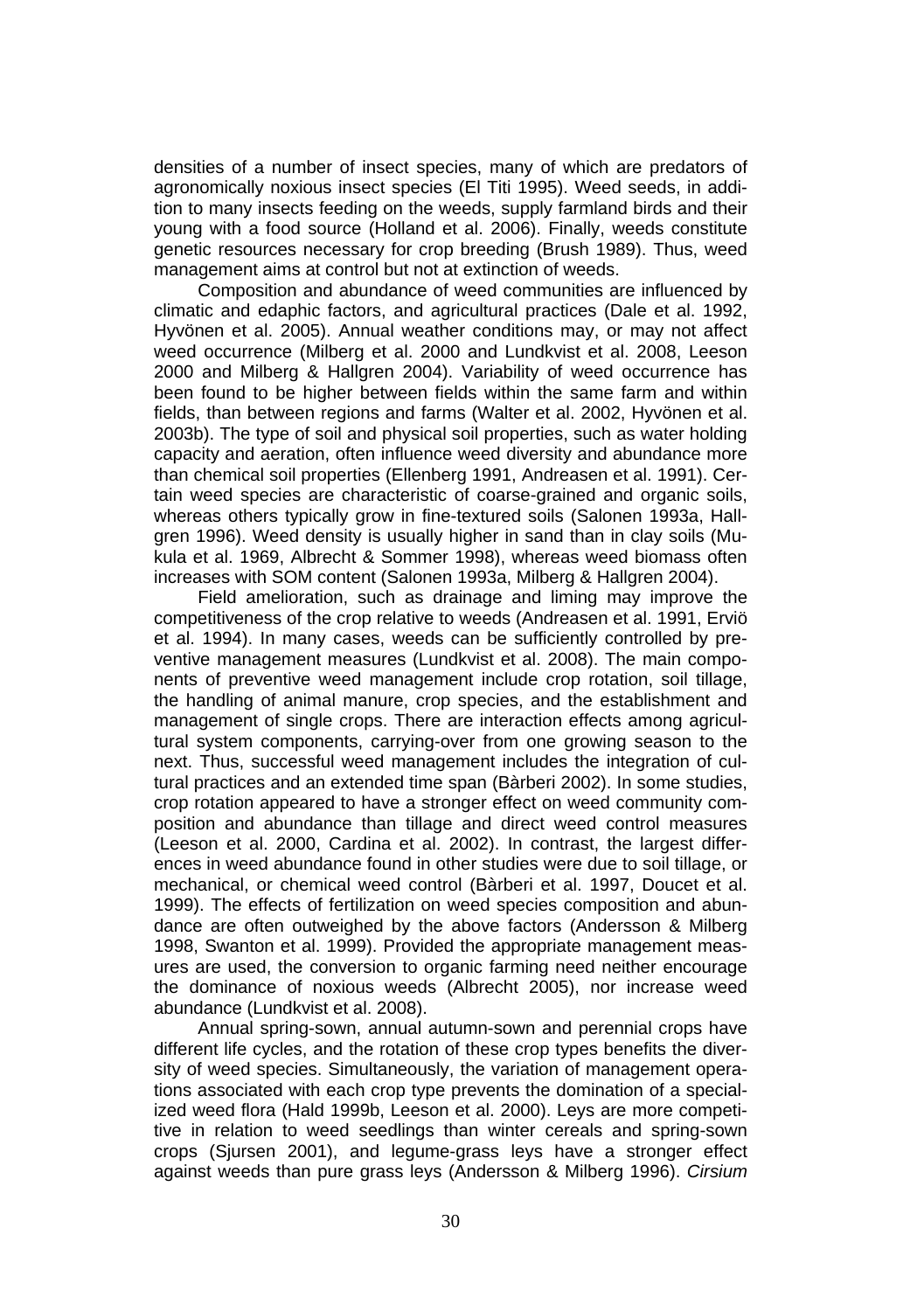densities of a number of insect species, many of which are predators of agronomically noxious insect species (El Titi 1995). Weed seeds, in addition to many insects feeding on the weeds, supply farmland birds and their young with a food source (Holland et al. 2006). Finally, weeds constitute genetic resources necessary for crop breeding (Brush 1989). Thus, weed management aims at control but not at extinction of weeds.

Composition and abundance of weed communities are influenced by climatic and edaphic factors, and agricultural practices (Dale et al. 1992, Hyvönen et al. 2005). Annual weather conditions may, or may not affect weed occurrence (Milberg et al. 2000 and Lundkvist et al. 2008, Leeson 2000 and Milberg & Hallgren 2004). Variability of weed occurrence has been found to be higher between fields within the same farm and within fields, than between regions and farms (Walter et al. 2002, Hyvönen et al. 2003b). The type of soil and physical soil properties, such as water holding capacity and aeration, often influence weed diversity and abundance more than chemical soil properties (Ellenberg 1991, Andreasen et al. 1991). Certain weed species are characteristic of coarse-grained and organic soils, whereas others typically grow in fine-textured soils (Salonen 1993a, Hallgren 1996). Weed density is usually higher in sand than in clay soils (Mukula et al. 1969, Albrecht & Sommer 1998), whereas weed biomass often increases with SOM content (Salonen 1993a, Milberg & Hallgren 2004).

Field amelioration, such as drainage and liming may improve the competitiveness of the crop relative to weeds (Andreasen et al. 1991, Erviö et al. 1994). In many cases, weeds can be sufficiently controlled by preventive management measures (Lundkvist et al. 2008). The main components of preventive weed management include crop rotation, soil tillage, the handling of animal manure, crop species, and the establishment and management of single crops. There are interaction effects among agricultural system components, carrying-over from one growing season to the next. Thus, successful weed management includes the integration of cultural practices and an extended time span (Bàrberi 2002). In some studies, crop rotation appeared to have a stronger effect on weed community composition and abundance than tillage and direct weed control measures (Leeson et al. 2000, Cardina et al. 2002). In contrast, the largest differences in weed abundance found in other studies were due to soil tillage, or mechanical, or chemical weed control (Bàrberi et al. 1997, Doucet et al. 1999). The effects of fertilization on weed species composition and abundance are often outweighed by the above factors (Andersson & Milberg 1998, Swanton et al. 1999). Provided the appropriate management measures are used, the conversion to organic farming need neither encourage the dominance of noxious weeds (Albrecht 2005), nor increase weed abundance (Lundkvist et al. 2008).

Annual spring-sown, annual autumn-sown and perennial crops have different life cycles, and the rotation of these crop types benefits the diversity of weed species. Simultaneously, the variation of management operations associated with each crop type prevents the domination of a specialized weed flora (Hald 1999b, Leeson et al. 2000). Leys are more competitive in relation to weed seedlings than winter cereals and spring-sown crops (Sjursen 2001), and legume-grass leys have a stronger effect against weeds than pure grass leys (Andersson & Milberg 1996). *Cirsium*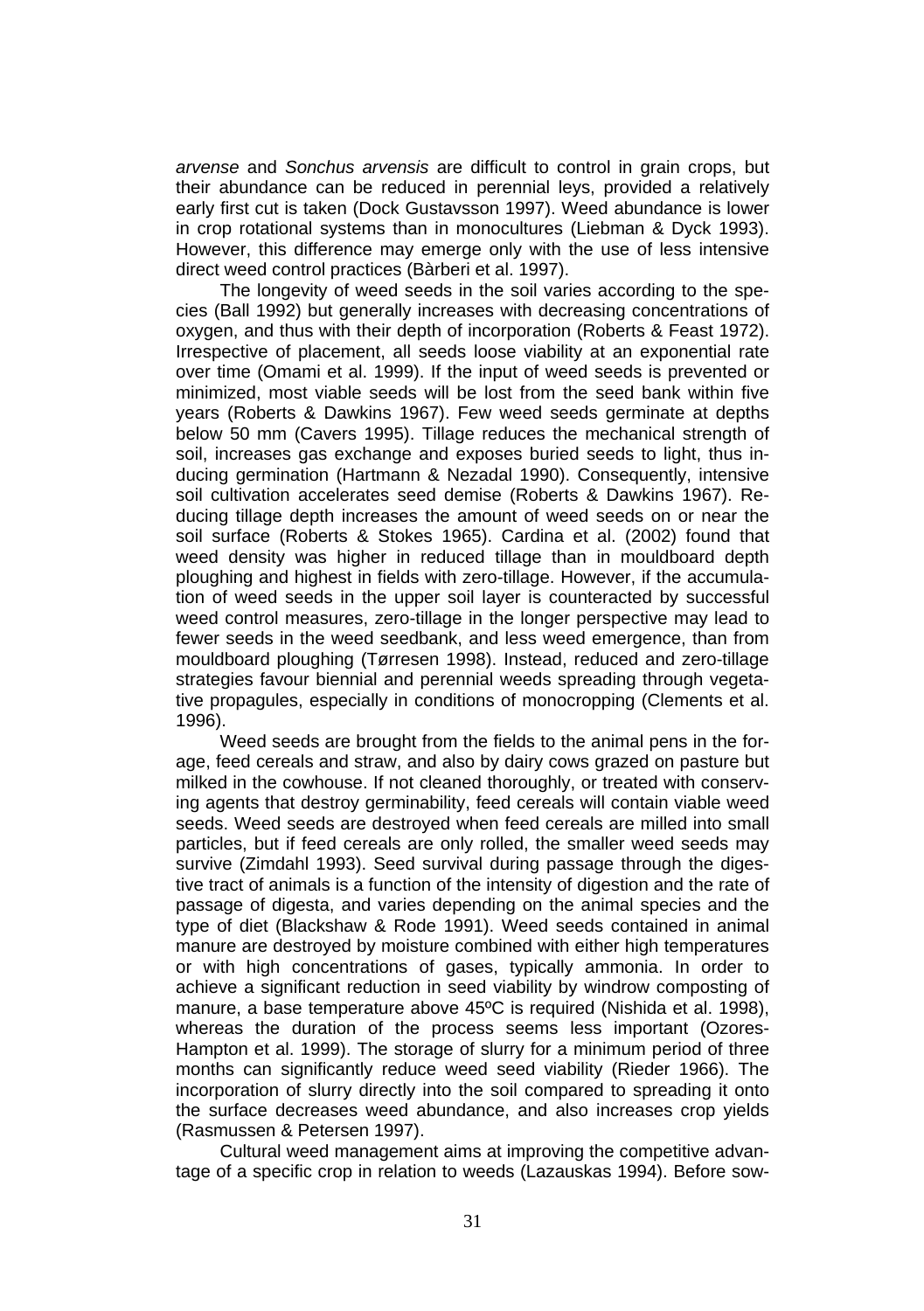*arvense* and *Sonchus arvensis* are difficult to control in grain crops, but their abundance can be reduced in perennial leys, provided a relatively early first cut is taken (Dock Gustavsson 1997). Weed abundance is lower in crop rotational systems than in monocultures (Liebman & Dyck 1993). However, this difference may emerge only with the use of less intensive direct weed control practices (Bàrberi et al. 1997).

The longevity of weed seeds in the soil varies according to the species (Ball 1992) but generally increases with decreasing concentrations of oxygen, and thus with their depth of incorporation (Roberts & Feast 1972). Irrespective of placement, all seeds loose viability at an exponential rate over time (Omami et al. 1999). If the input of weed seeds is prevented or minimized, most viable seeds will be lost from the seed bank within five years (Roberts & Dawkins 1967). Few weed seeds germinate at depths below 50 mm (Cavers 1995). Tillage reduces the mechanical strength of soil, increases gas exchange and exposes buried seeds to light, thus inducing germination (Hartmann & Nezadal 1990). Consequently, intensive soil cultivation accelerates seed demise (Roberts & Dawkins 1967). Reducing tillage depth increases the amount of weed seeds on or near the soil surface (Roberts & Stokes 1965). Cardina et al. (2002) found that weed density was higher in reduced tillage than in mouldboard depth ploughing and highest in fields with zero-tillage. However, if the accumulation of weed seeds in the upper soil layer is counteracted by successful weed control measures, zero-tillage in the longer perspective may lead to fewer seeds in the weed seedbank, and less weed emergence, than from mouldboard ploughing (Tørresen 1998). Instead, reduced and zero-tillage strategies favour biennial and perennial weeds spreading through vegetative propagules, especially in conditions of monocropping (Clements et al. 1996).

Weed seeds are brought from the fields to the animal pens in the forage, feed cereals and straw, and also by dairy cows grazed on pasture but milked in the cowhouse. If not cleaned thoroughly, or treated with conserving agents that destroy germinability, feed cereals will contain viable weed seeds. Weed seeds are destroyed when feed cereals are milled into small particles, but if feed cereals are only rolled, the smaller weed seeds may survive (Zimdahl 1993). Seed survival during passage through the digestive tract of animals is a function of the intensity of digestion and the rate of passage of digesta, and varies depending on the animal species and the type of diet (Blackshaw & Rode 1991). Weed seeds contained in animal manure are destroyed by moisture combined with either high temperatures or with high concentrations of gases, typically ammonia. In order to achieve a significant reduction in seed viability by windrow composting of manure, a base temperature above 45ºC is required (Nishida et al. 1998), whereas the duration of the process seems less important (Ozores-Hampton et al. 1999). The storage of slurry for a minimum period of three months can significantly reduce weed seed viability (Rieder 1966). The incorporation of slurry directly into the soil compared to spreading it onto the surface decreases weed abundance, and also increases crop yields (Rasmussen & Petersen 1997).

Cultural weed management aims at improving the competitive advantage of a specific crop in relation to weeds (Lazauskas 1994). Before sow-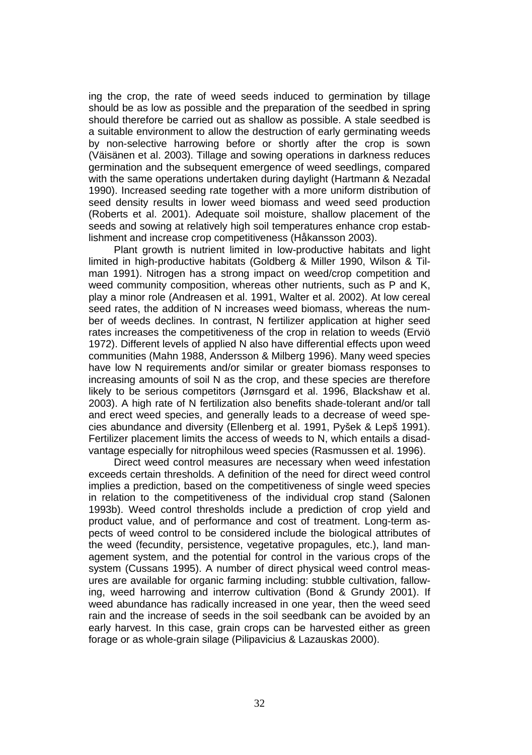ing the crop, the rate of weed seeds induced to germination by tillage should be as low as possible and the preparation of the seedbed in spring should therefore be carried out as shallow as possible. A stale seedbed is a suitable environment to allow the destruction of early germinating weeds by non-selective harrowing before or shortly after the crop is sown (Väisänen et al. 2003). Tillage and sowing operations in darkness reduces germination and the subsequent emergence of weed seedlings, compared with the same operations undertaken during daylight (Hartmann & Nezadal 1990). Increased seeding rate together with a more uniform distribution of seed density results in lower weed biomass and weed seed production (Roberts et al. 2001). Adequate soil moisture, shallow placement of the seeds and sowing at relatively high soil temperatures enhance crop establishment and increase crop competitiveness (Håkansson 2003).

Plant growth is nutrient limited in low-productive habitats and light limited in high-productive habitats (Goldberg & Miller 1990, Wilson & Tilman 1991). Nitrogen has a strong impact on weed/crop competition and weed community composition, whereas other nutrients, such as P and K, play a minor role (Andreasen et al. 1991, Walter et al. 2002). At low cereal seed rates, the addition of N increases weed biomass, whereas the number of weeds declines. In contrast, N fertilizer application at higher seed rates increases the competitiveness of the crop in relation to weeds (Erviö 1972). Different levels of applied N also have differential effects upon weed communities (Mahn 1988, Andersson & Milberg 1996). Many weed species have low N requirements and/or similar or greater biomass responses to increasing amounts of soil N as the crop, and these species are therefore likely to be serious competitors (Jørnsgard et al. 1996, Blackshaw et al. 2003). A high rate of N fertilization also benefits shade-tolerant and/or tall and erect weed species, and generally leads to a decrease of weed species abundance and diversity (Ellenberg et al. 1991, Pyšek & Lepš 1991). Fertilizer placement limits the access of weeds to N, which entails a disadvantage especially for nitrophilous weed species (Rasmussen et al. 1996).

Direct weed control measures are necessary when weed infestation exceeds certain thresholds. A definition of the need for direct weed control implies a prediction, based on the competitiveness of single weed species in relation to the competitiveness of the individual crop stand (Salonen 1993b). Weed control thresholds include a prediction of crop yield and product value, and of performance and cost of treatment. Long-term aspects of weed control to be considered include the biological attributes of the weed (fecundity, persistence, vegetative propagules, etc.), land management system, and the potential for control in the various crops of the system (Cussans 1995). A number of direct physical weed control measures are available for organic farming including: stubble cultivation, fallowing, weed harrowing and interrow cultivation (Bond & Grundy 2001). If weed abundance has radically increased in one year, then the weed seed rain and the increase of seeds in the soil seedbank can be avoided by an early harvest. In this case, grain crops can be harvested either as green forage or as whole-grain silage (Pilipavicius & Lazauskas 2000).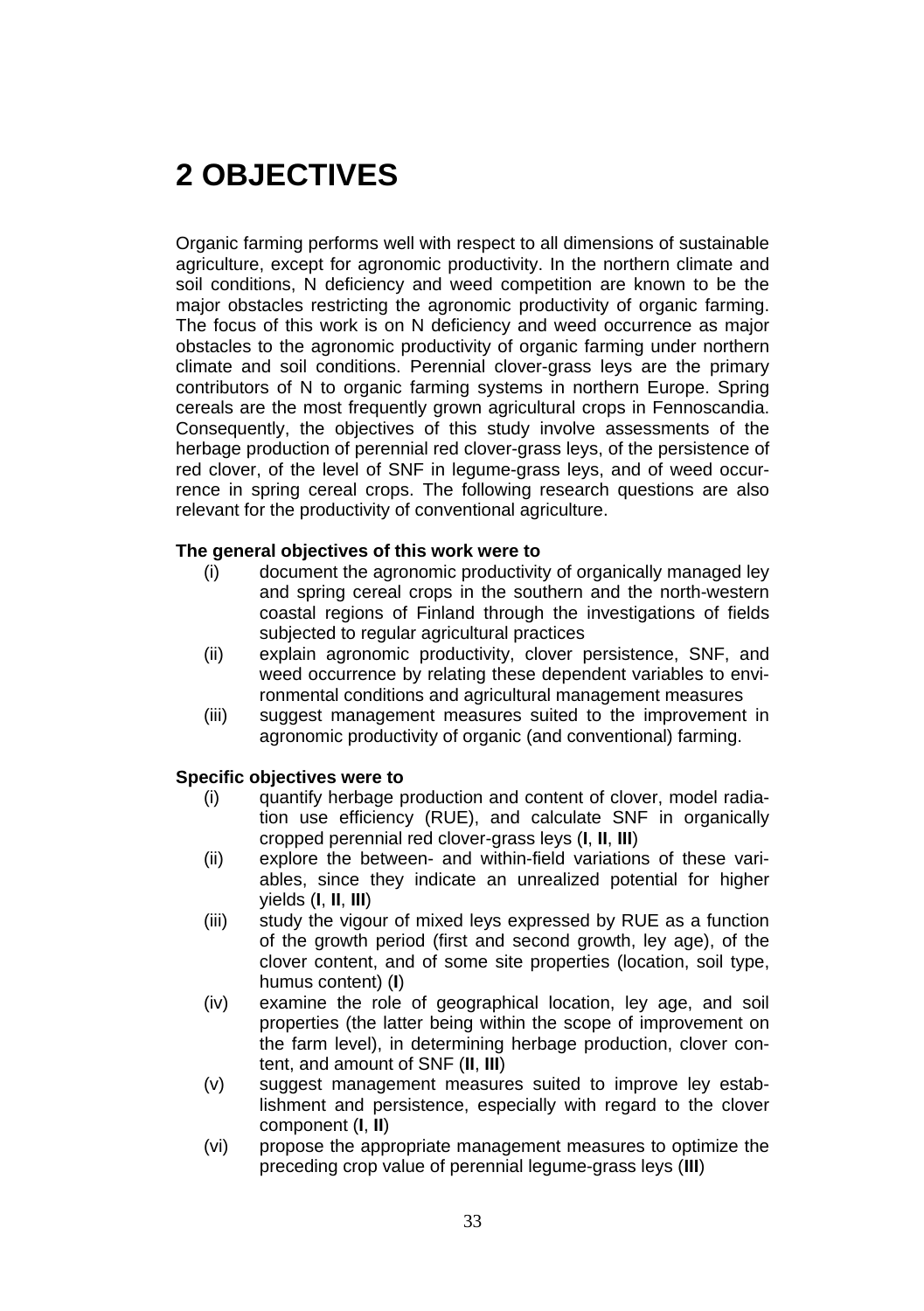# 2 OBJECTIVES

Organic farming performs well with respect to all dimensions of sustainable agriculture, except for agronomic productivity. In the northern climate and soil conditions, N deficiency and weed competition are known to be the major obstacles restricting the agronomic productivity of organic farming. The focus of this work is on N deficiency and weed occurrence as major obstacles to the agronomic productivity of organic farming under northern climate and soil conditions. Perennial clover-grass leys are the primary contributors of N to organic farming systems in northern Europe. Spring cereals are the most frequently grown agricultural crops in Fennoscandia. Consequently, the objectives of this study involve assessments of the herbage production of perennial red clover-grass leys, of the persistence of red clover, of the level of SNF in legume-grass leys, and of weed occurrence in spring cereal crops. The following research questions are also relevant for the productivity of conventional agriculture.

**The general objectives of this work were to**

- (i) document the agronomic productivity of organically managed ley and spring cereal crops in the southern and the north-western coastal regions of Finland through the investigations of fields subjected to regular agricultural practices
- (ii) explain agronomic productivity, clover persistence, SNF, and weed occurrence by relating these dependent variables to environmental conditions and agricultural management measures
- (iii) suggest management measures suited to the improvement in agronomic productivity of organic (and conventional) farming.

**Specific objectives were to**

- (i) quantify herbage production and content of clover, model radiation use efficiency (RUE), and calculate SNF in organically cropped perennial red clover-grass leys (**I**, **II**, **III**)
- (ii) explore the between- and within-field variations of these variables, since they indicate an unrealized potential for higher yields (**I**, **II**, **III**)
- (iii) study the vigour of mixed leys expressed by RUE as a function of the growth period (first and second growth, ley age), of the clover content, and of some site properties (location, soil type, humus content) (**I**)
- (iv) examine the role of geographical location, ley age, and soil properties (the latter being within the scope of improvement on the farm level), in determining herbage production, clover content, and amount of SNF (**II**, **III**)
- (v) suggest management measures suited to improve ley establishment and persistence, especially with regard to the clover component (**I**, **II**)
- (vi) propose the appropriate management measures to optimize the preceding crop value of perennial legume-grass leys (**III**)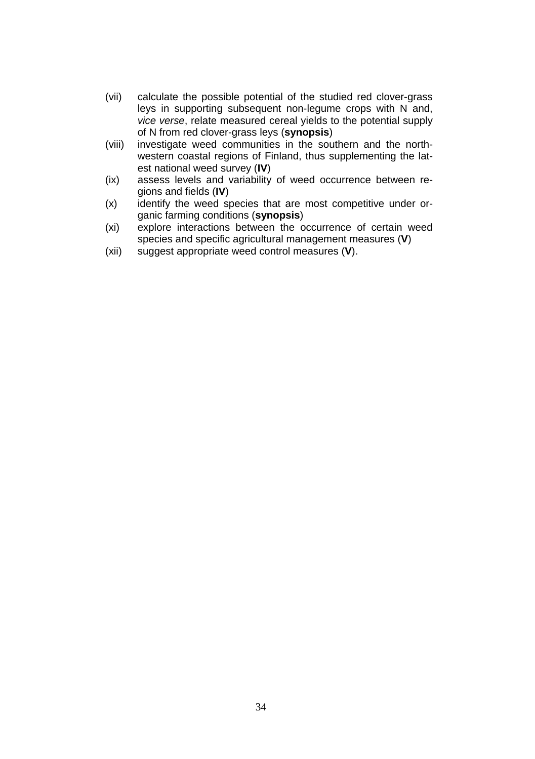(vii) calculate the possible potential of the studied red clover-grass leys in supporting subsequent non-legume crops with N and, *vice verse*, relate measured cereal yields to the potential supply of N from red clover-grass leys (**synopsis**)

(viii) investigate weed communities in the southern and the north-western coastal regions of Finland, thus supplementing the latest national weed survey (**IV**)

(ix) assess levels and variability of weed occurrence between regions and fields (**IV**)

(x) identify the weed species that are most competitive under organic farming conditions (**synopsis**)

(xi) explore interactions between the occurrence of certain weed species and specific agricultural management measures (**V**)

(xii) suggest appropriate weed control measures (**V**).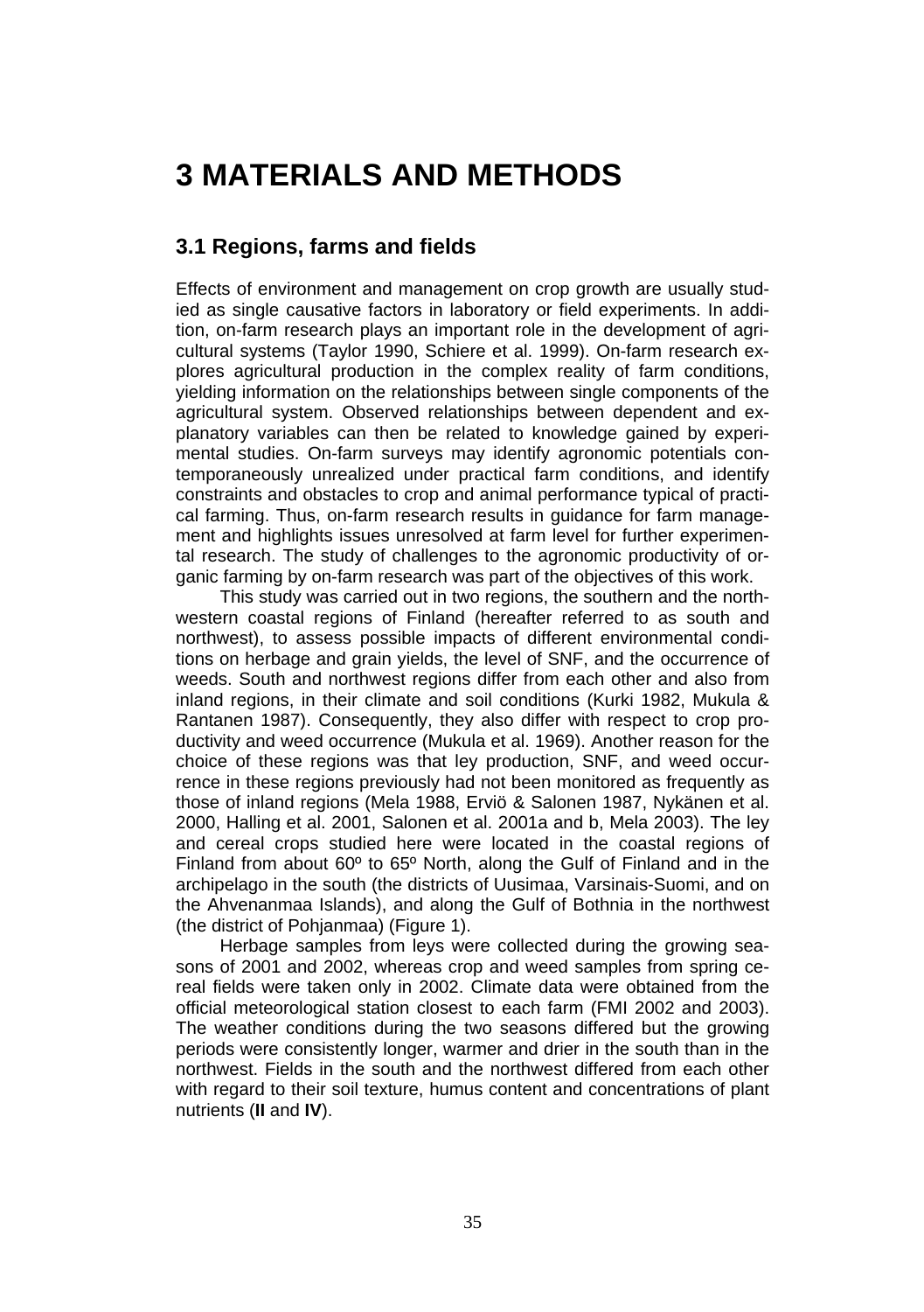# 3 MATERIALS AND METHODS

## 3.1 Regions, farms and fields

Effects of environment and management on crop growth are usually studied as single causative factors in laboratory or field experiments. In addition, on-farm research plays an important role in the development of agricultural systems (Taylor 1990, Schiere et al. 1999). On-farm research explores agricultural production in the complex reality of farm conditions, yielding information on the relationships between single components of the agricultural system. Observed relationships between dependent and explanatory variables can then be related to knowledge gained by experimental studies. On-farm surveys may identify agronomic potentials contemporaneously unrealized under practical farm conditions, and identify constraints and obstacles to crop and animal performance typical of practical farming. Thus, on-farm research results in guidance for farm management and highlights issues unresolved at farm level for further experimental research. The study of challenges to the agronomic productivity of organic farming by on-farm research was part of the objectives of this work.

This study was carried out in two regions, the southern and the northwestern coastal regions of Finland (hereafter referred to as south and northwest), to assess possible impacts of different environmental conditions on herbage and grain yields, the level of SNF, and the occurrence of weeds. South and northwest regions differ from each other and also from inland regions, in their climate and soil conditions (Kurki 1982, Mukula & Rantanen 1987). Consequently, they also differ with respect to crop productivity and weed occurrence (Mukula et al. 1969). Another reason for the choice of these regions was that ley production, SNF, and weed occurrence in these regions previously had not been monitored as frequently as those of inland regions (Mela 1988, Erviö & Salonen 1987, Nykänen et al. 2000, Halling et al. 2001, Salonen et al. 2001a and b, Mela 2003). The ley and cereal crops studied here were located in the coastal regions of Finland from about 60º to 65º North, along the Gulf of Finland and in the archipelago in the south (the districts of Uusimaa, Varsinais-Suomi, and on the Ahvenanmaa Islands), and along the Gulf of Bothnia in the northwest (the district of Pohjanmaa) (Figure 1).

Herbage samples from leys were collected during the growing seasons of 2001 and 2002, whereas crop and weed samples from spring cereal fields were taken only in 2002. Climate data were obtained from the official meteorological station closest to each farm (FMI 2002 and 2003). The weather conditions during the two seasons differed but the growing periods were consistently longer, warmer and drier in the south than in the northwest. Fields in the south and the northwest differed from each other with regard to their soil texture, humus content and concentrations of plant nutrients (**II** and **IV**).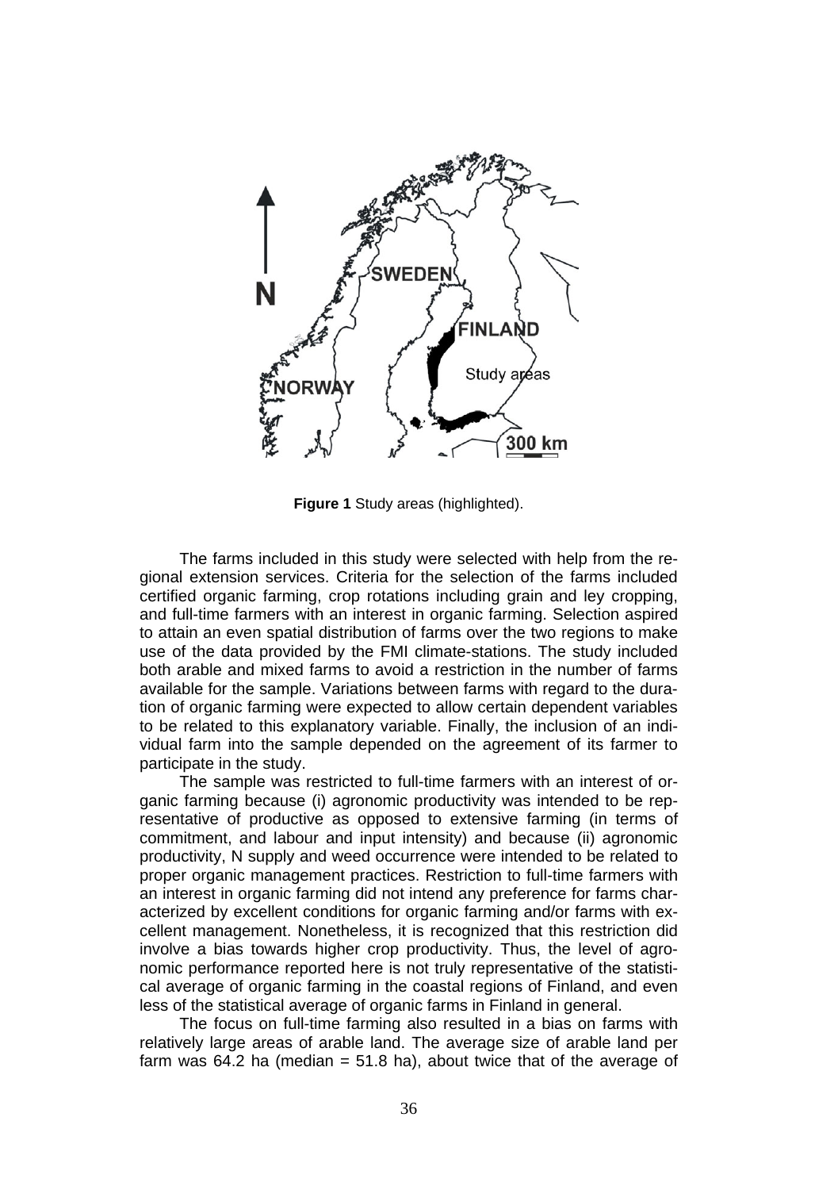**Figure 1** Study areas (highlighted).

The farms included in this study were selected with help from the regional extension services. Criteria for the selection of the farms included certified organic farming, crop rotations including grain and ley cropping, and full-time farmers with an interest in organic farming. Selection aspired to attain an even spatial distribution of farms over the two regions to make use of the data provided by the FMI climate-stations. The study included both arable and mixed farms to avoid a restriction in the number of farms available for the sample. Variations between farms with regard to the duration of organic farming were expected to allow certain dependent variables to be related to this explanatory variable. Finally, the inclusion of an individual farm into the sample depended on the agreement of its farmer to participate in the study.

The sample was restricted to full-time farmers with an interest of organic farming because (i) agronomic productivity was intended to be representative of productive as opposed to extensive farming (in terms of commitment, and labour and input intensity) and because (ii) agronomic productivity, N supply and weed occurrence were intended to be related to proper organic management practices. Restriction to full-time farmers with an interest in organic farming did not intend any preference for farms characterized by excellent conditions for organic farming and/or farms with excellent management. Nonetheless, it is recognized that this restriction did involve a bias towards higher crop productivity. Thus, the level of agronomic performance reported here is not truly representative of the statistical average of organic farming in the coastal regions of Finland, and even less of the statistical average of organic farms in Finland in general.

The focus on full-time farming also resulted in a bias on farms with relatively large areas of arable land. The average size of arable land per farm was 64.2 ha (median = 51.8 ha), about twice that of the average of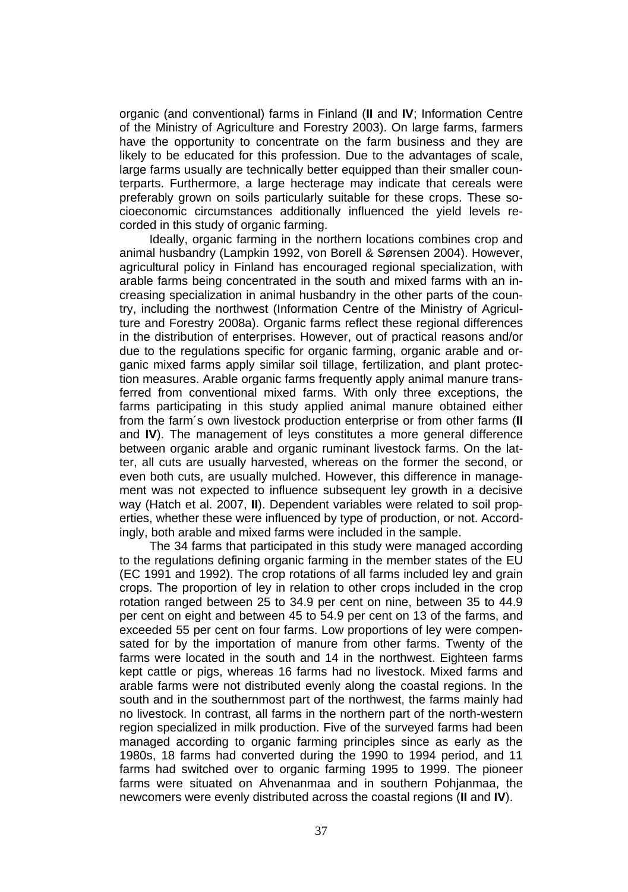organic (and conventional) farms in Finland (**II** and **IV**; Information Centre of the Ministry of Agriculture and Forestry 2003). On large farms, farmers have the opportunity to concentrate on the farm business and they are likely to be educated for this profession. Due to the advantages of scale, large farms usually are technically better equipped than their smaller counterparts. Furthermore, a large hecterage may indicate that cereals were preferably grown on soils particularly suitable for these crops. These socioeconomic circumstances additionally influenced the yield levels recorded in this study of organic farming.

Ideally, organic farming in the northern locations combines crop and animal husbandry (Lampkin 1992, von Borell & Sørensen 2004). However, agricultural policy in Finland has encouraged regional specialization, with arable farms being concentrated in the south and mixed farms with an increasing specialization in animal husbandry in the other parts of the country, including the northwest (Information Centre of the Ministry of Agriculture and Forestry 2008a). Organic farms reflect these regional differences in the distribution of enterprises. However, out of practical reasons and/or due to the regulations specific for organic farming, organic arable and organic mixed farms apply similar soil tillage, fertilization, and plant protection measures. Arable organic farms frequently apply animal manure transferred from conventional mixed farms. With only three exceptions, the farms participating in this study applied animal manure obtained either from the farm´s own livestock production enterprise or from other farms (**II** and **IV**). The management of leys constitutes a more general difference between organic arable and organic ruminant livestock farms. On the latter, all cuts are usually harvested, whereas on the former the second, or even both cuts, are usually mulched. However, this difference in management was not expected to influence subsequent ley growth in a decisive way (Hatch et al. 2007, **II**). Dependent variables were related to soil properties, whether these were influenced by type of production, or not. Accordingly, both arable and mixed farms were included in the sample.

The 34 farms that participated in this study were managed according to the regulations defining organic farming in the member states of the EU (EC 1991 and 1992). The crop rotations of all farms included ley and grain crops. The proportion of ley in relation to other crops included in the crop rotation ranged between 25 to 34.9 per cent on nine, between 35 to 44.9 per cent on eight and between 45 to 54.9 per cent on 13 of the farms, and exceeded 55 per cent on four farms. Low proportions of ley were compensated for by the importation of manure from other farms. Twenty of the farms were located in the south and 14 in the northwest. Eighteen farms kept cattle or pigs, whereas 16 farms had no livestock. Mixed farms and arable farms were not distributed evenly along the coastal regions. In the south and in the southernmost part of the northwest, the farms mainly had no livestock. In contrast, all farms in the northern part of the north-western region specialized in milk production. Five of the surveyed farms had been managed according to organic farming principles since as early as the 1980s, 18 farms had converted during the 1990 to 1994 period, and 11 farms had switched over to organic farming 1995 to 1999. The pioneer farms were situated on Ahvenanmaa and in southern Pohjanmaa, the newcomers were evenly distributed across the coastal regions (**II** and **IV**).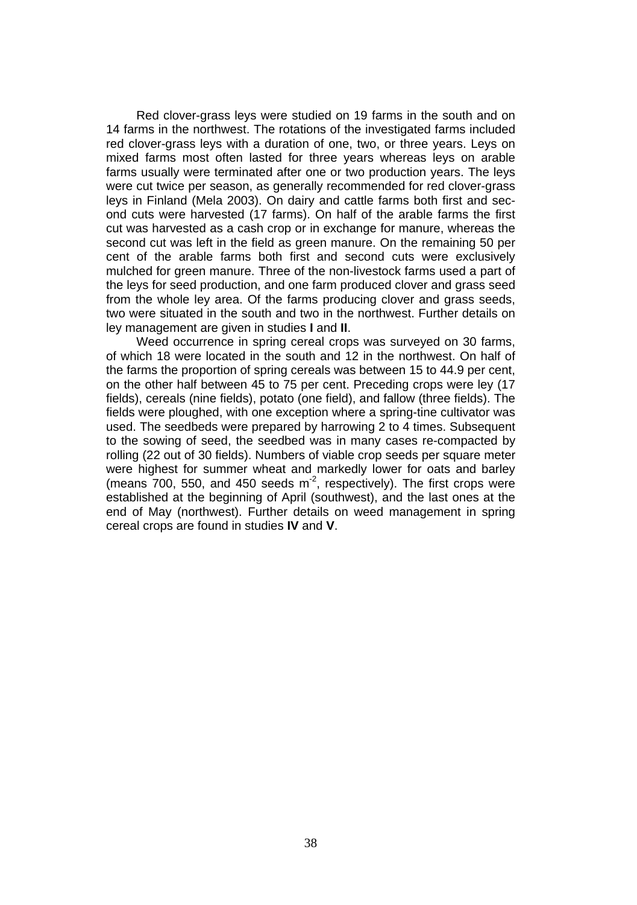Red clover-grass leys were studied on 19 farms in the south and on 14 farms in the northwest. The rotations of the investigated farms included red clover-grass leys with a duration of one, two, or three years. Leys on mixed farms most often lasted for three years whereas leys on arable farms usually were terminated after one or two production years. The leys were cut twice per season, as generally recommended for red clover-grass leys in Finland (Mela 2003). On dairy and cattle farms both first and second cuts were harvested (17 farms). On half of the arable farms the first cut was harvested as a cash crop or in exchange for manure, whereas the second cut was left in the field as green manure. On the remaining 50 per cent of the arable farms both first and second cuts were exclusively mulched for green manure. Three of the non-livestock farms used a part of the leys for seed production, and one farm produced clover and grass seed from the whole ley area. Of the farms producing clover and grass seeds, two were situated in the south and two in the northwest. Further details on ley management are given in studies **I** and **II**.

Weed occurrence in spring cereal crops was surveyed on 30 farms, of which 18 were located in the south and 12 in the northwest. On half of the farms the proportion of spring cereals was between 15 to 44.9 per cent, on the other half between 45 to 75 per cent. Preceding crops were ley (17 fields), cereals (nine fields), potato (one field), and fallow (three fields). The fields were ploughed, with one exception where a spring-tine cultivator was used. The seedbeds were prepared by harrowing 2 to 4 times. Subsequent to the sowing of seed, the seedbed was in many cases re-compacted by rolling (22 out of 30 fields). Numbers of viable crop seeds per square meter were highest for summer wheat and markedly lower for oats and barley (means 700, 550, and 450 seeds $m^{-2}$, respectively). The first crops were established at the beginning of April (southwest), and the last ones at the end of May (northwest). Further details on weed management in spring cereal crops are found in studies **IV** and **V**.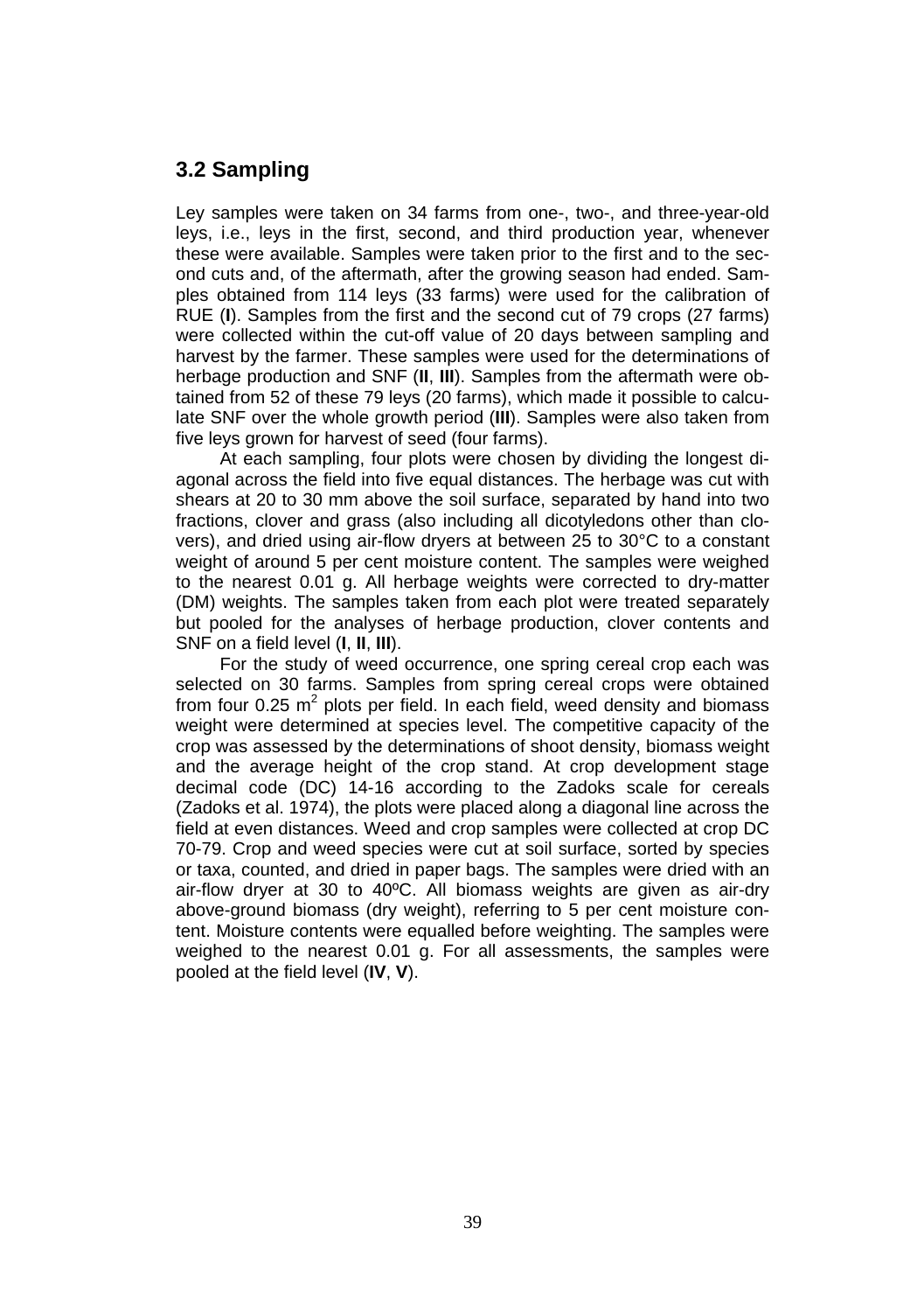## 3.2 Sampling

Ley samples were taken on 34 farms from one-, two-, and three-year-old leys, i.e., leys in the first, second, and third production year, whenever these were available. Samples were taken prior to the first and to the second cuts and, of the aftermath, after the growing season had ended. Samples obtained from 114 leys (33 farms) were used for the calibration of RUE (**I**). Samples from the first and the second cut of 79 crops (27 farms) were collected within the cut-off value of 20 days between sampling and harvest by the farmer. These samples were used for the determinations of herbage production and SNF (**II**, **III**). Samples from the aftermath were obtained from 52 of these 79 leys (20 farms), which made it possible to calculate SNF over the whole growth period (**III**). Samples were also taken from five leys grown for harvest of seed (four farms).

At each sampling, four plots were chosen by dividing the longest diagonal across the field into five equal distances. The herbage was cut with shears at 20 to 30 mm above the soil surface, separated by hand into two fractions, clover and grass (also including all dicotyledons other than clovers), and dried using air-flow dryers at between 25 to 30°C to a constant weight of around 5 per cent moisture content. The samples were weighed to the nearest 0.01 g. All herbage weights were corrected to dry-matter (DM) weights. The samples taken from each plot were treated separately but pooled for the analyses of herbage production, clover contents and SNF on a field level (**I**, **II**, **III**).

For the study of weed occurrence, one spring cereal crop each was selected on 30 farms. Samples from spring cereal crops were obtained from four 0.25 $m^2$ plots per field. In each field, weed density and biomass weight were determined at species level. The competitive capacity of the crop was assessed by the determinations of shoot density, biomass weight and the average height of the crop stand. At crop development stage decimal code (DC) 14-16 according to the Zadoks scale for cereals (Zadoks et al. 1974), the plots were placed along a diagonal line across the field at even distances. Weed and crop samples were collected at crop DC 70-79. Crop and weed species were cut at soil surface, sorted by species or taxa, counted, and dried in paper bags. The samples were dried with an air-flow dryer at 30 to 40ºC. All biomass weights are given as air-dry above-ground biomass (dry weight), referring to 5 per cent moisture content. Moisture contents were equalled before weighting. The samples were weighed to the nearest 0.01 g. For all assessments, the samples were pooled at the field level (**IV**, **V**).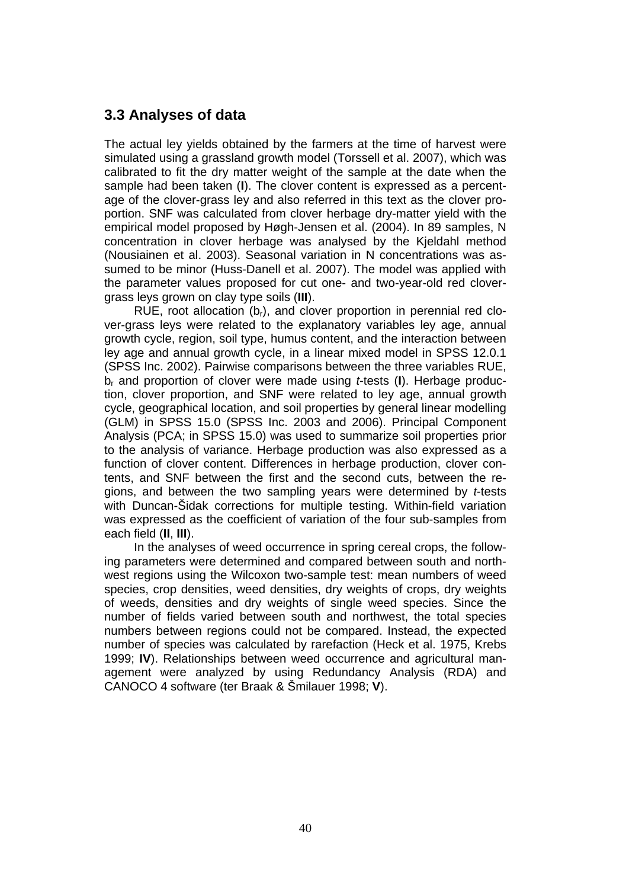## 3.3 Analyses of data

The actual ley yields obtained by the farmers at the time of harvest were simulated using a grassland growth model (Torssell et al. 2007), which was calibrated to fit the dry matter weight of the sample at the date when the sample had been taken (**I**). The clover content is expressed as a percentage of the clover-grass ley and also referred in this text as the clover proportion. SNF was calculated from clover herbage dry-matter yield with the empirical model proposed by Høgh-Jensen et al. (2004). In 89 samples, N concentration in clover herbage was analysed by the Kjeldahl method (Nousiainen et al. 2003). Seasonal variation in N concentrations was assumed to be minor (Huss-Danell et al. 2007). The model was applied with the parameter values proposed for cut one- and two-year-old red clover-grass leys grown on clay type soils (**III**).

RUE, root allocation ($b_r$), and clover proportion in perennial red clover-grass leys were related to the explanatory variables ley age, annual growth cycle, region, soil type, humus content, and the interaction between ley age and annual growth cycle, in a linear mixed model in SPSS 12.0.1 (SPSS Inc. 2002). Pairwise comparisons between the three variables RUE, $b_r$ and proportion of clover were made using *t*-tests (**I**). Herbage production, clover proportion, and SNF were related to ley age, annual growth cycle, geographical location, and soil properties by general linear modelling (GLM) in SPSS 15.0 (SPSS Inc. 2003 and 2006). Principal Component Analysis (PCA; in SPSS 15.0) was used to summarize soil properties prior to the analysis of variance. Herbage production was also expressed as a function of clover content. Differences in herbage production, clover contents, and SNF between the first and the second cuts, between the regions, and between the two sampling years were determined by *t*-tests with Duncan-Šidak corrections for multiple testing. Within-field variation was expressed as the coefficient of variation of the four sub-samples from each field (**II**, **III**).

In the analyses of weed occurrence in spring cereal crops, the following parameters were determined and compared between south and northwest regions using the Wilcoxon two-sample test: mean numbers of weed species, crop densities, weed densities, dry weights of crops, dry weights of weeds, densities and dry weights of single weed species. Since the number of fields varied between south and northwest, the total species numbers between regions could not be compared. Instead, the expected number of species was calculated by rarefaction (Heck et al. 1975, Krebs 1999; **IV**). Relationships between weed occurrence and agricultural management were analyzed by using Redundancy Analysis (RDA) and CANOCO 4 software (ter Braak & Šmilauer 1998; **V**).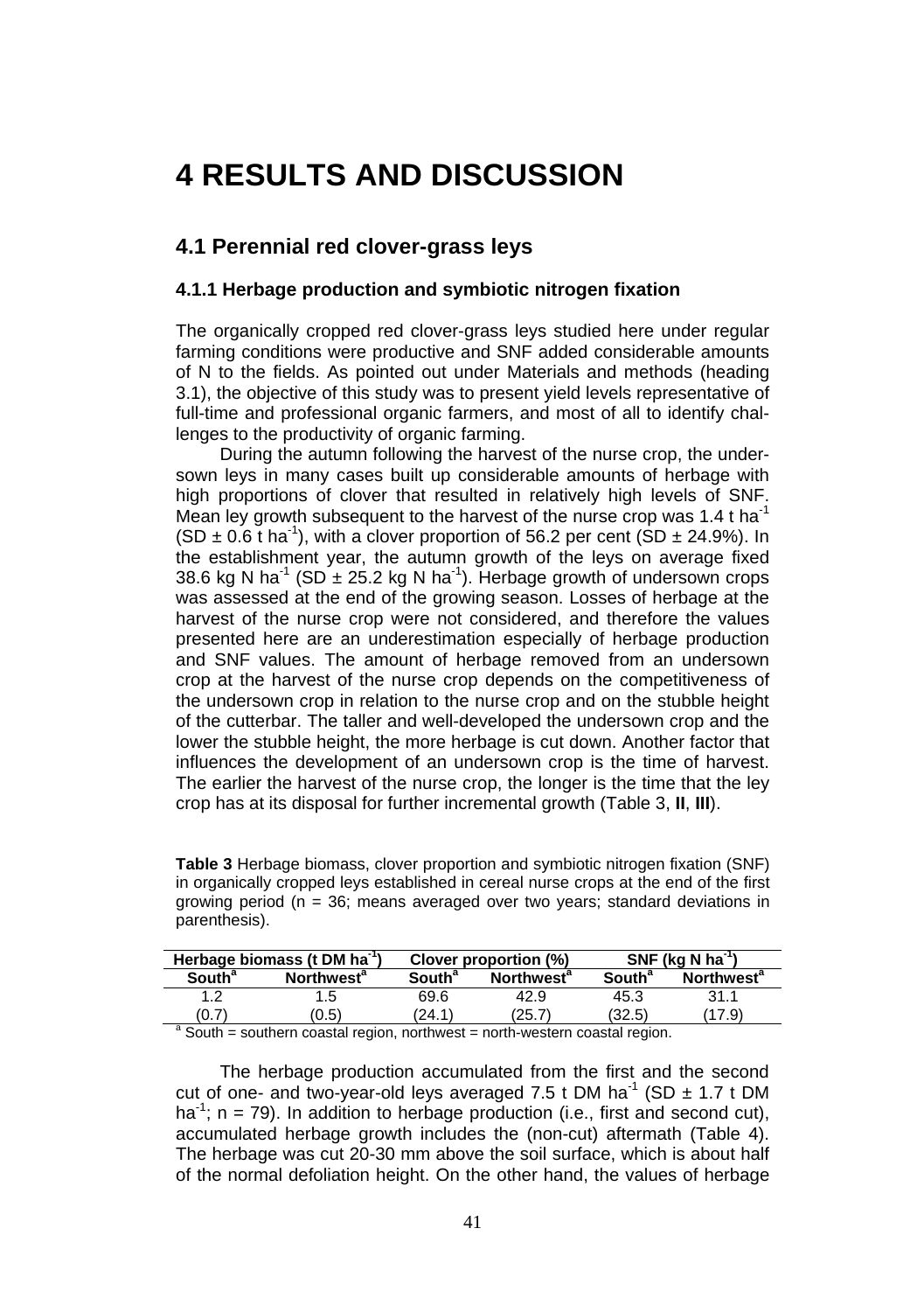# 4 RESULTS AND DISCUSSION

## 4.1 Perennial red clover-grass leys

### 4.1.1 Herbage production and symbiotic nitrogen fixation

The organically cropped red clover-grass leys studied here under regular farming conditions were productive and SNF added considerable amounts of N to the fields. As pointed out under Materials and methods (heading 3.1), the objective of this study was to present yield levels representative of full-time and professional organic farmers, and most of all to identify challenges to the productivity of organic farming.

During the autumn following the harvest of the nurse crop, the undersown leys in many cases built up considerable amounts of herbage with high proportions of clover that resulted in relatively high levels of SNF. Mean ley growth subsequent to the harvest of the nurse crop was 1.4 t ha$^{-1}$ (SD ± 0.6 t ha$^{-1}$), with a clover proportion of 56.2 per cent (SD ± 24.9%). In the establishment year, the autumn growth of the leys on average fixed 38.6 kg N ha$^{-1}$ (SD ± 25.2 kg N ha$^{-1}$). Herbage growth of undersown crops was assessed at the end of the growing season. Losses of herbage at the harvest of the nurse crop were not considered, and therefore the values presented here are an underestimation especially of herbage production and SNF values. The amount of herbage removed from an undersown crop at the harvest of the nurse crop depends on the competitiveness of the undersown crop in relation to the nurse crop and on the stubble height of the cutterbar. The taller and well-developed the undersown crop and the lower the stubble height, the more herbage is cut down. Another factor that influences the development of an undersown crop is the time of harvest. The earlier the harvest of the nurse crop, the longer is the time that the ley crop has at its disposal for further incremental growth (Table 3, **II**, **III**).

**Table 3** Herbage biomass, clover proportion and symbiotic nitrogen fixation (SNF) in organically cropped leys established in cereal nurse crops at the end of the first growing period (n = 36; means averaged over two years; standard deviations in parenthesis).

| Herbage biomass (t DM ha$^{-1}$) | | Clover proportion (%) | | SNF (kg N ha$^{-1}$) | |
|---|---|---|---|---|---|
| South[a] | Northwest[a] | South[a] | Northwest[a] | South[a] | Northwest[a] |
| 1.2 | 1.5 | 69.6 | 42.9 | 45.3 | 31.1 |
| (0.7) | (0.5) | (24.1) | (25.7) | (32.5) | (17.9) |

[a] South = southern coastal region, northwest = north-western coastal region.

The herbage production accumulated from the first and the second cut of one- and two-year-old leys averaged 7.5 t DM ha$^{-1}$ (SD ± 1.7 t DM ha$^{-1}$; n = 79). In addition to herbage production (i.e., first and second cut), accumulated herbage growth includes the (non-cut) aftermath (Table 4). The herbage was cut 20-30 mm above the soil surface, which is about half of the normal defoliation height. On the other hand, the values of herbage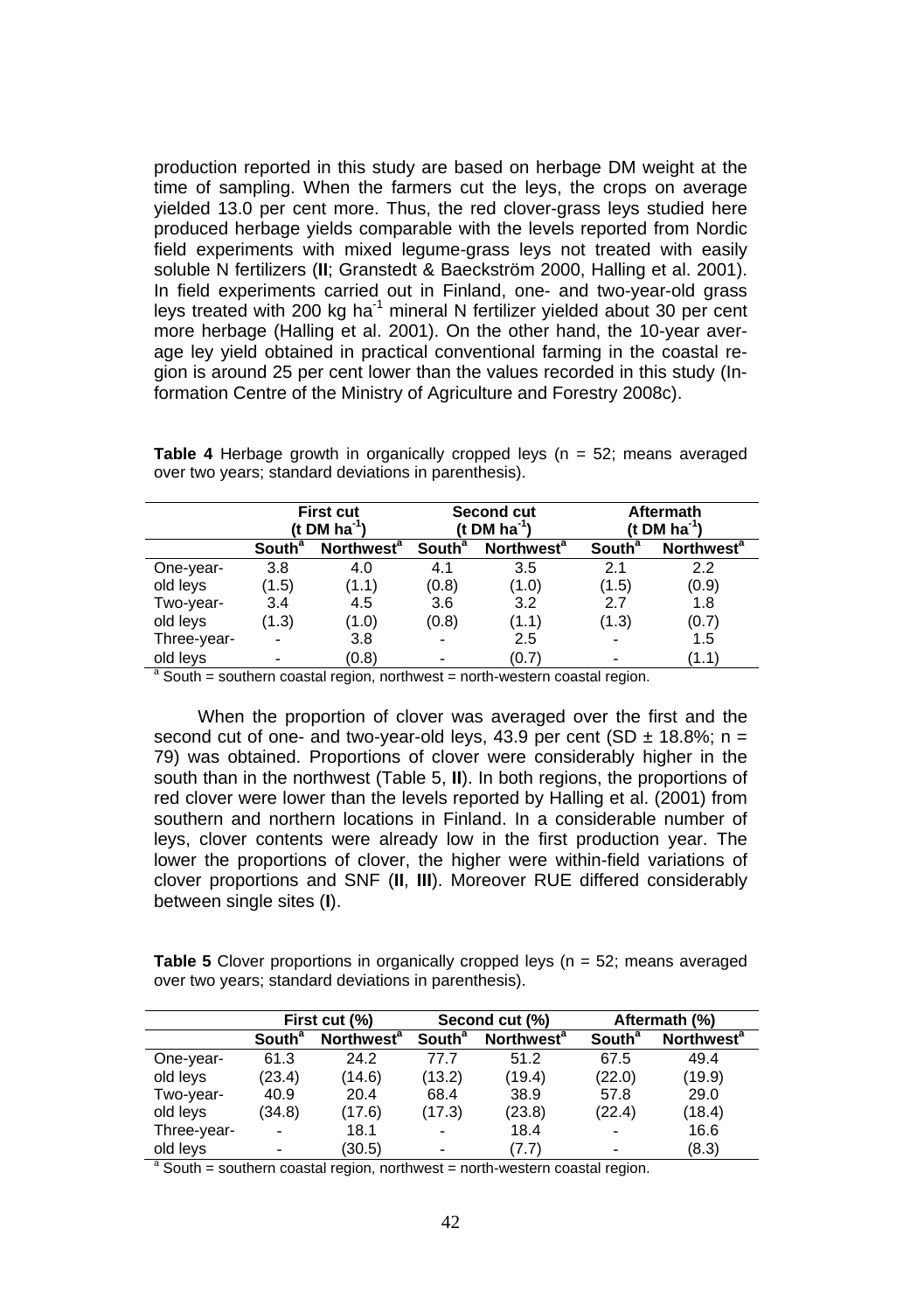production reported in this study are based on herbage DM weight at the time of sampling. When the farmers cut the leys, the crops on average yielded 13.0 per cent more. Thus, the red clover-grass leys studied here produced herbage yields comparable with the levels reported from Nordic field experiments with mixed legume-grass leys not treated with easily soluble N fertilizers (**II**; Granstedt & Baeckström 2000, Halling et al. 2001). In field experiments carried out in Finland, one- and two-year-old grass leys treated with 200 kg $ha^{-1}$ mineral N fertilizer yielded about 30 per cent more herbage (Halling et al. 2001). On the other hand, the 10-year average ley yield obtained in practical conventional farming in the coastal region is around 25 per cent lower than the values recorded in this study (Information Centre of the Ministry of Agriculture and Forestry 2008c).

**Table 4** Herbage growth in organically cropped leys (n = 52; means averaged over two years; standard deviations in parenthesis).

| | First cut (t DM $ha^{-1}$) | | Second cut (t DM $ha^{-1}$) | | Aftermath (t DM $ha^{-1}$) | |
|---|---|---|---|---|---|---|
| | **South**[a] | **Northwest**[a] | **South**[a] | **Northwest**[a] | **South**[a] | **Northwest**[a] |
| One-year-old leys | 3.8 (1.5) | 4.0 (1.1) | 4.1 (0.8) | 3.5 (1.0) | 2.1 (1.5) | 2.2 (0.9) |
| Two-year-old leys | 3.4 (1.3) | 4.5 (1.0) | 3.6 (0.8) | 3.2 (1.1) | 2.7 (1.3) | 1.8 (0.7) |
| Three-year-old leys | - | 3.8 (0.8) | - | 2.5 (0.7) | - | 1.5 (1.1) |

[a] South = southern coastal region, northwest = north-western coastal region.

When the proportion of clover was averaged over the first and the second cut of one- and two-year-old leys, 43.9 per cent (SD ± 18.8%; n = 79) was obtained. Proportions of clover were considerably higher in the south than in the northwest (Table 5, **II**). In both regions, the proportions of red clover were lower than the levels reported by Halling et al. (2001) from southern and northern locations in Finland. In a considerable number of leys, clover contents were already low in the first production year. The lower the proportions of clover, the higher were within-field variations of clover proportions and SNF (**II**, **III**). Moreover RUE differed considerably between single sites (**I**).

**Table 5** Clover proportions in organically cropped leys (n = 52; means averaged over two years; standard deviations in parenthesis).

| | First cut (%) | | Second cut (%) | | Aftermath (%) | |
|---|---|---|---|---|---|---|
| | **South**[a] | **Northwest**[a] | **South**[a] | **Northwest**[a] | **South**[a] | **Northwest**[a] |
| One-year-old leys | 61.3 (23.4) | 24.2 (14.6) | 77.7 (13.2) | 51.2 (19.4) | 67.5 (22.0) | 49.4 (19.9) |
| Two-year-old leys | 40.9 (34.8) | 20.4 (17.6) | 68.4 (17.3) | 38.9 (23.8) | 57.8 (22.4) | 29.0 (18.4) |
| Three-year-old leys | - | 18.1 (30.5) | - | 18.4 (7.7) | - | 16.6 (8.3) |

[a] South = southern coastal region, northwest = north-western coastal region.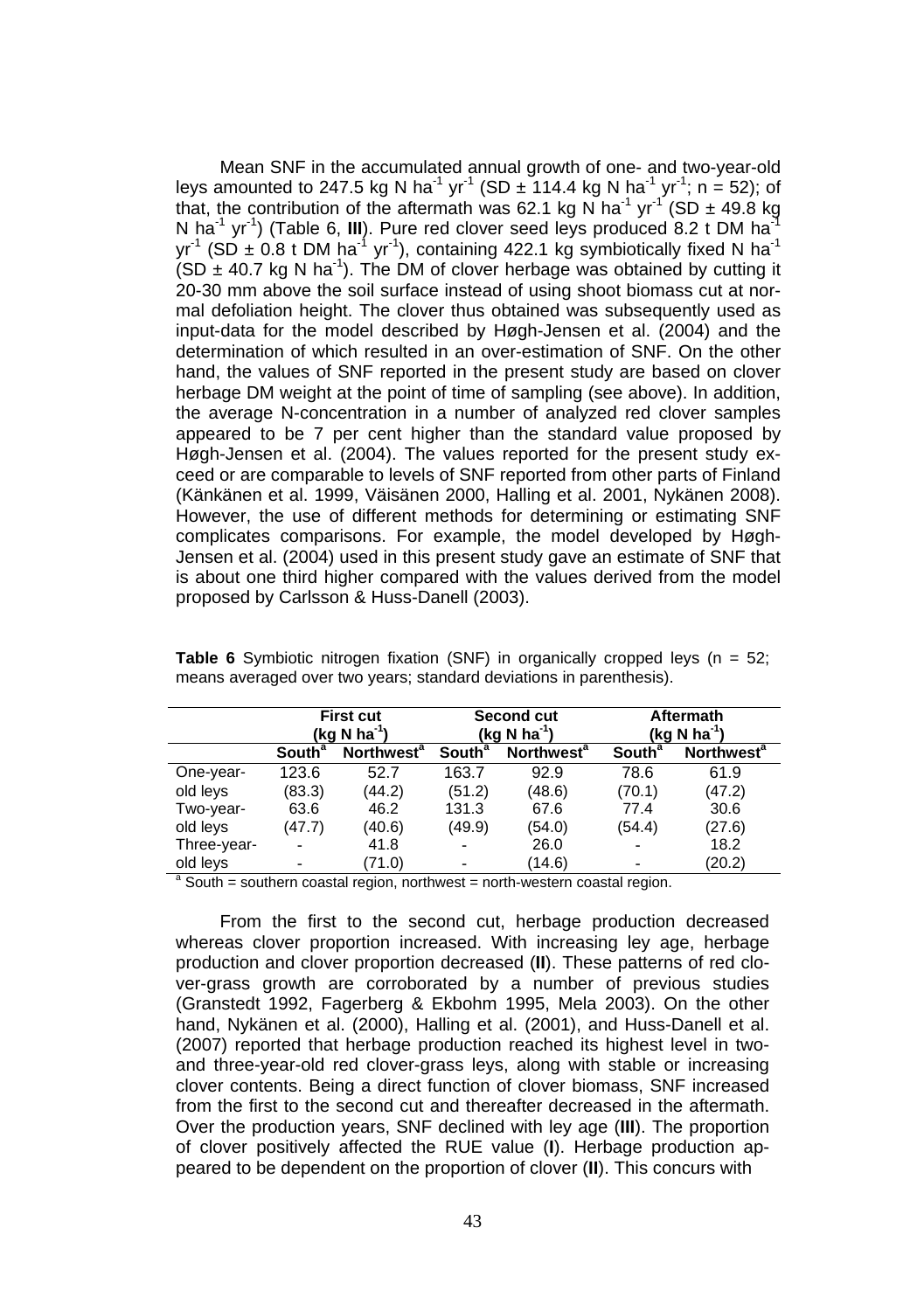Mean SNF in the accumulated annual growth of one- and two-year-old leys amounted to 247.5 kg N $ha^{-1}$ $yr^{-1}$ (SD ± 114.4 kg N $ha^{-1}$ $yr^{-1}$; n = 52); of that, the contribution of the aftermath was 62.1 kg N $ha^{-1}$ $yr^{-1}$ (SD ± 49.8 kg N $ha^{-1}$ $yr^{-1}$) (Table 6, **III**). Pure red clover seed leys produced 8.2 t DM $ha^{-1}$ $yr^{-1}$ (SD ± 0.8 t DM $ha^{-1}$ $yr^{-1}$), containing 422.1 kg symbiotically fixed N $ha^{-1}$ (SD ± 40.7 kg N $ha^{-1}$). The DM of clover herbage was obtained by cutting it 20-30 mm above the soil surface instead of using shoot biomass cut at normal defoliation height. The clover thus obtained was subsequently used as input-data for the model described by Høgh-Jensen et al. (2004) and the determination of which resulted in an over-estimation of SNF. On the other hand, the values of SNF reported in the present study are based on clover herbage DM weight at the point of time of sampling (see above). In addition, the average N-concentration in a number of analyzed red clover samples appeared to be 7 per cent higher than the standard value proposed by Høgh-Jensen et al. (2004). The values reported for the present study exceed or are comparable to levels of SNF reported from other parts of Finland (Känkänen et al. 1999, Väisänen 2000, Halling et al. 2001, Nykänen 2008). However, the use of different methods for determining or estimating SNF complicates comparisons. For example, the model developed by Høgh-Jensen et al. (2004) used in this present study gave an estimate of SNF that is about one third higher compared with the values derived from the model proposed by Carlsson & Huss-Danell (2003).

**Table 6** Symbiotic nitrogen fixation (SNF) in organically cropped leys (n = 52; means averaged over two years; standard deviations in parenthesis).

| | First cut (kg N $ha^{-1}$) | | Second cut (kg N $ha^{-1}$) | | Aftermath (kg N $ha^{-1}$) | |
|---|---|---|---|---|---|---|
| | South[a] | Northwest[a] | South[a] | Northwest[a] | South[a] | Northwest[a] |
| One-year-old leys | 123.6 (83.3) | 52.7 (44.2) | 163.7 (51.2) | 92.9 (48.6) | 78.6 (70.1) | 61.9 (47.2) |
| Two-year-old leys | 63.6 (47.7) | 46.2 (40.6) | 131.3 (49.9) | 67.6 (54.0) | 77.4 (54.4) | 30.6 (27.6) |
| Three-year-old leys | - | 41.8 (71.0) | - | 26.0 (14.6) | - | 18.2 (20.2) |

[a] South = southern coastal region, northwest = north-western coastal region.

From the first to the second cut, herbage production decreased whereas clover proportion increased. With increasing ley age, herbage production and clover proportion decreased (**II**). These patterns of red clover-grass growth are corroborated by a number of previous studies (Granstedt 1992, Fagerberg & Ekbohm 1995, Mela 2003). On the other hand, Nykänen et al. (2000), Halling et al. (2001), and Huss-Danell et al. (2007) reported that herbage production reached its highest level in two- and three-year-old red clover-grass leys, along with stable or increasing clover contents. Being a direct function of clover biomass, SNF increased from the first to the second cut and thereafter decreased in the aftermath. Over the production years, SNF declined with ley age (**III**). The proportion of clover positively affected the RUE value (**I**). Herbage production appeared to be dependent on the proportion of clover (**II**). This concurs with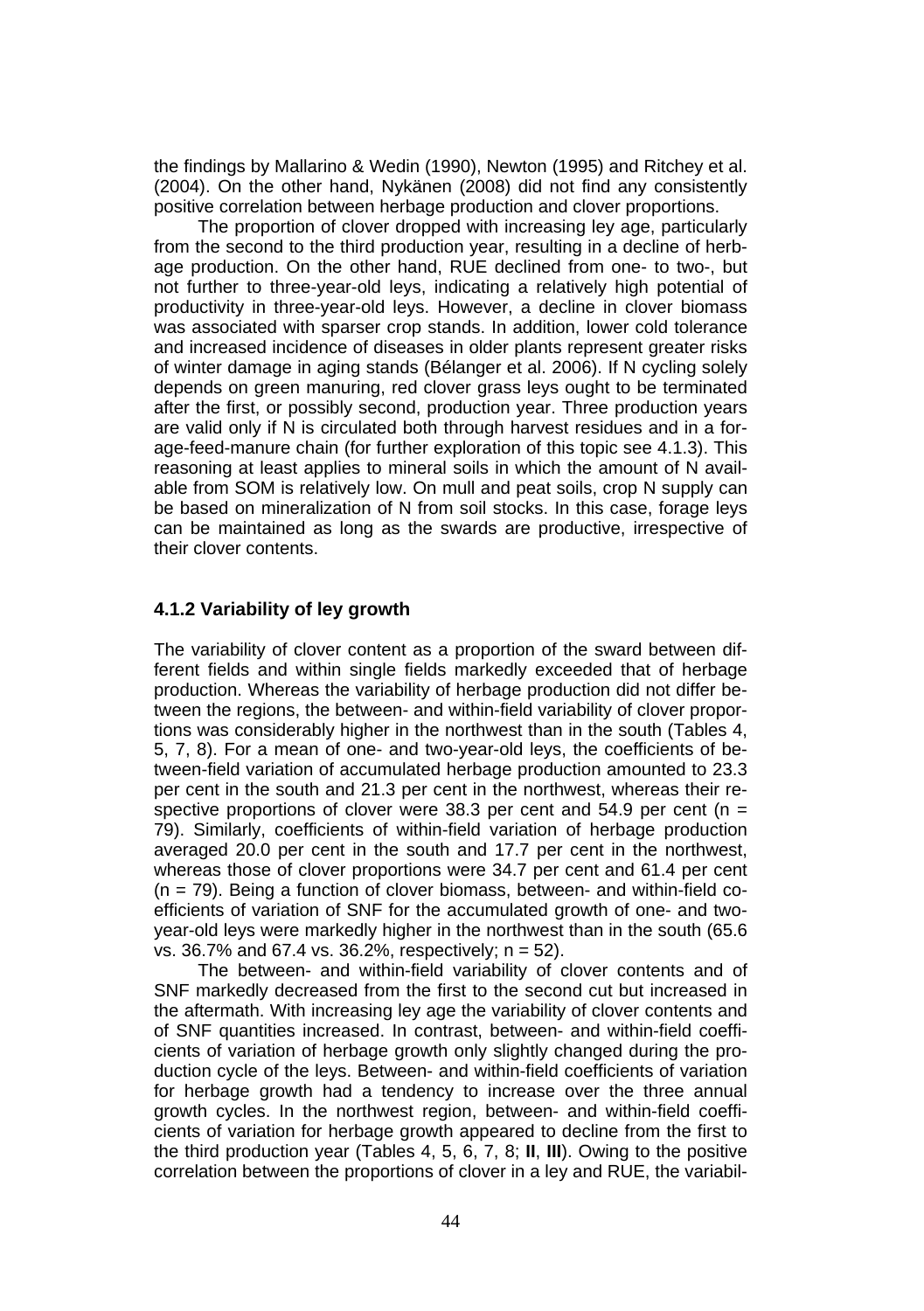the findings by Mallarino & Wedin (1990), Newton (1995) and Ritchey et al. (2004). On the other hand, Nykänen (2008) did not find any consistently positive correlation between herbage production and clover proportions.

The proportion of clover dropped with increasing ley age, particularly from the second to the third production year, resulting in a decline of herbage production. On the other hand, RUE declined from one- to two-, but not further to three-year-old leys, indicating a relatively high potential of productivity in three-year-old leys. However, a decline in clover biomass was associated with sparser crop stands. In addition, lower cold tolerance and increased incidence of diseases in older plants represent greater risks of winter damage in aging stands (Bélanger et al. 2006). If N cycling solely depends on green manuring, red clover grass leys ought to be terminated after the first, or possibly second, production year. Three production years are valid only if N is circulated both through harvest residues and in a forage-feed-manure chain (for further exploration of this topic see 4.1.3). This reasoning at least applies to mineral soils in which the amount of N available from SOM is relatively low. On mull and peat soils, crop N supply can be based on mineralization of N from soil stocks. In this case, forage leys can be maintained as long as the swards are productive, irrespective of their clover contents.

### 4.1.2 Variability of ley growth

The variability of clover content as a proportion of the sward between different fields and within single fields markedly exceeded that of herbage production. Whereas the variability of herbage production did not differ between the regions, the between- and within-field variability of clover proportions was considerably higher in the northwest than in the south (Tables 4, 5, 7, 8). For a mean of one- and two-year-old leys, the coefficients of between-field variation of accumulated herbage production amounted to 23.3 per cent in the south and 21.3 per cent in the northwest, whereas their respective proportions of clover were 38.3 per cent and 54.9 per cent ($n = 79$). Similarly, coefficients of within-field variation of herbage production averaged 20.0 per cent in the south and 17.7 per cent in the northwest, whereas those of clover proportions were 34.7 per cent and 61.4 per cent ($n = 79$). Being a function of clover biomass, between- and within-field coefficients of variation of SNF for the accumulated growth of one- and two-year-old leys were markedly higher in the northwest than in the south (65.6 vs. 36.7% and 67.4 vs. 36.2%, respectively; $n = 52$).

The between- and within-field variability of clover contents and of SNF markedly decreased from the first to the second cut but increased in the aftermath. With increasing ley age the variability of clover contents and of SNF quantities increased. In contrast, between- and within-field coefficients of variation of herbage growth only slightly changed during the production cycle of the leys. Between- and within-field coefficients of variation for herbage growth had a tendency to increase over the three annual growth cycles. In the northwest region, between- and within-field coefficients of variation for herbage growth appeared to decline from the first to the third production year (Tables 4, 5, 6, 7, 8; **II**, **III**). Owing to the positive correlation between the proportions of clover in a ley and RUE, the variabil-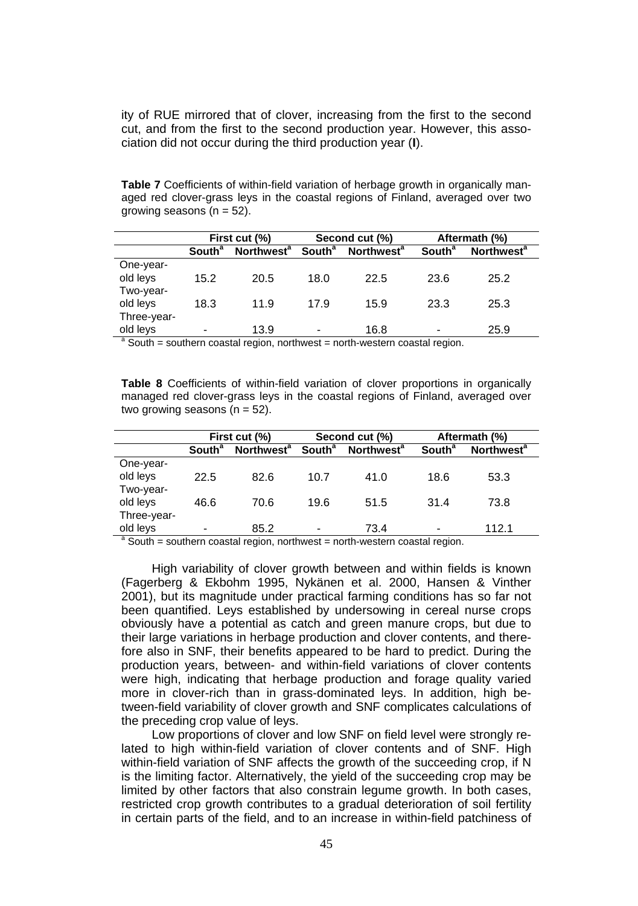ity of RUE mirrored that of clover, increasing from the first to the second cut, and from the first to the second production year. However, this association did not occur during the third production year (**I**).

**Table 7** Coefficients of within-field variation of herbage growth in organically managed red clover-grass leys in the coastal regions of Finland, averaged over two growing seasons (n = 52).

| | First cut (%) | | Second cut (%) | | Aftermath (%) | |
|---|---|---|---|---|---|---|
| | **South**[a] | **Northwest**[a] | **South**[a] | **Northwest**[a] | **South**[a] | **Northwest**[a] |
| One-year-old leys | 15.2 | 20.5 | 18.0 | 22.5 | 23.6 | 25.2 |
| Two-year-old leys | 18.3 | 11.9 | 17.9 | 15.9 | 23.3 | 25.3 |
| Three-year-old leys | - | 13.9 | - | 16.8 | - | 25.9 |

[a] South = southern coastal region, northwest = north-western coastal region.

**Table 8** Coefficients of within-field variation of clover proportions in organically managed red clover-grass leys in the coastal regions of Finland, averaged over two growing seasons (n = 52).

| | First cut (%) | | Second cut (%) | | Aftermath (%) | |
|---|---|---|---|---|---|---|
| | **South**[a] | **Northwest**[a] | **South**[a] | **Northwest**[a] | **South**[a] | **Northwest**[a] |
| One-year-old leys | 22.5 | 82.6 | 10.7 | 41.0 | 18.6 | 53.3 |
| Two-year-old leys | 46.6 | 70.6 | 19.6 | 51.5 | 31.4 | 73.8 |
| Three-year-old leys | - | 85.2 | - | 73.4 | - | 112.1 |

[a] South = southern coastal region, northwest = north-western coastal region.

High variability of clover growth between and within fields is known (Fagerberg & Ekbohm 1995, Nykänen et al. 2000, Hansen & Vinther 2001), but its magnitude under practical farming conditions has so far not been quantified. Leys established by undersowing in cereal nurse crops obviously have a potential as catch and green manure crops, but due to their large variations in herbage production and clover contents, and therefore also in SNF, their benefits appeared to be hard to predict. During the production years, between- and within-field variations of clover contents were high, indicating that herbage production and forage quality varied more in clover-rich than in grass-dominated leys. In addition, high between-field variability of clover growth and SNF complicates calculations of the preceding crop value of leys.

Low proportions of clover and low SNF on field level were strongly related to high within-field variation of clover contents and of SNF. High within-field variation of SNF affects the growth of the succeeding crop, if N is the limiting factor. Alternatively, the yield of the succeeding crop may be limited by other factors that also constrain legume growth. In both cases, restricted crop growth contributes to a gradual deterioration of soil fertility in certain parts of the field, and to an increase in within-field patchiness of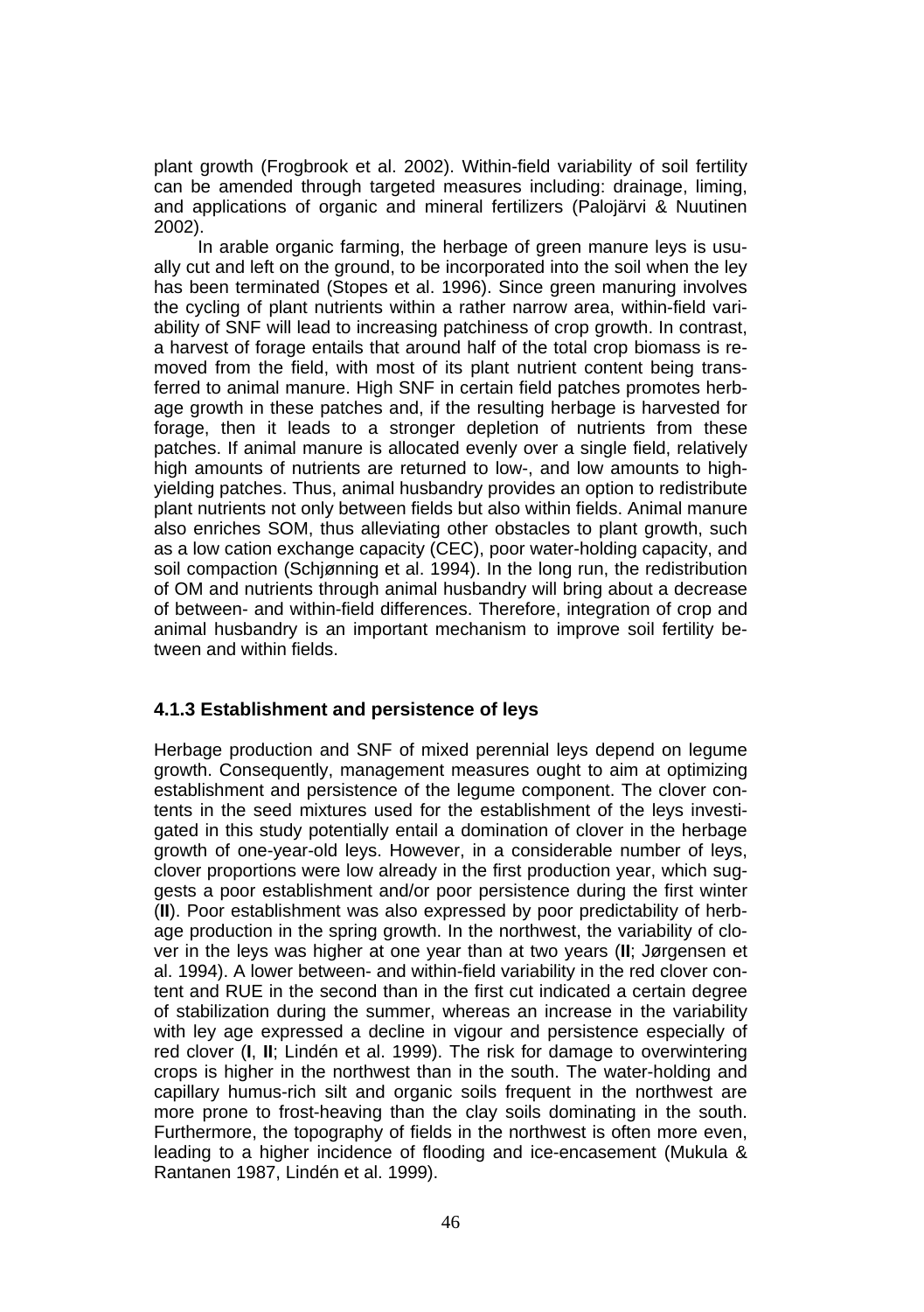plant growth (Frogbrook et al. 2002). Within-field variability of soil fertility can be amended through targeted measures including: drainage, liming, and applications of organic and mineral fertilizers (Palojärvi & Nuutinen 2002).

In arable organic farming, the herbage of green manure leys is usually cut and left on the ground, to be incorporated into the soil when the ley has been terminated (Stopes et al. 1996). Since green manuring involves the cycling of plant nutrients within a rather narrow area, within-field variability of SNF will lead to increasing patchiness of crop growth. In contrast, a harvest of forage entails that around half of the total crop biomass is removed from the field, with most of its plant nutrient content being transferred to animal manure. High SNF in certain field patches promotes herbage growth in these patches and, if the resulting herbage is harvested for forage, then it leads to a stronger depletion of nutrients from these patches. If animal manure is allocated evenly over a single field, relatively high amounts of nutrients are returned to low-, and low amounts to high-yielding patches. Thus, animal husbandry provides an option to redistribute plant nutrients not only between fields but also within fields. Animal manure also enriches SOM, thus alleviating other obstacles to plant growth, such as a low cation exchange capacity (CEC), poor water-holding capacity, and soil compaction (Schjønning et al. 1994). In the long run, the redistribution of OM and nutrients through animal husbandry will bring about a decrease of between- and within-field differences. Therefore, integration of crop and animal husbandry is an important mechanism to improve soil fertility between and within fields.

### 4.1.3 Establishment and persistence of leys

Herbage production and SNF of mixed perennial leys depend on legume growth. Consequently, management measures ought to aim at optimizing establishment and persistence of the legume component. The clover contents in the seed mixtures used for the establishment of the leys investigated in this study potentially entail a domination of clover in the herbage growth of one-year-old leys. However, in a considerable number of leys, clover proportions were low already in the first production year, which suggests a poor establishment and/or poor persistence during the first winter (**II**). Poor establishment was also expressed by poor predictability of herbage production in the spring growth. In the northwest, the variability of clover in the leys was higher at one year than at two years (**II**; Jørgensen et al. 1994). A lower between- and within-field variability in the red clover content and RUE in the second than in the first cut indicated a certain degree of stabilization during the summer, whereas an increase in the variability with ley age expressed a decline in vigour and persistence especially of red clover (**I**, **II**; Lindén et al. 1999). The risk for damage to overwintering crops is higher in the northwest than in the south. The water-holding and capillary humus-rich silt and organic soils frequent in the northwest are more prone to frost-heaving than the clay soils dominating in the south. Furthermore, the topography of fields in the northwest is often more even, leading to a higher incidence of flooding and ice-encasement (Mukula & Rantanen 1987, Lindén et al. 1999).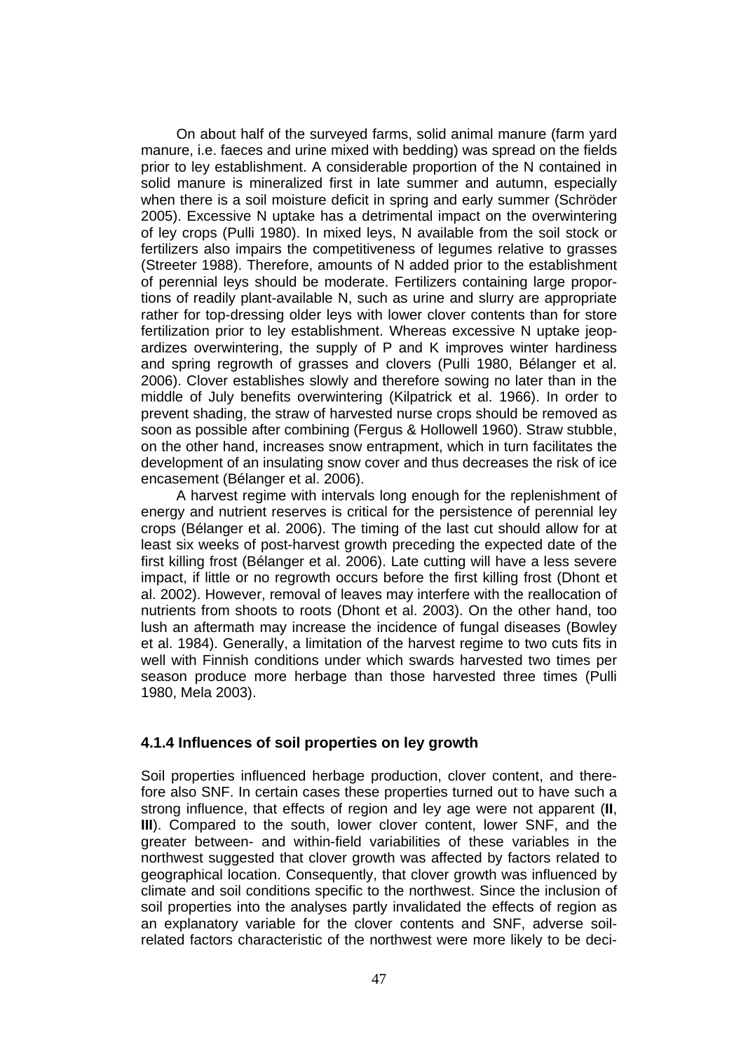On about half of the surveyed farms, solid animal manure (farm yard manure, i.e. faeces and urine mixed with bedding) was spread on the fields prior to ley establishment. A considerable proportion of the N contained in solid manure is mineralized first in late summer and autumn, especially when there is a soil moisture deficit in spring and early summer (Schröder 2005). Excessive N uptake has a detrimental impact on the overwintering of ley crops (Pulli 1980). In mixed leys, N available from the soil stock or fertilizers also impairs the competitiveness of legumes relative to grasses (Streeter 1988). Therefore, amounts of N added prior to the establishment of perennial leys should be moderate. Fertilizers containing large proportions of readily plant-available N, such as urine and slurry are appropriate rather for top-dressing older leys with lower clover contents than for store fertilization prior to ley establishment. Whereas excessive N uptake jeopardizes overwintering, the supply of P and K improves winter hardiness and spring regrowth of grasses and clovers (Pulli 1980, Bélanger et al. 2006). Clover establishes slowly and therefore sowing no later than in the middle of July benefits overwintering (Kilpatrick et al. 1966). In order to prevent shading, the straw of harvested nurse crops should be removed as soon as possible after combining (Fergus & Hollowell 1960). Straw stubble, on the other hand, increases snow entrapment, which in turn facilitates the development of an insulating snow cover and thus decreases the risk of ice encasement (Bélanger et al. 2006).

A harvest regime with intervals long enough for the replenishment of energy and nutrient reserves is critical for the persistence of perennial ley crops (Bélanger et al. 2006). The timing of the last cut should allow for at least six weeks of post-harvest growth preceding the expected date of the first killing frost (Bélanger et al. 2006). Late cutting will have a less severe impact, if little or no regrowth occurs before the first killing frost (Dhont et al. 2002). However, removal of leaves may interfere with the reallocation of nutrients from shoots to roots (Dhont et al. 2003). On the other hand, too lush an aftermath may increase the incidence of fungal diseases (Bowley et al. 1984). Generally, a limitation of the harvest regime to two cuts fits in well with Finnish conditions under which swards harvested two times per season produce more herbage than those harvested three times (Pulli 1980, Mela 2003).

### 4.1.4 Influences of soil properties on ley growth

Soil properties influenced herbage production, clover content, and therefore also SNF. In certain cases these properties turned out to have such a strong influence, that effects of region and ley age were not apparent (**II**, **III**). Compared to the south, lower clover content, lower SNF, and the greater between- and within-field variabilities of these variables in the northwest suggested that clover growth was affected by factors related to geographical location. Consequently, that clover growth was influenced by climate and soil conditions specific to the northwest. Since the inclusion of soil properties into the analyses partly invalidated the effects of region as an explanatory variable for the clover contents and SNF, adverse soil-related factors characteristic of the northwest were more likely to be deci-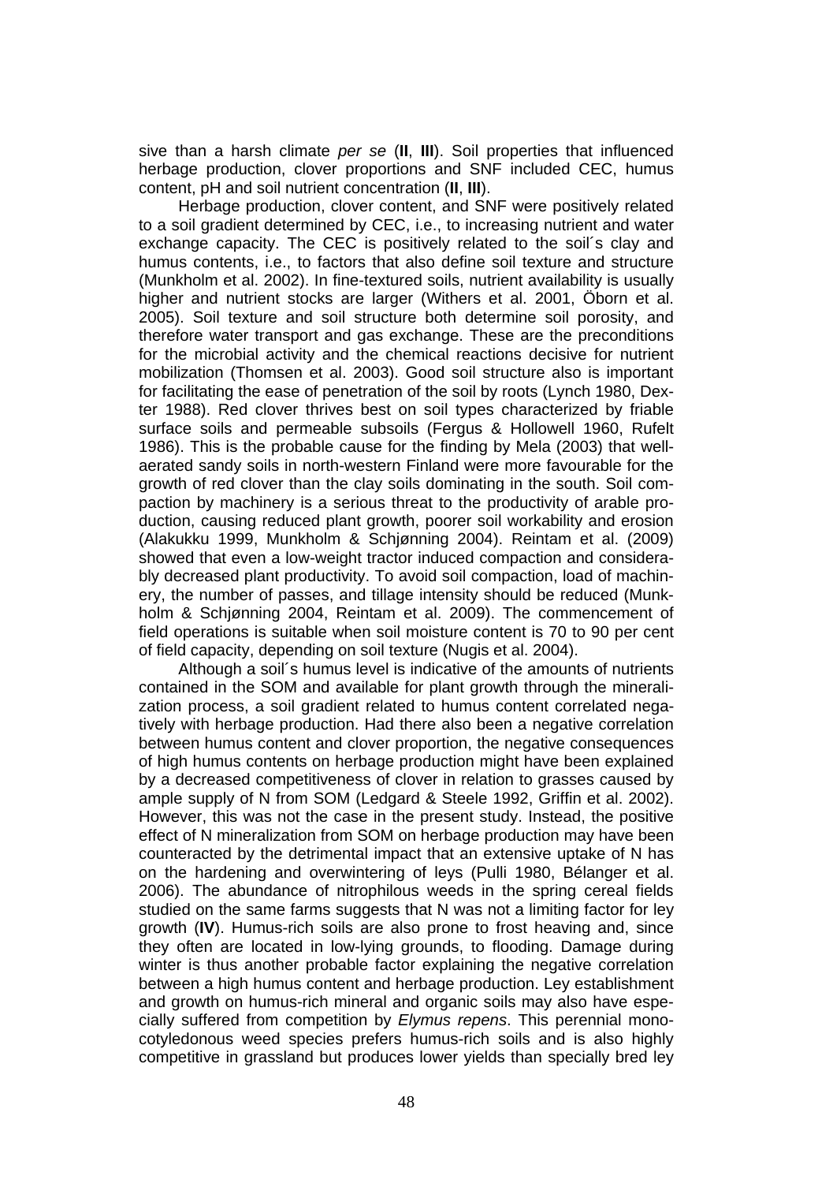sive than a harsh climate *per se* (**II**, **III**). Soil properties that influenced herbage production, clover proportions and SNF included CEC, humus content, pH and soil nutrient concentration (**II**, **III**).

Herbage production, clover content, and SNF were positively related to a soil gradient determined by CEC, i.e., to increasing nutrient and water exchange capacity. The CEC is positively related to the soil´s clay and humus contents, i.e., to factors that also define soil texture and structure (Munkholm et al. 2002). In fine-textured soils, nutrient availability is usually higher and nutrient stocks are larger (Withers et al. 2001, Öborn et al. 2005). Soil texture and soil structure both determine soil porosity, and therefore water transport and gas exchange. These are the preconditions for the microbial activity and the chemical reactions decisive for nutrient mobilization (Thomsen et al. 2003). Good soil structure also is important for facilitating the ease of penetration of the soil by roots (Lynch 1980, Dexter 1988). Red clover thrives best on soil types characterized by friable surface soils and permeable subsoils (Fergus & Hollowell 1960, Rufelt 1986). This is the probable cause for the finding by Mela (2003) that well-aerated sandy soils in north-western Finland were more favourable for the growth of red clover than the clay soils dominating in the south. Soil compaction by machinery is a serious threat to the productivity of arable production, causing reduced plant growth, poorer soil workability and erosion (Alakukku 1999, Munkholm & Schjønning 2004). Reintam et al. (2009) showed that even a low-weight tractor induced compaction and considerably decreased plant productivity. To avoid soil compaction, load of machinery, the number of passes, and tillage intensity should be reduced (Munkholm & Schjønning 2004, Reintam et al. 2009). The commencement of field operations is suitable when soil moisture content is 70 to 90 per cent of field capacity, depending on soil texture (Nugis et al. 2004).

Although a soil´s humus level is indicative of the amounts of nutrients contained in the SOM and available for plant growth through the mineralization process, a soil gradient related to humus content correlated negatively with herbage production. Had there also been a negative correlation between humus content and clover proportion, the negative consequences of high humus contents on herbage production might have been explained by a decreased competitiveness of clover in relation to grasses caused by ample supply of N from SOM (Ledgard & Steele 1992, Griffin et al. 2002). However, this was not the case in the present study. Instead, the positive effect of N mineralization from SOM on herbage production may have been counteracted by the detrimental impact that an extensive uptake of N has on the hardening and overwintering of leys (Pulli 1980, Bélanger et al. 2006). The abundance of nitrophilous weeds in the spring cereal fields studied on the same farms suggests that N was not a limiting factor for ley growth (**IV**). Humus-rich soils are also prone to frost heaving and, since they often are located in low-lying grounds, to flooding. Damage during winter is thus another probable factor explaining the negative correlation between a high humus content and herbage production. Ley establishment and growth on humus-rich mineral and organic soils may also have especially suffered from competition by *Elymus repens*. This perennial monocotyledonous weed species prefers humus-rich soils and is also highly competitive in grassland but produces lower yields than specially bred ley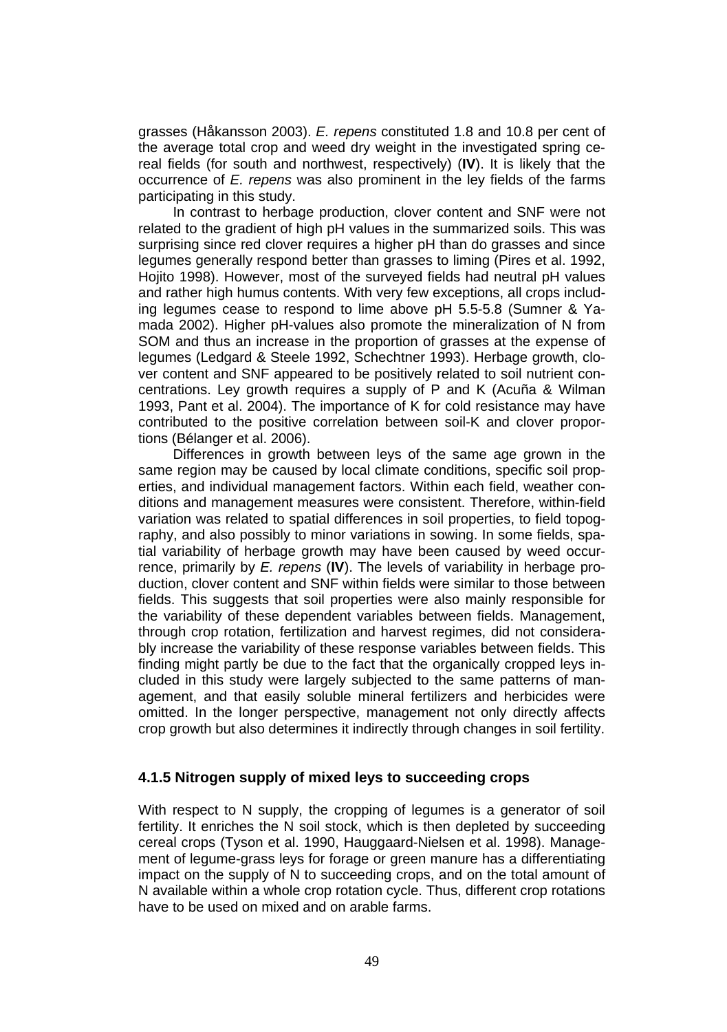grasses (Håkansson 2003). *E. repens* constituted 1.8 and 10.8 per cent of the average total crop and weed dry weight in the investigated spring cereal fields (for south and northwest, respectively) (**IV**). It is likely that the occurrence of *E. repens* was also prominent in the ley fields of the farms participating in this study.

In contrast to herbage production, clover content and SNF were not related to the gradient of high pH values in the summarized soils. This was surprising since red clover requires a higher pH than do grasses and since legumes generally respond better than grasses to liming (Pires et al. 1992, Hojito 1998). However, most of the surveyed fields had neutral pH values and rather high humus contents. With very few exceptions, all crops including legumes cease to respond to lime above pH 5.5-5.8 (Sumner & Yamada 2002). Higher pH-values also promote the mineralization of N from SOM and thus an increase in the proportion of grasses at the expense of legumes (Ledgard & Steele 1992, Schechtner 1993). Herbage growth, clover content and SNF appeared to be positively related to soil nutrient concentrations. Ley growth requires a supply of P and K (Acuña & Wilman 1993, Pant et al. 2004). The importance of K for cold resistance may have contributed to the positive correlation between soil-K and clover proportions (Bélanger et al. 2006).

Differences in growth between leys of the same age grown in the same region may be caused by local climate conditions, specific soil properties, and individual management factors. Within each field, weather conditions and management measures were consistent. Therefore, within-field variation was related to spatial differences in soil properties, to field topography, and also possibly to minor variations in sowing. In some fields, spatial variability of herbage growth may have been caused by weed occurrence, primarily by *E. repens* (**IV**). The levels of variability in herbage production, clover content and SNF within fields were similar to those between fields. This suggests that soil properties were also mainly responsible for the variability of these dependent variables between fields. Management, through crop rotation, fertilization and harvest regimes, did not considerably increase the variability of these response variables between fields. This finding might partly be due to the fact that the organically cropped leys included in this study were largely subjected to the same patterns of management, and that easily soluble mineral fertilizers and herbicides were omitted. In the longer perspective, management not only directly affects crop growth but also determines it indirectly through changes in soil fertility.

### 4.1.5 Nitrogen supply of mixed leys to succeeding crops

With respect to N supply, the cropping of legumes is a generator of soil fertility. It enriches the N soil stock, which is then depleted by succeeding cereal crops (Tyson et al. 1990, Hauggaard-Nielsen et al. 1998). Management of legume-grass leys for forage or green manure has a differentiating impact on the supply of N to succeeding crops, and on the total amount of N available within a whole crop rotation cycle. Thus, different crop rotations have to be used on mixed and on arable farms.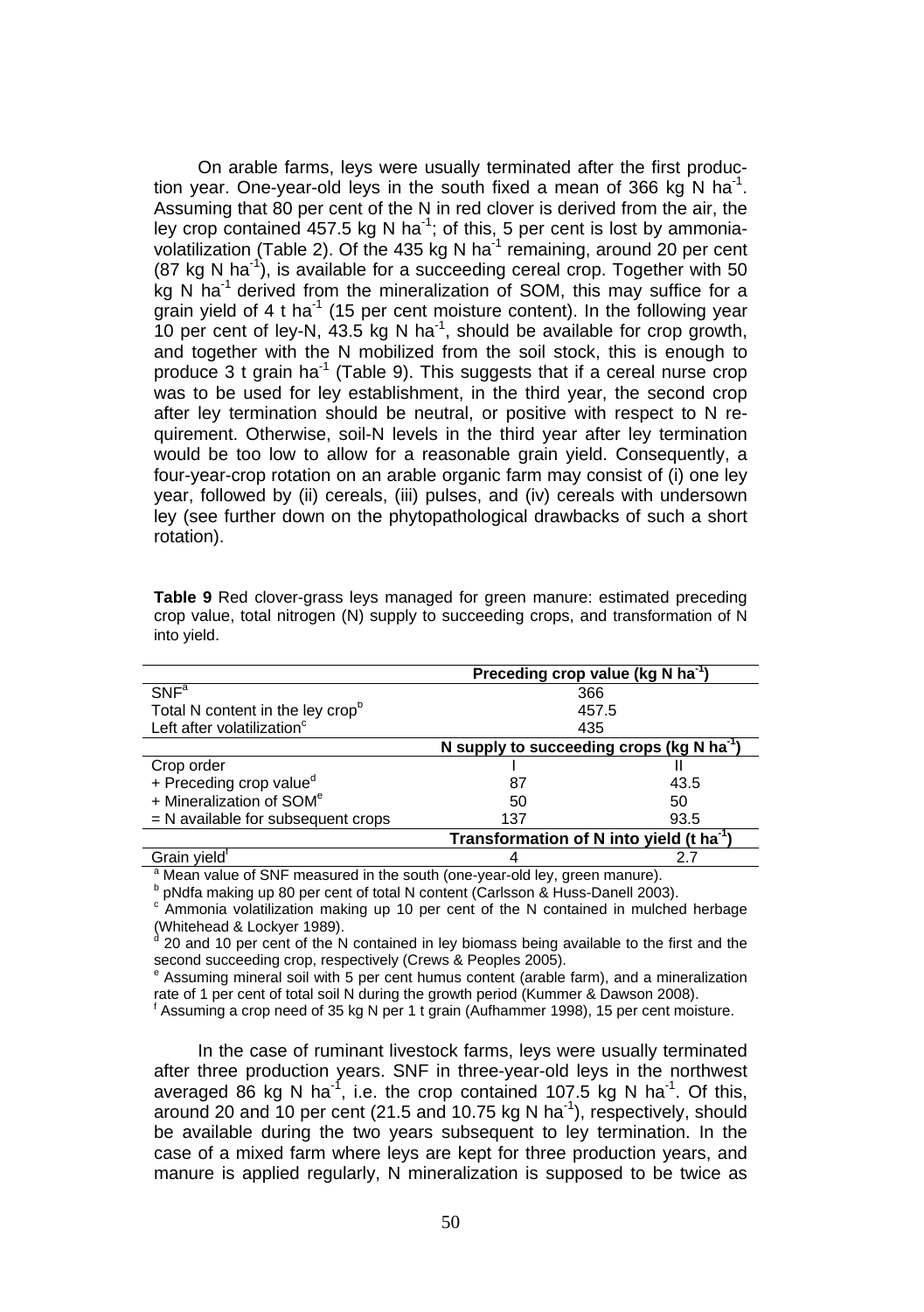On arable farms, leys were usually terminated after the first production year. One-year-old leys in the south fixed a mean of 366 kg N ha$^{-1}$. Assuming that 80 per cent of the N in red clover is derived from the air, the ley crop contained 457.5 kg N ha$^{-1}$; of this, 5 per cent is lost by ammonia-volatilization (Table 2). Of the 435 kg N ha$^{-1}$ remaining, around 20 per cent (87 kg N ha$^{-1}$), is available for a succeeding cereal crop. Together with 50 kg N ha$^{-1}$ derived from the mineralization of SOM, this may suffice for a grain yield of 4 t ha$^{-1}$ (15 per cent moisture content). In the following year 10 per cent of ley-N, 43.5 kg N ha$^{-1}$, should be available for crop growth, and together with the N mobilized from the soil stock, this is enough to produce 3 t grain ha$^{-1}$ (Table 9). This suggests that if a cereal nurse crop was to be used for ley establishment, in the third year, the second crop after ley termination should be neutral, or positive with respect to N requirement. Otherwise, soil-N levels in the third year after ley termination would be too low to allow for a reasonable grain yield. Consequently, a four-year-crop rotation on an arable organic farm may consist of (i) one ley year, followed by (ii) cereals, (iii) pulses, and (iv) cereals with undersown ley (see further down on the phytopathological drawbacks of such a short rotation).

**Table 9** Red clover-grass leys managed for green manure: estimated preceding crop value, total nitrogen (N) supply to succeeding crops, and transformation of N into yield.

| | Preceding crop value (kg N ha$^{-1}$) | |
|---|---|---|
| SNF[a] | 366 | |
| Total N content in the ley crop[b] | 457.5 | |
| Left after volatilization[c] | 435 | |
| | **N supply to succeeding crops (kg N ha$^{-1}$)** | |
| Crop order | I | II |
| + Preceding crop value[d] | 87 | 43.5 |
| + Mineralization of SOM[e] | 50 | 50 |
| = N available for subsequent crops | 137 | 93.5 |
| | **Transformation of N into yield (t ha$^{-1}$)** | |
| Grain yield[f] | 4 | 2.7 |

[a] Mean value of SNF measured in the south (one-year-old ley, green manure).
[b] pNdfa making up 80 per cent of total N content (Carlsson & Huss-Danell 2003).
[c] Ammonia volatilization making up 10 per cent of the N contained in mulched herbage (Whitehead & Lockyer 1989).
[d] 20 and 10 per cent of the N contained in ley biomass being available to the first and the second succeeding crop, respectively (Crews & Peoples 2005).
[e] Assuming mineral soil with 5 per cent humus content (arable farm), and a mineralization rate of 1 per cent of total soil N during the growth period (Kummer & Dawson 2008).
[f] Assuming a crop need of 35 kg N per 1 t grain (Aufhammer 1998), 15 per cent moisture.

In the case of ruminant livestock farms, leys were usually terminated after three production years. SNF in three-year-old leys in the northwest averaged 86 kg N ha$^{-1}$, i.e. the crop contained 107.5 kg N ha$^{-1}$. Of this, around 20 and 10 per cent (21.5 and 10.75 kg N ha$^{-1}$), respectively, should be available during the two years subsequent to ley termination. In the case of a mixed farm where leys are kept for three production years, and manure is applied regularly, N mineralization is supposed to be twice as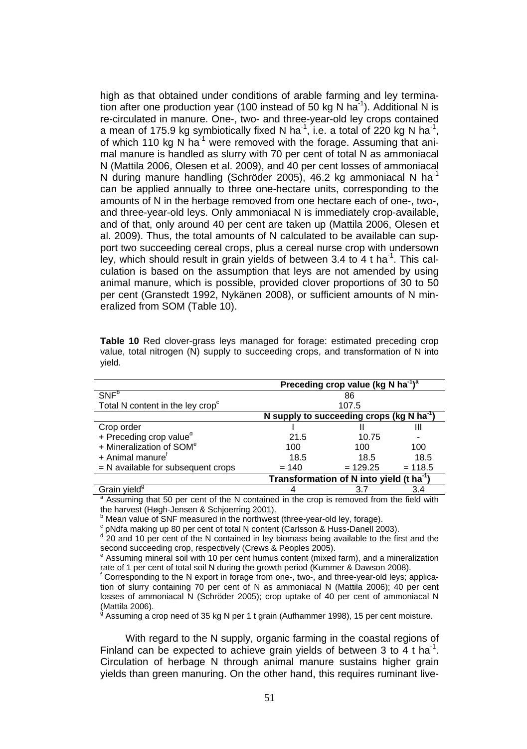high as that obtained under conditions of arable farming and ley termination after one production year (100 instead of 50 kg N ha$^{-1}$). Additional N is re-circulated in manure. One-, two- and three-year-old ley crops contained a mean of 175.9 kg symbiotically fixed N ha$^{-1}$, i.e. a total of 220 kg N ha$^{-1}$, of which 110 kg N ha$^{-1}$ were removed with the forage. Assuming that animal manure is handled as slurry with 70 per cent of total N as ammoniacal N (Mattila 2006, Olesen et al. 2009), and 40 per cent losses of ammoniacal N during manure handling (Schröder 2005), 46.2 kg ammoniacal N ha$^{-1}$ can be applied annually to three one-hectare units, corresponding to the amounts of N in the herbage removed from one hectare each of one-, two-, and three-year-old leys. Only ammoniacal N is immediately crop-available, and of that, only around 40 per cent are taken up (Mattila 2006, Olesen et al. 2009). Thus, the total amounts of N calculated to be available can support two succeeding cereal crops, plus a cereal nurse crop with undersown ley, which should result in grain yields of between 3.4 to 4 t ha$^{-1}$. This calculation is based on the assumption that leys are not amended by using animal manure, which is possible, provided clover proportions of 30 to 50 per cent (Granstedt 1992, Nykänen 2008), or sufficient amounts of N mineralized from SOM (Table 10).

**Table 10** Red clover-grass leys managed for forage: estimated preceding crop value, total nitrogen (N) supply to succeeding crops, and transformation of N into yield.

| | **Preceding crop value (kg N ha$^{-1}$)[a]** | | |
|---|---|---|---|
| SNF[b] | 86 | | |
| Total N content in the ley crop[c] | 107.5 | | |
| | **N supply to succeeding crops (kg N ha$^{-1}$)** | | |
| Crop order | I | II | III |
| + Preceding crop value[d] | 21.5 | 10.75 | - |
| + Mineralization of SOM[e] | 100 | 100 | 100 |
| + Animal manure[f] | 18.5 | 18.5 | 18.5 |
| = N available for subsequent crops | = 140 | = 129.25 | = 118.5 |
| | **Transformation of N into yield (t ha$^{-1}$)** | | |
| Grain yield[g] | 4 | 3.7 | 3.4 |

[a] Assuming that 50 per cent of the N contained in the crop is removed from the field with the harvest (Høgh-Jensen & Schjoerring 2001).
[b] Mean value of SNF measured in the northwest (three-year-old ley, forage).
[c] pNdfa making up 80 per cent of total N content (Carlsson & Huss-Danell 2003).
[d] 20 and 10 per cent of the N contained in ley biomass being available to the first and the second succeeding crop, respectively (Crews & Peoples 2005).
[e] Assuming mineral soil with 10 per cent humus content (mixed farm), and a mineralization rate of 1 per cent of total soil N during the growth period (Kummer & Dawson 2008).
[f] Corresponding to the N export in forage from one-, two-, and three-year-old leys; application of slurry containing 70 per cent of N as ammoniacal N (Mattila 2006); 40 per cent losses of ammoniacal N (Schröder 2005); crop uptake of 40 per cent of ammoniacal N (Mattila 2006).
[g] Assuming a crop need of 35 kg N per 1 t grain (Aufhammer 1998), 15 per cent moisture.

With regard to the N supply, organic farming in the coastal regions of Finland can be expected to achieve grain yields of between 3 to 4 t ha$^{-1}$. Circulation of herbage N through animal manure sustains higher grain yields than green manuring. On the other hand, this requires ruminant live-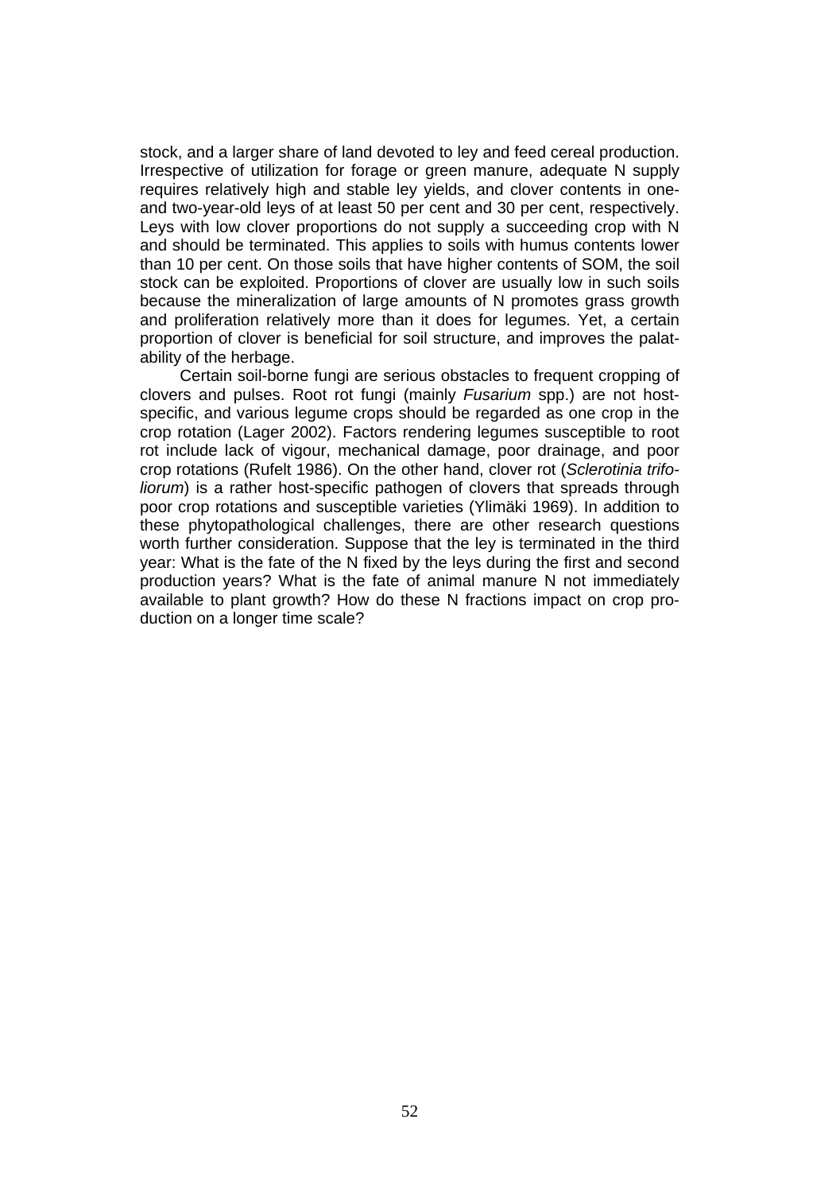stock, and a larger share of land devoted to ley and feed cereal production. Irrespective of utilization for forage or green manure, adequate N supply requires relatively high and stable ley yields, and clover contents in one- and two-year-old leys of at least 50 per cent and 30 per cent, respectively. Leys with low clover proportions do not supply a succeeding crop with N and should be terminated. This applies to soils with humus contents lower than 10 per cent. On those soils that have higher contents of SOM, the soil stock can be exploited. Proportions of clover are usually low in such soils because the mineralization of large amounts of N promotes grass growth and proliferation relatively more than it does for legumes. Yet, a certain proportion of clover is beneficial for soil structure, and improves the palatability of the herbage.

Certain soil-borne fungi are serious obstacles to frequent cropping of clovers and pulses. Root rot fungi (mainly *Fusarium* spp.) are not host-specific, and various legume crops should be regarded as one crop in the crop rotation (Lager 2002). Factors rendering legumes susceptible to root rot include lack of vigour, mechanical damage, poor drainage, and poor crop rotations (Rufelt 1986). On the other hand, clover rot (*Sclerotinia trifoliorum*) is a rather host-specific pathogen of clovers that spreads through poor crop rotations and susceptible varieties (Ylimäki 1969). In addition to these phytopathological challenges, there are other research questions worth further consideration. Suppose that the ley is terminated in the third year: What is the fate of the N fixed by the leys during the first and second production years? What is the fate of animal manure N not immediately available to plant growth? How do these N fractions impact on crop production on a longer time scale?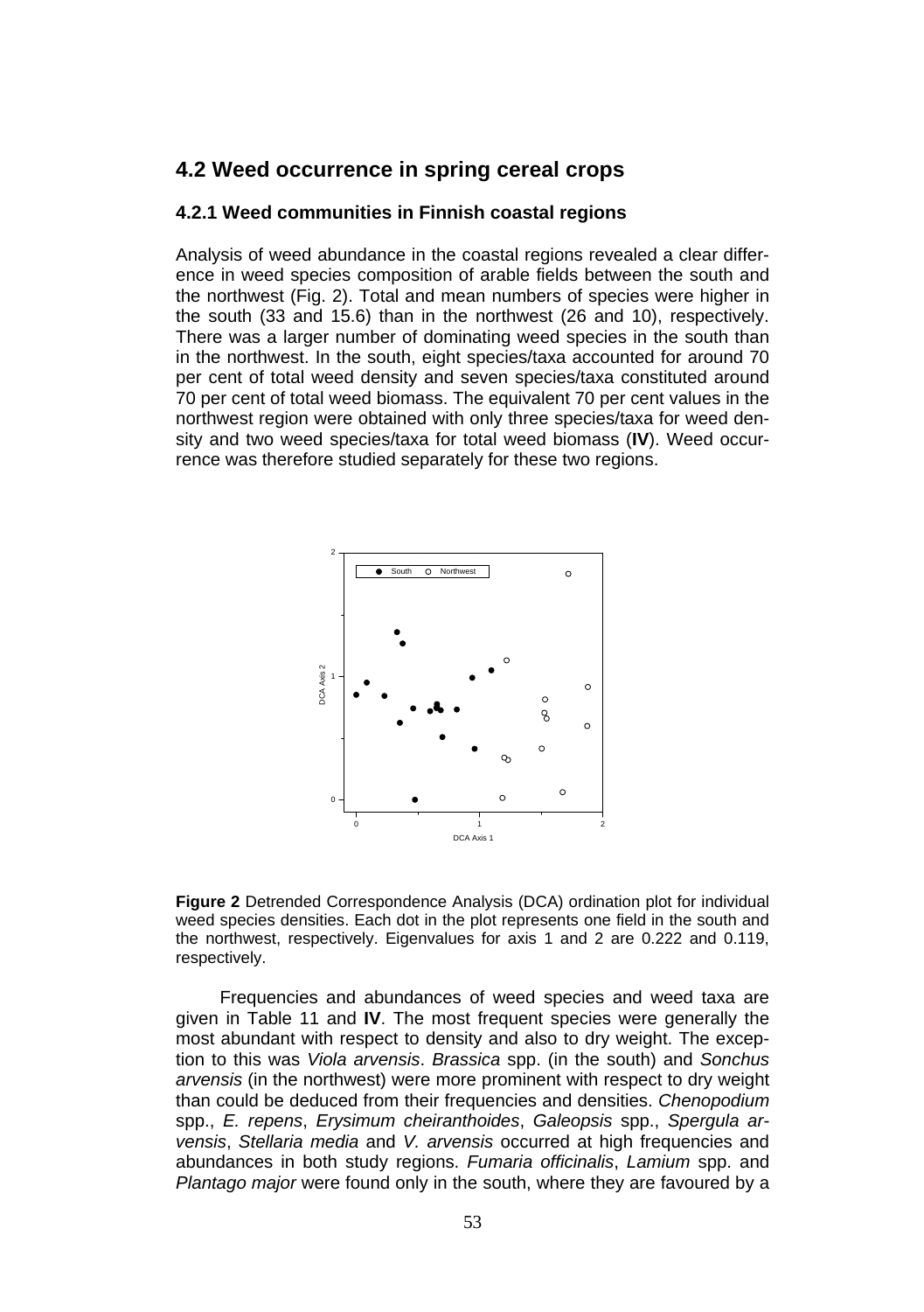## 4.2 Weed occurrence in spring cereal crops

### 4.2.1 Weed communities in Finnish coastal regions

Analysis of weed abundance in the coastal regions revealed a clear difference in weed species composition of arable fields between the south and the northwest (Fig. 2). Total and mean numbers of species were higher in the south (33 and 15.6) than in the northwest (26 and 10), respectively. There was a larger number of dominating weed species in the south than in the northwest. In the south, eight species/taxa accounted for around 70 per cent of total weed density and seven species/taxa constituted around 70 per cent of total weed biomass. The equivalent 70 per cent values in the northwest region were obtained with only three species/taxa for weed density and two weed species/taxa for total weed biomass (**IV**). Weed occurrence was therefore studied separately for these two regions.

**Figure 2** Detrended Correspondence Analysis (DCA) ordination plot for individual weed species densities. Each dot in the plot represents one field in the south and the northwest, respectively. Eigenvalues for axis 1 and 2 are 0.222 and 0.119, respectively.

Frequencies and abundances of weed species and weed taxa are given in Table 11 and **IV**. The most frequent species were generally the most abundant with respect to density and also to dry weight. The exception to this was *Viola arvensis*. *Brassica* spp. (in the south) and *Sonchus arvensis* (in the northwest) were more prominent with respect to dry weight than could be deduced from their frequencies and densities. *Chenopodium* spp., *E. repens*, *Erysimum cheiranthoides*, *Galeopsis* spp., *Spergula arvensis*, *Stellaria media* and *V. arvensis* occurred at high frequencies and abundances in both study regions. *Fumaria officinalis*, *Lamium* spp. and *Plantago major* were found only in the south, where they are favoured by a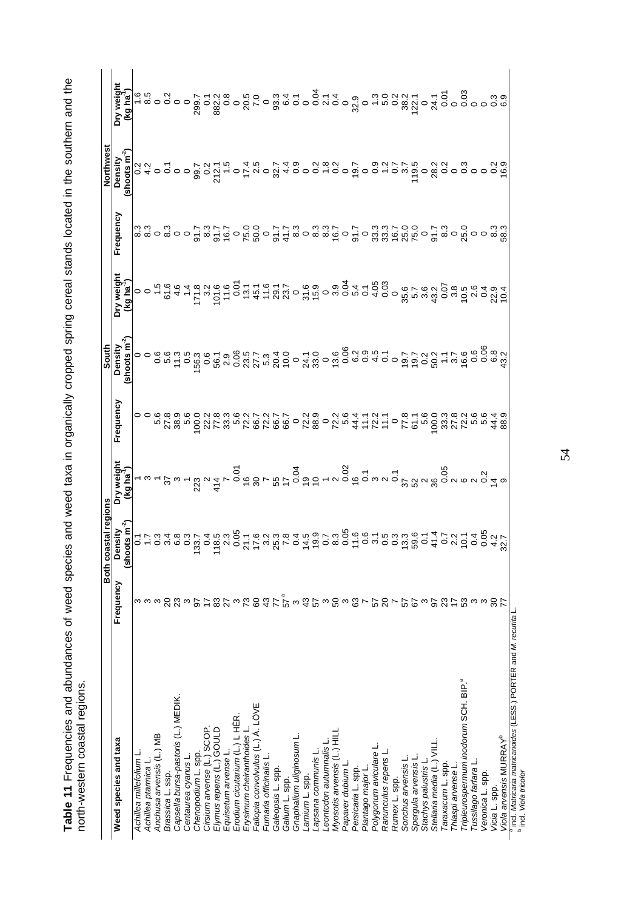**Table 11** Frequencies and abundances of weed species and weed taxa in organically cropped spring cereal stands located in the southern and the north-western coastal regions.

| Weed species and taxa | Both coastal regions | | | South | | | Northwest | | |
|---|---|---|---|---|---|---|---|---|---|
| | Frequency | Density (shoots m$^{-2}$) | Dry weight (kg ha$^{-1}$) | Frequency | Density (shoots m$^{-2}$) | Dry weight (kg ha$^{-1}$) | Frequency | Density (shoots m$^{-2}$) | Dry weight (kg ha$^{-1}$) |
| *Achillea millefolium* L. | 3 | 0.1 | 1 | 0 | 0 | 0 | 8.3 | 0.2 | 1.6 |
| *Achillea ptarmica* L. | 3 | 1.7 | 3 | 0 | 0 | 0 | 8.3 | 4.2 | 8.5 |
| *Anchusa arvensis* (L.) MB | 3 | 0.3 | 1 | 5.6 | 0.6 | 1.5 | 0 | 0 | 0 |
| *Brassica* L. ssp. | 20 | 3.4 | 37 | 27.8 | 5.6 | 61.6 | 8.3 | 0.1 | 0.2 |
| *Capsella bursa-pastoris* (L.) MEDIK. | 23 | 6.8 | 3 | 38.9 | 11.3 | 4.6 | 0 | 0 | 0 |
| *Centaurea cyanus* L. | 3 | 0.3 | 1 | 5.6 | 0.5 | 1.4 | 0 | 0 | 0 |
| *Chenopodium* L. spp. | 97 | 133.7 | 223 | 100.0 | 156.3 | 171.8 | 91.7 | 99.7 | 299.7 |
| *Cirsium arvense* (L.) SCOP. | 17 | 0.4 | 2 | 22.2 | 0.6 | 3.2 | 8.3 | 0.2 | 0.1 |
| *Elymus repens* (L.) GOULD | 83 | 118.5 | 414 | 77.8 | 56.1 | 101.6 | 91.7 | 212.1 | 882.2 |
| *Equisetum arvense* L. | 27 | 2.3 | 7 | 33.3 | 2.9 | 11.6 | 16.7 | 1.5 | 0.8 |
| *Erodium cicutarium* (L.) L'HÉR. | 3 | 0.05 | 0.01 | 5.6 | 0.06 | 0.01 | 0 | 0 | 0 |
| *Erysimum cheiranthoides* L. | 73 | 21.1 | 16 | 72.2 | 23.5 | 13.1 | 75.0 | 17.4 | 20.5 |
| *Fallopia convolvulus* (L.) Á. LÖVE | 60 | 17.6 | 30 | 66.7 | 27.7 | 45.1 | 50.0 | 2.5 | 7.0 |
| *Fumaria officinalis* L. | 43 | 3.2 | 7 | 72.2 | 5.3 | 11.6 | 0 | 0 | 0 |
| *Galeopsis* L. spp. | 77 | 25.3 | 55 | 66.7 | 20.4 | 29.1 | 91.7 | 32.7 | 93.3 |
| *Galium* L. spp. | 57[a] | 7.8 | 17 | 66.7 | 10.0 | 23.7 | 41.7 | 4.4 | 6.4 |
| *Gnaphalium uliginosum* L. | 3 | 0.4 | 0.04 | 0 | 0 | 0 | 8.3 | 0.9 | 0.1 |
| *Lamium* L. spp. | 43 | 14.5 | 19 | 72.2 | 24.1 | 31.6 | 0 | 0 | 0 |
| *Lapsana communis* L. | 57 | 19.9 | 10 | 88.9 | 33.0 | 15.9 | 8.3 | 0.2 | 0.04 |
| *Leontodon autumnalis* L. | 3 | 0.7 | 1 | 0 | 0 | 0 | 8.3 | 1.8 | 2.1 |
| *Myosotis arvensis* (L.) HILL | 50 | 8.3 | 2 | 72.2 | 13.6 | 3.9 | 16.7 | 0.2 | 0.4 |
| *Papaver dubium* L. | 3 | 0.05 | 0.02 | 5.6 | 0.06 | 0.04 | 0 | 0 | 0 |
| *Persicaria* L. spp. | 63 | 11.6 | 16 | 44.4 | 6.2 | 5.4 | 91.7 | 19.7 | 32.9 |
| *Plantago major* L. | 7 | 0.6 | 0.1 | 11.1 | 0.9 | 0.1 | 0 | 0 | 0 |
| *Polygonum aviculare* L. | 57 | 3.1 | 3 | 72.2 | 4.5 | 4.05 | 33.3 | 0.9 | 1.3 |
| *Ranunculus repens* L. | 20 | 0.5 | 2 | 11.1 | 0.1 | 0.03 | 33.3 | 1.2 | 5.0 |
| *Rumex* L. spp. | 7 | 0.3 | 0.1 | 0 | 0 | 0 | 16.7 | 0.7 | 0.2 |
| *Sonchus arvensis* L. | 57 | 13.3 | 37 | 77.8 | 19.7 | 35.6 | 25.0 | 3.7 | 38.2 |
| *Spergula arvensis* L. | 67 | 59.6 | 52 | 61.1 | 19.7 | 5.7 | 75.0 | 119.5 | 122.1 |
| *Stachys palustris* L. | 3 | 0.1 | 2 | 5.6 | 0.2 | 3.6 | 0 | 0 | 0 |
| *Stellaria media* (L.) VILL. | 97 | 41.4 | 36 | 100.0 | 50.2 | 43.2 | 91.7 | 28.2 | 24.1 |
| *Taraxacum* L. spp. | 23 | 0.7 | 0.05 | 33.3 | 1.1 | 0.07 | 8.3 | 0.2 | 0.01 |
| *Thlaspi arvense* L. | 17 | 2.2 | 2 | 27.8 | 3.7 | 3.8 | 0 | 0 | 0 |
| *Tripleurospermum inodorum* SCH. BIP.[a] | 53 | 10.1 | 6 | 72.2 | 16.6 | 10.5 | 25.0 | 0.3 | 0.03 |
| *Tussilago farfara* L. | 3 | 0.4 | 2 | 5.6 | 0.6 | 2.6 | 0 | 0 | 0 |
| *Veronica* L. spp. | 3 | 0.05 | 0.2 | 5.6 | 0.06 | 0.4 | 0 | 0 | 0 |
| *Vicia* L. spp. | 30 | 4.2 | 14 | 44.4 | 6.8 | 22.9 | 8.3 | 0.2 | 0.3 |
| *Viola arvensis* MURRAY[b] | 77 | 32.7 | 9 | 88.9 | 43.2 | 10.4 | 58.3 | 16.9 | 6.9 |

[a] incl. *Matricaria matricarioides* (LESS.) PORTER and *M. recutita* L.
[b] incl. *Viola tricolor*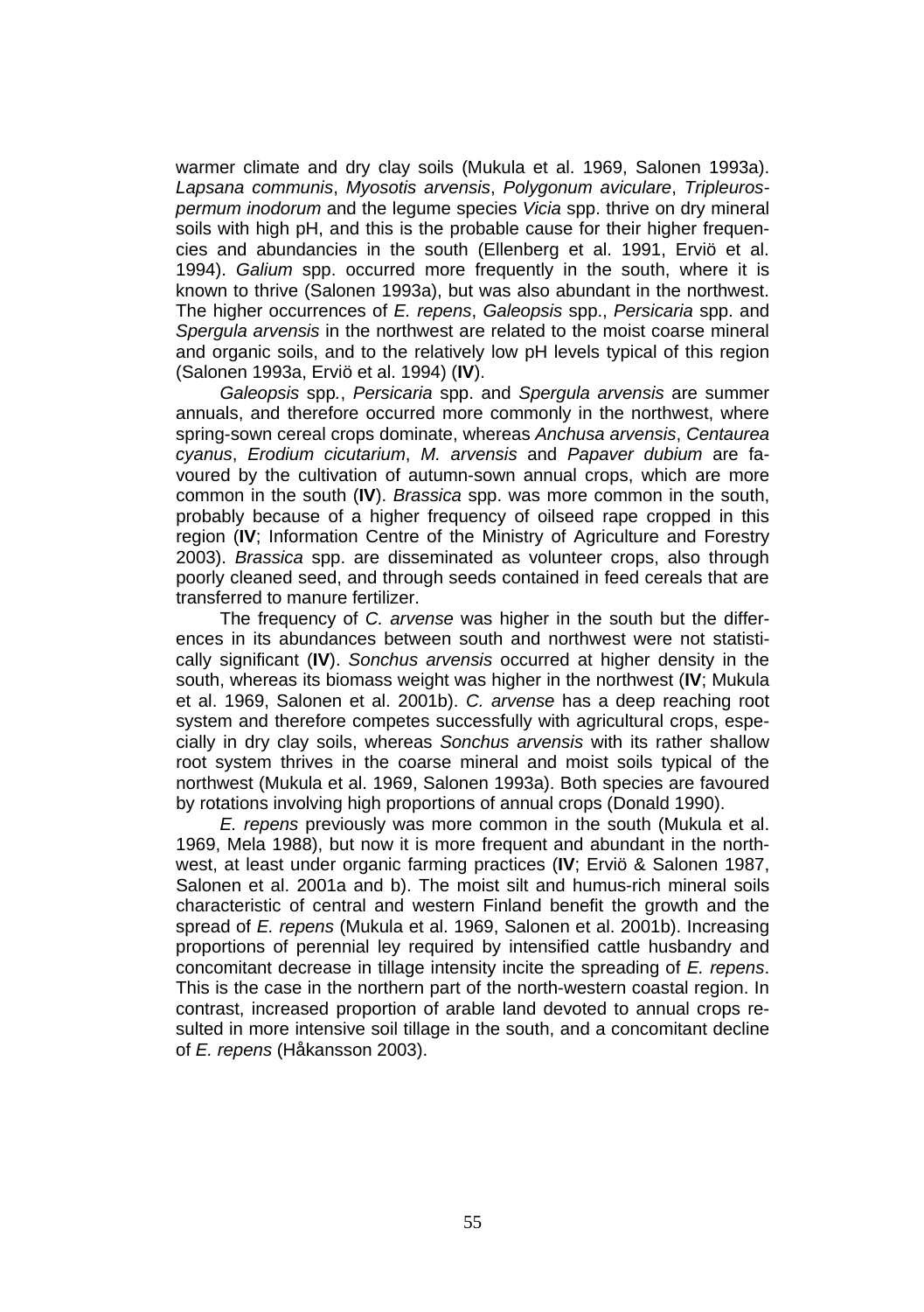warmer climate and dry clay soils (Mukula et al. 1969, Salonen 1993a). *Lapsana communis*, *Myosotis arvensis*, *Polygonum aviculare*, *Tripleurospermum inodorum* and the legume species *Vicia* spp. thrive on dry mineral soils with high pH, and this is the probable cause for their higher frequencies and abundancies in the south (Ellenberg et al. 1991, Erviö et al. 1994). *Galium* spp. occurred more frequently in the south, where it is known to thrive (Salonen 1993a), but was also abundant in the northwest. The higher occurrences of *E. repens*, *Galeopsis* spp., *Persicaria* spp. and *Spergula arvensis* in the northwest are related to the moist coarse mineral and organic soils, and to the relatively low pH levels typical of this region (Salonen 1993a, Erviö et al. 1994) (**IV**).

*Galeopsis* spp., *Persicaria* spp. and *Spergula arvensis* are summer annuals, and therefore occurred more commonly in the northwest, where spring-sown cereal crops dominate, whereas *Anchusa arvensis*, *Centaurea cyanus*, *Erodium cicutarium*, *M. arvensis* and *Papaver dubium* are favoured by the cultivation of autumn-sown annual crops, which are more common in the south (**IV**). *Brassica* spp. was more common in the south, probably because of a higher frequency of oilseed rape cropped in this region (**IV**; Information Centre of the Ministry of Agriculture and Forestry 2003). *Brassica* spp. are disseminated as volunteer crops, also through poorly cleaned seed, and through seeds contained in feed cereals that are transferred to manure fertilizer.

The frequency of *C. arvense* was higher in the south but the differences in its abundances between south and northwest were not statistically significant (**IV**). *Sonchus arvensis* occurred at higher density in the south, whereas its biomass weight was higher in the northwest (**IV**; Mukula et al. 1969, Salonen et al. 2001b). *C. arvense* has a deep reaching root system and therefore competes successfully with agricultural crops, especially in dry clay soils, whereas *Sonchus arvensis* with its rather shallow root system thrives in the coarse mineral and moist soils typical of the northwest (Mukula et al. 1969, Salonen 1993a). Both species are favoured by rotations involving high proportions of annual crops (Donald 1990).

*E. repens* previously was more common in the south (Mukula et al. 1969, Mela 1988), but now it is more frequent and abundant in the northwest, at least under organic farming practices (**IV**; Erviö & Salonen 1987, Salonen et al. 2001a and b). The moist silt and humus-rich mineral soils characteristic of central and western Finland benefit the growth and the spread of *E. repens* (Mukula et al. 1969, Salonen et al. 2001b). Increasing proportions of perennial ley required by intensified cattle husbandry and concomitant decrease in tillage intensity incite the spreading of *E. repens*. This is the case in the northern part of the north-western coastal region. In contrast, increased proportion of arable land devoted to annual crops resulted in more intensive soil tillage in the south, and a concomitant decline of *E. repens* (Håkansson 2003).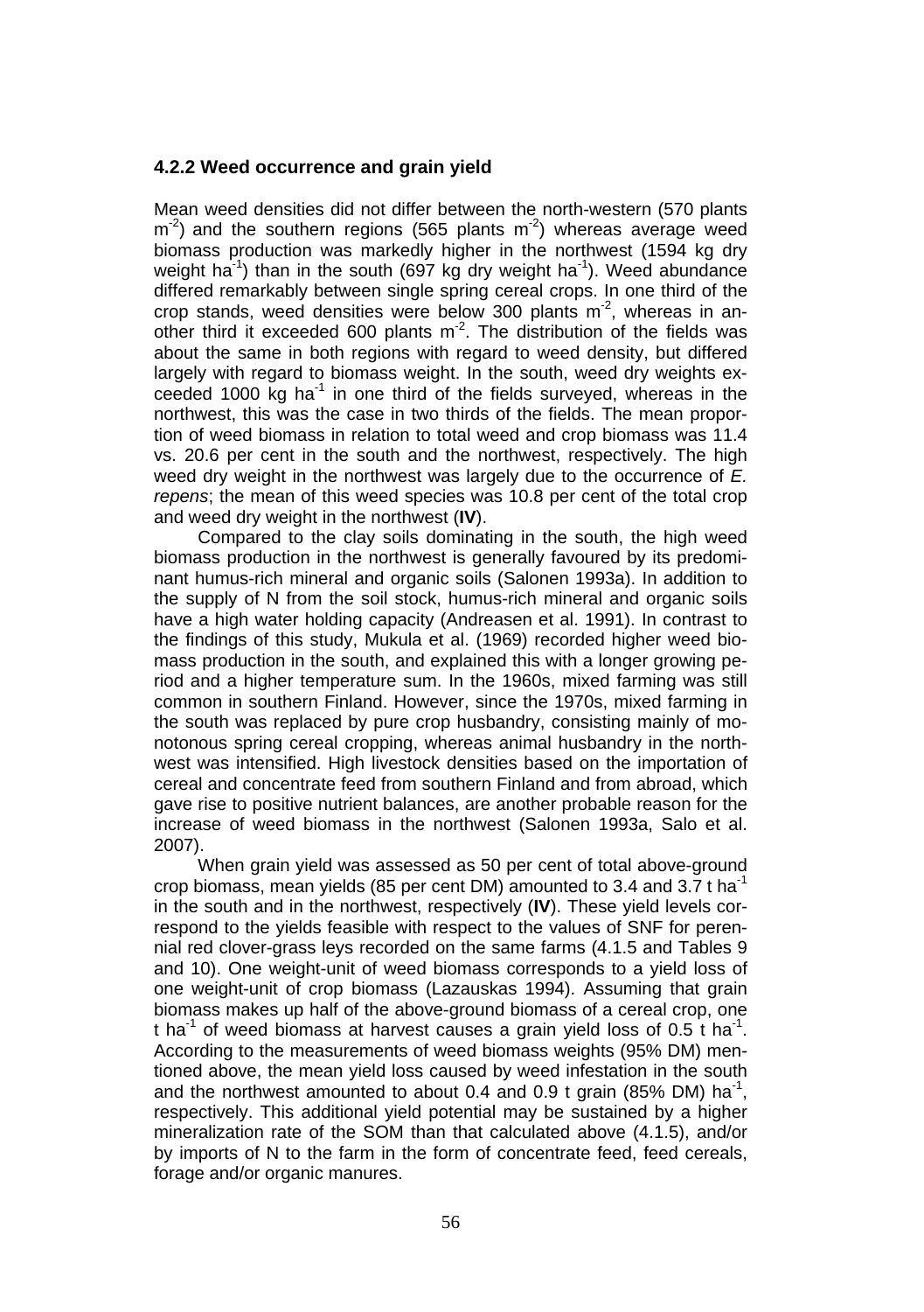### 4.2.2 Weed occurrence and grain yield

Mean weed densities did not differ between the north-western (570 plants $m^{-2}$) and the southern regions (565 plants $m^{-2}$) whereas average weed biomass production was markedly higher in the northwest (1594 kg dry weight $ha^{-1}$) than in the south (697 kg dry weight $ha^{-1}$). Weed abundance differed remarkably between single spring cereal crops. In one third of the crop stands, weed densities were below 300 plants $m^{-2}$, whereas in another third it exceeded 600 plants $m^{-2}$. The distribution of the fields was about the same in both regions with regard to weed density, but differed largely with regard to biomass weight. In the south, weed dry weights exceeded 1000 kg $ha^{-1}$ in one third of the fields surveyed, whereas in the northwest, this was the case in two thirds of the fields. The mean proportion of weed biomass in relation to total weed and crop biomass was 11.4 vs. 20.6 per cent in the south and the northwest, respectively. The high weed dry weight in the northwest was largely due to the occurrence of *E. repens*; the mean of this weed species was 10.8 per cent of the total crop and weed dry weight in the northwest (**IV**).

Compared to the clay soils dominating in the south, the high weed biomass production in the northwest is generally favoured by its predominant humus-rich mineral and organic soils (Salonen 1993a). In addition to the supply of N from the soil stock, humus-rich mineral and organic soils have a high water holding capacity (Andreasen et al. 1991). In contrast to the findings of this study, Mukula et al. (1969) recorded higher weed biomass production in the south, and explained this with a longer growing period and a higher temperature sum. In the 1960s, mixed farming was still common in southern Finland. However, since the 1970s, mixed farming in the south was replaced by pure crop husbandry, consisting mainly of monotonous spring cereal cropping, whereas animal husbandry in the northwest was intensified. High livestock densities based on the importation of cereal and concentrate feed from southern Finland and from abroad, which gave rise to positive nutrient balances, are another probable reason for the increase of weed biomass in the northwest (Salonen 1993a, Salo et al. 2007).

When grain yield was assessed as 50 per cent of total above-ground crop biomass, mean yields (85 per cent DM) amounted to 3.4 and 3.7 t $ha^{-1}$ in the south and in the northwest, respectively (**IV**). These yield levels correspond to the yields feasible with respect to the values of SNF for perennial red clover-grass leys recorded on the same farms (4.1.5 and Tables 9 and 10). One weight-unit of weed biomass corresponds to a yield loss of one weight-unit of crop biomass (Lazauskas 1994). Assuming that grain biomass makes up half of the above-ground biomass of a cereal crop, one t $ha^{-1}$ of weed biomass at harvest causes a grain yield loss of 0.5 t $ha^{-1}$. According to the measurements of weed biomass weights (95% DM) mentioned above, the mean yield loss caused by weed infestation in the south and the northwest amounted to about 0.4 and 0.9 t grain (85% DM) $ha^{-1}$, respectively. This additional yield potential may be sustained by a higher mineralization rate of the SOM than that calculated above (4.1.5), and/or by imports of N to the farm in the form of concentrate feed, feed cereals, forage and/or organic manures.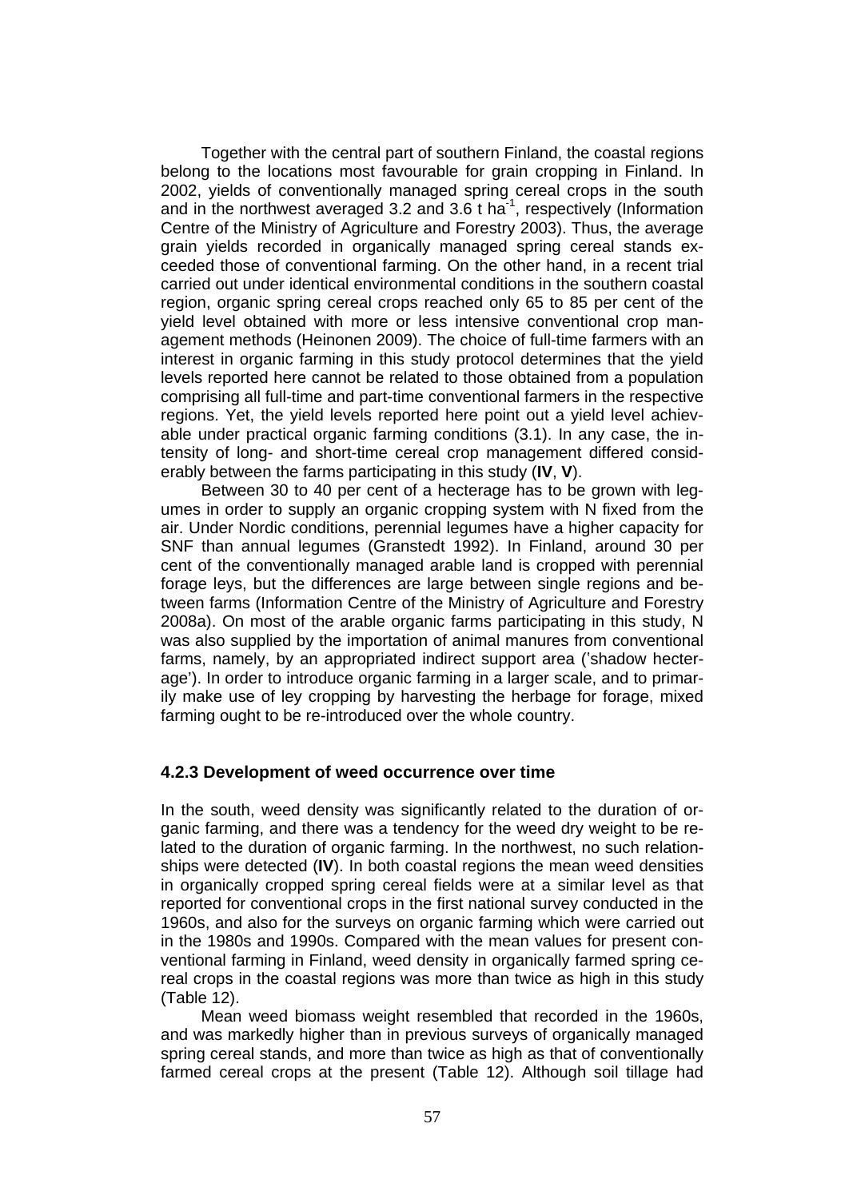Together with the central part of southern Finland, the coastal regions belong to the locations most favourable for grain cropping in Finland. In 2002, yields of conventionally managed spring cereal crops in the south and in the northwest averaged 3.2 and 3.6 t $ha^{-1}$, respectively (Information Centre of the Ministry of Agriculture and Forestry 2003). Thus, the average grain yields recorded in organically managed spring cereal stands exceeded those of conventional farming. On the other hand, in a recent trial carried out under identical environmental conditions in the southern coastal region, organic spring cereal crops reached only 65 to 85 per cent of the yield level obtained with more or less intensive conventional crop management methods (Heinonen 2009). The choice of full-time farmers with an interest in organic farming in this study protocol determines that the yield levels reported here cannot be related to those obtained from a population comprising all full-time and part-time conventional farmers in the respective regions. Yet, the yield levels reported here point out a yield level achievable under practical organic farming conditions (3.1). In any case, the intensity of long- and short-time cereal crop management differed considerably between the farms participating in this study (**IV**, **V**).

Between 30 to 40 per cent of a hecterage has to be grown with legumes in order to supply an organic cropping system with N fixed from the air. Under Nordic conditions, perennial legumes have a higher capacity for SNF than annual legumes (Granstedt 1992). In Finland, around 30 per cent of the conventionally managed arable land is cropped with perennial forage leys, but the differences are large between single regions and between farms (Information Centre of the Ministry of Agriculture and Forestry 2008a). On most of the arable organic farms participating in this study, N was also supplied by the importation of animal manures from conventional farms, namely, by an appropriated indirect support area ('shadow hecterage'). In order to introduce organic farming in a larger scale, and to primarily make use of ley cropping by harvesting the herbage for forage, mixed farming ought to be re-introduced over the whole country.

### 4.2.3 Development of weed occurrence over time

In the south, weed density was significantly related to the duration of organic farming, and there was a tendency for the weed dry weight to be related to the duration of organic farming. In the northwest, no such relationships were detected (**IV**). In both coastal regions the mean weed densities in organically cropped spring cereal fields were at a similar level as that reported for conventional crops in the first national survey conducted in the 1960s, and also for the surveys on organic farming which were carried out in the 1980s and 1990s. Compared with the mean values for present conventional farming in Finland, weed density in organically farmed spring cereal crops in the coastal regions was more than twice as high in this study (Table 12).

Mean weed biomass weight resembled that recorded in the 1960s, and was markedly higher than in previous surveys of organically managed spring cereal stands, and more than twice as high as that of conventionally farmed cereal crops at the present (Table 12). Although soil tillage had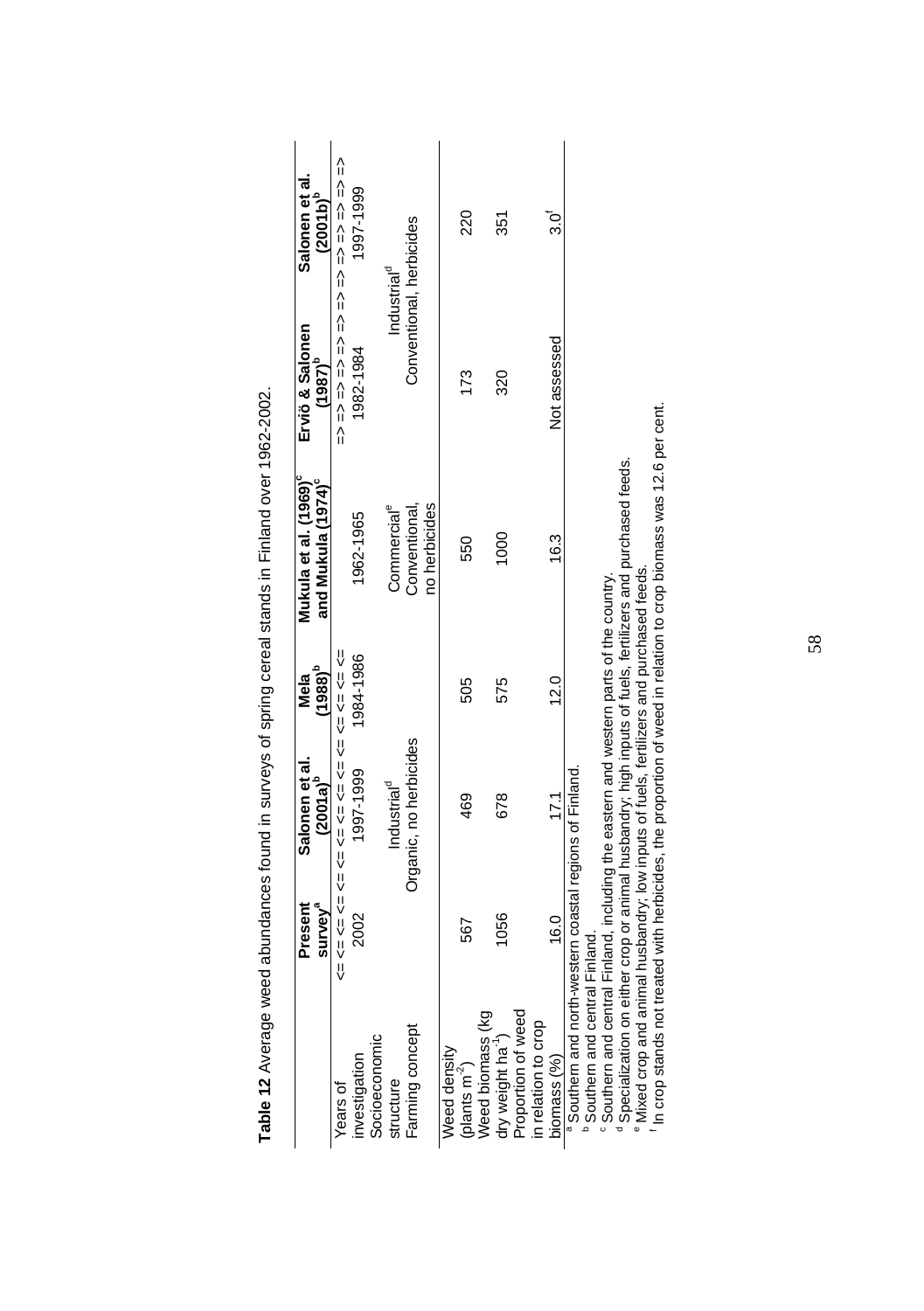**Table 12** Average weed abundances found in surveys of spring cereal stands in Finland over 1962-2002.

| | Present survey[a] | Salonen et al. (2001a)[b] | Mela (1988)[b] | Mukula et al. (1969)[c] and Mukula (1974)[c] | Erviö & Salonen (1987)[b] | Salonen et al. (2001b)[b] |
|---|---|---|---|---|---|---|
| | <= <= <= <= <= <= <= <= <= <= <= <= <= <= <= <= | | | | => => => => => => => => => => => => => => => => | |
| Years of investigation | 2002 | 1997-1999 | 1984-1986 | 1962-1965 | 1982-1984 | 1997-1999 |
| Socioeconomic structure | | Industrial[d] | | Commercial[e] | Industrial[d] | |
| Farming concept | | Organic, no herbicides | | Conventional, no herbicides | Conventional, herbicides | |
| Weed density (plants $m^{-2}$) | 567 | 469 | 505 | 550 | 173 | 220 |
| Weed biomass (kg dry weight $ha^{-1}$) | 1056 | 678 | 575 | 1000 | 320 | 351 |
| Proportion of weed in relation to crop biomass (%) | 16.0 | 17.1 | 12.0 | 16.3 | Not assessed | 3.0[f] |

[a] Southern and north-western coastal regions of Finland.
[b] Southern and central Finland.
[c] Southern and central Finland, including the eastern and western parts of the country.
[d] Specialization on either crop or animal husbandry; high inputs of fuels, fertilizers and purchased feeds.
[e] Mixed crop and animal husbandry; low inputs of fuels, fertilizers and purchased feeds.
[f] In crop stands not treated with herbicides, the proportion of weed in relation to crop biomass was 12.6 per cent.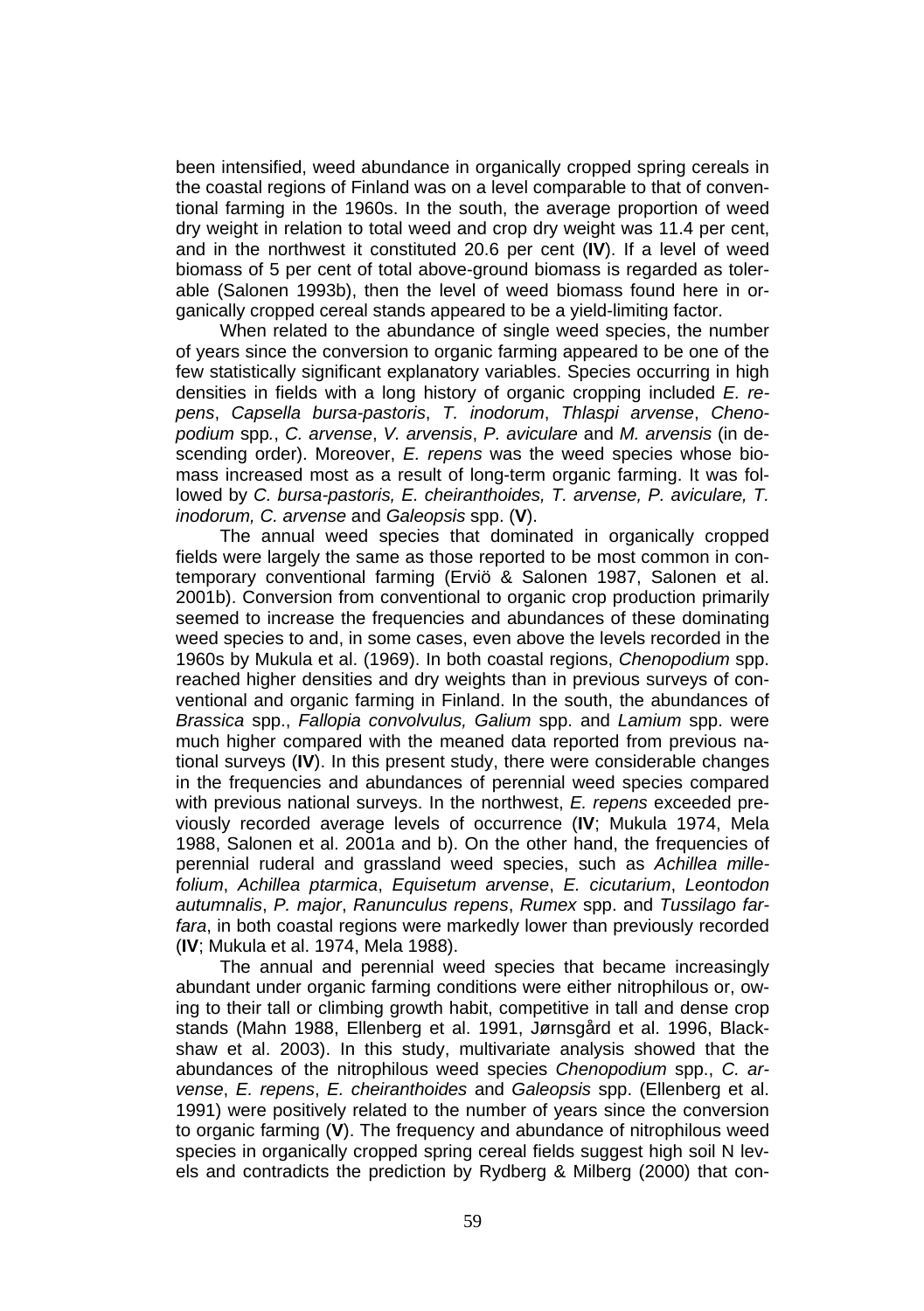been intensified, weed abundance in organically cropped spring cereals in the coastal regions of Finland was on a level comparable to that of conventional farming in the 1960s. In the south, the average proportion of weed dry weight in relation to total weed and crop dry weight was 11.4 per cent, and in the northwest it constituted 20.6 per cent (**IV**). If a level of weed biomass of 5 per cent of total above-ground biomass is regarded as tolerable (Salonen 1993b), then the level of weed biomass found here in organically cropped cereal stands appeared to be a yield-limiting factor.

When related to the abundance of single weed species, the number of years since the conversion to organic farming appeared to be one of the few statistically significant explanatory variables. Species occurring in high densities in fields with a long history of organic cropping included *E. repens*, *Capsella bursa-pastoris*, *T. inodorum*, *Thlaspi arvense*, *Chenopodium* spp., *C. arvense*, *V. arvensis*, *P. aviculare* and *M. arvensis* (in descending order). Moreover, *E. repens* was the weed species whose biomass increased most as a result of long-term organic farming. It was followed by *C. bursa-pastoris, E. cheiranthoides, T. arvense, P. aviculare, T. inodorum, C. arvense* and *Galeopsis* spp. (**V**).

The annual weed species that dominated in organically cropped fields were largely the same as those reported to be most common in contemporary conventional farming (Erviö & Salonen 1987, Salonen et al. 2001b). Conversion from conventional to organic crop production primarily seemed to increase the frequencies and abundances of these dominating weed species to and, in some cases, even above the levels recorded in the 1960s by Mukula et al. (1969). In both coastal regions, *Chenopodium* spp. reached higher densities and dry weights than in previous surveys of conventional and organic farming in Finland. In the south, the abundances of *Brassica* spp., *Fallopia convolvulus, Galium* spp. and *Lamium* spp. were much higher compared with the meaned data reported from previous national surveys (**IV**). In this present study, there were considerable changes in the frequencies and abundances of perennial weed species compared with previous national surveys. In the northwest, *E. repens* exceeded previously recorded average levels of occurrence (**IV**; Mukula 1974, Mela 1988, Salonen et al. 2001a and b). On the other hand, the frequencies of perennial ruderal and grassland weed species, such as *Achillea millefolium*, *Achillea ptarmica*, *Equisetum arvense*, *E. cicutarium*, *Leontodon autumnalis*, *P. major*, *Ranunculus repens*, *Rumex* spp. and *Tussilago farfara*, in both coastal regions were markedly lower than previously recorded (**IV**; Mukula et al. 1974, Mela 1988).

The annual and perennial weed species that became increasingly abundant under organic farming conditions were either nitrophilous or, owing to their tall or climbing growth habit, competitive in tall and dense crop stands (Mahn 1988, Ellenberg et al. 1991, Jørnsgård et al. 1996, Blackshaw et al. 2003). In this study, multivariate analysis showed that the abundances of the nitrophilous weed species *Chenopodium* spp., *C. arvense*, *E. repens*, *E. cheiranthoides* and *Galeopsis* spp. (Ellenberg et al. 1991) were positively related to the number of years since the conversion to organic farming (**V**). The frequency and abundance of nitrophilous weed species in organically cropped spring cereal fields suggest high soil N levels and contradicts the prediction by Rydberg & Milberg (2000) that con-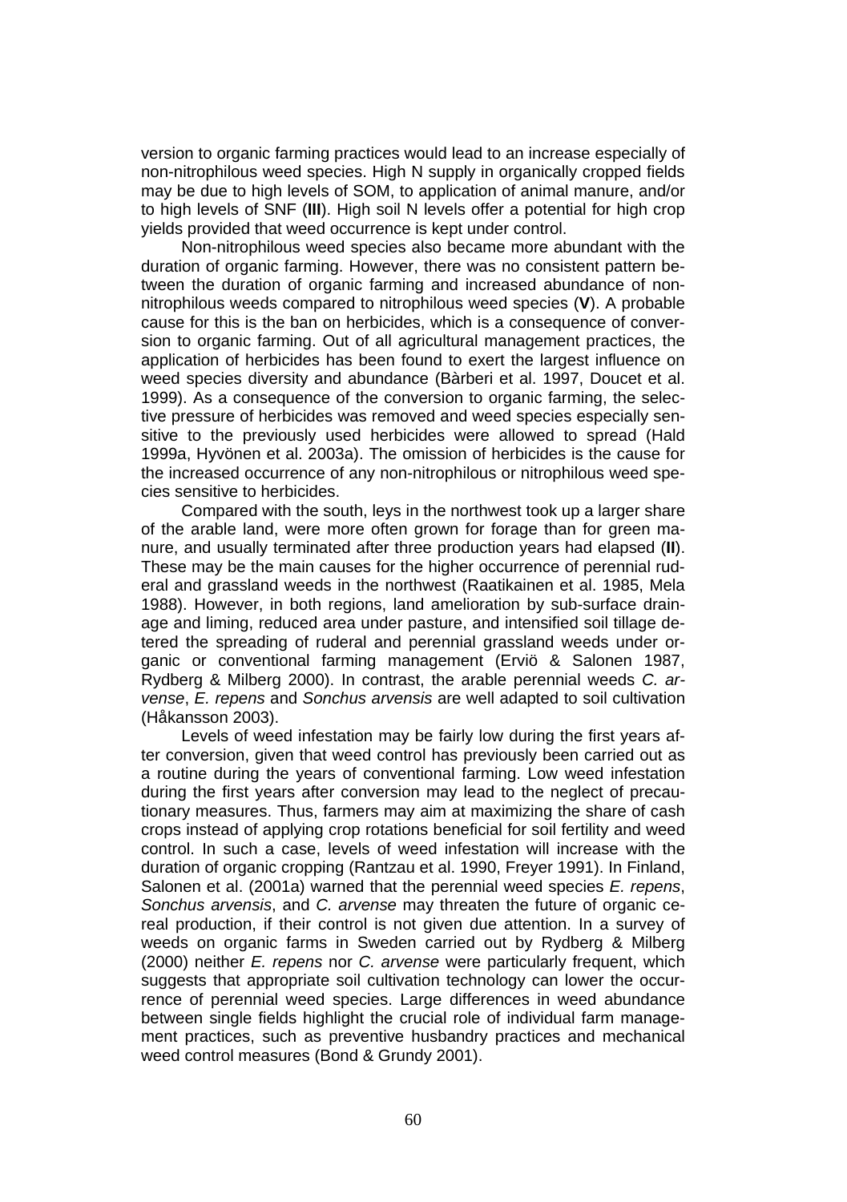version to organic farming practices would lead to an increase especially of non-nitrophilous weed species. High N supply in organically cropped fields may be due to high levels of SOM, to application of animal manure, and/or to high levels of SNF (**III**). High soil N levels offer a potential for high crop yields provided that weed occurrence is kept under control.

Non-nitrophilous weed species also became more abundant with the duration of organic farming. However, there was no consistent pattern between the duration of organic farming and increased abundance of non-nitrophilous weeds compared to nitrophilous weed species (**V**). A probable cause for this is the ban on herbicides, which is a consequence of conversion to organic farming. Out of all agricultural management practices, the application of herbicides has been found to exert the largest influence on weed species diversity and abundance (Bàrberi et al. 1997, Doucet et al. 1999). As a consequence of the conversion to organic farming, the selective pressure of herbicides was removed and weed species especially sensitive to the previously used herbicides were allowed to spread (Hald 1999a, Hyvönen et al. 2003a). The omission of herbicides is the cause for the increased occurrence of any non-nitrophilous or nitrophilous weed species sensitive to herbicides.

Compared with the south, leys in the northwest took up a larger share of the arable land, were more often grown for forage than for green manure, and usually terminated after three production years had elapsed (**II**). These may be the main causes for the higher occurrence of perennial ruderal and grassland weeds in the northwest (Raatikainen et al. 1985, Mela 1988). However, in both regions, land amelioration by sub-surface drainage and liming, reduced area under pasture, and intensified soil tillage detered the spreading of ruderal and perennial grassland weeds under organic or conventional farming management (Erviö & Salonen 1987, Rydberg & Milberg 2000). In contrast, the arable perennial weeds *C. arvense*, *E. repens* and *Sonchus arvensis* are well adapted to soil cultivation (Håkansson 2003).

Levels of weed infestation may be fairly low during the first years after conversion, given that weed control has previously been carried out as a routine during the years of conventional farming. Low weed infestation during the first years after conversion may lead to the neglect of precautionary measures. Thus, farmers may aim at maximizing the share of cash crops instead of applying crop rotations beneficial for soil fertility and weed control. In such a case, levels of weed infestation will increase with the duration of organic cropping (Rantzau et al. 1990, Freyer 1991). In Finland, Salonen et al. (2001a) warned that the perennial weed species *E. repens*, *Sonchus arvensis*, and *C. arvense* may threaten the future of organic cereal production, if their control is not given due attention. In a survey of weeds on organic farms in Sweden carried out by Rydberg & Milberg (2000) neither *E. repens* nor *C. arvense* were particularly frequent, which suggests that appropriate soil cultivation technology can lower the occurrence of perennial weed species. Large differences in weed abundance between single fields highlight the crucial role of individual farm management practices, such as preventive husbandry practices and mechanical weed control measures (Bond & Grundy 2001).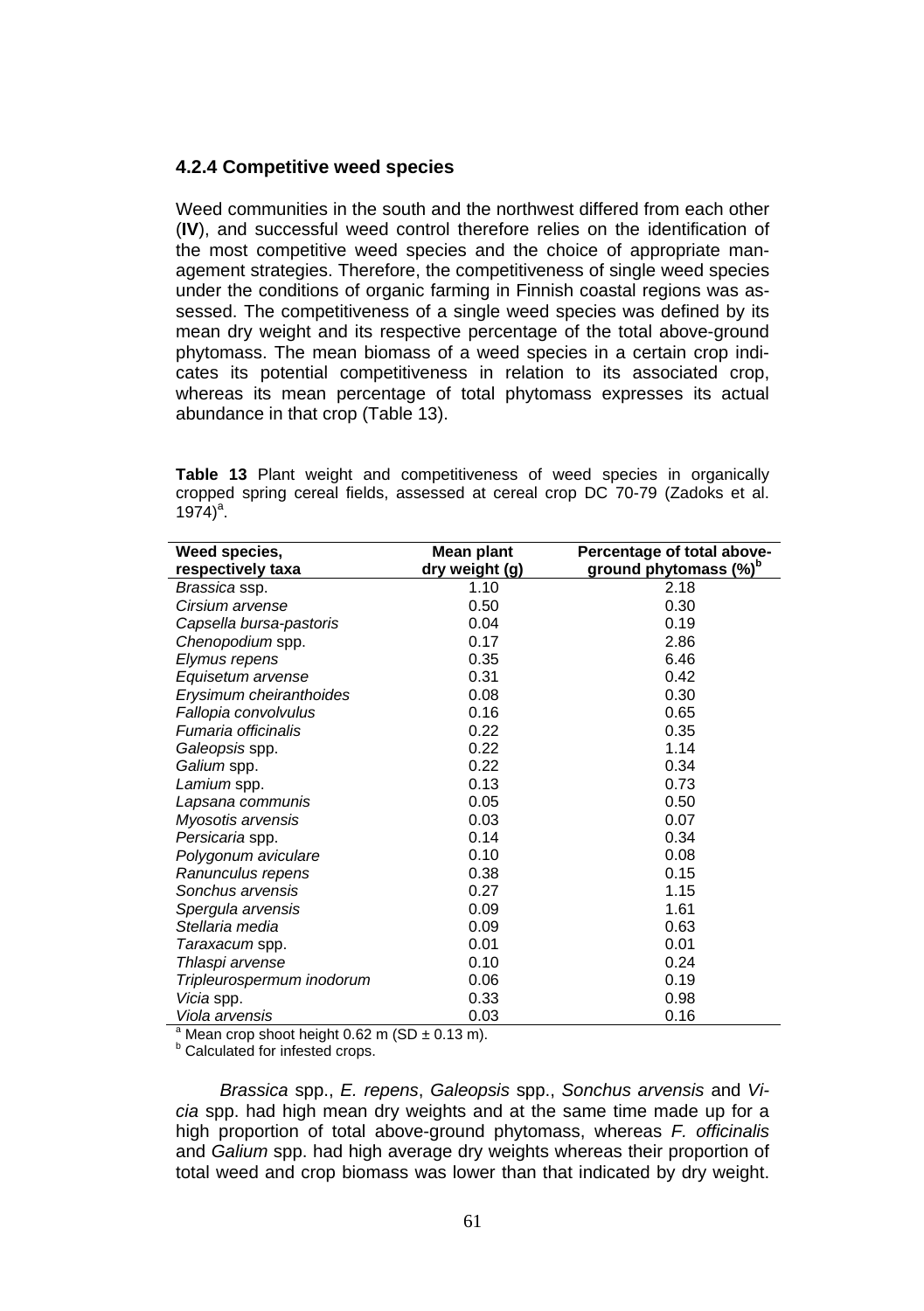### 4.2.4 Competitive weed species

Weed communities in the south and the northwest differed from each other (**IV**), and successful weed control therefore relies on the identification of the most competitive weed species and the choice of appropriate management strategies. Therefore, the competitiveness of single weed species under the conditions of organic farming in Finnish coastal regions was assessed. The competitiveness of a single weed species was defined by its mean dry weight and its respective percentage of the total above-ground phytomass. The mean biomass of a weed species in a certain crop indicates its potential competitiveness in relation to its associated crop, whereas its mean percentage of total phytomass expresses its actual abundance in that crop (Table 13).

**Table 13** Plant weight and competitiveness of weed species in organically cropped spring cereal fields, assessed at cereal crop DC 70-79 (Zadoks et al. 1974)[a].

| Weed species, respectively taxa | Mean plant dry weight (g) | Percentage of total above-ground phytomass (%)[b] |
|---|---|---|
| *Brassica* ssp. | 1.10 | 2.18 |
| *Cirsium arvense* | 0.50 | 0.30 |
| *Capsella bursa-pastoris* | 0.04 | 0.19 |
| *Chenopodium* spp. | 0.17 | 2.86 |
| *Elymus repens* | 0.35 | 6.46 |
| *Equisetum arvense* | 0.31 | 0.42 |
| *Erysimum cheiranthoides* | 0.08 | 0.30 |
| *Fallopia convolvulus* | 0.16 | 0.65 |
| *Fumaria officinalis* | 0.22 | 0.35 |
| *Galeopsis* spp. | 0.22 | 1.14 |
| *Galium* spp. | 0.22 | 0.34 |
| *Lamium* spp. | 0.13 | 0.73 |
| *Lapsana communis* | 0.05 | 0.50 |
| *Myosotis arvensis* | 0.03 | 0.07 |
| *Persicaria* spp. | 0.14 | 0.34 |
| *Polygonum aviculare* | 0.10 | 0.08 |
| *Ranunculus repens* | 0.38 | 0.15 |
| *Sonchus arvensis* | 0.27 | 1.15 |
| *Spergula arvensis* | 0.09 | 1.61 |
| *Stellaria media* | 0.09 | 0.63 |
| *Taraxacum* spp. | 0.01 | 0.01 |
| *Thlaspi arvense* | 0.10 | 0.24 |
| *Tripleurospermum inodorum* | 0.06 | 0.19 |
| *Vicia* spp. | 0.33 | 0.98 |
| *Viola arvensis* | 0.03 | 0.16 |

[a] Mean crop shoot height 0.62 m (SD ± 0.13 m).
[b] Calculated for infested crops.

*Brassica* spp., *E. repens*, *Galeopsis* spp., *Sonchus arvensis* and *Vicia* spp. had high mean dry weights and at the same time made up for a high proportion of total above-ground phytomass, whereas *F. officinalis* and *Galium* spp. had high average dry weights whereas their proportion of total weed and crop biomass was lower than that indicated by dry weight.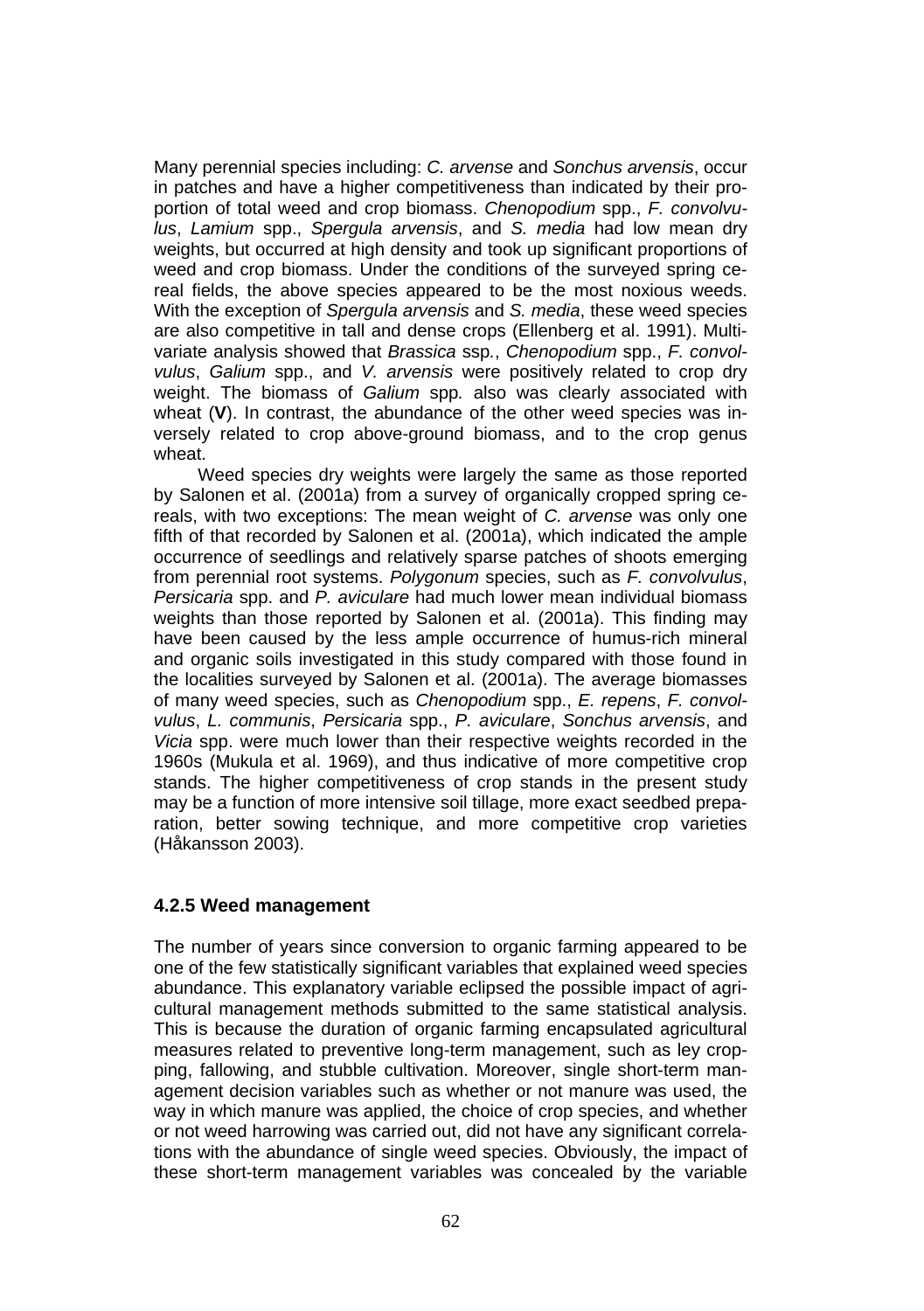Many perennial species including: *C. arvense* and *Sonchus arvensis*, occur in patches and have a higher competitiveness than indicated by their proportion of total weed and crop biomass. *Chenopodium* spp., *F. convolvulus*, *Lamium* spp., *Spergula arvensis*, and *S. media* had low mean dry weights, but occurred at high density and took up significant proportions of weed and crop biomass. Under the conditions of the surveyed spring cereal fields, the above species appeared to be the most noxious weeds. With the exception of *Spergula arvensis* and *S. media*, these weed species are also competitive in tall and dense crops (Ellenberg et al. 1991). Multivariate analysis showed that *Brassica* ssp., *Chenopodium* spp., *F. convolvulus*, *Galium* spp., and *V. arvensis* were positively related to crop dry weight. The biomass of *Galium* spp*.* also was clearly associated with wheat (**V**). In contrast, the abundance of the other weed species was inversely related to crop above-ground biomass, and to the crop genus wheat.

Weed species dry weights were largely the same as those reported by Salonen et al. (2001a) from a survey of organically cropped spring cereals, with two exceptions: The mean weight of *C. arvense* was only one fifth of that recorded by Salonen et al. (2001a), which indicated the ample occurrence of seedlings and relatively sparse patches of shoots emerging from perennial root systems. *Polygonum* species, such as *F. convolvulus*, *Persicaria* spp. and *P. aviculare* had much lower mean individual biomass weights than those reported by Salonen et al. (2001a). This finding may have been caused by the less ample occurrence of humus-rich mineral and organic soils investigated in this study compared with those found in the localities surveyed by Salonen et al. (2001a). The average biomasses of many weed species, such as *Chenopodium* spp., *E. repens*, *F. convolvulus*, *L. communis*, *Persicaria* spp., *P. aviculare*, *Sonchus arvensis*, and *Vicia* spp. were much lower than their respective weights recorded in the 1960s (Mukula et al. 1969), and thus indicative of more competitive crop stands. The higher competitiveness of crop stands in the present study may be a function of more intensive soil tillage, more exact seedbed preparation, better sowing technique, and more competitive crop varieties (Håkansson 2003).

### 4.2.5 Weed management

The number of years since conversion to organic farming appeared to be one of the few statistically significant variables that explained weed species abundance. This explanatory variable eclipsed the possible impact of agricultural management methods submitted to the same statistical analysis. This is because the duration of organic farming encapsulated agricultural measures related to preventive long-term management, such as ley cropping, fallowing, and stubble cultivation. Moreover, single short-term management decision variables such as whether or not manure was used, the way in which manure was applied, the choice of crop species, and whether or not weed harrowing was carried out, did not have any significant correlations with the abundance of single weed species. Obviously, the impact of these short-term management variables was concealed by the variable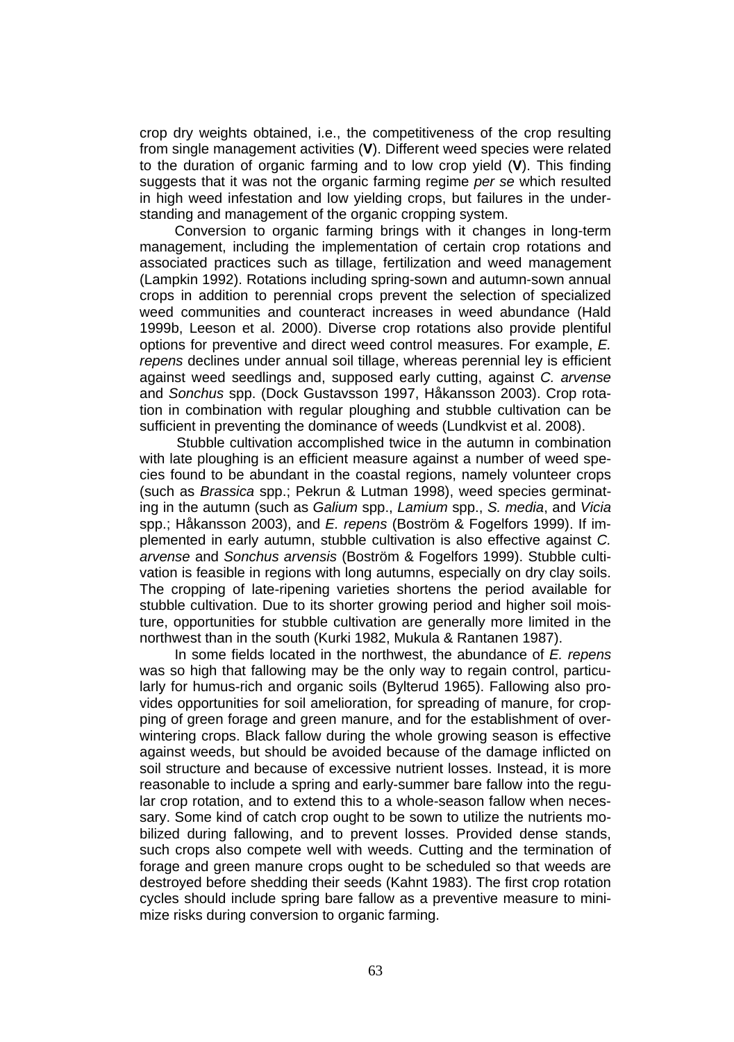crop dry weights obtained, i.e., the competitiveness of the crop resulting from single management activities (**V**). Different weed species were related to the duration of organic farming and to low crop yield (**V**). This finding suggests that it was not the organic farming regime *per se* which resulted in high weed infestation and low yielding crops, but failures in the understanding and management of the organic cropping system.

Conversion to organic farming brings with it changes in long-term management, including the implementation of certain crop rotations and associated practices such as tillage, fertilization and weed management (Lampkin 1992). Rotations including spring-sown and autumn-sown annual crops in addition to perennial crops prevent the selection of specialized weed communities and counteract increases in weed abundance (Hald 1999b, Leeson et al. 2000). Diverse crop rotations also provide plentiful options for preventive and direct weed control measures. For example, *E. repens* declines under annual soil tillage, whereas perennial ley is efficient against weed seedlings and, supposed early cutting, against *C. arvense* and *Sonchus* spp. (Dock Gustavsson 1997, Håkansson 2003). Crop rotation in combination with regular ploughing and stubble cultivation can be sufficient in preventing the dominance of weeds (Lundkvist et al. 2008).

Stubble cultivation accomplished twice in the autumn in combination with late ploughing is an efficient measure against a number of weed species found to be abundant in the coastal regions, namely volunteer crops (such as *Brassica* spp.; Pekrun & Lutman 1998), weed species germinating in the autumn (such as *Galium* spp., *Lamium* spp., *S. media*, and *Vicia* spp.; Håkansson 2003), and *E. repens* (Boström & Fogelfors 1999). If implemented in early autumn, stubble cultivation is also effective against *C. arvense* and *Sonchus arvensis* (Boström & Fogelfors 1999). Stubble cultivation is feasible in regions with long autumns, especially on dry clay soils. The cropping of late-ripening varieties shortens the period available for stubble cultivation. Due to its shorter growing period and higher soil moisture, opportunities for stubble cultivation are generally more limited in the northwest than in the south (Kurki 1982, Mukula & Rantanen 1987).

In some fields located in the northwest, the abundance of *E. repens* was so high that fallowing may be the only way to regain control, particularly for humus-rich and organic soils (Bylterud 1965). Fallowing also provides opportunities for soil amelioration, for spreading of manure, for cropping of green forage and green manure, and for the establishment of overwintering crops. Black fallow during the whole growing season is effective against weeds, but should be avoided because of the damage inflicted on soil structure and because of excessive nutrient losses. Instead, it is more reasonable to include a spring and early-summer bare fallow into the regular crop rotation, and to extend this to a whole-season fallow when necessary. Some kind of catch crop ought to be sown to utilize the nutrients mobilized during fallowing, and to prevent losses. Provided dense stands, such crops also compete well with weeds. Cutting and the termination of forage and green manure crops ought to be scheduled so that weeds are destroyed before shedding their seeds (Kahnt 1983). The first crop rotation cycles should include spring bare fallow as a preventive measure to minimize risks during conversion to organic farming.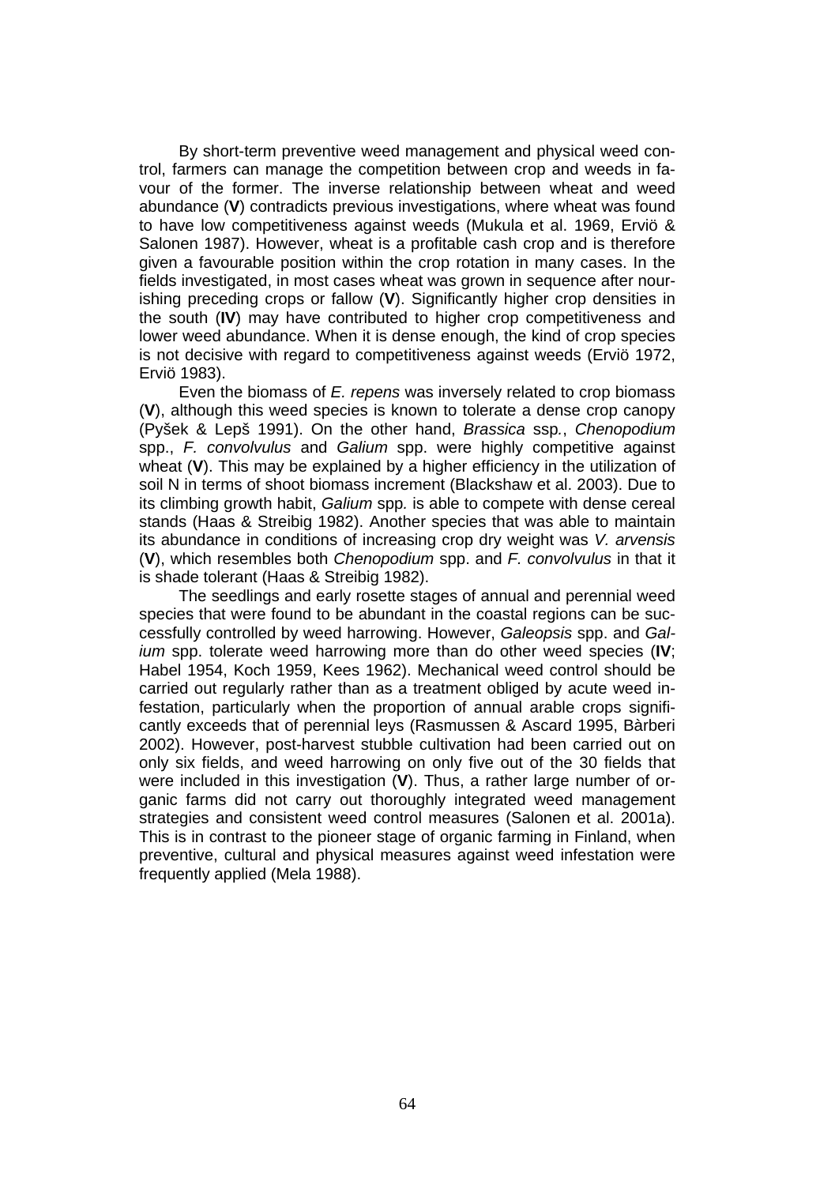By short-term preventive weed management and physical weed control, farmers can manage the competition between crop and weeds in favour of the former. The inverse relationship between wheat and weed abundance (**V**) contradicts previous investigations, where wheat was found to have low competitiveness against weeds (Mukula et al. 1969, Erviö & Salonen 1987). However, wheat is a profitable cash crop and is therefore given a favourable position within the crop rotation in many cases. In the fields investigated, in most cases wheat was grown in sequence after nourishing preceding crops or fallow (**V**). Significantly higher crop densities in the south (**IV**) may have contributed to higher crop competitiveness and lower weed abundance. When it is dense enough, the kind of crop species is not decisive with regard to competitiveness against weeds (Erviö 1972, Erviö 1983).

Even the biomass of *E. repens* was inversely related to crop biomass (**V**), although this weed species is known to tolerate a dense crop canopy (Pyšek & Lepš 1991). On the other hand, *Brassica* ssp., *Chenopodium* spp., *F. convolvulus* and *Galium* spp. were highly competitive against wheat (**V**). This may be explained by a higher efficiency in the utilization of soil N in terms of shoot biomass increment (Blackshaw et al. 2003). Due to its climbing growth habit, *Galium* spp*.* is able to compete with dense cereal stands (Haas & Streibig 1982). Another species that was able to maintain its abundance in conditions of increasing crop dry weight was *V. arvensis* (**V**), which resembles both *Chenopodium* spp. and *F. convolvulus* in that it is shade tolerant (Haas & Streibig 1982).

The seedlings and early rosette stages of annual and perennial weed species that were found to be abundant in the coastal regions can be successfully controlled by weed harrowing. However, *Galeopsis* spp. and *Galium* spp. tolerate weed harrowing more than do other weed species (**IV**; Habel 1954, Koch 1959, Kees 1962). Mechanical weed control should be carried out regularly rather than as a treatment obliged by acute weed infestation, particularly when the proportion of annual arable crops significantly exceeds that of perennial leys (Rasmussen & Ascard 1995, Bàrberi 2002). However, post-harvest stubble cultivation had been carried out on only six fields, and weed harrowing on only five out of the 30 fields that were included in this investigation (**V**). Thus, a rather large number of organic farms did not carry out thoroughly integrated weed management strategies and consistent weed control measures (Salonen et al. 2001a). This is in contrast to the pioneer stage of organic farming in Finland, when preventive, cultural and physical measures against weed infestation were frequently applied (Mela 1988).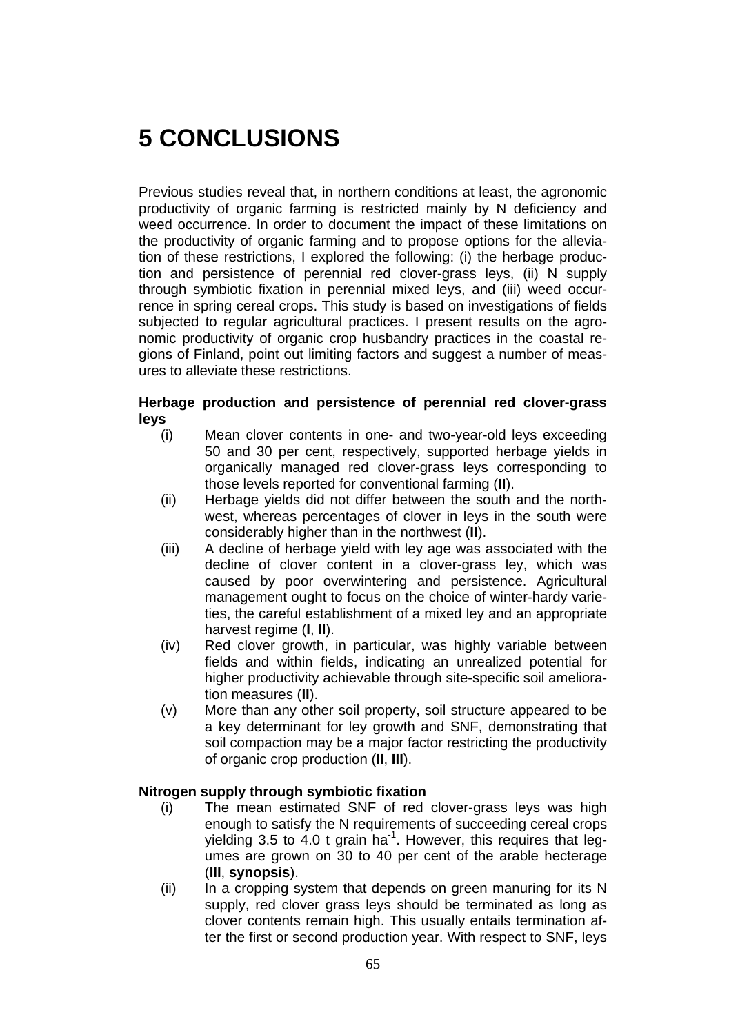# 5 CONCLUSIONS

Previous studies reveal that, in northern conditions at least, the agronomic productivity of organic farming is restricted mainly by N deficiency and weed occurrence. In order to document the impact of these limitations on the productivity of organic farming and to propose options for the alleviation of these restrictions, I explored the following: (i) the herbage production and persistence of perennial red clover-grass leys, (ii) N supply through symbiotic fixation in perennial mixed leys, and (iii) weed occurrence in spring cereal crops. This study is based on investigations of fields subjected to regular agricultural practices. I present results on the agronomic productivity of organic crop husbandry practices in the coastal regions of Finland, point out limiting factors and suggest a number of measures to alleviate these restrictions.

**Herbage production and persistence of perennial red clover-grass leys**

(i) Mean clover contents in one- and two-year-old leys exceeding 50 and 30 per cent, respectively, supported herbage yields in organically managed red clover-grass leys corresponding to those levels reported for conventional farming (**II**).

(ii) Herbage yields did not differ between the south and the northwest, whereas percentages of clover in leys in the south were considerably higher than in the northwest (**II**).

(iii) A decline of herbage yield with ley age was associated with the decline of clover content in a clover-grass ley, which was caused by poor overwintering and persistence. Agricultural management ought to focus on the choice of winter-hardy varieties, the careful establishment of a mixed ley and an appropriate harvest regime (**I**, **II**).

(iv) Red clover growth, in particular, was highly variable between fields and within fields, indicating an unrealized potential for higher productivity achievable through site-specific soil amelioration measures (**II**).

(v) More than any other soil property, soil structure appeared to be a key determinant for ley growth and SNF, demonstrating that soil compaction may be a major factor restricting the productivity of organic crop production (**II**, **III**).

**Nitrogen supply through symbiotic fixation**

(i) The mean estimated SNF of red clover-grass leys was high enough to satisfy the N requirements of succeeding cereal crops yielding 3.5 to 4.0 t grain ha$^{-1}$. However, this requires that legumes are grown on 30 to 40 per cent of the arable hecterage (**III**, **synopsis**).

(ii) In a cropping system that depends on green manuring for its N supply, red clover grass leys should be terminated as long as clover contents remain high. This usually entails termination after the first or second production year. With respect to SNF, leys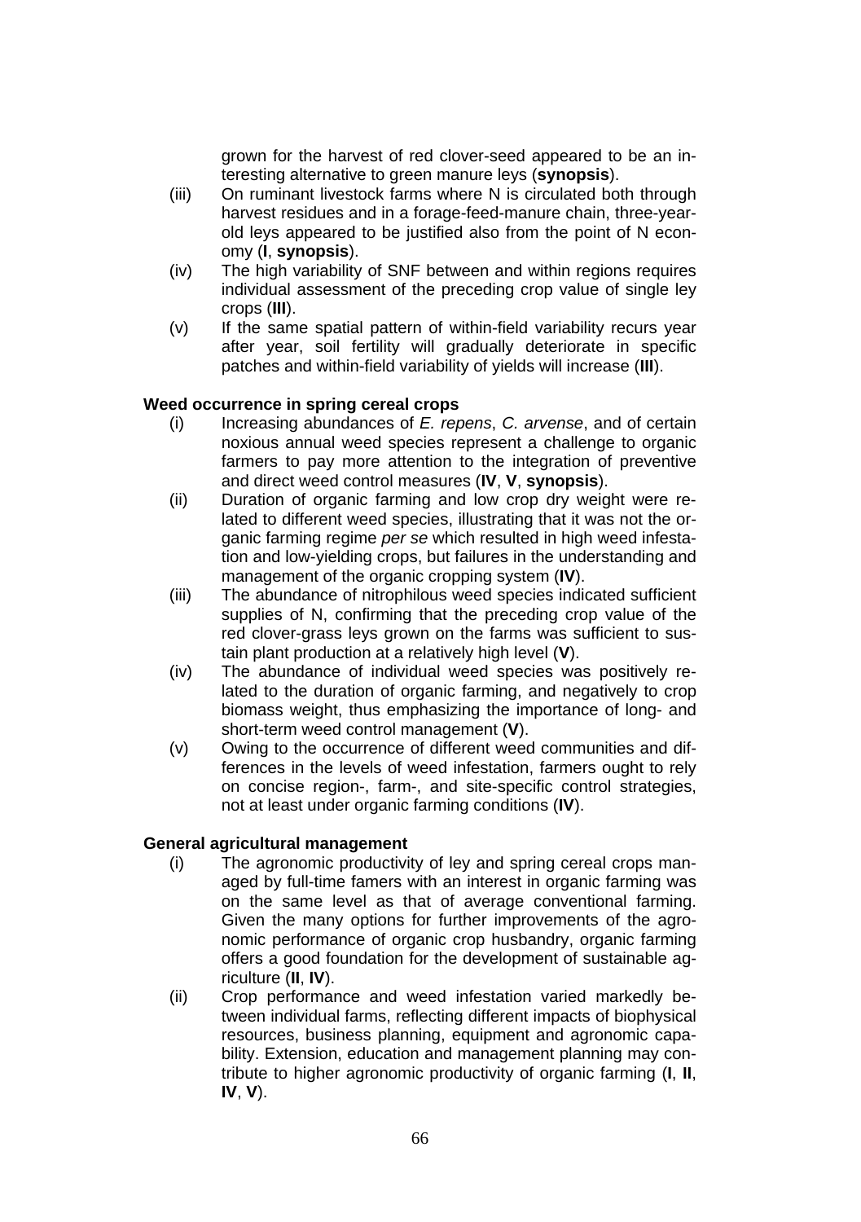grown for the harvest of red clover-seed appeared to be an interesting alternative to green manure leys (**synopsis**).

(iii) On ruminant livestock farms where N is circulated both through harvest residues and in a forage-feed-manure chain, three-year-old leys appeared to be justified also from the point of N economy (**I**, **synopsis**).

(iv) The high variability of SNF between and within regions requires individual assessment of the preceding crop value of single ley crops (**III**).

(v) If the same spatial pattern of within-field variability recurs year after year, soil fertility will gradually deteriorate in specific patches and within-field variability of yields will increase (**III**).

**Weed occurrence in spring cereal crops**

(i) Increasing abundances of *E. repens*, *C. arvense*, and of certain noxious annual weed species represent a challenge to organic farmers to pay more attention to the integration of preventive and direct weed control measures (**IV**, **V**, **synopsis**).

(ii) Duration of organic farming and low crop dry weight were related to different weed species, illustrating that it was not the organic farming regime *per se* which resulted in high weed infestation and low-yielding crops, but failures in the understanding and management of the organic cropping system (**IV**).

(iii) The abundance of nitrophilous weed species indicated sufficient supplies of N, confirming that the preceding crop value of the red clover-grass leys grown on the farms was sufficient to sustain plant production at a relatively high level (**V**).

(iv) The abundance of individual weed species was positively related to the duration of organic farming, and negatively to crop biomass weight, thus emphasizing the importance of long- and short-term weed control management (**V**).

(v) Owing to the occurrence of different weed communities and differences in the levels of weed infestation, farmers ought to rely on concise region-, farm-, and site-specific control strategies, not at least under organic farming conditions (**IV**).

**General agricultural management**

(i) The agronomic productivity of ley and spring cereal crops managed by full-time famers with an interest in organic farming was on the same level as that of average conventional farming. Given the many options for further improvements of the agronomic performance of organic crop husbandry, organic farming offers a good foundation for the development of sustainable agriculture (**II**, **IV**).

(ii) Crop performance and weed infestation varied markedly between individual farms, reflecting different impacts of biophysical resources, business planning, equipment and agronomic capability. Extension, education and management planning may contribute to higher agronomic productivity of organic farming (**I**, **II**, **IV**, **V**).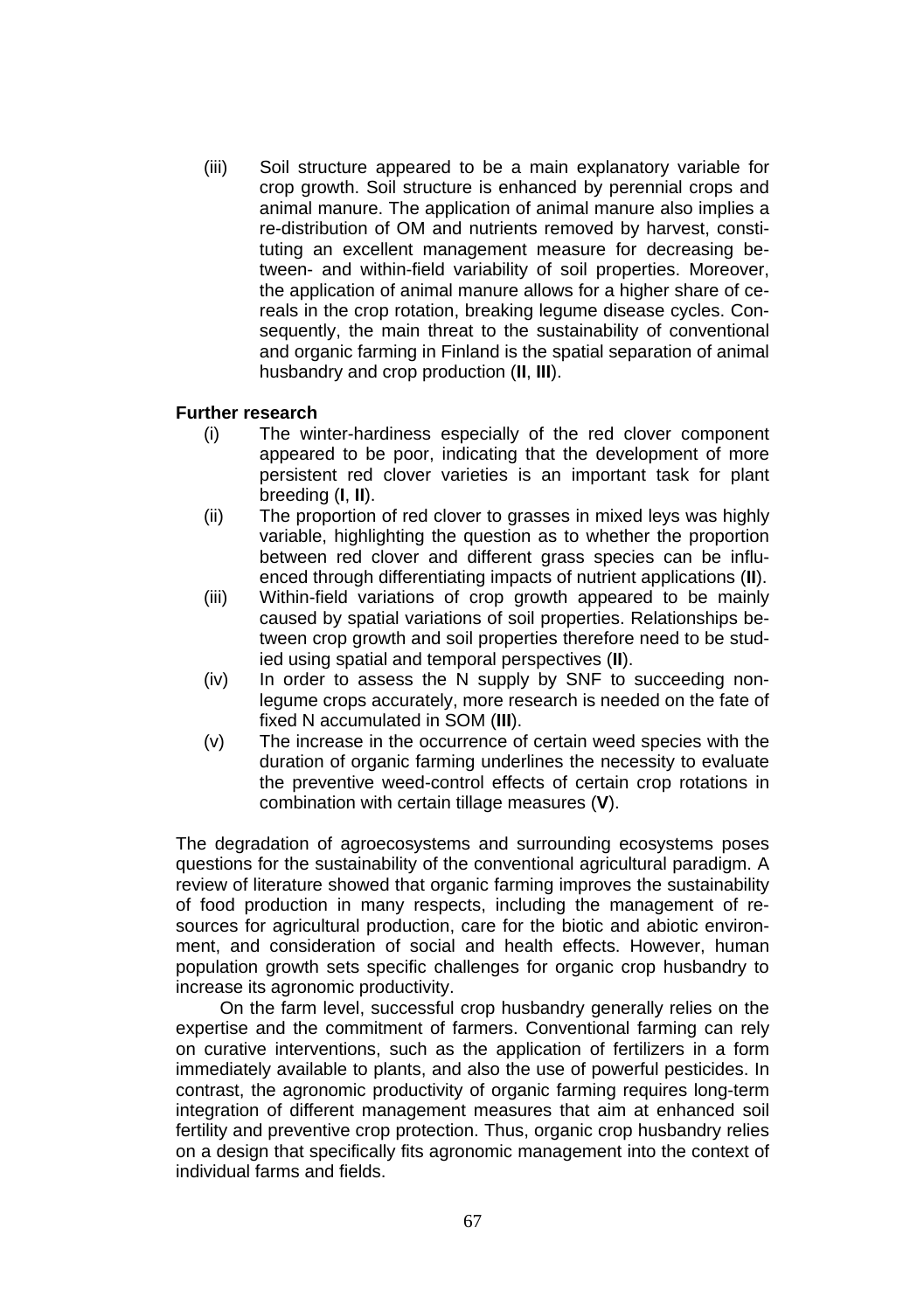(iii) Soil structure appeared to be a main explanatory variable for crop growth. Soil structure is enhanced by perennial crops and animal manure. The application of animal manure also implies a re-distribution of OM and nutrients removed by harvest, constituting an excellent management measure for decreasing between- and within-field variability of soil properties. Moreover, the application of animal manure allows for a higher share of cereals in the crop rotation, breaking legume disease cycles. Consequently, the main threat to the sustainability of conventional and organic farming in Finland is the spatial separation of animal husbandry and crop production (**II**, **III**).

**Further research**

(i) The winter-hardiness especially of the red clover component appeared to be poor, indicating that the development of more persistent red clover varieties is an important task for plant breeding (**I**, **II**).

(ii) The proportion of red clover to grasses in mixed leys was highly variable, highlighting the question as to whether the proportion between red clover and different grass species can be influenced through differentiating impacts of nutrient applications (**II**).

(iii) Within-field variations of crop growth appeared to be mainly caused by spatial variations of soil properties. Relationships between crop growth and soil properties therefore need to be studied using spatial and temporal perspectives (**II**).

(iv) In order to assess the N supply by SNF to succeeding non-legume crops accurately, more research is needed on the fate of fixed N accumulated in SOM (**III**).

(v) The increase in the occurrence of certain weed species with the duration of organic farming underlines the necessity to evaluate the preventive weed-control effects of certain crop rotations in combination with certain tillage measures (**V**).

The degradation of agroecosystems and surrounding ecosystems poses questions for the sustainability of the conventional agricultural paradigm. A review of literature showed that organic farming improves the sustainability of food production in many respects, including the management of resources for agricultural production, care for the biotic and abiotic environment, and consideration of social and health effects. However, human population growth sets specific challenges for organic crop husbandry to increase its agronomic productivity.

On the farm level, successful crop husbandry generally relies on the expertise and the commitment of farmers. Conventional farming can rely on curative interventions, such as the application of fertilizers in a form immediately available to plants, and also the use of powerful pesticides. In contrast, the agronomic productivity of organic farming requires long-term integration of different management measures that aim at enhanced soil fertility and preventive crop protection. Thus, organic crop husbandry relies on a design that specifically fits agronomic management into the context of individual farms and fields.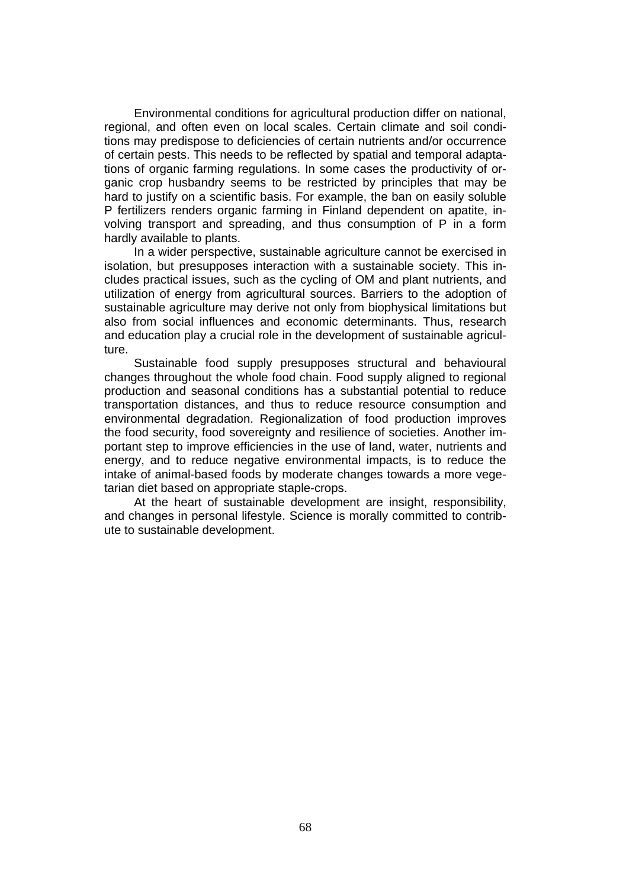Environmental conditions for agricultural production differ on national, regional, and often even on local scales. Certain climate and soil conditions may predispose to deficiencies of certain nutrients and/or occurrence of certain pests. This needs to be reflected by spatial and temporal adaptations of organic farming regulations. In some cases the productivity of organic crop husbandry seems to be restricted by principles that may be hard to justify on a scientific basis. For example, the ban on easily soluble P fertilizers renders organic farming in Finland dependent on apatite, involving transport and spreading, and thus consumption of P in a form hardly available to plants.

In a wider perspective, sustainable agriculture cannot be exercised in isolation, but presupposes interaction with a sustainable society. This includes practical issues, such as the cycling of OM and plant nutrients, and utilization of energy from agricultural sources. Barriers to the adoption of sustainable agriculture may derive not only from biophysical limitations but also from social influences and economic determinants. Thus, research and education play a crucial role in the development of sustainable agriculture.

Sustainable food supply presupposes structural and behavioural changes throughout the whole food chain. Food supply aligned to regional production and seasonal conditions has a substantial potential to reduce transportation distances, and thus to reduce resource consumption and environmental degradation. Regionalization of food production improves the food security, food sovereignty and resilience of societies. Another important step to improve efficiencies in the use of land, water, nutrients and energy, and to reduce negative environmental impacts, is to reduce the intake of animal-based foods by moderate changes towards a more vegetarian diet based on appropriate staple-crops.

At the heart of sustainable development are insight, responsibility, and changes in personal lifestyle. Science is morally committed to contribute to sustainable development.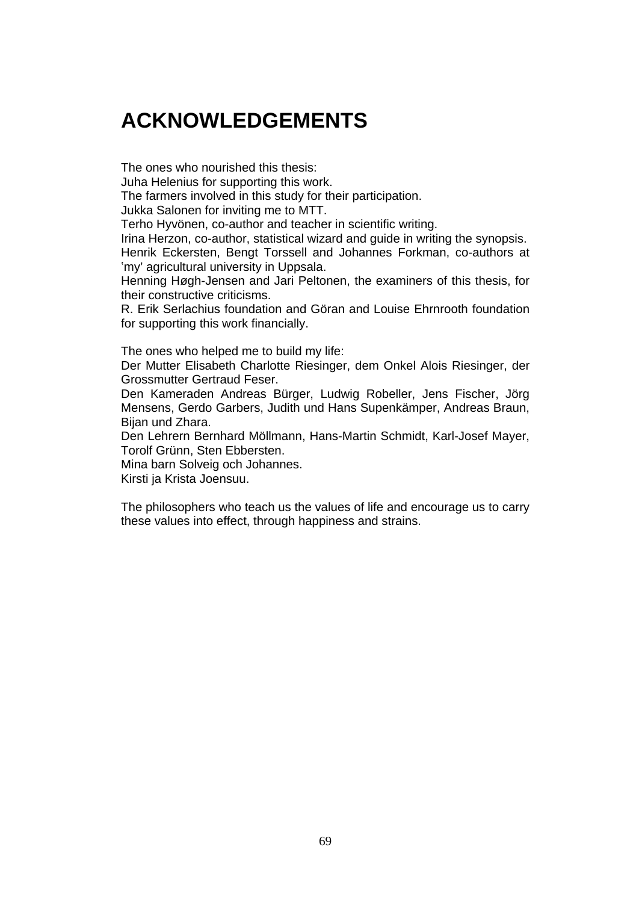# ACKNOWLEDGEMENTS

The ones who nourished this thesis:
Juha Helenius for supporting this work.
The farmers involved in this study for their participation.
Jukka Salonen for inviting me to MTT.
Terho Hyvönen, co-author and teacher in scientific writing.
Irina Herzon, co-author, statistical wizard and guide in writing the synopsis.
Henrik Eckersten, Bengt Torssell and Johannes Forkman, co-authors at 'my' agricultural university in Uppsala.
Henning Høgh-Jensen and Jari Peltonen, the examiners of this thesis, for their constructive criticisms.
R. Erik Serlachius foundation and Göran and Louise Ehrnrooth foundation for supporting this work financially.

The ones who helped me to build my life:
Der Mutter Elisabeth Charlotte Riesinger, dem Onkel Alois Riesinger, der Grossmutter Gertraud Feser.
Den Kameraden Andreas Bürger, Ludwig Robeller, Jens Fischer, Jörg Mensens, Gerdo Garbers, Judith und Hans Supenkämper, Andreas Braun, Bijan und Zhara.
Den Lehrern Bernhard Möllmann, Hans-Martin Schmidt, Karl-Josef Mayer, Torolf Grünn, Sten Ebbersten.
Mina barn Solveig och Johannes.
Kirsti ja Krista Joensuu.

The philosophers who teach us the values of life and encourage us to carry these values into effect, through happiness and strains.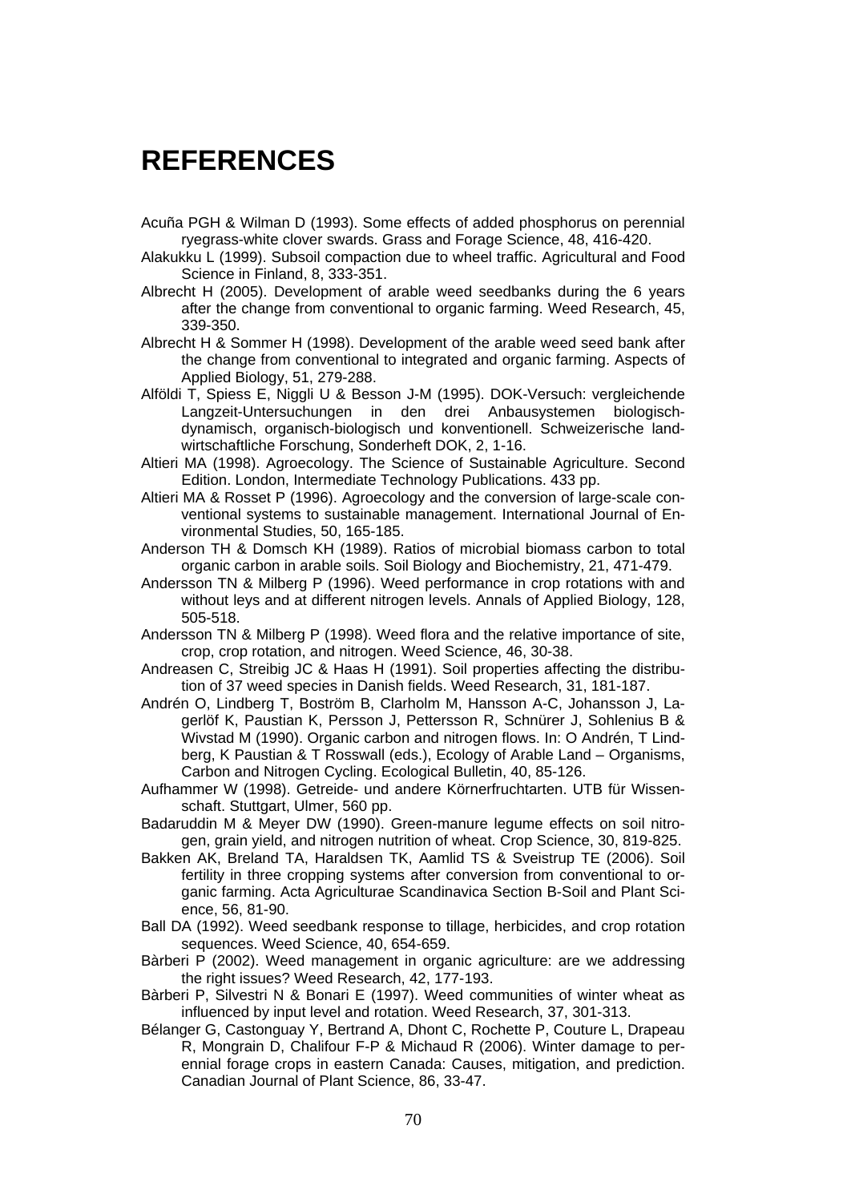# REFERENCES

Acuña PGH & Wilman D (1993). Some effects of added phosphorus on perennial ryegrass-white clover swards. Grass and Forage Science, 48, 416-420.

Alakukku L (1999). Subsoil compaction due to wheel traffic. Agricultural and Food Science in Finland, 8, 333-351.

Albrecht H (2005). Development of arable weed seedbanks during the 6 years after the change from conventional to organic farming. Weed Research, 45, 339-350.

Albrecht H & Sommer H (1998). Development of the arable weed seed bank after the change from conventional to integrated and organic farming. Aspects of Applied Biology, 51, 279-288.

Alföldi T, Spiess E, Niggli U & Besson J-M (1995). DOK-Versuch: vergleichende Langzeit-Untersuchungen in den drei Anbausystemen biologisch-dynamisch, organisch-biologisch und konventionell. Schweizerische landwirtschaftliche Forschung, Sonderheft DOK, 2, 1-16.

Altieri MA (1998). Agroecology. The Science of Sustainable Agriculture. Second Edition. London, Intermediate Technology Publications. 433 pp.

Altieri MA & Rosset P (1996). Agroecology and the conversion of large-scale conventional systems to sustainable management. International Journal of Environmental Studies, 50, 165-185.

Anderson TH & Domsch KH (1989). Ratios of microbial biomass carbon to total organic carbon in arable soils. Soil Biology and Biochemistry, 21, 471-479.

Andersson TN & Milberg P (1996). Weed performance in crop rotations with and without leys and at different nitrogen levels. Annals of Applied Biology, 128, 505-518.

Andersson TN & Milberg P (1998). Weed flora and the relative importance of site, crop, crop rotation, and nitrogen. Weed Science, 46, 30-38.

Andreasen C, Streibig JC & Haas H (1991). Soil properties affecting the distribution of 37 weed species in Danish fields. Weed Research, 31, 181-187.

Andrén O, Lindberg T, Boström B, Clarholm M, Hansson A-C, Johansson J, Lagerlöf K, Paustian K, Persson J, Pettersson R, Schnürer J, Sohlenius B & Wivstad M (1990). Organic carbon and nitrogen flows. In: O Andrén, T Lindberg, K Paustian & T Rosswall (eds.), Ecology of Arable Land – Organisms, Carbon and Nitrogen Cycling. Ecological Bulletin, 40, 85-126.

Aufhammer W (1998). Getreide- und andere Körnerfruchtarten. UTB für Wissenschaft. Stuttgart, Ulmer, 560 pp.

Badaruddin M & Meyer DW (1990). Green-manure legume effects on soil nitrogen, grain yield, and nitrogen nutrition of wheat. Crop Science, 30, 819-825.

Bakken AK, Breland TA, Haraldsen TK, Aamlid TS & Sveistrup TE (2006). Soil fertility in three cropping systems after conversion from conventional to organic farming. Acta Agriculturae Scandinavica Section B-Soil and Plant Science, 56, 81-90.

Ball DA (1992). Weed seedbank response to tillage, herbicides, and crop rotation sequences. Weed Science, 40, 654-659.

Bàrberi P (2002). Weed management in organic agriculture: are we addressing the right issues? Weed Research, 42, 177-193.

Bàrberi P, Silvestri N & Bonari E (1997). Weed communities of winter wheat as influenced by input level and rotation. Weed Research, 37, 301-313.

Bélanger G, Castonguay Y, Bertrand A, Dhont C, Rochette P, Couture L, Drapeau R, Mongrain D, Chalifour F-P & Michaud R (2006). Winter damage to perennial forage crops in eastern Canada: Causes, mitigation, and prediction. Canadian Journal of Plant Science, 86, 33-47.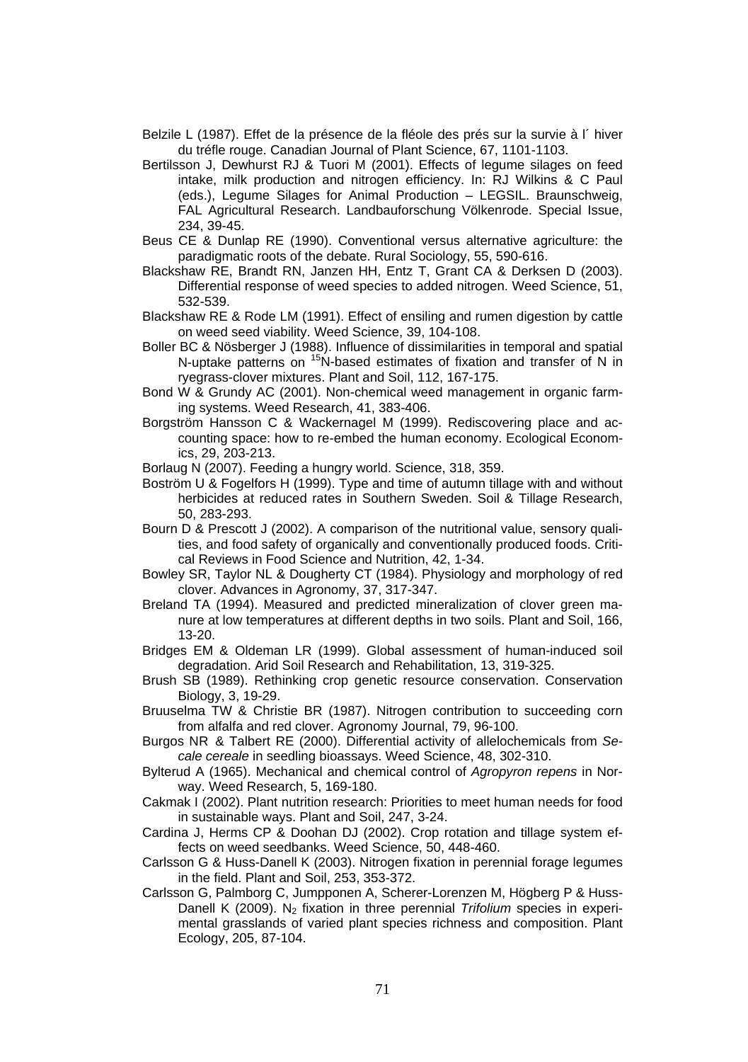Belzile L (1987). Effet de la présence de la fléole des prés sur la survie à l´ hiver du tréfle rouge. Canadian Journal of Plant Science, 67, 1101-1103.

Bertilsson J, Dewhurst RJ & Tuori M (2001). Effects of legume silages on feed intake, milk production and nitrogen efficiency. In: RJ Wilkins & C Paul (eds.), Legume Silages for Animal Production – LEGSIL. Braunschweig, FAL Agricultural Research. Landbauforschung Völkenrode. Special Issue, 234, 39-45.

Beus CE & Dunlap RE (1990). Conventional versus alternative agriculture: the paradigmatic roots of the debate. Rural Sociology, 55, 590-616.

Blackshaw RE, Brandt RN, Janzen HH, Entz T, Grant CA & Derksen D (2003). Differential response of weed species to added nitrogen. Weed Science, 51, 532-539.

Blackshaw RE & Rode LM (1991). Effect of ensiling and rumen digestion by cattle on weed seed viability. Weed Science, 39, 104-108.

Boller BC & Nösberger J (1988). Influence of dissimilarities in temporal and spatial N-uptake patterns on $^{15}N$-based estimates of fixation and transfer of N in ryegrass-clover mixtures. Plant and Soil, 112, 167-175.

Bond W & Grundy AC (2001). Non-chemical weed management in organic farming systems. Weed Research, 41, 383-406.

Borgström Hansson C & Wackernagel M (1999). Rediscovering place and accounting space: how to re-embed the human economy. Ecological Economics, 29, 203-213.

Borlaug N (2007). Feeding a hungry world. Science, 318, 359.

Boström U & Fogelfors H (1999). Type and time of autumn tillage with and without herbicides at reduced rates in Southern Sweden. Soil & Tillage Research, 50, 283-293.

Bourn D & Prescott J (2002). A comparison of the nutritional value, sensory qualities, and food safety of organically and conventionally produced foods. Critical Reviews in Food Science and Nutrition, 42, 1-34.

Bowley SR, Taylor NL & Dougherty CT (1984). Physiology and morphology of red clover. Advances in Agronomy, 37, 317-347.

Breland TA (1994). Measured and predicted mineralization of clover green manure at low temperatures at different depths in two soils. Plant and Soil, 166, 13-20.

Bridges EM & Oldeman LR (1999). Global assessment of human-induced soil degradation. Arid Soil Research and Rehabilitation, 13, 319-325.

Brush SB (1989). Rethinking crop genetic resource conservation. Conservation Biology, 3, 19-29.

Bruuselma TW & Christie BR (1987). Nitrogen contribution to succeeding corn from alfalfa and red clover. Agronomy Journal, 79, 96-100.

Burgos NR & Talbert RE (2000). Differential activity of allelochemicals from *Secale cereale* in seedling bioassays. Weed Science, 48, 302-310.

Bylterud A (1965). Mechanical and chemical control of *Agropyron repens* in Norway. Weed Research, 5, 169-180.

Cakmak I (2002). Plant nutrition research: Priorities to meet human needs for food in sustainable ways. Plant and Soil, 247, 3-24.

Cardina J, Herms CP & Doohan DJ (2002). Crop rotation and tillage system effects on weed seedbanks. Weed Science, 50, 448-460.

Carlsson G & Huss-Danell K (2003). Nitrogen fixation in perennial forage legumes in the field. Plant and Soil, 253, 353-372.

Carlsson G, Palmborg C, Jumpponen A, Scherer-Lorenzen M, Högberg P & Huss-Danell K (2009). $N_2$ fixation in three perennial *Trifolium* species in experimental grasslands of varied plant species richness and composition. Plant Ecology, 205, 87-104.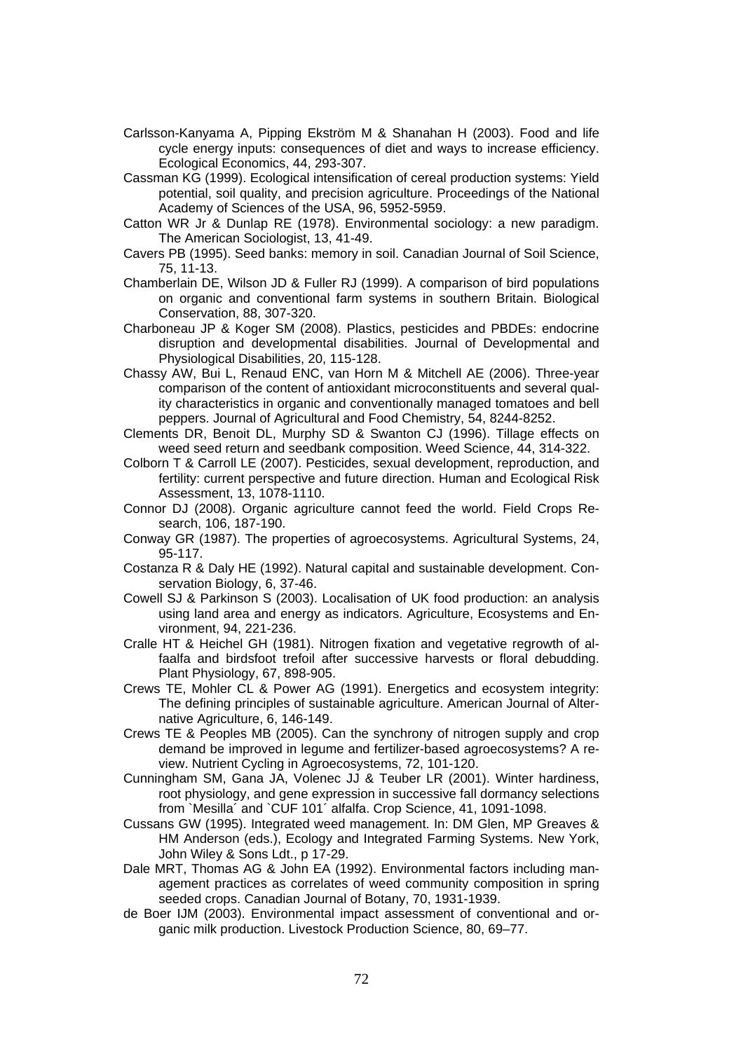Carlsson-Kanyama A, Pipping Ekström M & Shanahan H (2003). Food and life cycle energy inputs: consequences of diet and ways to increase efficiency. Ecological Economics, 44, 293-307.

Cassman KG (1999). Ecological intensification of cereal production systems: Yield potential, soil quality, and precision agriculture. Proceedings of the National Academy of Sciences of the USA, 96, 5952-5959.

Catton WR Jr & Dunlap RE (1978). Environmental sociology: a new paradigm. The American Sociologist, 13, 41-49.

Cavers PB (1995). Seed banks: memory in soil. Canadian Journal of Soil Science, 75, 11-13.

Chamberlain DE, Wilson JD & Fuller RJ (1999). A comparison of bird populations on organic and conventional farm systems in southern Britain. Biological Conservation, 88, 307-320.

Charboneau JP & Koger SM (2008). Plastics, pesticides and PBDEs: endocrine disruption and developmental disabilities. Journal of Developmental and Physiological Disabilities, 20, 115-128.

Chassy AW, Bui L, Renaud ENC, van Horn M & Mitchell AE (2006). Three-year comparison of the content of antioxidant microconstituents and several quality characteristics in organic and conventionally managed tomatoes and bell peppers. Journal of Agricultural and Food Chemistry, 54, 8244-8252.

Clements DR, Benoit DL, Murphy SD & Swanton CJ (1996). Tillage effects on weed seed return and seedbank composition. Weed Science, 44, 314-322.

Colborn T & Carroll LE (2007). Pesticides, sexual development, reproduction, and fertility: current perspective and future direction. Human and Ecological Risk Assessment, 13, 1078-1110.

Connor DJ (2008). Organic agriculture cannot feed the world. Field Crops Research, 106, 187-190.

Conway GR (1987). The properties of agroecosystems. Agricultural Systems, 24, 95-117.

Costanza R & Daly HE (1992). Natural capital and sustainable development. Conservation Biology, 6, 37-46.

Cowell SJ & Parkinson S (2003). Localisation of UK food production: an analysis using land area and energy as indicators. Agriculture, Ecosystems and Environment, 94, 221-236.

Cralle HT & Heichel GH (1981). Nitrogen fixation and vegetative regrowth of alfaalfa and birdsfoot trefoil after successive harvests or floral debudding. Plant Physiology, 67, 898-905.

Crews TE, Mohler CL & Power AG (1991). Energetics and ecosystem integrity: The defining principles of sustainable agriculture. American Journal of Alternative Agriculture, 6, 146-149.

Crews TE & Peoples MB (2005). Can the synchrony of nitrogen supply and crop demand be improved in legume and fertilizer-based agroecosystems? A review. Nutrient Cycling in Agroecosystems, 72, 101-120.

Cunningham SM, Gana JA, Volenec JJ & Teuber LR (2001). Winter hardiness, root physiology, and gene expression in successive fall dormancy selections from `Mesilla´ and `CUF 101´ alfalfa. Crop Science, 41, 1091-1098.

Cussans GW (1995). Integrated weed management. In: DM Glen, MP Greaves & HM Anderson (eds.), Ecology and Integrated Farming Systems. New York, John Wiley & Sons Ldt., p 17-29.

Dale MRT, Thomas AG & John EA (1992). Environmental factors including management practices as correlates of weed community composition in spring seeded crops. Canadian Journal of Botany, 70, 1931-1939.

de Boer IJM (2003). Environmental impact assessment of conventional and organic milk production. Livestock Production Science, 80, 69–77.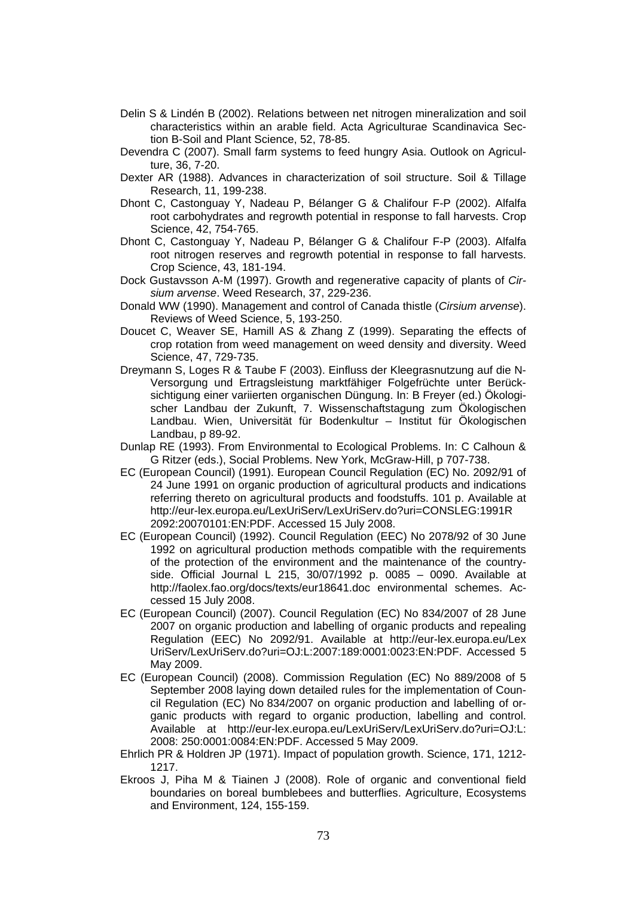Delin S & Lindén B (2002). Relations between net nitrogen mineralization and soil characteristics within an arable field. Acta Agriculturae Scandinavica Section B-Soil and Plant Science, 52, 78-85.

Devendra C (2007). Small farm systems to feed hungry Asia. Outlook on Agriculture, 36, 7-20.

Dexter AR (1988). Advances in characterization of soil structure. Soil & Tillage Research, 11, 199-238.

Dhont C, Castonguay Y, Nadeau P, Bélanger G & Chalifour F-P (2002). Alfalfa root carbohydrates and regrowth potential in response to fall harvests. Crop Science, 42, 754-765.

Dhont C, Castonguay Y, Nadeau P, Bélanger G & Chalifour F-P (2003). Alfalfa root nitrogen reserves and regrowth potential in response to fall harvests. Crop Science, 43, 181-194.

Dock Gustavsson A-M (1997). Growth and regenerative capacity of plants of *Cirsium arvense*. Weed Research, 37, 229-236.

Donald WW (1990). Management and control of Canada thistle (*Cirsium arvense*). Reviews of Weed Science, 5, 193-250.

Doucet C, Weaver SE, Hamill AS & Zhang Z (1999). Separating the effects of crop rotation from weed management on weed density and diversity. Weed Science, 47, 729-735.

Dreymann S, Loges R & Taube F (2003). Einfluss der Kleegrasnutzung auf die N-Versorgung und Ertragsleistung marktfähiger Folgefrüchte unter Berücksichtigung einer variierten organischen Düngung. In: B Freyer (ed.) Ökologischer Landbau der Zukunft, 7. Wissenschaftstagung zum Ökologischen Landbau. Wien, Universität für Bodenkultur – Institut für Ökologischen Landbau, p 89-92.

Dunlap RE (1993). From Environmental to Ecological Problems. In: C Calhoun & G Ritzer (eds.), Social Problems. New York, McGraw-Hill, p 707-738.

EC (European Council) (1991). European Council Regulation (EC) No. 2092/91 of 24 June 1991 on organic production of agricultural products and indications referring thereto on agricultural products and foodstuffs. 101 p. Available at http://eur-lex.europa.eu/LexUriServ/LexUriServ.do?uri=CONSLEG:1991R 2092:20070101:EN:PDF. Accessed 15 July 2008.

EC (European Council) (1992). Council Regulation (EEC) No 2078/92 of 30 June 1992 on agricultural production methods compatible with the requirements of the protection of the environment and the maintenance of the countryside. Official Journal L 215, 30/07/1992 p. 0085 – 0090. Available at http://faolex.fao.org/docs/texts/eur18641.doc environmental schemes. Accessed 15 July 2008.

EC (European Council) (2007). Council Regulation (EC) No 834/2007 of 28 June 2007 on organic production and labelling of organic products and repealing Regulation (EEC) No 2092/91. Available at http://eur-lex.europa.eu/Lex UriServ/LexUriServ.do?uri=OJ:L:2007:189:0001:0023:EN:PDF. Accessed 5 May 2009.

EC (European Council) (2008). Commission Regulation (EC) No 889/2008 of 5 September 2008 laying down detailed rules for the implementation of Council Regulation (EC) No 834/2007 on organic production and labelling of organic products with regard to organic production, labelling and control. Available at http://eur-lex.europa.eu/LexUriServ/LexUriServ.do?uri=OJ:L: 2008: 250:0001:0084:EN:PDF. Accessed 5 May 2009.

Ehrlich PR & Holdren JP (1971). Impact of population growth. Science, 171, 1212-1217.

Ekroos J, Piha M & Tiainen J (2008). Role of organic and conventional field boundaries on boreal bumblebees and butterflies. Agriculture, Ecosystems and Environment, 124, 155-159.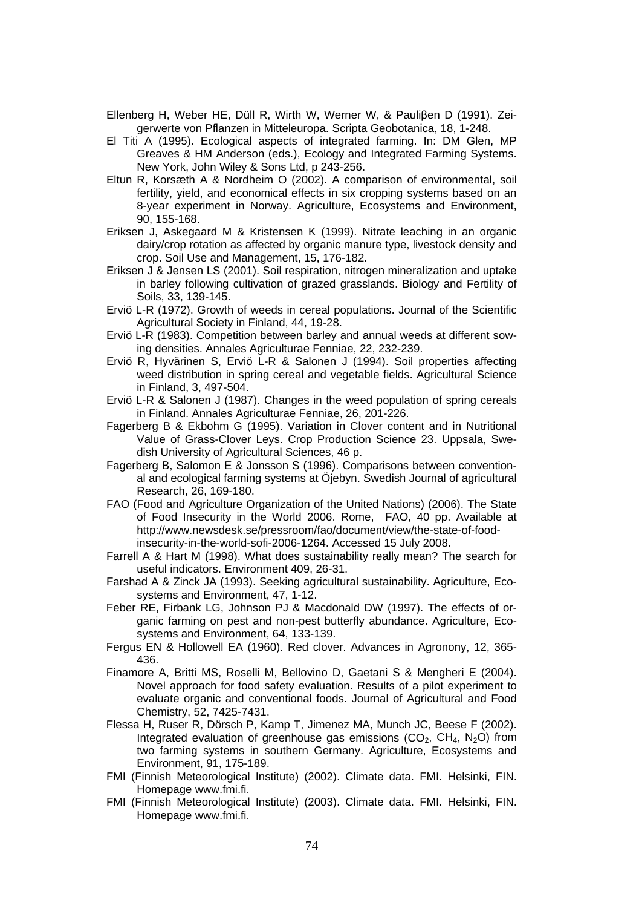Ellenberg H, Weber HE, Düll R, Wirth W, Werner W, & Pauliβen D (1991). Zeigerwerte von Pflanzen in Mitteleuropa. Scripta Geobotanica, 18, 1-248.

El Titi A (1995). Ecological aspects of integrated farming. In: DM Glen, MP Greaves & HM Anderson (eds.), Ecology and Integrated Farming Systems. New York, John Wiley & Sons Ltd, p 243-256.

Eltun R, Korsæth A & Nordheim O (2002). A comparison of environmental, soil fertility, yield, and economical effects in six cropping systems based on an 8-year experiment in Norway. Agriculture, Ecosystems and Environment, 90, 155-168.

Eriksen J, Askegaard M & Kristensen K (1999). Nitrate leaching in an organic dairy/crop rotation as affected by organic manure type, livestock density and crop. Soil Use and Management, 15, 176-182.

Eriksen J & Jensen LS (2001). Soil respiration, nitrogen mineralization and uptake in barley following cultivation of grazed grasslands. Biology and Fertility of Soils, 33, 139-145.

Erviö L-R (1972). Growth of weeds in cereal populations. Journal of the Scientific Agricultural Society in Finland, 44, 19-28.

Erviö L-R (1983). Competition between barley and annual weeds at different sowing densities. Annales Agriculturae Fenniae, 22, 232-239.

Erviö R, Hyvärinen S, Erviö L-R & Salonen J (1994). Soil properties affecting weed distribution in spring cereal and vegetable fields. Agricultural Science in Finland, 3, 497-504.

Erviö L-R & Salonen J (1987). Changes in the weed population of spring cereals in Finland. Annales Agriculturae Fenniae, 26, 201-226.

Fagerberg B & Ekbohm G (1995). Variation in Clover content and in Nutritional Value of Grass-Clover Leys. Crop Production Science 23. Uppsala, Swedish University of Agricultural Sciences, 46 p.

Fagerberg B, Salomon E & Jonsson S (1996). Comparisons between conventional and ecological farming systems at Öjebyn. Swedish Journal of agricultural Research, 26, 169-180.

FAO (Food and Agriculture Organization of the United Nations) (2006). The State of Food Insecurity in the World 2006. Rome, FAO, 40 pp. Available at http://www.newsdesk.se/pressroom/fao/document/view/the-state-of-food-insecurity-in-the-world-sofi-2006-1264. Accessed 15 July 2008.

Farrell A & Hart M (1998). What does sustainability really mean? The search for useful indicators. Environment 409, 26-31.

Farshad A & Zinck JA (1993). Seeking agricultural sustainability. Agriculture, Ecosystems and Environment, 47, 1-12.

Feber RE, Firbank LG, Johnson PJ & Macdonald DW (1997). The effects of organic farming on pest and non-pest butterfly abundance. Agriculture, Ecosystems and Environment, 64, 133-139.

Fergus EN & Hollowell EA (1960). Red clover. Advances in Agronony, 12, 365-436.

Finamore A, Britti MS, Roselli M, Bellovino D, Gaetani S & Mengheri E (2004). Novel approach for food safety evaluation. Results of a pilot experiment to evaluate organic and conventional foods. Journal of Agricultural and Food Chemistry, 52, 7425-7431.

Flessa H, Ruser R, Dörsch P, Kamp T, Jimenez MA, Munch JC, Beese F (2002). Integrated evaluation of greenhouse gas emissions ($CO_2$, $CH_4$, $N_2O$) from two farming systems in southern Germany. Agriculture, Ecosystems and Environment, 91, 175-189.

FMI (Finnish Meteorological Institute) (2002). Climate data. FMI. Helsinki, FIN. Homepage www.fmi.fi.

FMI (Finnish Meteorological Institute) (2003). Climate data. FMI. Helsinki, FIN. Homepage www.fmi.fi.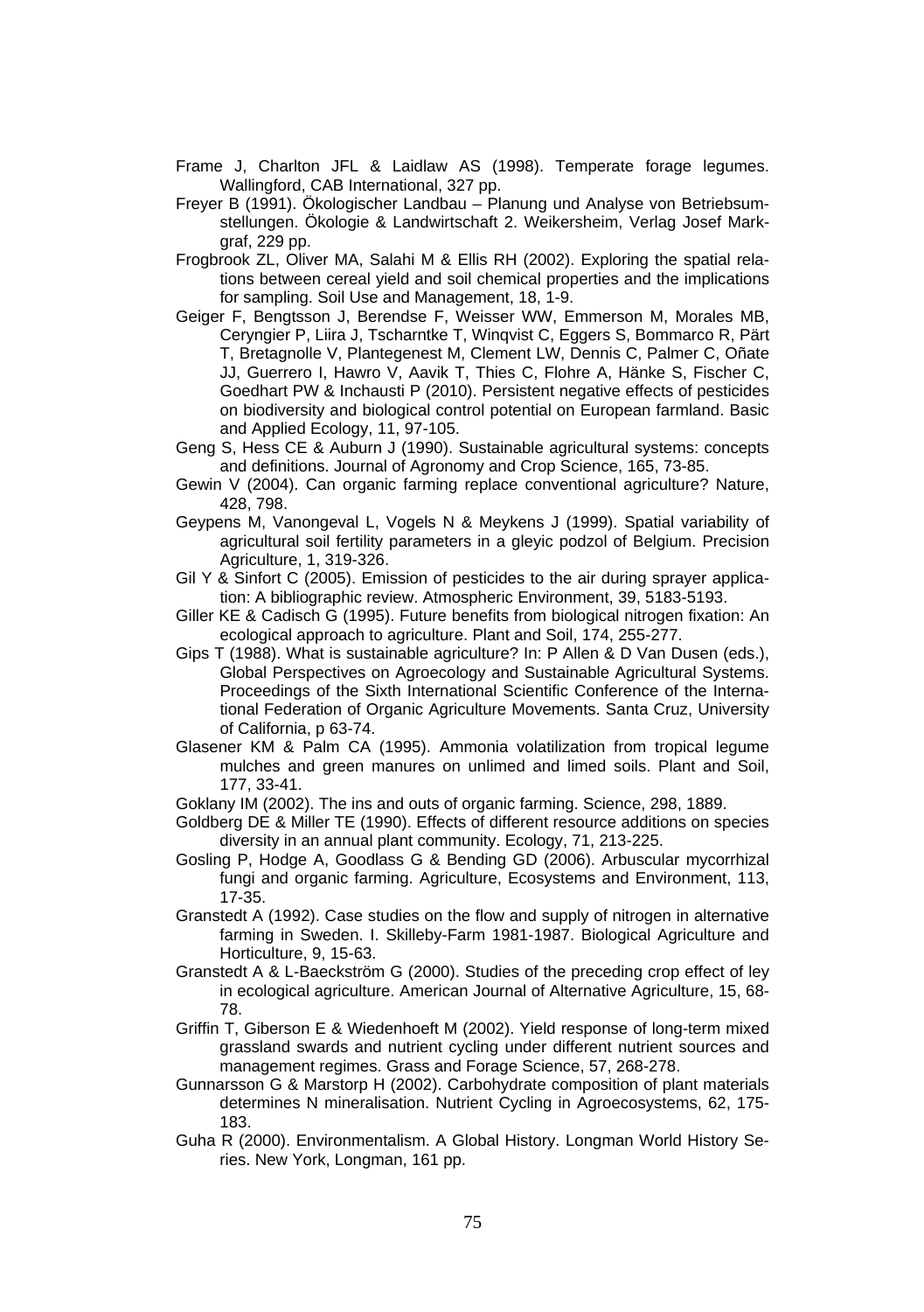Frame J, Charlton JFL & Laidlaw AS (1998). Temperate forage legumes. Wallingford, CAB International, 327 pp.

Freyer B (1991). Ökologischer Landbau – Planung und Analyse von Betriebsumstellungen. Ökologie & Landwirtschaft 2. Weikersheim, Verlag Josef Markgraf, 229 pp.

Frogbrook ZL, Oliver MA, Salahi M & Ellis RH (2002). Exploring the spatial relations between cereal yield and soil chemical properties and the implications for sampling. Soil Use and Management, 18, 1-9.

Geiger F, Bengtsson J, Berendse F, Weisser WW, Emmerson M, Morales MB, Ceryngier P, Liira J, Tscharntke T, Winqvist C, Eggers S, Bommarco R, Pärt T, Bretagnolle V, Plantegenest M, Clement LW, Dennis C, Palmer C, Oñate JJ, Guerrero I, Hawro V, Aavik T, Thies C, Flohre A, Hänke S, Fischer C, Goedhart PW & Inchausti P (2010). Persistent negative effects of pesticides on biodiversity and biological control potential on European farmland. Basic and Applied Ecology, 11, 97-105.

Geng S, Hess CE & Auburn J (1990). Sustainable agricultural systems: concepts and definitions. Journal of Agronomy and Crop Science, 165, 73-85.

Gewin V (2004). Can organic farming replace conventional agriculture? Nature, 428, 798.

Geypens M, Vanongeval L, Vogels N & Meykens J (1999). Spatial variability of agricultural soil fertility parameters in a gleyic podzol of Belgium. Precision Agriculture, 1, 319-326.

Gil Y & Sinfort C (2005). Emission of pesticides to the air during sprayer application: A bibliographic review. Atmospheric Environment, 39, 5183-5193.

Giller KE & Cadisch G (1995). Future benefits from biological nitrogen fixation: An ecological approach to agriculture. Plant and Soil, 174, 255-277.

Gips T (1988). What is sustainable agriculture? In: P Allen & D Van Dusen (eds.), Global Perspectives on Agroecology and Sustainable Agricultural Systems. Proceedings of the Sixth International Scientific Conference of the International Federation of Organic Agriculture Movements. Santa Cruz, University of California, p 63-74.

Glasener KM & Palm CA (1995). Ammonia volatilization from tropical legume mulches and green manures on unlimed and limed soils. Plant and Soil, 177, 33-41.

Goklany IM (2002). The ins and outs of organic farming. Science, 298, 1889.

Goldberg DE & Miller TE (1990). Effects of different resource additions on species diversity in an annual plant community. Ecology, 71, 213-225.

Gosling P, Hodge A, Goodlass G & Bending GD (2006). Arbuscular mycorrhizal fungi and organic farming. Agriculture, Ecosystems and Environment, 113, 17-35.

Granstedt A (1992). Case studies on the flow and supply of nitrogen in alternative farming in Sweden. I. Skilleby-Farm 1981-1987. Biological Agriculture and Horticulture, 9, 15-63.

Granstedt A & L-Baeckström G (2000). Studies of the preceding crop effect of ley in ecological agriculture. American Journal of Alternative Agriculture, 15, 68-78.

Griffin T, Giberson E & Wiedenhoeft M (2002). Yield response of long-term mixed grassland swards and nutrient cycling under different nutrient sources and management regimes. Grass and Forage Science, 57, 268-278.

Gunnarsson G & Marstorp H (2002). Carbohydrate composition of plant materials determines N mineralisation. Nutrient Cycling in Agroecosystems, 62, 175-183.

Guha R (2000). Environmentalism. A Global History. Longman World History Series. New York, Longman, 161 pp.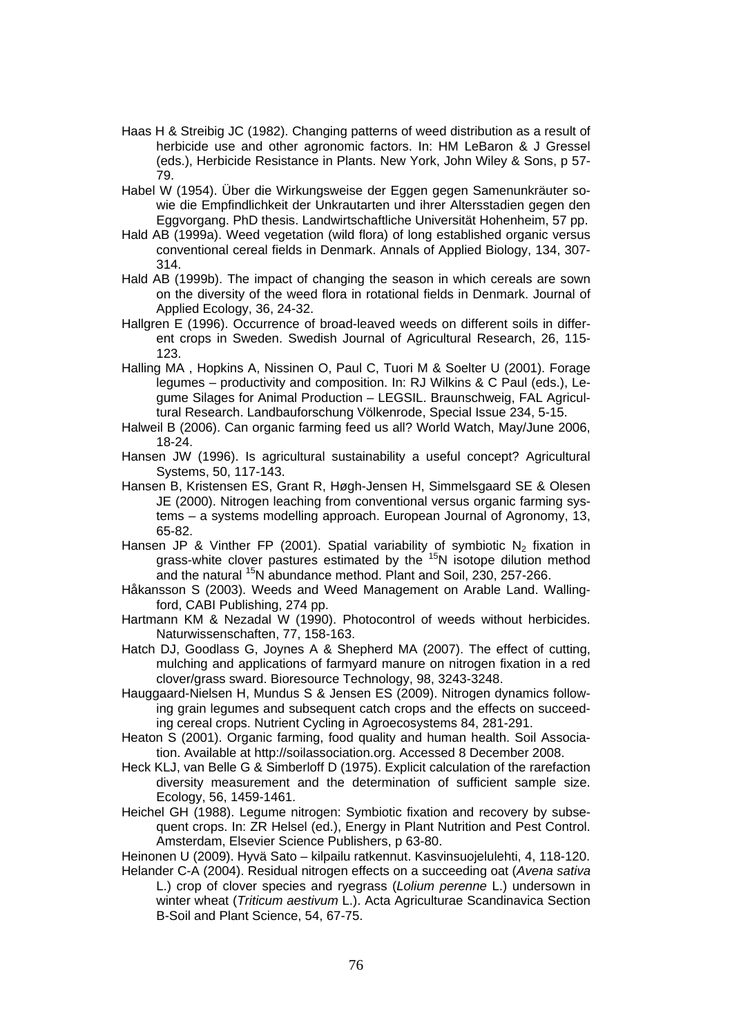Haas H & Streibig JC (1982). Changing patterns of weed distribution as a result of herbicide use and other agronomic factors. In: HM LeBaron & J Gressel (eds.), Herbicide Resistance in Plants. New York, John Wiley & Sons, p 57-79.

Habel W (1954). Über die Wirkungsweise der Eggen gegen Samenunkräuter sowie die Empfindlichkeit der Unkrautarten und ihrer Altersstadien gegen den Eggvorgang. PhD thesis. Landwirtschaftliche Universität Hohenheim, 57 pp.

Hald AB (1999a). Weed vegetation (wild flora) of long established organic versus conventional cereal fields in Denmark. Annals of Applied Biology, 134, 307-314.

Hald AB (1999b). The impact of changing the season in which cereals are sown on the diversity of the weed flora in rotational fields in Denmark. Journal of Applied Ecology, 36, 24-32.

Hallgren E (1996). Occurrence of broad-leaved weeds on different soils in different crops in Sweden. Swedish Journal of Agricultural Research, 26, 115-123.

Halling MA , Hopkins A, Nissinen O, Paul C, Tuori M & Soelter U (2001). Forage legumes – productivity and composition. In: RJ Wilkins & C Paul (eds.), Legume Silages for Animal Production – LEGSIL. Braunschweig, FAL Agricultural Research. Landbauforschung Völkenrode, Special Issue 234, 5-15.

Halweil B (2006). Can organic farming feed us all? World Watch, May/June 2006, 18-24.

Hansen JW (1996). Is agricultural sustainability a useful concept? Agricultural Systems, 50, 117-143.

Hansen B, Kristensen ES, Grant R, Høgh-Jensen H, Simmelsgaard SE & Olesen JE (2000). Nitrogen leaching from conventional versus organic farming systems – a systems modelling approach. European Journal of Agronomy, 13, 65-82.

Hansen JP & Vinther FP (2001). Spatial variability of symbiotic $N_2$ fixation in grass-white clover pastures estimated by the $^{15}N$ isotope dilution method and the natural $^{15}N$ abundance method. Plant and Soil, 230, 257-266.

Håkansson S (2003). Weeds and Weed Management on Arable Land. Wallingford, CABI Publishing, 274 pp.

Hartmann KM & Nezadal W (1990). Photocontrol of weeds without herbicides. Naturwissenschaften, 77, 158-163.

Hatch DJ, Goodlass G, Joynes A & Shepherd MA (2007). The effect of cutting, mulching and applications of farmyard manure on nitrogen fixation in a red clover/grass sward. Bioresource Technology, 98, 3243-3248.

Hauggaard-Nielsen H, Mundus S & Jensen ES (2009). Nitrogen dynamics following grain legumes and subsequent catch crops and the effects on succeeding cereal crops. Nutrient Cycling in Agroecosystems 84, 281-291.

Heaton S (2001). Organic farming, food quality and human health. Soil Association. Available at http://soilassociation.org. Accessed 8 December 2008.

Heck KLJ, van Belle G & Simberloff D (1975). Explicit calculation of the rarefaction diversity measurement and the determination of sufficient sample size. Ecology, 56, 1459-1461.

Heichel GH (1988). Legume nitrogen: Symbiotic fixation and recovery by subsequent crops. In: ZR Helsel (ed.), Energy in Plant Nutrition and Pest Control. Amsterdam, Elsevier Science Publishers, p 63-80.

Heinonen U (2009). Hyvä Sato – kilpailu ratkennut. Kasvinsuojelulehti, 4, 118-120.

Helander C-A (2004). Residual nitrogen effects on a succeeding oat (*Avena sativa* L.) crop of clover species and ryegrass (*Lolium perenne* L.) undersown in winter wheat (*Triticum aestivum* L.). Acta Agriculturae Scandinavica Section B-Soil and Plant Science, 54, 67-75.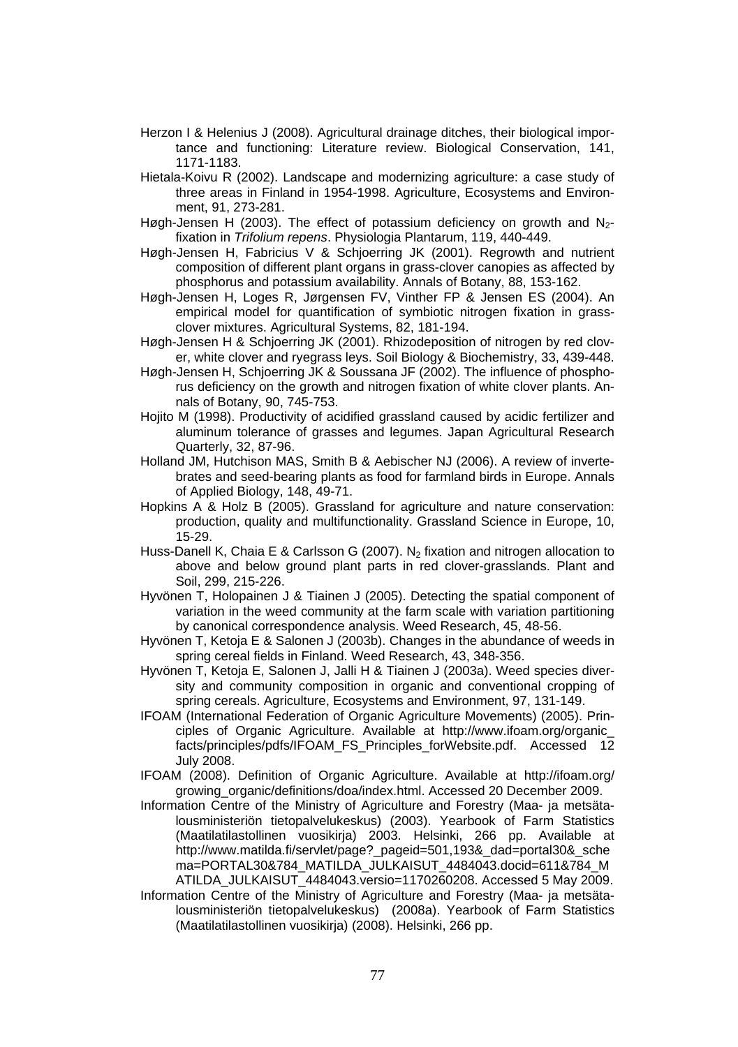Herzon I & Helenius J (2008). Agricultural drainage ditches, their biological importance and functioning: Literature review. Biological Conservation, 141, 1171-1183.

Hietala-Koivu R (2002). Landscape and modernizing agriculture: a case study of three areas in Finland in 1954-1998. Agriculture, Ecosystems and Environment, 91, 273-281.

Høgh-Jensen H (2003). The effect of potassium deficiency on growth and $N_2$-fixation in *Trifolium repens*. Physiologia Plantarum, 119, 440-449.

Høgh-Jensen H, Fabricius V & Schjoerring JK (2001). Regrowth and nutrient composition of different plant organs in grass-clover canopies as affected by phosphorus and potassium availability. Annals of Botany, 88, 153-162.

Høgh-Jensen H, Loges R, Jørgensen FV, Vinther FP & Jensen ES (2004). An empirical model for quantification of symbiotic nitrogen fixation in grass-clover mixtures. Agricultural Systems, 82, 181-194.

Høgh-Jensen H & Schjoerring JK (2001). Rhizodeposition of nitrogen by red clover, white clover and ryegrass leys. Soil Biology & Biochemistry, 33, 439-448.

Høgh-Jensen H, Schjoerring JK & Soussana JF (2002). The influence of phosphorus deficiency on the growth and nitrogen fixation of white clover plants. Annals of Botany, 90, 745-753.

Hojito M (1998). Productivity of acidified grassland caused by acidic fertilizer and aluminum tolerance of grasses and legumes. Japan Agricultural Research Quarterly, 32, 87-96.

Holland JM, Hutchison MAS, Smith B & Aebischer NJ (2006). A review of invertebrates and seed-bearing plants as food for farmland birds in Europe. Annals of Applied Biology, 148, 49-71.

Hopkins A & Holz B (2005). Grassland for agriculture and nature conservation: production, quality and multifunctionality. Grassland Science in Europe, 10, 15-29.

Huss-Danell K, Chaia E & Carlsson G (2007). $N_2$ fixation and nitrogen allocation to above and below ground plant parts in red clover-grasslands. Plant and Soil, 299, 215-226.

Hyvönen T, Holopainen J & Tiainen J (2005). Detecting the spatial component of variation in the weed community at the farm scale with variation partitioning by canonical correspondence analysis. Weed Research, 45, 48-56.

Hyvönen T, Ketoja E & Salonen J (2003b). Changes in the abundance of weeds in spring cereal fields in Finland. Weed Research, 43, 348-356.

Hyvönen T, Ketoja E, Salonen J, Jalli H & Tiainen J (2003a). Weed species diversity and community composition in organic and conventional cropping of spring cereals. Agriculture, Ecosystems and Environment, 97, 131-149.

IFOAM (International Federation of Organic Agriculture Movements) (2005). Principles of Organic Agriculture. Available at http://www.ifoam.org/organic_facts/principles/pdfs/IFOAM_FS_Principles_forWebsite.pdf. Accessed 12 July 2008.

IFOAM (2008). Definition of Organic Agriculture. Available at http://ifoam.org/growing_organic/definitions/doa/index.html. Accessed 20 December 2009.

Information Centre of the Ministry of Agriculture and Forestry (Maa- ja metsätalousministeriön tietopalvelukeskus) (2003). Yearbook of Farm Statistics (Maatilatilastollinen vuosikirja) 2003. Helsinki, 266 pp. Available at http://www.matilda.fi/servlet/page?_pageid=501,193&_dad=portal30&_schema=PORTAL30&784_MATILDA_JULKAISUT_4484043.docid=611&784_MATILDA_JULKAISUT_4484043.versio=1170260208. Accessed 5 May 2009.

Information Centre of the Ministry of Agriculture and Forestry (Maa- ja metsätalousministeriön tietopalvelukeskus) (2008a). Yearbook of Farm Statistics (Maatilatilastollinen vuosikirja) (2008). Helsinki, 266 pp.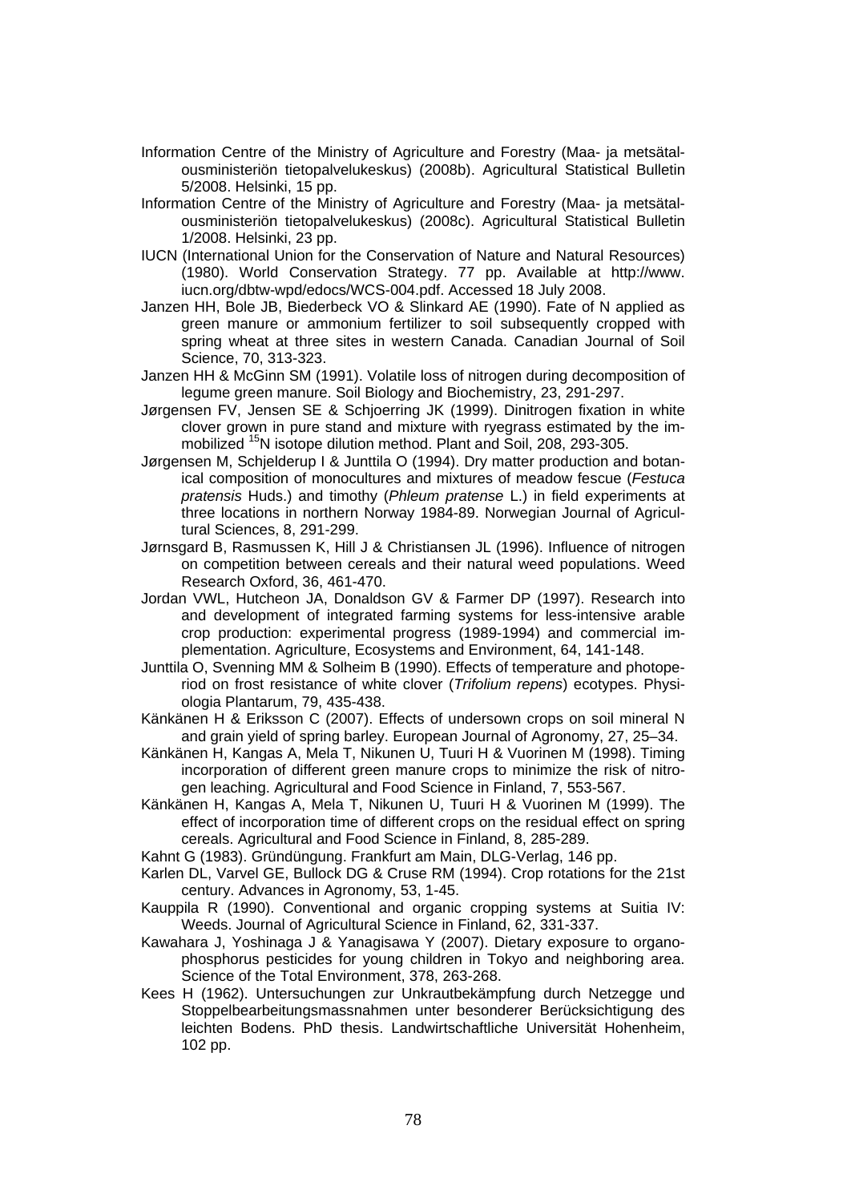Information Centre of the Ministry of Agriculture and Forestry (Maa- ja metsätalousministeriön tietopalvelukeskus) (2008b). Agricultural Statistical Bulletin 5/2008. Helsinki, 15 pp.

Information Centre of the Ministry of Agriculture and Forestry (Maa- ja metsätalousministeriön tietopalvelukeskus) (2008c). Agricultural Statistical Bulletin 1/2008. Helsinki, 23 pp.

IUCN (International Union for the Conservation of Nature and Natural Resources) (1980). World Conservation Strategy. 77 pp. Available at http://www.iucn.org/dbtw-wpd/edocs/WCS-004.pdf. Accessed 18 July 2008.

Janzen HH, Bole JB, Biederbeck VO & Slinkard AE (1990). Fate of N applied as green manure or ammonium fertilizer to soil subsequently cropped with spring wheat at three sites in western Canada. Canadian Journal of Soil Science, 70, 313-323.

Janzen HH & McGinn SM (1991). Volatile loss of nitrogen during decomposition of legume green manure. Soil Biology and Biochemistry, 23, 291-297.

Jørgensen FV, Jensen SE & Schjoerring JK (1999). Dinitrogen fixation in white clover grown in pure stand and mixture with ryegrass estimated by the immobilized $^{15}N$ isotope dilution method. Plant and Soil, 208, 293-305.

Jørgensen M, Schjelderup I & Junttila O (1994). Dry matter production and botanical composition of monocultures and mixtures of meadow fescue (*Festuca pratensis* Huds.) and timothy (*Phleum pratense* L.) in field experiments at three locations in northern Norway 1984-89. Norwegian Journal of Agricultural Sciences, 8, 291-299.

Jørnsgard B, Rasmussen K, Hill J & Christiansen JL (1996). Influence of nitrogen on competition between cereals and their natural weed populations. Weed Research Oxford, 36, 461-470.

Jordan VWL, Hutcheon JA, Donaldson GV & Farmer DP (1997). Research into and development of integrated farming systems for less-intensive arable crop production: experimental progress (1989-1994) and commercial implementation. Agriculture, Ecosystems and Environment, 64, 141-148.

Junttila O, Svenning MM & Solheim B (1990). Effects of temperature and photoperiod on frost resistance of white clover (*Trifolium repens*) ecotypes. Physiologia Plantarum, 79, 435-438.

Känkänen H & Eriksson C (2007). Effects of undersown crops on soil mineral N and grain yield of spring barley. European Journal of Agronomy, 27, 25–34.

Känkänen H, Kangas A, Mela T, Nikunen U, Tuuri H & Vuorinen M (1998). Timing incorporation of different green manure crops to minimize the risk of nitrogen leaching. Agricultural and Food Science in Finland, 7, 553-567.

Känkänen H, Kangas A, Mela T, Nikunen U, Tuuri H & Vuorinen M (1999). The effect of incorporation time of different crops on the residual effect on spring cereals. Agricultural and Food Science in Finland, 8, 285-289.

Kahnt G (1983). Gründüngung. Frankfurt am Main, DLG-Verlag, 146 pp.

Karlen DL, Varvel GE, Bullock DG & Cruse RM (1994). Crop rotations for the 21st century. Advances in Agronomy, 53, 1-45.

Kauppila R (1990). Conventional and organic cropping systems at Suitia IV: Weeds. Journal of Agricultural Science in Finland, 62, 331-337.

Kawahara J, Yoshinaga J & Yanagisawa Y (2007). Dietary exposure to organophosphorus pesticides for young children in Tokyo and neighboring area. Science of the Total Environment, 378, 263-268.

Kees H (1962). Untersuchungen zur Unkrautbekämpfung durch Netzegge und Stoppelbearbeitungsmassnahmen unter besonderer Berücksichtigung des leichten Bodens. PhD thesis. Landwirtschaftliche Universität Hohenheim, 102 pp.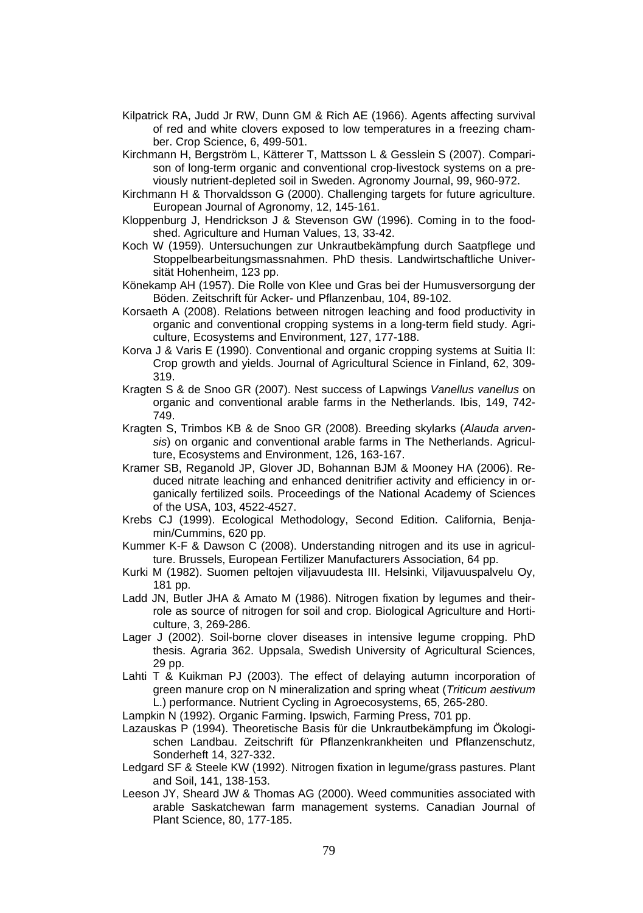Kilpatrick RA, Judd Jr RW, Dunn GM & Rich AE (1966). Agents affecting survival of red and white clovers exposed to low temperatures in a freezing chamber. Crop Science, 6, 499-501.

Kirchmann H, Bergström L, Kätterer T, Mattsson L & Gesslein S (2007). Comparison of long-term organic and conventional crop-livestock systems on a previously nutrient-depleted soil in Sweden. Agronomy Journal, 99, 960-972.

Kirchmann H & Thorvaldsson G (2000). Challenging targets for future agriculture. European Journal of Agronomy, 12, 145-161.

Kloppenburg J, Hendrickson J & Stevenson GW (1996). Coming in to the foodshed. Agriculture and Human Values, 13, 33-42.

Koch W (1959). Untersuchungen zur Unkrautbekämpfung durch Saatpflege und Stoppelbearbeitungsmassnahmen. PhD thesis. Landwirtschaftliche Universität Hohenheim, 123 pp.

Könekamp AH (1957). Die Rolle von Klee und Gras bei der Humusversorgung der Böden. Zeitschrift für Acker- und Pflanzenbau, 104, 89-102.

Korsaeth A (2008). Relations between nitrogen leaching and food productivity in organic and conventional cropping systems in a long-term field study. Agriculture, Ecosystems and Environment, 127, 177-188.

Korva J & Varis E (1990). Conventional and organic cropping systems at Suitia II: Crop growth and yields. Journal of Agricultural Science in Finland, 62, 309-319.

Kragten S & de Snoo GR (2007). Nest success of Lapwings *Vanellus vanellus* on organic and conventional arable farms in the Netherlands. Ibis, 149, 742-749.

Kragten S, Trimbos KB & de Snoo GR (2008). Breeding skylarks (*Alauda arvensis*) on organic and conventional arable farms in The Netherlands. Agriculture, Ecosystems and Environment, 126, 163-167.

Kramer SB, Reganold JP, Glover JD, Bohannan BJM & Mooney HA (2006). Reduced nitrate leaching and enhanced denitrifier activity and efficiency in organically fertilized soils. Proceedings of the National Academy of Sciences of the USA, 103, 4522-4527.

Krebs CJ (1999). Ecological Methodology, Second Edition. California, Benjamin/Cummins, 620 pp.

Kummer K-F & Dawson C (2008). Understanding nitrogen and its use in agriculture. Brussels, European Fertilizer Manufacturers Association, 64 pp.

Kurki M (1982). Suomen peltojen viljavuudesta III. Helsinki, Viljavuuspalvelu Oy, 181 pp.

Ladd JN, Butler JHA & Amato M (1986). Nitrogen fixation by legumes and theirrole as source of nitrogen for soil and crop. Biological Agriculture and Horticulture, 3, 269-286.

Lager J (2002). Soil-borne clover diseases in intensive legume cropping. PhD thesis. Agraria 362. Uppsala, Swedish University of Agricultural Sciences, 29 pp.

Lahti T & Kuikman PJ (2003). The effect of delaying autumn incorporation of green manure crop on N mineralization and spring wheat (*Triticum aestivum* L.) performance. Nutrient Cycling in Agroecosystems, 65, 265-280.

Lampkin N (1992). Organic Farming. Ipswich, Farming Press, 701 pp.

Lazauskas P (1994). Theoretische Basis für die Unkrautbekämpfung im Ökologischen Landbau. Zeitschrift für Pflanzenkrankheiten und Pflanzenschutz, Sonderheft 14, 327-332.

Ledgard SF & Steele KW (1992). Nitrogen fixation in legume/grass pastures. Plant and Soil, 141, 138-153.

Leeson JY, Sheard JW & Thomas AG (2000). Weed communities associated with arable Saskatchewan farm management systems. Canadian Journal of Plant Science, 80, 177-185.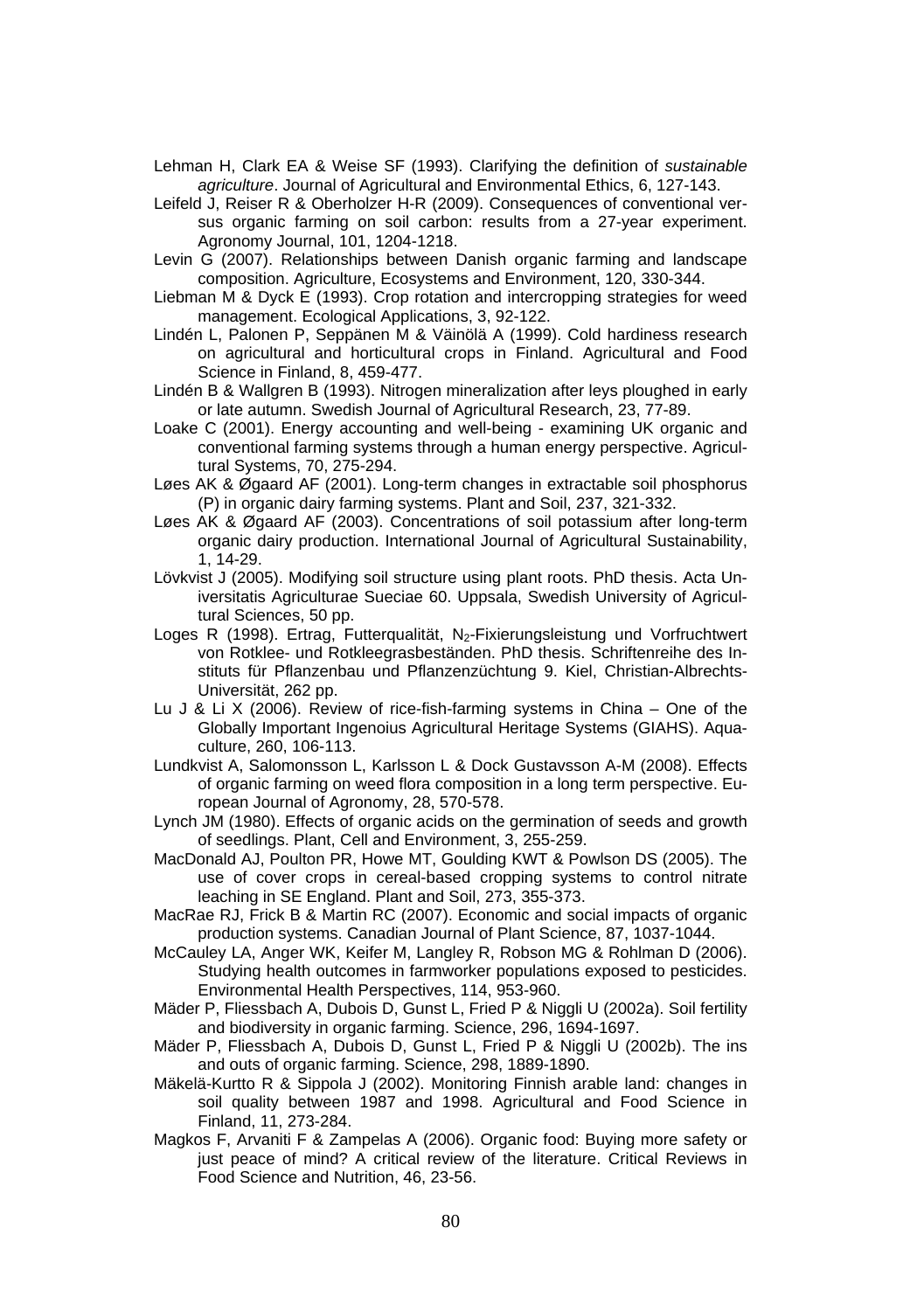Lehman H, Clark EA & Weise SF (1993). Clarifying the definition of *sustainable agriculture*. Journal of Agricultural and Environmental Ethics, 6, 127-143.

Leifeld J, Reiser R & Oberholzer H-R (2009). Consequences of conventional versus organic farming on soil carbon: results from a 27-year experiment. Agronomy Journal, 101, 1204-1218.

Levin G (2007). Relationships between Danish organic farming and landscape composition. Agriculture, Ecosystems and Environment, 120, 330-344.

Liebman M & Dyck E (1993). Crop rotation and intercropping strategies for weed management. Ecological Applications, 3, 92-122.

Lindén L, Palonen P, Seppänen M & Väinölä A (1999). Cold hardiness research on agricultural and horticultural crops in Finland. Agricultural and Food Science in Finland, 8, 459-477.

Lindén B & Wallgren B (1993). Nitrogen mineralization after leys ploughed in early or late autumn. Swedish Journal of Agricultural Research, 23, 77-89.

Loake C (2001). Energy accounting and well-being - examining UK organic and conventional farming systems through a human energy perspective. Agricultural Systems, 70, 275-294.

Løes AK & Øgaard AF (2001). Long-term changes in extractable soil phosphorus (P) in organic dairy farming systems. Plant and Soil, 237, 321-332.

Løes AK & Øgaard AF (2003). Concentrations of soil potassium after long-term organic dairy production. International Journal of Agricultural Sustainability, 1, 14-29.

Lövkvist J (2005). Modifying soil structure using plant roots. PhD thesis. Acta Universitatis Agriculturae Sueciae 60. Uppsala, Swedish University of Agricultural Sciences, 50 pp.

Loges R (1998). Ertrag, Futterqualität, $N_2$-Fixierungsleistung und Vorfruchtwert von Rotklee- und Rotkleegrasbeständen. PhD thesis. Schriftenreihe des Instituts für Pflanzenbau und Pflanzenzüchtung 9. Kiel, Christian-Albrechts-Universität, 262 pp.

Lu J & Li X (2006). Review of rice-fish-farming systems in China – One of the Globally Important Ingenoius Agricultural Heritage Systems (GIAHS). Aquaculture, 260, 106-113.

Lundkvist A, Salomonsson L, Karlsson L & Dock Gustavsson A-M (2008). Effects of organic farming on weed flora composition in a long term perspective. European Journal of Agronomy, 28, 570-578.

Lynch JM (1980). Effects of organic acids on the germination of seeds and growth of seedlings. Plant, Cell and Environment, 3, 255-259.

MacDonald AJ, Poulton PR, Howe MT, Goulding KWT & Powlson DS (2005). The use of cover crops in cereal-based cropping systems to control nitrate leaching in SE England. Plant and Soil, 273, 355-373.

MacRae RJ, Frick B & Martin RC (2007). Economic and social impacts of organic production systems. Canadian Journal of Plant Science, 87, 1037-1044.

McCauley LA, Anger WK, Keifer M, Langley R, Robson MG & Rohlman D (2006). Studying health outcomes in farmworker populations exposed to pesticides. Environmental Health Perspectives, 114, 953-960.

Mäder P, Fliessbach A, Dubois D, Gunst L, Fried P & Niggli U (2002a). Soil fertility and biodiversity in organic farming. Science, 296, 1694-1697.

Mäder P, Fliessbach A, Dubois D, Gunst L, Fried P & Niggli U (2002b). The ins and outs of organic farming. Science, 298, 1889-1890.

Mäkelä-Kurtto R & Sippola J (2002). Monitoring Finnish arable land: changes in soil quality between 1987 and 1998. Agricultural and Food Science in Finland, 11, 273-284.

Magkos F, Arvaniti F & Zampelas A (2006). Organic food: Buying more safety or just peace of mind? A critical review of the literature. Critical Reviews in Food Science and Nutrition, 46, 23-56.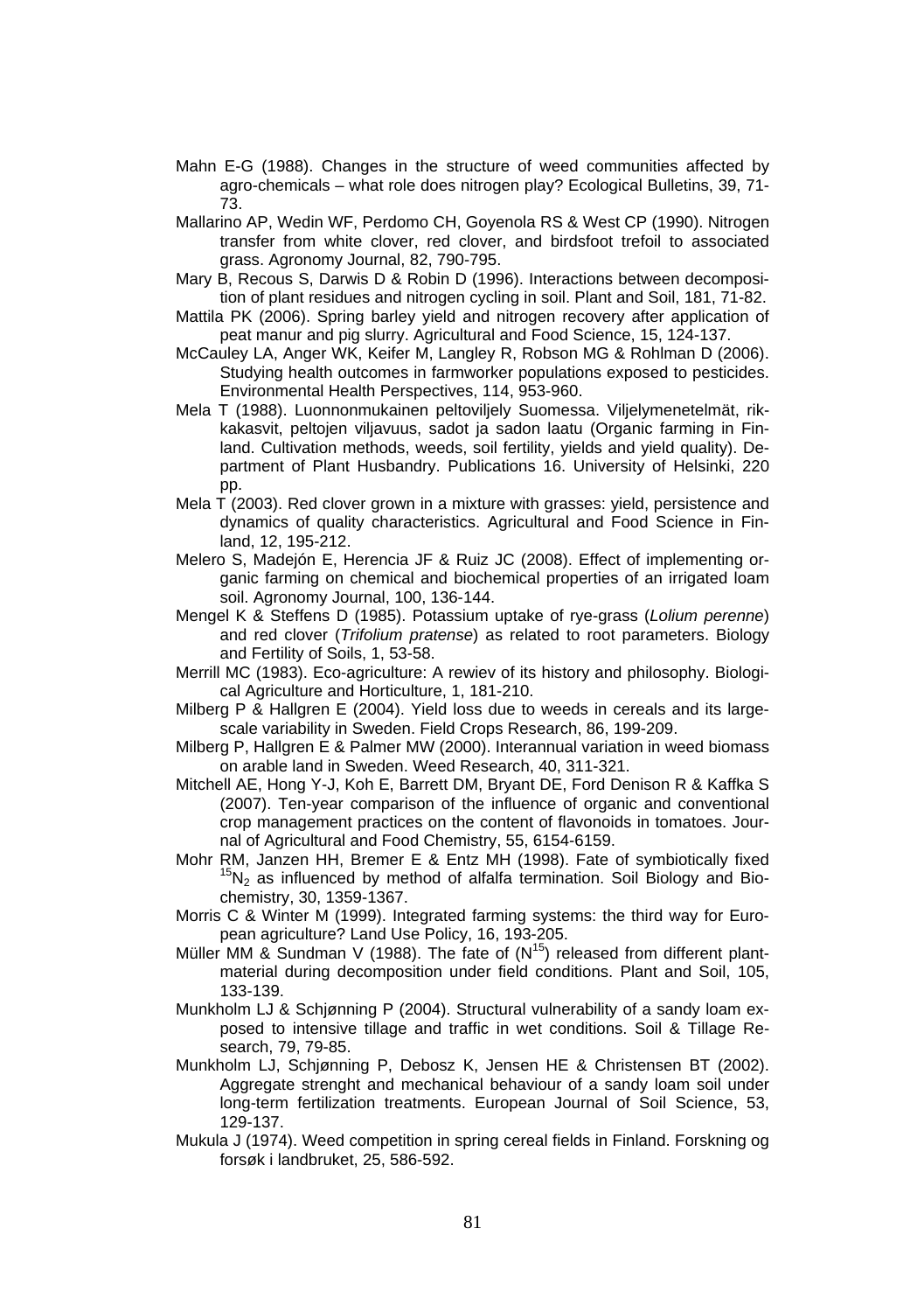Mahn E-G (1988). Changes in the structure of weed communities affected by agro-chemicals – what role does nitrogen play? Ecological Bulletins, 39, 71-73.

Mallarino AP, Wedin WF, Perdomo CH, Goyenola RS & West CP (1990). Nitrogen transfer from white clover, red clover, and birdsfoot trefoil to associated grass. Agronomy Journal, 82, 790-795.

Mary B, Recous S, Darwis D & Robin D (1996). Interactions between decomposition of plant residues and nitrogen cycling in soil. Plant and Soil, 181, 71-82.

Mattila PK (2006). Spring barley yield and nitrogen recovery after application of peat manur and pig slurry. Agricultural and Food Science, 15, 124-137.

McCauley LA, Anger WK, Keifer M, Langley R, Robson MG & Rohlman D (2006). Studying health outcomes in farmworker populations exposed to pesticides. Environmental Health Perspectives, 114, 953-960.

Mela T (1988). Luonnonmukainen peltoviljely Suomessa. Viljelymenetelmät, rikkakasvit, peltojen viljavuus, sadot ja sadon laatu (Organic farming in Finland. Cultivation methods, weeds, soil fertility, yields and yield quality). Department of Plant Husbandry. Publications 16. University of Helsinki, 220 pp.

Mela T (2003). Red clover grown in a mixture with grasses: yield, persistence and dynamics of quality characteristics. Agricultural and Food Science in Finland, 12, 195-212.

Melero S, Madejón E, Herencia JF & Ruiz JC (2008). Effect of implementing organic farming on chemical and biochemical properties of an irrigated loam soil. Agronomy Journal, 100, 136-144.

Mengel K & Steffens D (1985). Potassium uptake of rye-grass (*Lolium perenne*) and red clover (*Trifolium pratense*) as related to root parameters. Biology and Fertility of Soils, 1, 53-58.

Merrill MC (1983). Eco-agriculture: A rewiev of its history and philosophy. Biological Agriculture and Horticulture, 1, 181-210.

Milberg P & Hallgren E (2004). Yield loss due to weeds in cereals and its large-scale variability in Sweden. Field Crops Research, 86, 199-209.

Milberg P, Hallgren E & Palmer MW (2000). Interannual variation in weed biomass on arable land in Sweden. Weed Research, 40, 311-321.

Mitchell AE, Hong Y-J, Koh E, Barrett DM, Bryant DE, Ford Denison R & Kaffka S (2007). Ten-year comparison of the influence of organic and conventional crop management practices on the content of flavonoids in tomatoes. Journal of Agricultural and Food Chemistry, 55, 6154-6159.

Mohr RM, Janzen HH, Bremer E & Entz MH (1998). Fate of symbiotically fixed $^{15}N_2$ as influenced by method of alfalfa termination. Soil Biology and Biochemistry, 30, 1359-1367.

Morris C & Winter M (1999). Integrated farming systems: the third way for European agriculture? Land Use Policy, 16, 193-205.

Müller MM & Sundman V (1988). The fate of ($N^{15}$) released from different plant-material during decomposition under field conditions. Plant and Soil, 105, 133-139.

Munkholm LJ & Schjønning P (2004). Structural vulnerability of a sandy loam exposed to intensive tillage and traffic in wet conditions. Soil & Tillage Research, 79, 79-85.

Munkholm LJ, Schjønning P, Debosz K, Jensen HE & Christensen BT (2002). Aggregate strenght and mechanical behaviour of a sandy loam soil under long-term fertilization treatments. European Journal of Soil Science, 53, 129-137.

Mukula J (1974). Weed competition in spring cereal fields in Finland. Forskning og forsøk i landbruket, 25, 586-592.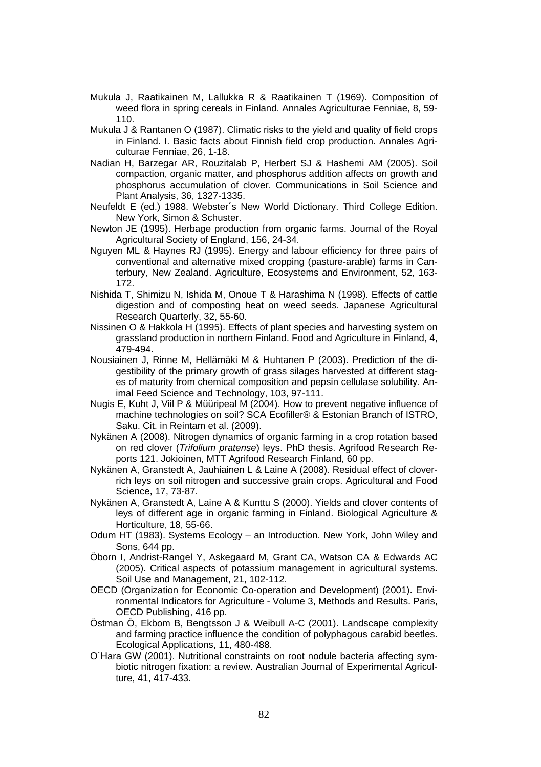Mukula J, Raatikainen M, Lallukka R & Raatikainen T (1969). Composition of weed flora in spring cereals in Finland. Annales Agriculturae Fenniae, 8, 59-110.

Mukula J & Rantanen O (1987). Climatic risks to the yield and quality of field crops in Finland. I. Basic facts about Finnish field crop production. Annales Agriculturae Fenniae, 26, 1-18.

Nadian H, Barzegar AR, Rouzitalab P, Herbert SJ & Hashemi AM (2005). Soil compaction, organic matter, and phosphorus addition affects on growth and phosphorus accumulation of clover. Communications in Soil Science and Plant Analysis, 36, 1327-1335.

Neufeldt E (ed.) 1988. Webster´s New World Dictionary. Third College Edition. New York, Simon & Schuster.

Newton JE (1995). Herbage production from organic farms. Journal of the Royal Agricultural Society of England, 156, 24-34.

Nguyen ML & Haynes RJ (1995). Energy and labour efficiency for three pairs of conventional and alternative mixed cropping (pasture-arable) farms in Canterbury, New Zealand. Agriculture, Ecosystems and Environment, 52, 163-172.

Nishida T, Shimizu N, Ishida M, Onoue T & Harashima N (1998). Effects of cattle digestion and of composting heat on weed seeds. Japanese Agricultural Research Quarterly, 32, 55-60.

Nissinen O & Hakkola H (1995). Effects of plant species and harvesting system on grassland production in northern Finland. Food and Agriculture in Finland, 4, 479-494.

Nousiainen J, Rinne M, Hellämäki M & Huhtanen P (2003). Prediction of the digestibility of the primary growth of grass silages harvested at different stages of maturity from chemical composition and pepsin cellulase solubility. Animal Feed Science and Technology, 103, 97-111.

Nugis E, Kuht J, Viil P & Müüripeal M (2004). How to prevent negative influence of machine technologies on soil? SCA Ecofiller® & Estonian Branch of ISTRO, Saku. Cit. in Reintam et al. (2009).

Nykänen A (2008). Nitrogen dynamics of organic farming in a crop rotation based on red clover (*Trifolium pratense*) leys. PhD thesis. Agrifood Research Reports 121. Jokioinen, MTT Agrifood Research Finland, 60 pp.

Nykänen A, Granstedt A, Jauhiainen L & Laine A (2008). Residual effect of clover-rich leys on soil nitrogen and successive grain crops. Agricultural and Food Science, 17, 73-87.

Nykänen A, Granstedt A, Laine A & Kunttu S (2000). Yields and clover contents of leys of different age in organic farming in Finland. Biological Agriculture & Horticulture, 18, 55-66.

Odum HT (1983). Systems Ecology – an Introduction. New York, John Wiley and Sons, 644 pp.

Öborn I, Andrist-Rangel Y, Askegaard M, Grant CA, Watson CA & Edwards AC (2005). Critical aspects of potassium management in agricultural systems. Soil Use and Management, 21, 102-112.

OECD (Organization for Economic Co-operation and Development) (2001). Environmental Indicators for Agriculture - Volume 3, Methods and Results. Paris, OECD Publishing, 416 pp.

Östman Ö, Ekbom B, Bengtsson J & Weibull A-C (2001). Landscape complexity and farming practice influence the condition of polyphagous carabid beetles. Ecological Applications, 11, 480-488.

O´Hara GW (2001). Nutritional constraints on root nodule bacteria affecting symbiotic nitrogen fixation: a review. Australian Journal of Experimental Agriculture, 41, 417-433.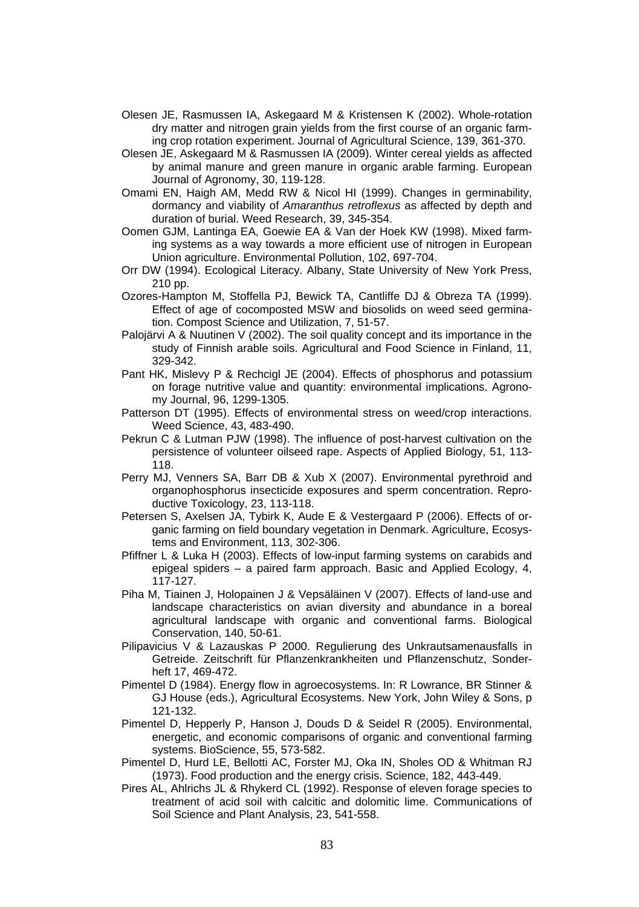Olesen JE, Rasmussen IA, Askegaard M & Kristensen K (2002). Whole-rotation dry matter and nitrogen grain yields from the first course of an organic farming crop rotation experiment. Journal of Agricultural Science, 139, 361-370.

Olesen JE, Askegaard M & Rasmussen IA (2009). Winter cereal yields as affected by animal manure and green manure in organic arable farming. European Journal of Agronomy, 30, 119-128.

Omami EN, Haigh AM, Medd RW & Nicol HI (1999). Changes in germinability, dormancy and viability of *Amaranthus retroflexus* as affected by depth and duration of burial. Weed Research, 39, 345-354.

Oomen GJM, Lantinga EA, Goewie EA & Van der Hoek KW (1998). Mixed farming systems as a way towards a more efficient use of nitrogen in European Union agriculture. Environmental Pollution, 102, 697-704.

Orr DW (1994). Ecological Literacy. Albany, State University of New York Press, 210 pp.

Ozores-Hampton M, Stoffella PJ, Bewick TA, Cantliffe DJ & Obreza TA (1999). Effect of age of cocomposted MSW and biosolids on weed seed germination. Compost Science and Utilization, 7, 51-57.

Palojärvi A & Nuutinen V (2002). The soil quality concept and its importance in the study of Finnish arable soils. Agricultural and Food Science in Finland, 11, 329-342.

Pant HK, Mislevy P & Rechcigl JE (2004). Effects of phosphorus and potassium on forage nutritive value and quantity: environmental implications. Agronomy Journal, 96, 1299-1305.

Patterson DT (1995). Effects of environmental stress on weed/crop interactions. Weed Science, 43, 483-490.

Pekrun C & Lutman PJW (1998). The influence of post-harvest cultivation on the persistence of volunteer oilseed rape. Aspects of Applied Biology, 51, 113-118.

Perry MJ, Venners SA, Barr DB & Xub X (2007). Environmental pyrethroid and organophosphorus insecticide exposures and sperm concentration. Reproductive Toxicology, 23, 113-118.

Petersen S, Axelsen JA, Tybirk K, Aude E & Vestergaard P (2006). Effects of organic farming on field boundary vegetation in Denmark. Agriculture, Ecosystems and Environment, 113, 302-306.

Pfiffner L & Luka H (2003). Effects of low-input farming systems on carabids and epigeal spiders – a paired farm approach. Basic and Applied Ecology, 4, 117-127.

Piha M, Tiainen J, Holopainen J & Vepsäläinen V (2007). Effects of land-use and landscape characteristics on avian diversity and abundance in a boreal agricultural landscape with organic and conventional farms. Biological Conservation, 140, 50-61.

Pilipavicius V & Lazauskas P 2000. Regulierung des Unkrautsamenausfalls in Getreide. Zeitschrift für Pflanzenkrankheiten und Pflanzenschutz, Sonderheft 17, 469-472.

Pimentel D (1984). Energy flow in agroecosystems. In: R Lowrance, BR Stinner & GJ House (eds.), Agricultural Ecosystems. New York, John Wiley & Sons, p 121-132.

Pimentel D, Hepperly P, Hanson J, Douds D & Seidel R (2005). Environmental, energetic, and economic comparisons of organic and conventional farming systems. BioScience, 55, 573-582.

Pimentel D, Hurd LE, Bellotti AC, Forster MJ, Oka IN, Sholes OD & Whitman RJ (1973). Food production and the energy crisis. Science, 182, 443-449.

Pires AL, Ahlrichs JL & Rhykerd CL (1992). Response of eleven forage species to treatment of acid soil with calcitic and dolomitic lime. Communications of Soil Science and Plant Analysis, 23, 541-558.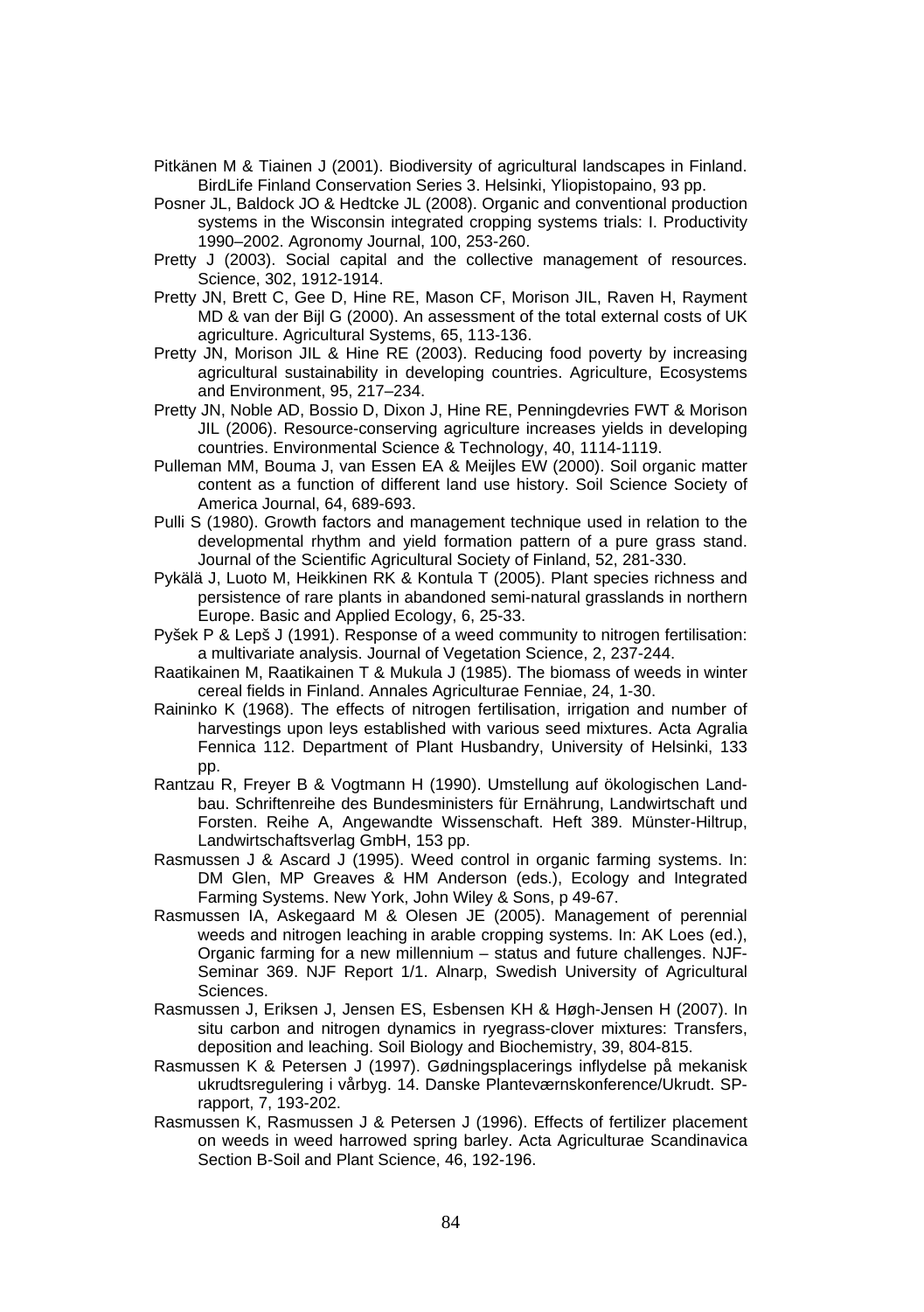Pitkänen M & Tiainen J (2001). Biodiversity of agricultural landscapes in Finland. BirdLife Finland Conservation Series 3. Helsinki, Yliopistopaino, 93 pp.

Posner JL, Baldock JO & Hedtcke JL (2008). Organic and conventional production systems in the Wisconsin integrated cropping systems trials: I. Productivity 1990–2002. Agronomy Journal, 100, 253-260.

Pretty J (2003). Social capital and the collective management of resources. Science, 302, 1912-1914.

Pretty JN, Brett C, Gee D, Hine RE, Mason CF, Morison JIL, Raven H, Rayment MD & van der Bijl G (2000). An assessment of the total external costs of UK agriculture. Agricultural Systems, 65, 113-136.

Pretty JN, Morison JIL & Hine RE (2003). Reducing food poverty by increasing agricultural sustainability in developing countries. Agriculture, Ecosystems and Environment, 95, 217–234.

Pretty JN, Noble AD, Bossio D, Dixon J, Hine RE, Penningdevries FWT & Morison JIL (2006). Resource-conserving agriculture increases yields in developing countries. Environmental Science & Technology, 40, 1114-1119.

Pulleman MM, Bouma J, van Essen EA & Meijles EW (2000). Soil organic matter content as a function of different land use history. Soil Science Society of America Journal, 64, 689-693.

Pulli S (1980). Growth factors and management technique used in relation to the developmental rhythm and yield formation pattern of a pure grass stand. Journal of the Scientific Agricultural Society of Finland, 52, 281-330.

Pykälä J, Luoto M, Heikkinen RK & Kontula T (2005). Plant species richness and persistence of rare plants in abandoned semi-natural grasslands in northern Europe. Basic and Applied Ecology, 6, 25-33.

Pyšek P & Lepš J (1991). Response of a weed community to nitrogen fertilisation: a multivariate analysis. Journal of Vegetation Science, 2, 237-244.

Raatikainen M, Raatikainen T & Mukula J (1985). The biomass of weeds in winter cereal fields in Finland. Annales Agriculturae Fenniae, 24, 1-30.

Raininko K (1968). The effects of nitrogen fertilisation, irrigation and number of harvestings upon leys established with various seed mixtures. Acta Agralia Fennica 112. Department of Plant Husbandry, University of Helsinki, 133 pp.

Rantzau R, Freyer B & Vogtmann H (1990). Umstellung auf ökologischen Landbau. Schriftenreihe des Bundesministers für Ernährung, Landwirtschaft und Forsten. Reihe A, Angewandte Wissenschaft. Heft 389. Münster-Hiltrup, Landwirtschaftsverlag GmbH, 153 pp.

Rasmussen J & Ascard J (1995). Weed control in organic farming systems. In: DM Glen, MP Greaves & HM Anderson (eds.), Ecology and Integrated Farming Systems. New York, John Wiley & Sons, p 49-67.

Rasmussen IA, Askegaard M & Olesen JE (2005). Management of perennial weeds and nitrogen leaching in arable cropping systems. In: AK Loes (ed.), Organic farming for a new millennium – status and future challenges. NJF-Seminar 369. NJF Report 1/1. Alnarp, Swedish University of Agricultural Sciences.

Rasmussen J, Eriksen J, Jensen ES, Esbensen KH & Høgh-Jensen H (2007). In situ carbon and nitrogen dynamics in ryegrass-clover mixtures: Transfers, deposition and leaching. Soil Biology and Biochemistry, 39, 804-815.

Rasmussen K & Petersen J (1997). Gødningsplacerings inflydelse på mekanisk ukrudtsregulering i vårbyg. 14. Danske Planteværnskonference/Ukrudt. SP-rapport, 7, 193-202.

Rasmussen K, Rasmussen J & Petersen J (1996). Effects of fertilizer placement on weeds in weed harrowed spring barley. Acta Agriculturae Scandinavica Section B-Soil and Plant Science, 46, 192-196.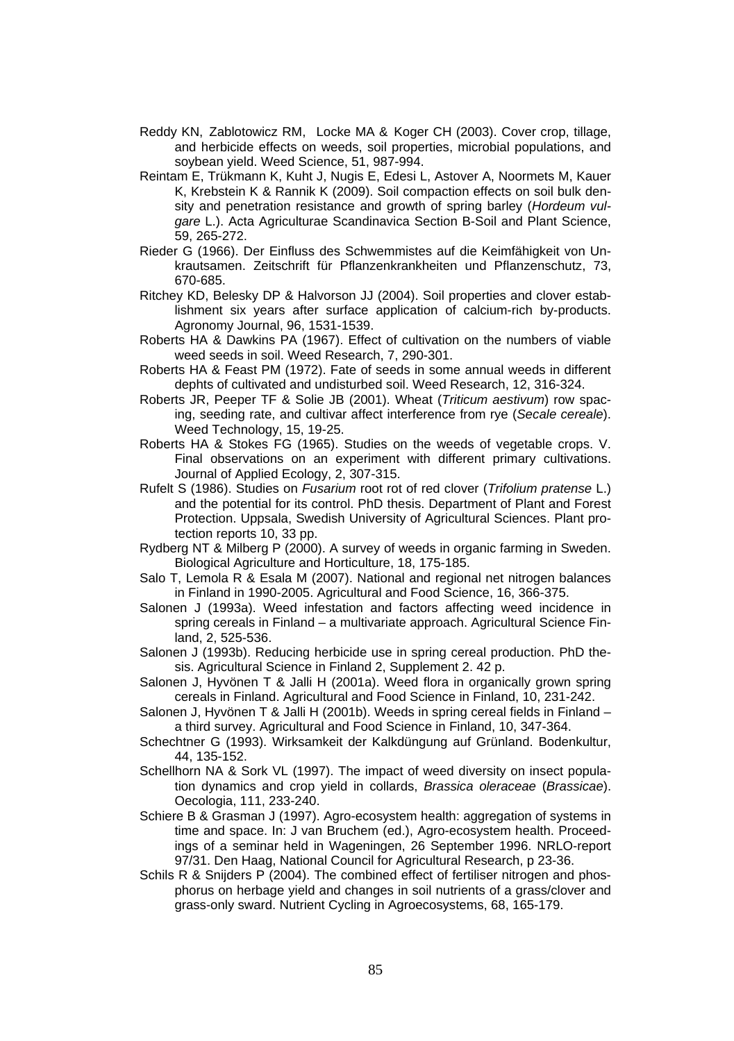Reddy KN, Zablotowicz RM, Locke MA & Koger CH (2003). Cover crop, tillage, and herbicide effects on weeds, soil properties, microbial populations, and soybean yield. Weed Science, 51, 987-994.

Reintam E, Trükmann K, Kuht J, Nugis E, Edesi L, Astover A, Noormets M, Kauer K, Krebstein K & Rannik K (2009). Soil compaction effects on soil bulk density and penetration resistance and growth of spring barley (*Hordeum vulgare* L.). Acta Agriculturae Scandinavica Section B-Soil and Plant Science, 59, 265-272.

Rieder G (1966). Der Einfluss des Schwemmistes auf die Keimfähigkeit von Unkrautsamen. Zeitschrift für Pflanzenkrankheiten und Pflanzenschutz, 73, 670-685.

Ritchey KD, Belesky DP & Halvorson JJ (2004). Soil properties and clover establishment six years after surface application of calcium-rich by-products. Agronomy Journal, 96, 1531-1539.

Roberts HA & Dawkins PA (1967). Effect of cultivation on the numbers of viable weed seeds in soil. Weed Research, 7, 290-301.

Roberts HA & Feast PM (1972). Fate of seeds in some annual weeds in different dephts of cultivated and undisturbed soil. Weed Research, 12, 316-324.

Roberts JR, Peeper TF & Solie JB (2001). Wheat (*Triticum aestivum*) row spacing, seeding rate, and cultivar affect interference from rye (*Secale cereale*). Weed Technology, 15, 19-25.

Roberts HA & Stokes FG (1965). Studies on the weeds of vegetable crops. V. Final observations on an experiment with different primary cultivations. Journal of Applied Ecology, 2, 307-315.

Rufelt S (1986). Studies on *Fusarium* root rot of red clover (*Trifolium pratense* L.) and the potential for its control. PhD thesis. Department of Plant and Forest Protection. Uppsala, Swedish University of Agricultural Sciences. Plant protection reports 10, 33 pp.

Rydberg NT & Milberg P (2000). A survey of weeds in organic farming in Sweden. Biological Agriculture and Horticulture, 18, 175-185.

Salo T, Lemola R & Esala M (2007). National and regional net nitrogen balances in Finland in 1990-2005. Agricultural and Food Science, 16, 366-375.

Salonen J (1993a). Weed infestation and factors affecting weed incidence in spring cereals in Finland – a multivariate approach. Agricultural Science Finland, 2, 525-536.

Salonen J (1993b). Reducing herbicide use in spring cereal production. PhD thesis. Agricultural Science in Finland 2, Supplement 2. 42 p.

Salonen J, Hyvönen T & Jalli H (2001a). Weed flora in organically grown spring cereals in Finland. Agricultural and Food Science in Finland, 10, 231-242.

Salonen J, Hyvönen T & Jalli H (2001b). Weeds in spring cereal fields in Finland – a third survey. Agricultural and Food Science in Finland, 10, 347-364.

Schechtner G (1993). Wirksamkeit der Kalkdüngung auf Grünland. Bodenkultur, 44, 135-152.

Schellhorn NA & Sork VL (1997). The impact of weed diversity on insect population dynamics and crop yield in collards, *Brassica oleraceae* (*Brassicae*). Oecologia, 111, 233-240.

Schiere B & Grasman J (1997). Agro-ecosystem health: aggregation of systems in time and space. In: J van Bruchem (ed.), Agro-ecosystem health. Proceedings of a seminar held in Wageningen, 26 September 1996. NRLO-report 97/31. Den Haag, National Council for Agricultural Research, p 23-36.

Schils R & Snijders P (2004). The combined effect of fertiliser nitrogen and phosphorus on herbage yield and changes in soil nutrients of a grass/clover and grass-only sward. Nutrient Cycling in Agroecosystems, 68, 165-179.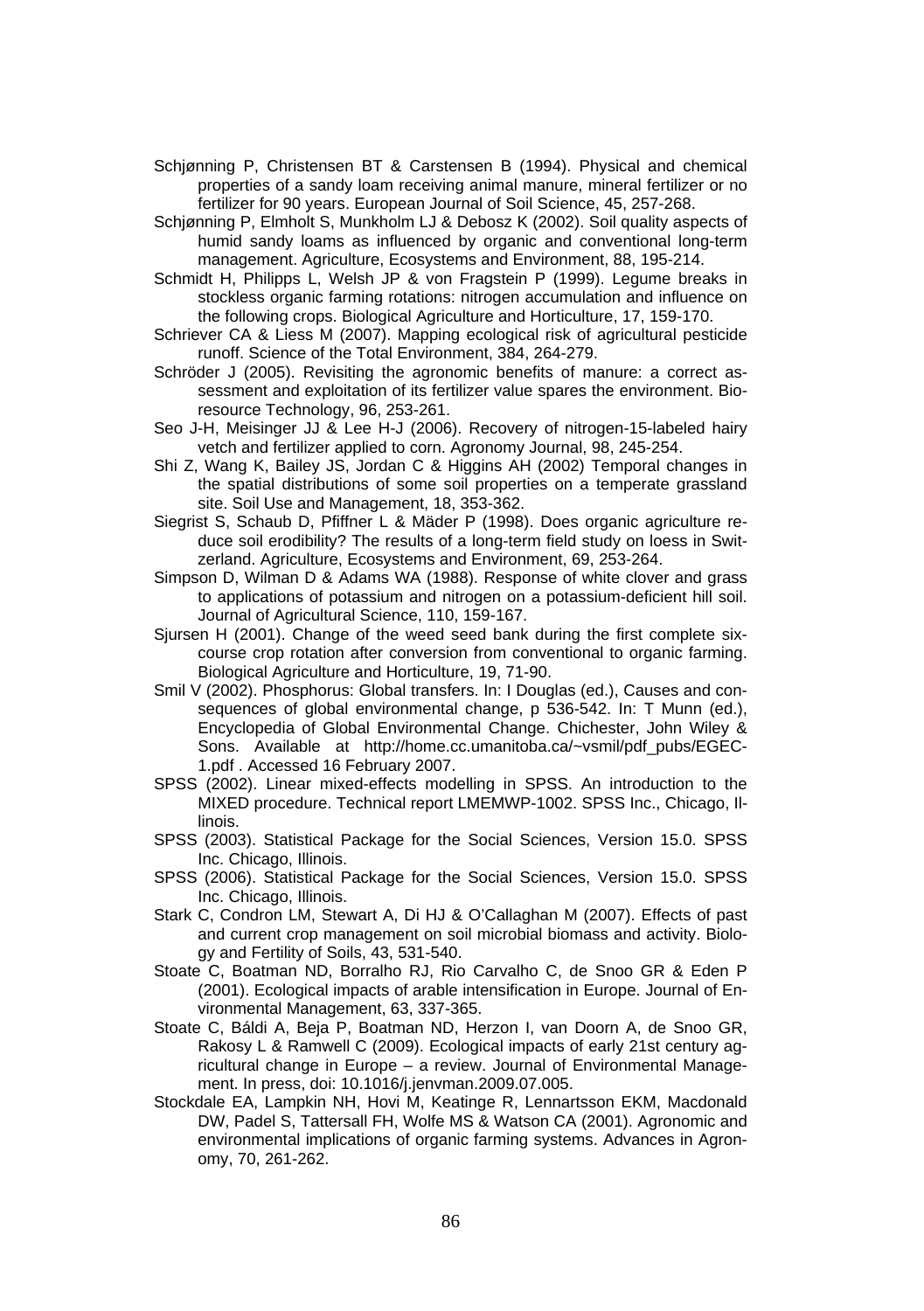Schjønning P, Christensen BT & Carstensen B (1994). Physical and chemical properties of a sandy loam receiving animal manure, mineral fertilizer or no fertilizer for 90 years. European Journal of Soil Science, 45, 257-268.

Schjønning P, Elmholt S, Munkholm LJ & Debosz K (2002). Soil quality aspects of humid sandy loams as influenced by organic and conventional long-term management. Agriculture, Ecosystems and Environment, 88, 195-214.

Schmidt H, Philipps L, Welsh JP & von Fragstein P (1999). Legume breaks in stockless organic farming rotations: nitrogen accumulation and influence on the following crops. Biological Agriculture and Horticulture, 17, 159-170.

Schriever CA & Liess M (2007). Mapping ecological risk of agricultural pesticide runoff. Science of the Total Environment, 384, 264-279.

Schröder J (2005). Revisiting the agronomic benefits of manure: a correct assessment and exploitation of its fertilizer value spares the environment. Bioresource Technology, 96, 253-261.

Seo J-H, Meisinger JJ & Lee H-J (2006). Recovery of nitrogen-15-labeled hairy vetch and fertilizer applied to corn. Agronomy Journal, 98, 245-254.

Shi Z, Wang K, Bailey JS, Jordan C & Higgins AH (2002) Temporal changes in the spatial distributions of some soil properties on a temperate grassland site. Soil Use and Management, 18, 353-362.

Siegrist S, Schaub D, Pfiffner L & Mäder P (1998). Does organic agriculture reduce soil erodibility? The results of a long-term field study on loess in Switzerland. Agriculture, Ecosystems and Environment, 69, 253-264.

Simpson D, Wilman D & Adams WA (1988). Response of white clover and grass to applications of potassium and nitrogen on a potassium-deficient hill soil. Journal of Agricultural Science, 110, 159-167.

Sjursen H (2001). Change of the weed seed bank during the first complete six-course crop rotation after conversion from conventional to organic farming. Biological Agriculture and Horticulture, 19, 71-90.

Smil V (2002). Phosphorus: Global transfers. In: I Douglas (ed.), Causes and consequences of global environmental change, p 536-542. In: T Munn (ed.), Encyclopedia of Global Environmental Change. Chichester, John Wiley & Sons. Available at http://home.cc.umanitoba.ca/~vsmil/pdf_pubs/EGEC-1.pdf . Accessed 16 February 2007.

SPSS (2002). Linear mixed-effects modelling in SPSS. An introduction to the MIXED procedure. Technical report LMEMWP-1002. SPSS Inc., Chicago, Illinois.

SPSS (2003). Statistical Package for the Social Sciences, Version 15.0. SPSS Inc. Chicago, Illinois.

SPSS (2006). Statistical Package for the Social Sciences, Version 15.0. SPSS Inc. Chicago, Illinois.

Stark C, Condron LM, Stewart A, Di HJ & O'Callaghan M (2007). Effects of past and current crop management on soil microbial biomass and activity. Biology and Fertility of Soils, 43, 531-540.

Stoate C, Boatman ND, Borralho RJ, Rio Carvalho C, de Snoo GR & Eden P (2001). Ecological impacts of arable intensification in Europe. Journal of Environmental Management, 63, 337-365.

Stoate C, Báldi A, Beja P, Boatman ND, Herzon I, van Doorn A, de Snoo GR, Rakosy L & Ramwell C (2009). Ecological impacts of early 21st century agricultural change in Europe – a review. Journal of Environmental Management. In press, doi: 10.1016/j.jenvman.2009.07.005.

Stockdale EA, Lampkin NH, Hovi M, Keatinge R, Lennartsson EKM, Macdonald DW, Padel S, Tattersall FH, Wolfe MS & Watson CA (2001). Agronomic and environmental implications of organic farming systems. Advances in Agronomy, 70, 261-262.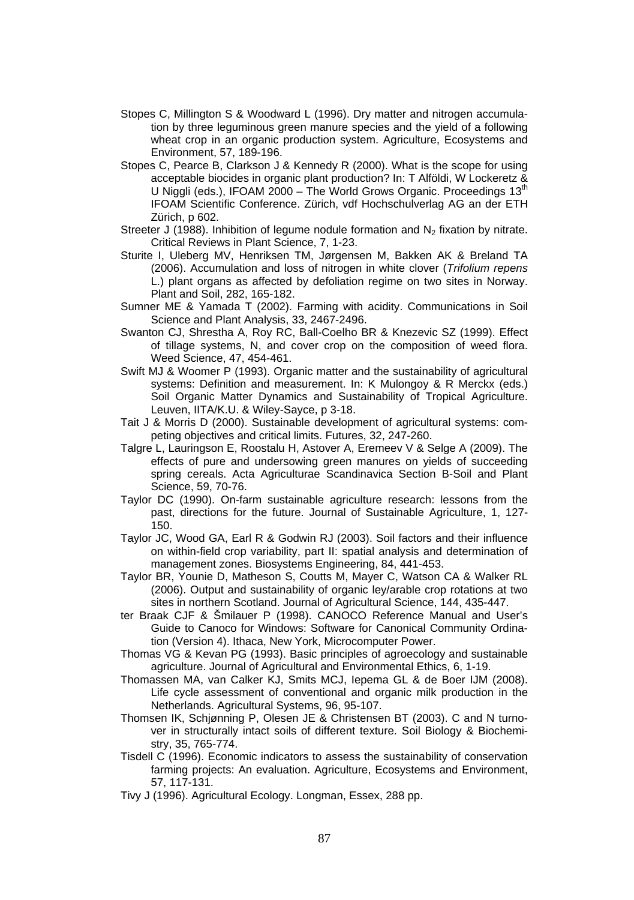Stopes C, Millington S & Woodward L (1996). Dry matter and nitrogen accumulation by three leguminous green manure species and the yield of a following wheat crop in an organic production system. Agriculture, Ecosystems and Environment, 57, 189-196.

Stopes C, Pearce B, Clarkson J & Kennedy R (2000). What is the scope for using acceptable biocides in organic plant production? In: T Alföldi, W Lockeretz & U Niggli (eds.), IFOAM 2000 – The World Grows Organic. Proceedings 13th IFOAM Scientific Conference. Zürich, vdf Hochschulverlag AG an der ETH Zürich, p 602.

Streeter J (1988). Inhibition of legume nodule formation and $N_2$ fixation by nitrate. Critical Reviews in Plant Science, 7, 1-23.

Sturite I, Uleberg MV, Henriksen TM, Jørgensen M, Bakken AK & Breland TA (2006). Accumulation and loss of nitrogen in white clover (*Trifolium repens* L.) plant organs as affected by defoliation regime on two sites in Norway. Plant and Soil, 282, 165-182.

Sumner ME & Yamada T (2002). Farming with acidity. Communications in Soil Science and Plant Analysis, 33, 2467-2496.

Swanton CJ, Shrestha A, Roy RC, Ball-Coelho BR & Knezevic SZ (1999). Effect of tillage systems, N, and cover crop on the composition of weed flora. Weed Science, 47, 454-461.

Swift MJ & Woomer P (1993). Organic matter and the sustainability of agricultural systems: Definition and measurement. In: K Mulongoy & R Merckx (eds.) Soil Organic Matter Dynamics and Sustainability of Tropical Agriculture. Leuven, IITA/K.U. & Wiley-Sayce, p 3-18.

Tait J & Morris D (2000). Sustainable development of agricultural systems: competing objectives and critical limits. Futures, 32, 247-260.

Talgre L, Lauringson E, Roostalu H, Astover A, Eremeev V & Selge A (2009). The effects of pure and undersowing green manures on yields of succeeding spring cereals. Acta Agriculturae Scandinavica Section B-Soil and Plant Science, 59, 70-76.

Taylor DC (1990). On-farm sustainable agriculture research: lessons from the past, directions for the future. Journal of Sustainable Agriculture, 1, 127-150.

Taylor JC, Wood GA, Earl R & Godwin RJ (2003). Soil factors and their influence on within-field crop variability, part II: spatial analysis and determination of management zones. Biosystems Engineering, 84, 441-453.

Taylor BR, Younie D, Matheson S, Coutts M, Mayer C, Watson CA & Walker RL (2006). Output and sustainability of organic ley/arable crop rotations at two sites in northern Scotland. Journal of Agricultural Science, 144, 435-447.

ter Braak CJF & Šmilauer P (1998). CANOCO Reference Manual and User's Guide to Canoco for Windows: Software for Canonical Community Ordination (Version 4). Ithaca, New York, Microcomputer Power.

Thomas VG & Kevan PG (1993). Basic principles of agroecology and sustainable agriculture. Journal of Agricultural and Environmental Ethics, 6, 1-19.

Thomassen MA, van Calker KJ, Smits MCJ, Iepema GL & de Boer IJM (2008). Life cycle assessment of conventional and organic milk production in the Netherlands. Agricultural Systems, 96, 95-107.

Thomsen IK, Schjønning P, Olesen JE & Christensen BT (2003). C and N turnover in structurally intact soils of different texture. Soil Biology & Biochemistry, 35, 765-774.

Tisdell C (1996). Economic indicators to assess the sustainability of conservation farming projects: An evaluation. Agriculture, Ecosystems and Environment, 57, 117-131.

Tivy J (1996). Agricultural Ecology. Longman, Essex, 288 pp.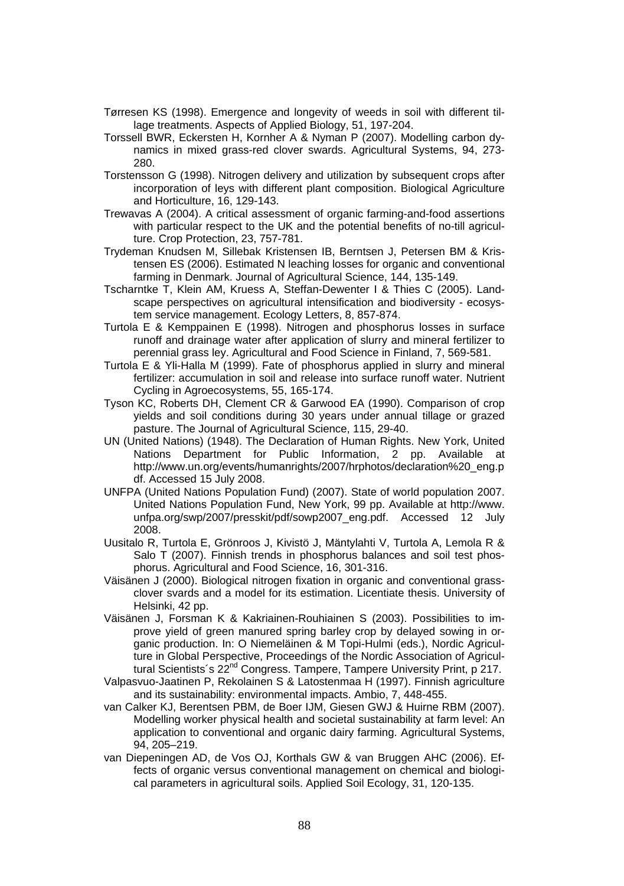Tørresen KS (1998). Emergence and longevity of weeds in soil with different tillage treatments. Aspects of Applied Biology, 51, 197-204.

Torssell BWR, Eckersten H, Kornher A & Nyman P (2007). Modelling carbon dynamics in mixed grass-red clover swards. Agricultural Systems, 94, 273-280.

Torstensson G (1998). Nitrogen delivery and utilization by subsequent crops after incorporation of leys with different plant composition. Biological Agriculture and Horticulture, 16, 129-143.

Trewavas A (2004). A critical assessment of organic farming-and-food assertions with particular respect to the UK and the potential benefits of no-till agriculture. Crop Protection, 23, 757-781.

Trydeman Knudsen M, Sillebak Kristensen IB, Berntsen J, Petersen BM & Kristensen ES (2006). Estimated N leaching losses for organic and conventional farming in Denmark. Journal of Agricultural Science, 144, 135-149.

Tscharntke T, Klein AM, Kruess A, Steffan-Dewenter I & Thies C (2005). Landscape perspectives on agricultural intensification and biodiversity - ecosystem service management. Ecology Letters, 8, 857-874.

Turtola E & Kemppainen E (1998). Nitrogen and phosphorus losses in surface runoff and drainage water after application of slurry and mineral fertilizer to perennial grass ley. Agricultural and Food Science in Finland, 7, 569-581.

Turtola E & Yli-Halla M (1999). Fate of phosphorus applied in slurry and mineral fertilizer: accumulation in soil and release into surface runoff water. Nutrient Cycling in Agroecosystems, 55, 165-174.

Tyson KC, Roberts DH, Clement CR & Garwood EA (1990). Comparison of crop yields and soil conditions during 30 years under annual tillage or grazed pasture. The Journal of Agricultural Science, 115, 29-40.

UN (United Nations) (1948). The Declaration of Human Rights. New York, United Nations Department for Public Information, 2 pp. Available at http://www.un.org/events/humanrights/2007/hrphotos/declaration%20_eng.pdf. Accessed 15 July 2008.

UNFPA (United Nations Population Fund) (2007). State of world population 2007. United Nations Population Fund, New York, 99 pp. Available at http://www.unfpa.org/swp/2007/presskit/pdf/sowp2007_eng.pdf. Accessed 12 July 2008.

Uusitalo R, Turtola E, Grönroos J, Kivistö J, Mäntylahti V, Turtola A, Lemola R & Salo T (2007). Finnish trends in phosphorus balances and soil test phosphorus. Agricultural and Food Science, 16, 301-316.

Väisänen J (2000). Biological nitrogen fixation in organic and conventional grass-clover svards and a model for its estimation. Licentiate thesis. University of Helsinki, 42 pp.

Väisänen J, Forsman K & Kakriainen-Rouhiainen S (2003). Possibilities to improve yield of green manured spring barley crop by delayed sowing in organic production. In: O Niemeläinen & M Topi-Hulmi (eds.), Nordic Agriculture in Global Perspective, Proceedings of the Nordic Association of Agricultural Scientists´s 22nd Congress. Tampere, Tampere University Print, p 217.

Valpasvuo-Jaatinen P, Rekolainen S & Latostenmaa H (1997). Finnish agriculture and its sustainability: environmental impacts. Ambio, 7, 448-455.

van Calker KJ, Berentsen PBM, de Boer IJM, Giesen GWJ & Huirne RBM (2007). Modelling worker physical health and societal sustainability at farm level: An application to conventional and organic dairy farming. Agricultural Systems, 94, 205–219.

van Diepeningen AD, de Vos OJ, Korthals GW & van Bruggen AHC (2006). Effects of organic versus conventional management on chemical and biological parameters in agricultural soils. Applied Soil Ecology, 31, 120-135.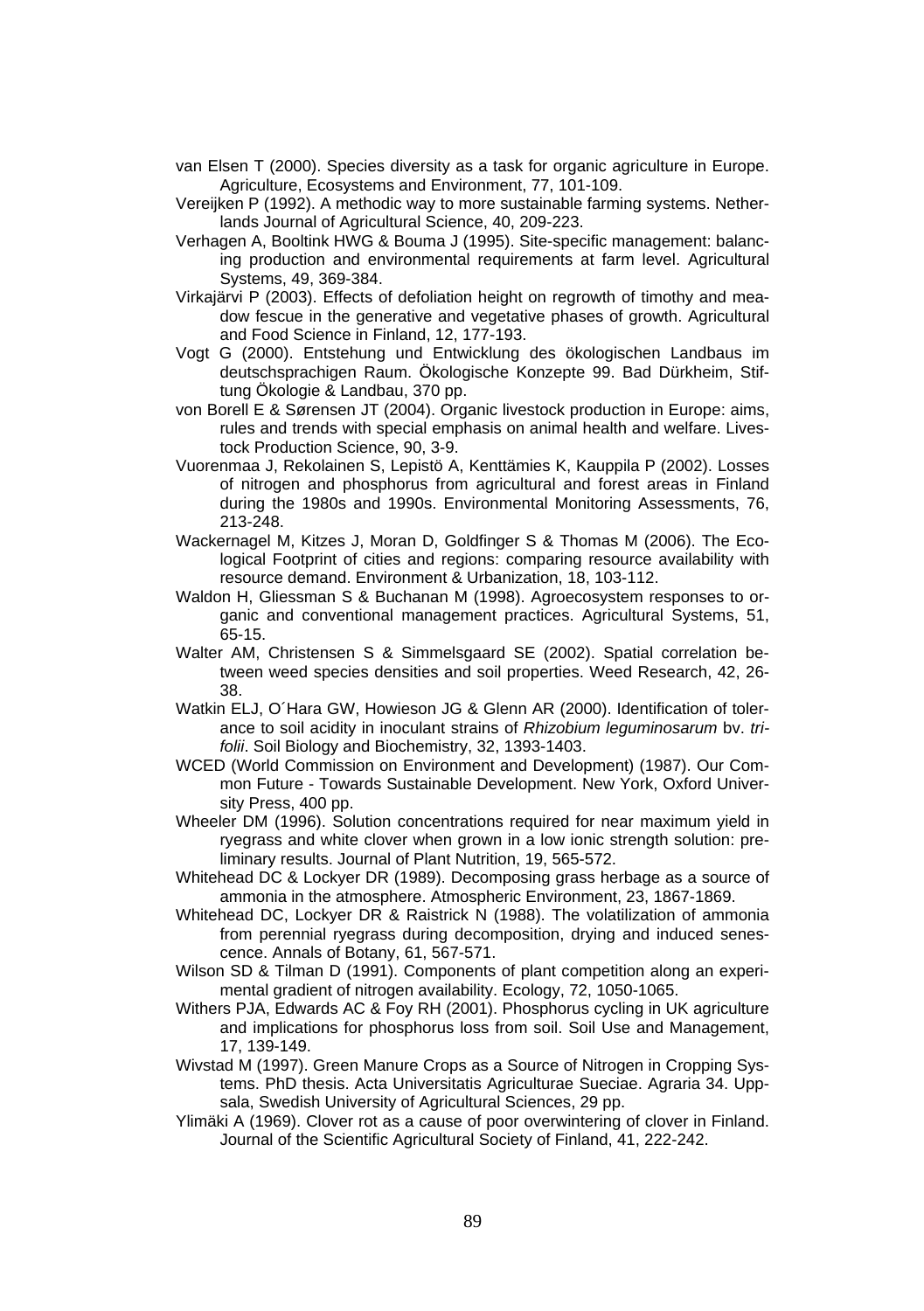van Elsen T (2000). Species diversity as a task for organic agriculture in Europe. Agriculture, Ecosystems and Environment, 77, 101-109.

Vereijken P (1992). A methodic way to more sustainable farming systems. Netherlands Journal of Agricultural Science, 40, 209-223.

Verhagen A, Booltink HWG & Bouma J (1995). Site-specific management: balancing production and environmental requirements at farm level. Agricultural Systems, 49, 369-384.

Virkajärvi P (2003). Effects of defoliation height on regrowth of timothy and meadow fescue in the generative and vegetative phases of growth. Agricultural and Food Science in Finland, 12, 177-193.

Vogt G (2000). Entstehung und Entwicklung des ökologischen Landbaus im deutschsprachigen Raum. Ökologische Konzepte 99. Bad Dürkheim, Stiftung Ökologie & Landbau, 370 pp.

von Borell E & Sørensen JT (2004). Organic livestock production in Europe: aims, rules and trends with special emphasis on animal health and welfare. Livestock Production Science, 90, 3-9.

Vuorenmaa J, Rekolainen S, Lepistö A, Kenttämies K, Kauppila P (2002). Losses of nitrogen and phosphorus from agricultural and forest areas in Finland during the 1980s and 1990s. Environmental Monitoring Assessments, 76, 213-248.

Wackernagel M, Kitzes J, Moran D, Goldfinger S & Thomas M (2006). The Ecological Footprint of cities and regions: comparing resource availability with resource demand. Environment & Urbanization, 18, 103-112.

Waldon H, Gliessman S & Buchanan M (1998). Agroecosystem responses to organic and conventional management practices. Agricultural Systems, 51, 65-15.

Walter AM, Christensen S & Simmelsgaard SE (2002). Spatial correlation between weed species densities and soil properties. Weed Research, 42, 26-38.

Watkin ELJ, O´Hara GW, Howieson JG & Glenn AR (2000). Identification of tolerance to soil acidity in inoculant strains of *Rhizobium leguminosarum* bv. *trifolii*. Soil Biology and Biochemistry, 32, 1393-1403.

WCED (World Commission on Environment and Development) (1987). Our Common Future - Towards Sustainable Development. New York, Oxford University Press, 400 pp.

Wheeler DM (1996). Solution concentrations required for near maximum yield in ryegrass and white clover when grown in a low ionic strength solution: preliminary results. Journal of Plant Nutrition, 19, 565-572.

Whitehead DC & Lockyer DR (1989). Decomposing grass herbage as a source of ammonia in the atmosphere. Atmospheric Environment, 23, 1867-1869.

Whitehead DC, Lockyer DR & Raistrick N (1988). The volatilization of ammonia from perennial ryegrass during decomposition, drying and induced senescence. Annals of Botany, 61, 567-571.

Wilson SD & Tilman D (1991). Components of plant competition along an experimental gradient of nitrogen availability. Ecology, 72, 1050-1065.

Withers PJA, Edwards AC & Foy RH (2001). Phosphorus cycling in UK agriculture and implications for phosphorus loss from soil. Soil Use and Management, 17, 139-149.

Wivstad M (1997). Green Manure Crops as a Source of Nitrogen in Cropping Systems. PhD thesis. Acta Universitatis Agriculturae Sueciae. Agraria 34. Uppsala, Swedish University of Agricultural Sciences, 29 pp.

Ylimäki A (1969). Clover rot as a cause of poor overwintering of clover in Finland. Journal of the Scientific Agricultural Society of Finland, 41, 222-242.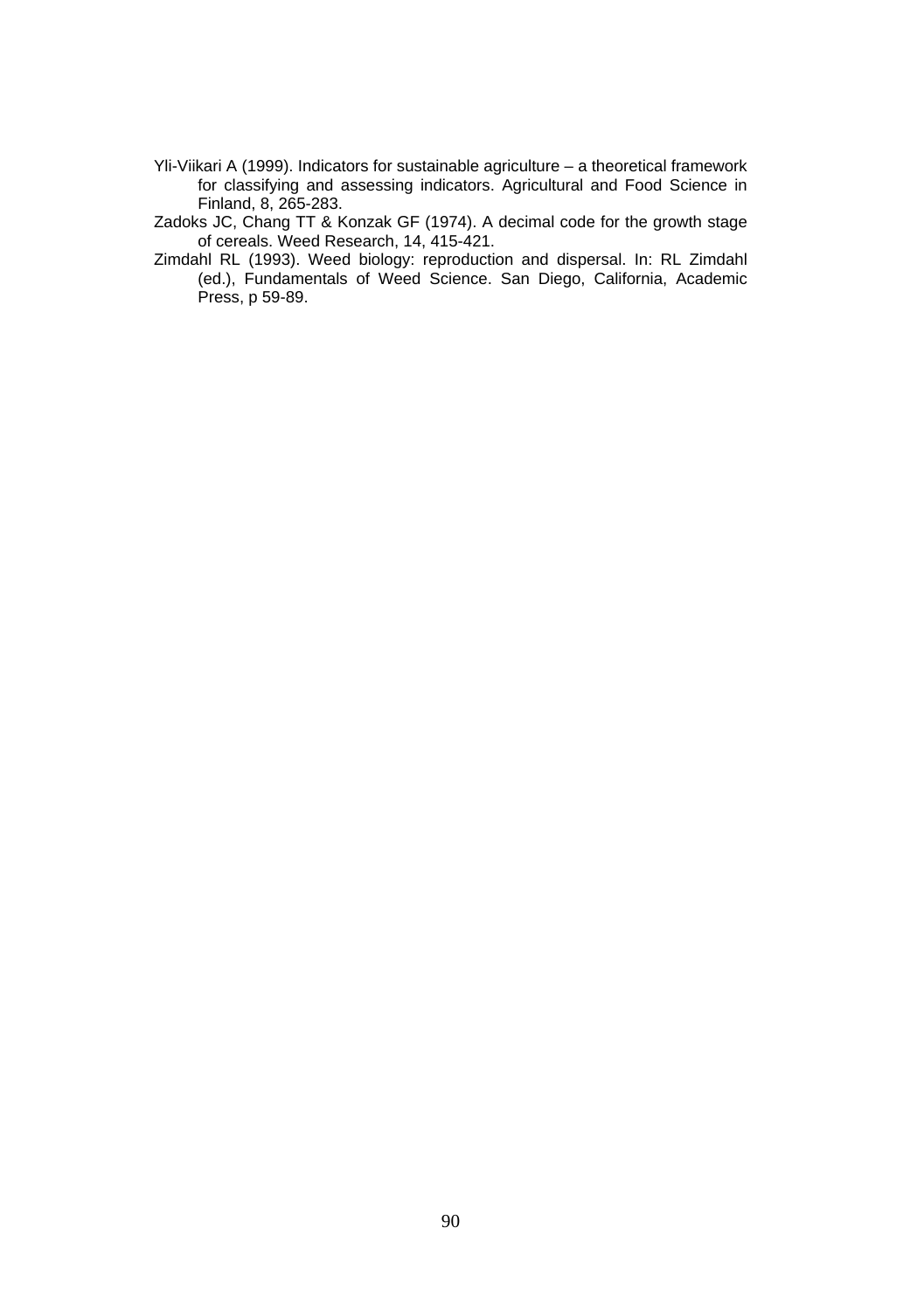Yli-Viikari A (1999). Indicators for sustainable agriculture – a theoretical framework for classifying and assessing indicators. Agricultural and Food Science in Finland, 8, 265-283.

Zadoks JC, Chang TT & Konzak GF (1974). A decimal code for the growth stage of cereals. Weed Research, 14, 415-421.

Zimdahl RL (1993). Weed biology: reproduction and dispersal. In: RL Zimdahl (ed.), Fundamentals of Weed Science. San Diego, California, Academic Press, p 59-89.